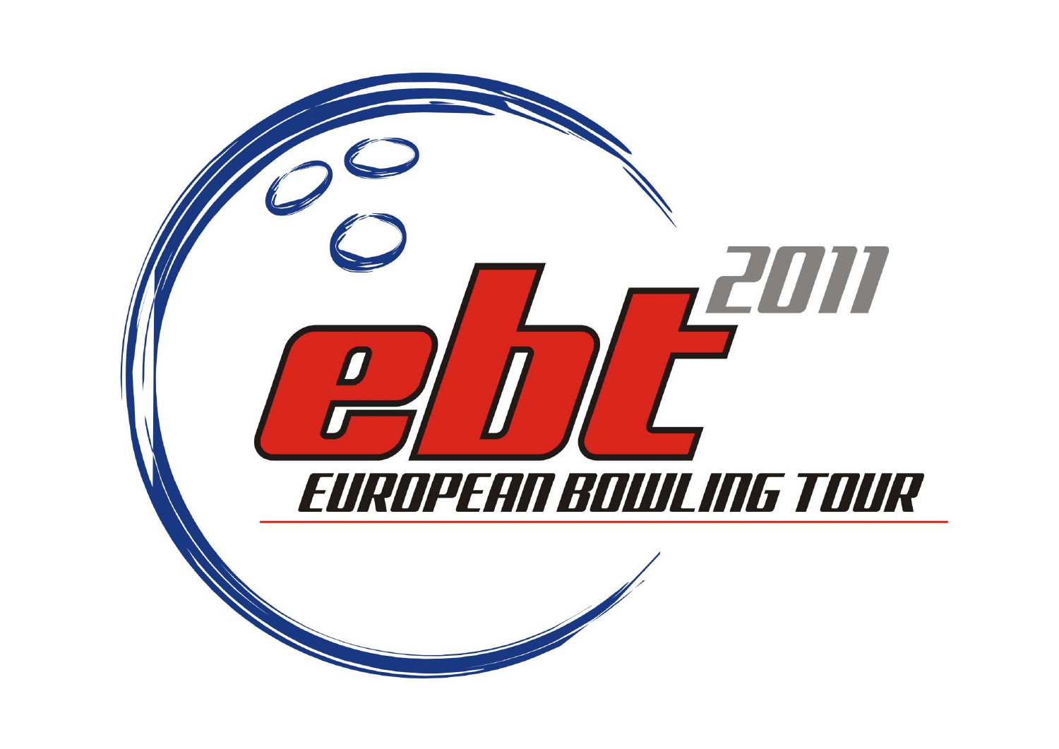# ebt 2011

## EUROPEAN BOWLING TOUR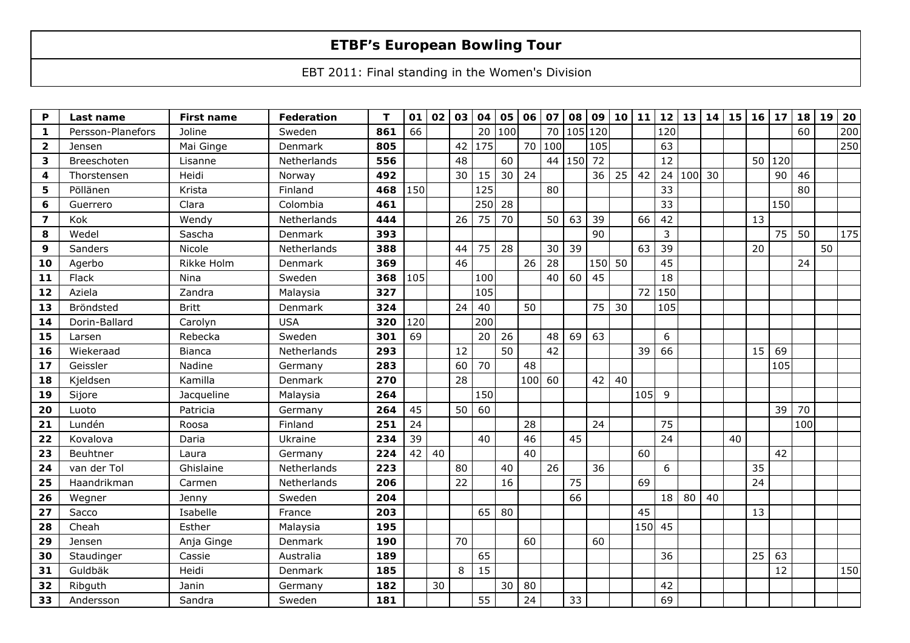# ETBF's European Bowling Tour

EBT 2011: Final standing in the Women's Division

| P | Last name | First name | Federation | T | 01 | 02 | 03 | 04 | 05 | 06 | 07 | 08 | 09 | 10 | 11 | 12 | 13 | 14 | 15 | 16 | 17 | 18 | 19 | 20 |
|---|---|---|---|---|---|---|---|---|---|---|---|---|---|---|---|---|---|---|---|---|---|---|---|---|
| 1 | Persson-Planefors | Joline | Sweden | 861 | 66 | | | 20 | 100 | | 70 | 105 | 120 | | | 120 | | | | | | 60 | | 200 |
| 2 | Jensen | Mai Ginge | Denmark | 805 | | | 42 | 175 | | 70 | 100 | | 105 | | | 63 | | | | | | | | 250 |
| 3 | Breeschoten | Lisanne | Netherlands | 556 | | | 48 | | 60 | | 44 | 150 | 72 | | | 12 | | | | 50 | 120 | | | |
| 4 | Thorstensen | Heidi | Norway | 492 | | | 30 | 15 | 30 | 24 | | | 36 | 25 | 42 | 24 | 100 | 30 | | | 90 | 46 | | |
| 5 | Pöllänen | Krista | Finland | 468 | 150 | | | 125 | | | 80 | | | | | 33 | | | | | | 80 | | |
| 6 | Guerrero | Clara | Colombia | 461 | | | | 250 | 28 | | | | | | | 33 | | | | | 150 | | | |
| 7 | Kok | Wendy | Netherlands | 444 | | | 26 | 75 | 70 | | 50 | 63 | 39 | | 66 | 42 | | | | 13 | | | | |
| 8 | Wedel | Sascha | Denmark | 393 | | | | | | | | | 90 | | | 3 | | | | | 75 | 50 | | 175 |
| 9 | Sanders | Nicole | Netherlands | 388 | | | 44 | 75 | 28 | | 30 | 39 | | | 63 | 39 | | | | 20 | | | 50 | |
| 10 | Agerbo | Rikke Holm | Denmark | 369 | | | 46 | | | 26 | 28 | | 150 | 50 | | 45 | | | | | | 24 | | |
| 11 | Flack | Nina | Sweden | 368 | 105 | | | 100 | | | 40 | 60 | 45 | | | 18 | | | | | | | | |
| 12 | Aziela | Zandra | Malaysia | 327 | | | | 105 | | | | | | | 72 | 150 | | | | | | | | |
| 13 | Bröndsted | Britt | Denmark | 324 | | | 24 | 40 | | 50 | | | 75 | 30 | | 105 | | | | | | | | |
| 14 | Dorin-Ballard | Carolyn | USA | 320 | 120 | | | 200 | | | | | | | | | | | | | | | | |
| 15 | Larsen | Rebecka | Sweden | 301 | 69 | | | 20 | 26 | | 48 | 69 | 63 | | | 6 | | | | | | | | |
| 16 | Wiekeraad | Bianca | Netherlands | 293 | | | 12 | | 50 | | 42 | | | | 39 | 66 | | | | 15 | 69 | | | |
| 17 | Geissler | Nadine | Germany | 283 | | | 60 | 70 | | 48 | | | | | | | | | | | 105 | | | |
| 18 | Kjeldsen | Kamilla | Denmark | 270 | | | 28 | | | 100 | 60 | | 42 | 40 | | | | | | | | | | |
| 19 | Sijore | Jacqueline | Malaysia | 264 | | | | 150 | | | | | | | 105 | 9 | | | | | | | | |
| 20 | Luoto | Patricia | Germany | 264 | 45 | | 50 | 60 | | | | | | | | | | | | | 39 | 70 | | |
| 21 | Lundén | Roosa | Finland | 251 | 24 | | | | | 28 | | | 24 | | | 75 | | | | | | 100 | | |
| 22 | Kovalova | Daria | Ukraine | 234 | 39 | | | 40 | | 46 | | 45 | | | | 24 | | | 40 | | | | | |
| 23 | Beuhtner | Laura | Germany | 224 | 42 | 40 | | | | 40 | | | | | 60 | | | | | | 42 | | | |
| 24 | van der Tol | Ghislaine | Netherlands | 223 | | | 80 | | 40 | | 26 | | 36 | | | 6 | | | | 35 | | | | |
| 25 | Haandrikman | Carmen | Netherlands | 206 | | | 22 | | 16 | | | 75 | | | 69 | | | | | 24 | | | | |
| 26 | Wegner | Jenny | Sweden | 204 | | | | | | | | 66 | | | | 18 | 80 | 40 | | | | | | |
| 27 | Sacco | Isabelle | France | 203 | | | | 65 | 80 | | | | | | 45 | | | | | 13 | | | | |
| 28 | Cheah | Esther | Malaysia | 195 | | | | | | | | | | | 150 | 45 | | | | | | | | |
| 29 | Jensen | Anja Ginge | Denmark | 190 | | | 70 | | | 60 | | | 60 | | | | | | | | | | | |
| 30 | Staudinger | Cassie | Australia | 189 | | | | 65 | | | | | | | | 36 | | | | 25 | 63 | | | |
| 31 | Guldbäk | Heidi | Denmark | 185 | | | 8 | 15 | | | | | | | | | | | | | 12 | | | 150 |
| 32 | Ribguth | Janin | Germany | 182 | | 30 | | | 30 | 80 | | | | | | 42 | | | | | | | | |
| 33 | Andersson | Sandra | Sweden | 181 | | | | 55 | | 24 | | 33 | | | | 69 | | | | | | | | |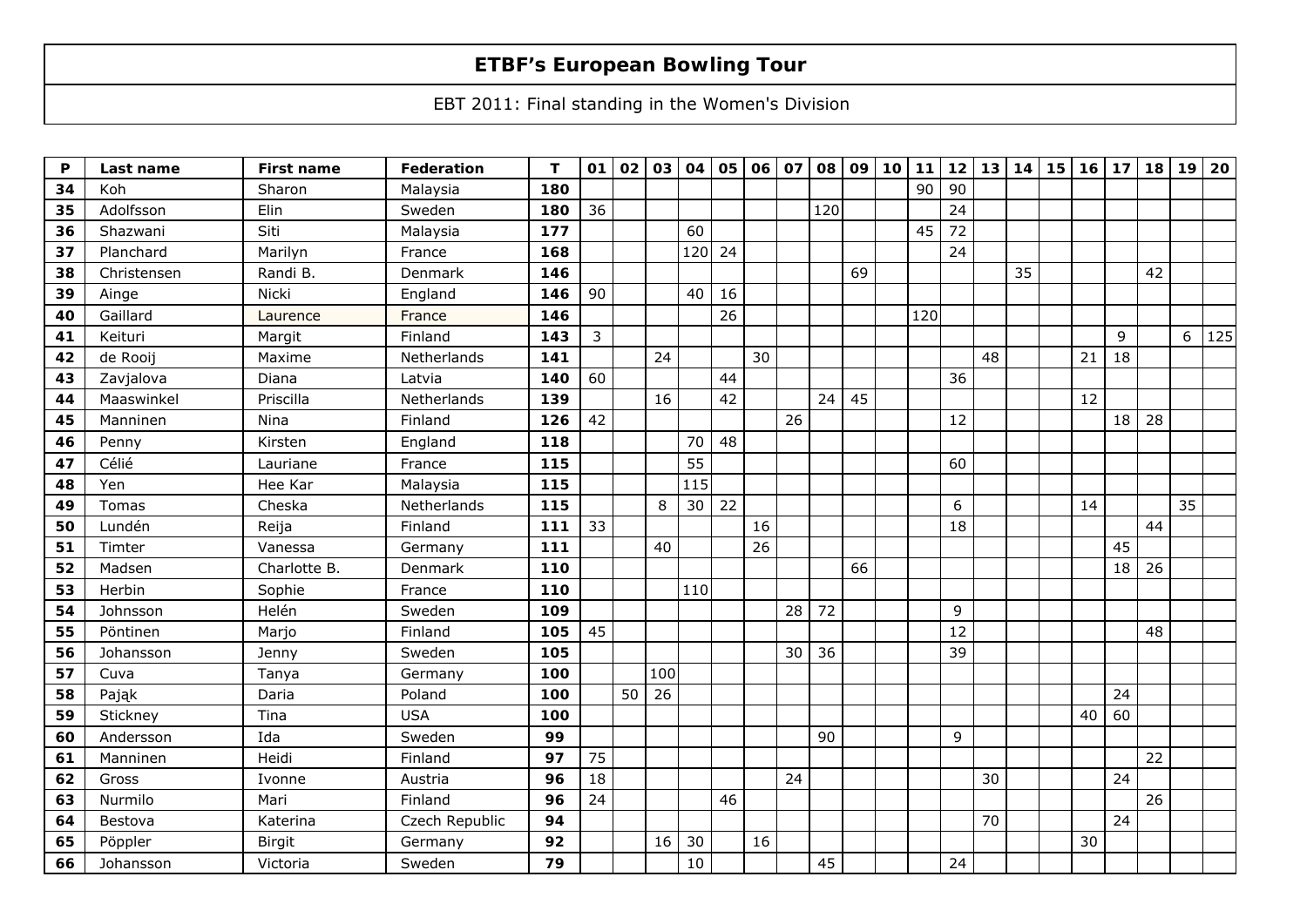# ETBF's European Bowling Tour

EBT 2011: Final standing in the Women's Division

| P | Last name | First name | Federation | T | 01 | 02 | 03 | 04 | 05 | 06 | 07 | 08 | 09 | 10 | 11 | 12 | 13 | 14 | 15 | 16 | 17 | 18 | 19 | 20 |
|---|---|---|---|---|---|---|---|---|---|---|---|---|---|---|---|---|---|---|---|---|---|---|---|---|
| 34 | Koh | Sharon | Malaysia | 180 | | | | | | | | | | | 90 | 90 | | | | | | | | |
| 35 | Adolfsson | Elin | Sweden | 180 | 36 | | | | | | | 120 | | | | 24 | | | | | | | | |
| 36 | Shazwani | Siti | Malaysia | 177 | | | | 60 | | | | | | | 45 | 72 | | | | | | | | |
| 37 | Planchard | Marilyn | France | 168 | | | | 120 | 24 | | | | | | | 24 | | | | | | | | |
| 38 | Christensen | Randi B. | Denmark | 146 | | | | | | | | | 69 | | | | | 35 | | | | 42 | | |
| 39 | Ainge | Nicki | England | 146 | 90 | | | 40 | 16 | | | | | | | | | | | | | | | |
| 40 | Gaillard | Laurence | France | 146 | | | | | 26 | | | | | | 120 | | | | | | | | | |
| 41 | Keituri | Margit | Finland | 143 | 3 | | | | | | | | | | | | | | | | 9 | | 6 | 125 |
| 42 | de Rooij | Maxime | Netherlands | 141 | | | 24 | | | 30 | | | | | | | 48 | | | 21 | 18 | | | |
| 43 | Zavjalova | Diana | Latvia | 140 | 60 | | | | 44 | | | | | | | 36 | | | | | | | | |
| 44 | Maaswinkel | Priscilla | Netherlands | 139 | | | 16 | | 42 | | | 24 | 45 | | | | | | | 12 | | | | |
| 45 | Manninen | Nina | Finland | 126 | 42 | | | | | | 26 | | | | | 12 | | | | | 18 | 28 | | |
| 46 | Penny | Kirsten | England | 118 | | | | 70 | 48 | | | | | | | | | | | | | | | |
| 47 | Célié | Lauriane | France | 115 | | | | 55 | | | | | | | | 60 | | | | | | | | |
| 48 | Yen | Hee Kar | Malaysia | 115 | | | | 115 | | | | | | | | | | | | | | | | |
| 49 | Tomas | Cheska | Netherlands | 115 | | | 8 | 30 | 22 | | | | | | | 6 | | | | 14 | | | 35 | |
| 50 | Lundén | Reija | Finland | 111 | 33 | | | | | 16 | | | | | | 18 | | | | | | 44 | | |
| 51 | Timter | Vanessa | Germany | 111 | | | 40 | | | 26 | | | | | | | | | | | 45 | | | |
| 52 | Madsen | Charlotte B. | Denmark | 110 | | | | | | | | | 66 | | | | | | | | 18 | 26 | | |
| 53 | Herbin | Sophie | France | 110 | | | | 110 | | | | | | | | | | | | | | | | |
| 54 | Johnsson | Helén | Sweden | 109 | | | | | | | 28 | 72 | | | | 9 | | | | | | | | |
| 55 | Pöntinen | Marjo | Finland | 105 | 45 | | | | | | | | | | | 12 | | | | | | 48 | | |
| 56 | Johansson | Jenny | Sweden | 105 | | | | | | | 30 | 36 | | | | 39 | | | | | | | | |
| 57 | Cuva | Tanya | Germany | 100 | | | 100 | | | | | | | | | | | | | | | | | |
| 58 | Pająk | Daria | Poland | 100 | | 50 | 26 | | | | | | | | | | | | | | 24 | | | |
| 59 | Stickney | Tina | USA | 100 | | | | | | | | | | | | | | | | 40 | 60 | | | |
| 60 | Andersson | Ida | Sweden | 99 | | | | | | | | 90 | | | | 9 | | | | | | | | |
| 61 | Manninen | Heidi | Finland | 97 | 75 | | | | | | | | | | | | | | | | | 22 | | |
| 62 | Gross | Ivonne | Austria | 96 | 18 | | | | | | 24 | | | | | | 30 | | | | 24 | | | |
| 63 | Nurmilo | Mari | Finland | 96 | 24 | | | | 46 | | | | | | | | | | | | | 26 | | |
| 64 | Bestova | Katerina | Czech Republic | 94 | | | | | | | | | | | | | 70 | | | | 24 | | | |
| 65 | Pöppler | Birgit | Germany | 92 | | | 16 | 30 | | 16 | | | | | | | | | | 30 | | | | |
| 66 | Johansson | Victoria | Sweden | 79 | | | | 10 | | | | 45 | | | | 24 | | | | | | | | |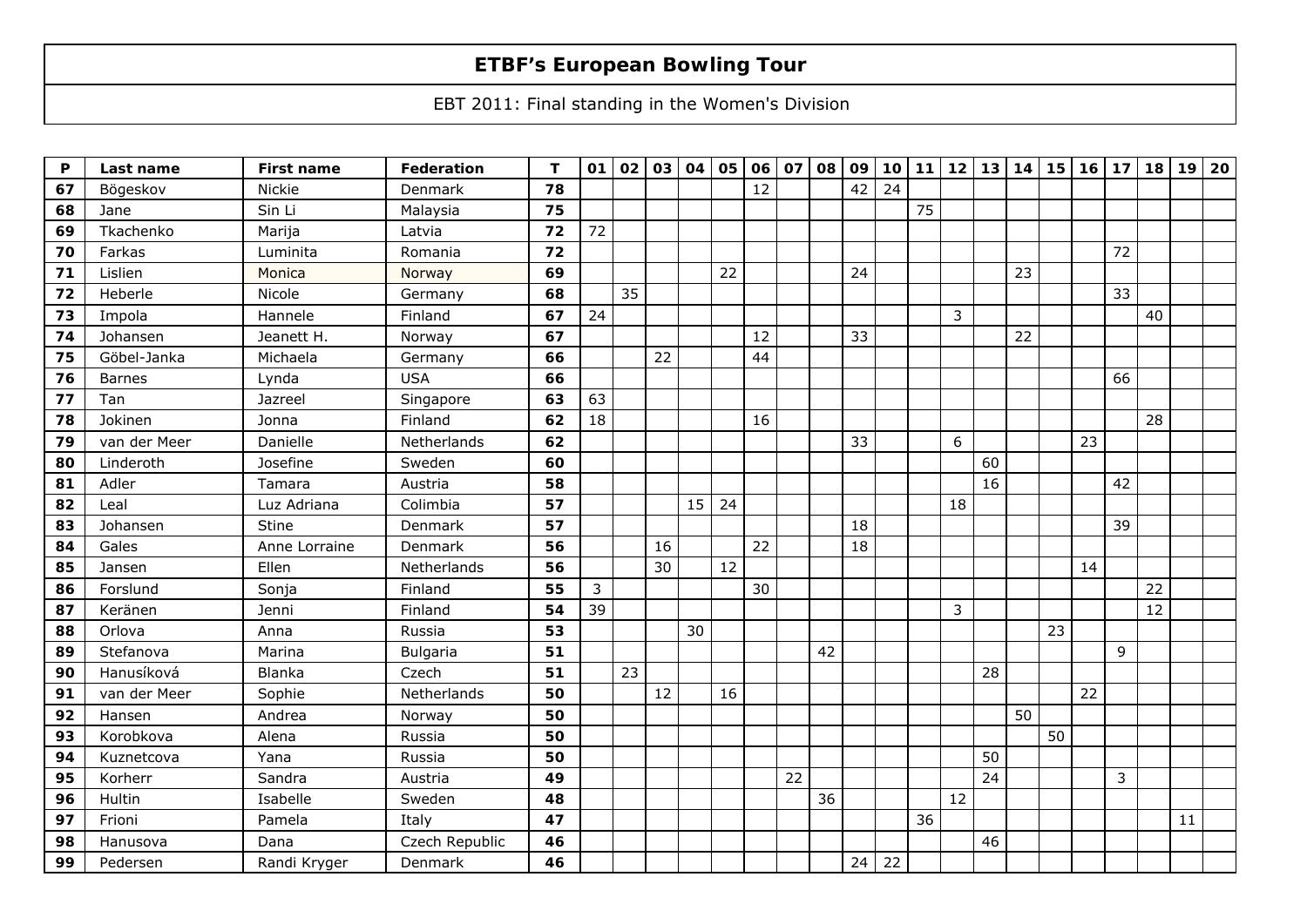# ETBF's European Bowling Tour

EBT 2011: Final standing in the Women's Division

| P | Last name | First name | Federation | T | 01 | 02 | 03 | 04 | 05 | 06 | 07 | 08 | 09 | 10 | 11 | 12 | 13 | 14 | 15 | 16 | 17 | 18 | 19 | 20 |
|---|---|---|---|---|---|---|---|---|---|---|---|---|---|---|---|---|---|---|---|---|---|---|---|---|
| **67** | Bögeskov | Nickie | Denmark | **78** | | | | | | 12 | | | 42 | 24 | | | | | | | | | | |
| **68** | Jane | Sin Li | Malaysia | **75** | | | | | | | | | | | 75 | | | | | | | | | |
| **69** | Tkachenko | Marija | Latvia | **72** | 72 | | | | | | | | | | | | | | | | | | | |
| **70** | Farkas | Luminita | Romania | **72** | | | | | | | | | | | | | | | | | 72 | | | |
| **71** | Lislien | Monica | Norway | **69** | | | | | 22 | | | | 24 | | | | | 23 | | | | | | |
| **72** | Heberle | Nicole | Germany | **68** | | 35 | | | | | | | | | | | | | | | 33 | | | |
| **73** | Impola | Hannele | Finland | **67** | 24 | | | | | | | | | | | 3 | | | | | | 40 | | |
| **74** | Johansen | Jeanett H. | Norway | **67** | | | | | | 12 | | | 33 | | | | | 22 | | | | | | |
| **75** | Göbel-Janka | Michaela | Germany | **66** | | | 22 | | | 44 | | | | | | | | | | | | | | |
| **76** | Barnes | Lynda | USA | **66** | | | | | | | | | | | | | | | | | 66 | | | |
| **77** | Tan | Jazreel | Singapore | **63** | 63 | | | | | | | | | | | | | | | | | | | |
| **78** | Jokinen | Jonna | Finland | **62** | 18 | | | | | 16 | | | | | | | | | | | | 28 | | |
| **79** | van der Meer | Danielle | Netherlands | **62** | | | | | | | | | 33 | | | 6 | | | | 23 | | | | |
| **80** | Linderoth | Josefine | Sweden | **60** | | | | | | | | | | | | | 60 | | | | | | | |
| **81** | Adler | Tamara | Austria | **58** | | | | | | | | | | | | | 16 | | | | 42 | | | |
| **82** | Leal | Luz Adriana | Colimbia | **57** | | | | 15 | 24 | | | | | | | 18 | | | | | | | | |
| **83** | Johansen | Stine | Denmark | **57** | | | | | | | | | 18 | | | | | | | | 39 | | | |
| **84** | Gales | Anne Lorraine | Denmark | **56** | | | 16 | | | 22 | | | 18 | | | | | | | | | | | |
| **85** | Jansen | Ellen | Netherlands | **56** | | | 30 | | 12 | | | | | | | | | | | 14 | | | | |
| **86** | Forslund | Sonja | Finland | **55** | 3 | | | | | 30 | | | | | | | | | | | | 22 | | |
| **87** | Keränen | Jenni | Finland | **54** | 39 | | | | | | | | | | | 3 | | | | | | 12 | | |
| **88** | Orlova | Anna | Russia | **53** | | | | 30 | | | | | | | | | | | 23 | | | | | |
| **89** | Stefanova | Marina | Bulgaria | **51** | | | | | | | | 42 | | | | | | | | | 9 | | | |
| **90** | Hanusíková | Blanka | Czech | **51** | | 23 | | | | | | | | | | | 28 | | | | | | | |
| **91** | van der Meer | Sophie | Netherlands | **50** | | | 12 | | 16 | | | | | | | | | | | 22 | | | | |
| **92** | Hansen | Andrea | Norway | **50** | | | | | | | | | | | | | | 50 | | | | | | |
| **93** | Korobkova | Alena | Russia | **50** | | | | | | | | | | | | | | | 50 | | | | | |
| **94** | Kuznetcova | Yana | Russia | **50** | | | | | | | | | | | | | 50 | | | | | | | |
| **95** | Korherr | Sandra | Austria | **49** | | | | | | | 22 | | | | | | 24 | | | | 3 | | | |
| **96** | Hultin | Isabelle | Sweden | **48** | | | | | | | | 36 | | | | 12 | | | | | | | | |
| **97** | Frioni | Pamela | Italy | **47** | | | | | | | | | | | 36 | | | | | | | | 11 | |
| **98** | Hanusova | Dana | Czech Republic | **46** | | | | | | | | | | | | | 46 | | | | | | | |
| **99** | Pedersen | Randi Kryger | Denmark | **46** | | | | | | | | | 24 | 22 | | | | | | | | | | |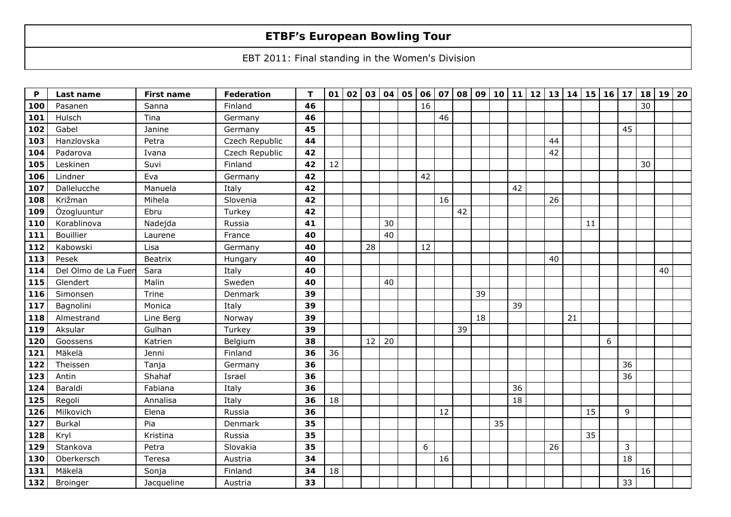# ETBF's European Bowling Tour

EBT 2011: Final standing in the Women's Division

| P | Last name | First name | Federation | T | 01 | 02 | 03 | 04 | 05 | 06 | 07 | 08 | 09 | 10 | 11 | 12 | 13 | 14 | 15 | 16 | 17 | 18 | 19 | 20 |
|---|---|---|---|---|---|---|---|---|---|---|---|---|---|---|---|---|---|---|---|---|---|---|---|---|
| **100** | Pasanen | Sanna | Finland | **46** | | | | | | 16 | | | | | | | | | | | | 30 | | |
| **101** | Hulsch | Tina | Germany | **46** | | | | | | | 46 | | | | | | | | | | | | | |
| **102** | Gabel | Janine | Germany | **45** | | | | | | | | | | | | | | | | | 45 | | | |
| **103** | Hanzlovska | Petra | Czech Republic | **44** | | | | | | | | | | | | | 44 | | | | | | | |
| **104** | Padarova | Ivana | Czech Republic | **42** | | | | | | | | | | | | | 42 | | | | | | | |
| **105** | Leskinen | Suvi | Finland | **42** | 12 | | | | | | | | | | | | | | | | | 30 | | |
| **106** | Lindner | Eva | Germany | **42** | | | | | | 42 | | | | | | | | | | | | | | |
| **107** | Dallelucche | Manuela | Italy | **42** | | | | | | | | | | | 42 | | | | | | | | | |
| **108** | Križman | Mihela | Slovenia | **42** | | | | | | | 16 | | | | | | 26 | | | | | | | |
| **109** | Özogluuntur | Ebru | Turkey | **42** | | | | | | | | 42 | | | | | | | | | | | | |
| **110** | Korablinova | Nadejda | Russia | **41** | | | | 30 | | | | | | | | | | | 11 | | | | | |
| **111** | Bouillier | Laurene | France | **40** | | | | 40 | | | | | | | | | | | | | | | | |
| **112** | Kabowski | Lisa | Germany | **40** | | | 28 | | | 12 | | | | | | | | | | | | | | |
| **113** | Pesek | Beatrix | Hungary | **40** | | | | | | | | | | | | | 40 | | | | | | | |
| **114** | Del Olmo de La Fuen | Sara | Italy | **40** | | | | | | | | | | | | | | | | | | | 40 | |
| **115** | Glendert | Malin | Sweden | **40** | | | | 40 | | | | | | | | | | | | | | | | |
| **116** | Simonsen | Trine | Denmark | **39** | | | | | | | | | 39 | | | | | | | | | | | |
| **117** | Bagnolini | Monica | Italy | **39** | | | | | | | | | | | 39 | | | | | | | | | |
| **118** | Almestrand | Line Berg | Norway | **39** | | | | | | | | | 18 | | | | | 21 | | | | | | |
| **119** | Aksular | Gulhan | Turkey | **39** | | | | | | | | 39 | | | | | | | | | | | | |
| **120** | Goossens | Katrien | Belgium | **38** | | | 12 | 20 | | | | | | | | | | | | 6 | | | | |
| **121** | Mäkelä | Jenni | Finland | **36** | 36 | | | | | | | | | | | | | | | | | | | |
| **122** | Theissen | Tanja | Germany | **36** | | | | | | | | | | | | | | | | | 36 | | | |
| **123** | Antin | Shahaf | Israel | **36** | | | | | | | | | | | | | | | | | 36 | | | |
| **124** | Baraldi | Fabiana | Italy | **36** | | | | | | | | | | | 36 | | | | | | | | | |
| **125** | Regoli | Annalisa | Italy | **36** | 18 | | | | | | | | | | 18 | | | | | | | | | |
| **126** | Milkovich | Elena | Russia | **36** | | | | | | | 12 | | | | | | | | 15 | | 9 | | | |
| **127** | Burkal | Pia | Denmark | **35** | | | | | | | | | | 35 | | | | | | | | | | |
| **128** | Kryl | Kristina | Russia | **35** | | | | | | | | | | | | | | | 35 | | | | | |
| **129** | Stankova | Petra | Slovakia | **35** | | | | | | 6 | | | | | | | 26 | | | | 3 | | | |
| **130** | Oberkersch | Teresa | Austria | **34** | | | | | | | 16 | | | | | | | | | | 18 | | | |
| **131** | Mäkelä | Sonja | Finland | **34** | 18 | | | | | | | | | | | | | | | | | 16 | | |
| **132** | Broinger | Jacqueline | Austria | **33** | | | | | | | | | | | | | | | | | 33 | | | |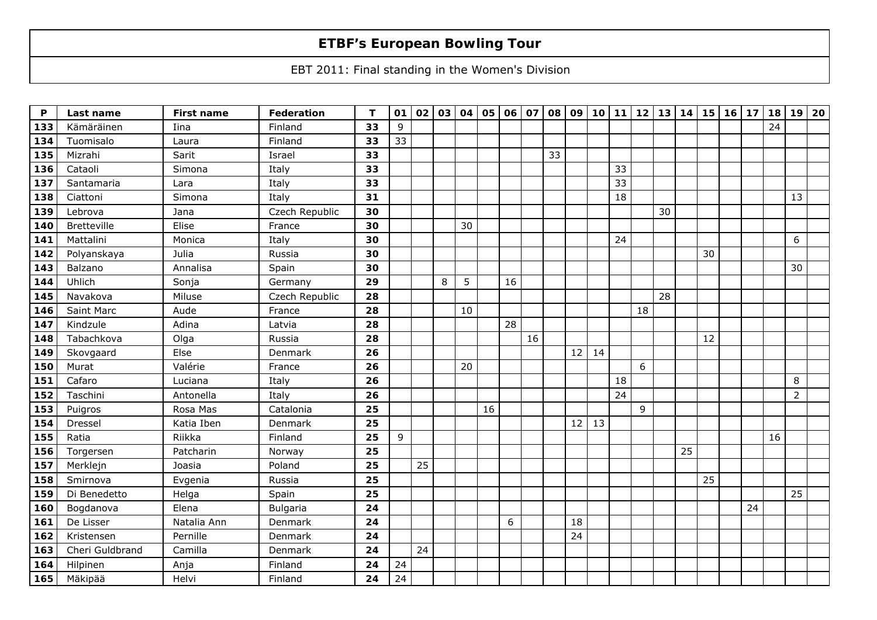# ETBF's European Bowling Tour

EBT 2011: Final standing in the Women's Division

| P | Last name | First name | Federation | T | 01 | 02 | 03 | 04 | 05 | 06 | 07 | 08 | 09 | 10 | 11 | 12 | 13 | 14 | 15 | 16 | 17 | 18 | 19 | 20 |
|---|---|---|---|---|---|---|---|---|---|---|---|---|---|---|---|---|---|---|---|---|---|---|---|---|
| 133 | Kämäräinen | Iina | Finland | 33 | 9 | | | | | | | | | | | | | | | | | 24 | | |
| 134 | Tuomisalo | Laura | Finland | 33 | 33 | | | | | | | | | | | | | | | | | | | |
| 135 | Mizrahi | Sarit | Israel | 33 | | | | | | | | 33 | | | | | | | | | | | | |
| 136 | Cataoli | Simona | Italy | 33 | | | | | | | | | | | 33 | | | | | | | | | |
| 137 | Santamaria | Lara | Italy | 33 | | | | | | | | | | | 33 | | | | | | | | | |
| 138 | Ciattoni | Simona | Italy | 31 | | | | | | | | | | | 18 | | | | | | | | 13 | |
| 139 | Lebrova | Jana | Czech Republic | 30 | | | | | | | | | | | | | 30 | | | | | | | |
| 140 | Bretteville | Elise | France | 30 | | | | 30 | | | | | | | | | | | | | | | | |
| 141 | Mattalini | Monica | Italy | 30 | | | | | | | | | | | 24 | | | | | | | | 6 | |
| 142 | Polyanskaya | Julia | Russia | 30 | | | | | | | | | | | | | | | 30 | | | | | |
| 143 | Balzano | Annalisa | Spain | 30 | | | | | | | | | | | | | | | | | | | 30 | |
| 144 | Uhlich | Sonja | Germany | 29 | | | 8 | 5 | | 16 | | | | | | | | | | | | | | |
| 145 | Navakova | Miluse | Czech Republic | 28 | | | | | | | | | | | | | 28 | | | | | | | |
| 146 | Saint Marc | Aude | France | 28 | | | | 10 | | | | | | | | 18 | | | | | | | | |
| 147 | Kindzule | Adina | Latvia | 28 | | | | | | 28 | | | | | | | | | | | | | | |
| 148 | Tabachkova | Olga | Russia | 28 | | | | | | | 16 | | | | | | | | 12 | | | | | |
| 149 | Skovgaard | Else | Denmark | 26 | | | | | | | | | 12 | 14 | | | | | | | | | | |
| 150 | Murat | Valérie | France | 26 | | | | 20 | | | | | | | | 6 | | | | | | | | |
| 151 | Cafaro | Luciana | Italy | 26 | | | | | | | | | | | 18 | | | | | | | | 8 | |
| 152 | Taschini | Antonella | Italy | 26 | | | | | | | | | | | 24 | | | | | | | | 2 | |
| 153 | Puigros | Rosa Mas | Catalonia | 25 | | | | | 16 | | | | | | | 9 | | | | | | | | |
| 154 | Dressel | Katia Iben | Denmark | 25 | | | | | | | | | 12 | 13 | | | | | | | | | | |
| 155 | Ratia | Riikka | Finland | 25 | 9 | | | | | | | | | | | | | | | | | 16 | | |
| 156 | Torgersen | Patcharin | Norway | 25 | | | | | | | | | | | | | | 25 | | | | | | |
| 157 | Merklejn | Joasia | Poland | 25 | | 25 | | | | | | | | | | | | | | | | | | |
| 158 | Smirnova | Evgenia | Russia | 25 | | | | | | | | | | | | | | | 25 | | | | | |
| 159 | Di Benedetto | Helga | Spain | 25 | | | | | | | | | | | | | | | | | | | 25 | |
| 160 | Bogdanova | Elena | Bulgaria | 24 | | | | | | | | | | | | | | | | | 24 | | | |
| 161 | De Lisser | Natalia Ann | Denmark | 24 | | | | | | 6 | | | 18 | | | | | | | | | | | |
| 162 | Kristensen | Pernille | Denmark | 24 | | | | | | | | | 24 | | | | | | | | | | | |
| 163 | Cheri Guldbrand | Camilla | Denmark | 24 | | 24 | | | | | | | | | | | | | | | | | | |
| 164 | Hilpinen | Anja | Finland | 24 | 24 | | | | | | | | | | | | | | | | | | | |
| 165 | Mäkipää | Helvi | Finland | 24 | 24 | | | | | | | | | | | | | | | | | | | |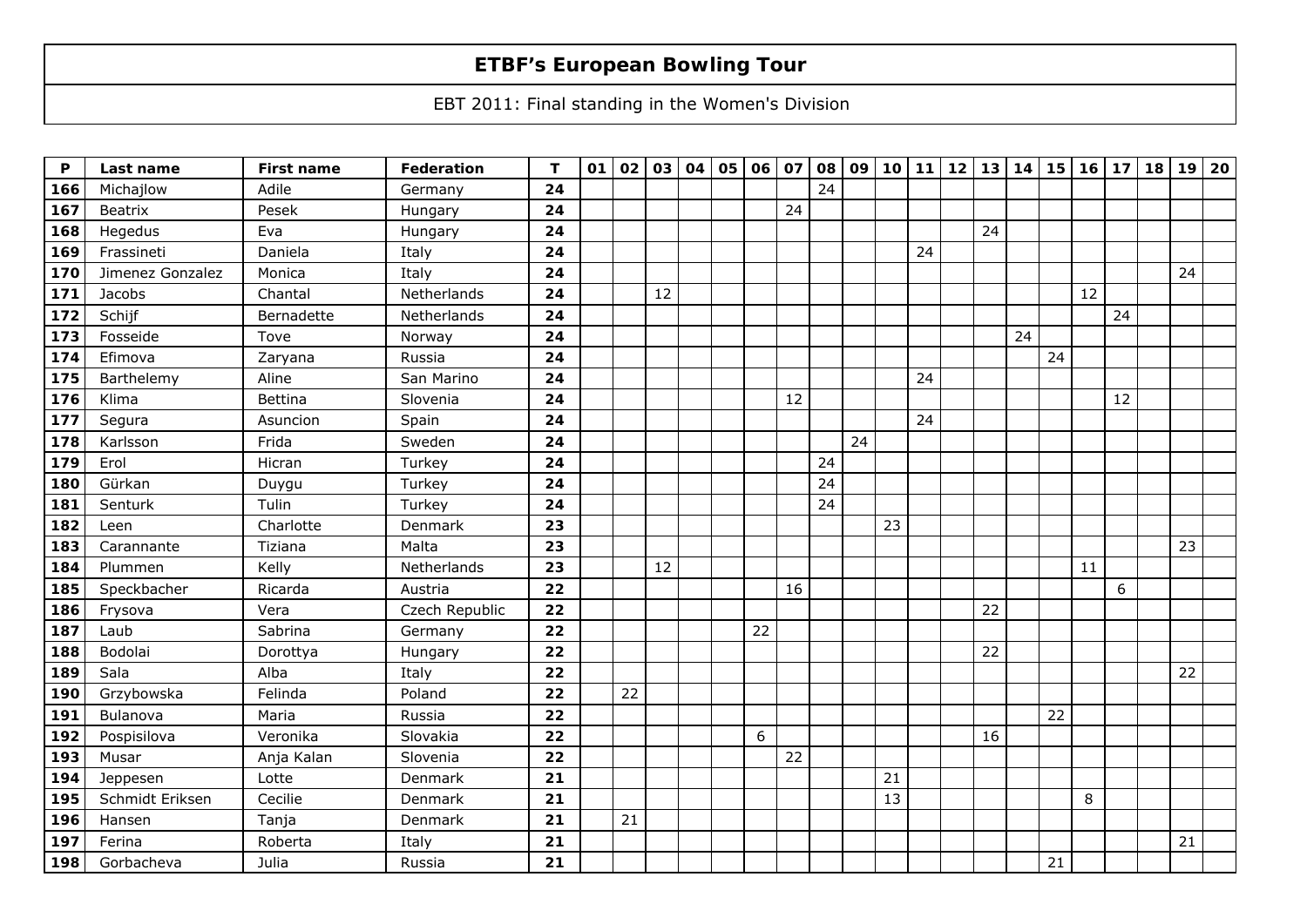# ETBF's European Bowling Tour

EBT 2011: Final standing in the Women's Division

| P | Last name | First name | Federation | T | 01 | 02 | 03 | 04 | 05 | 06 | 07 | 08 | 09 | 10 | 11 | 12 | 13 | 14 | 15 | 16 | 17 | 18 | 19 | 20 |
|---|---|---|---|---|---|---|---|---|---|---|---|---|---|---|---|---|---|---|---|---|---|---|---|---|
| 166 | Michajlow | Adile | Germany | 24 | | | | | | | | 24 | | | | | | | | | | | | |
| 167 | Beatrix | Pesek | Hungary | 24 | | | | | | | 24 | | | | | | | | | | | | | |
| 168 | Hegedus | Eva | Hungary | 24 | | | | | | | | | | | | | 24 | | | | | | | |
| 169 | Frassineti | Daniela | Italy | 24 | | | | | | | | | | | 24 | | | | | | | | | |
| 170 | Jimenez Gonzalez | Monica | Italy | 24 | | | | | | | | | | | | | | | | | | | 24 | |
| 171 | Jacobs | Chantal | Netherlands | 24 | | | 12 | | | | | | | | | | | | | 12 | | | | |
| 172 | Schijf | Bernadette | Netherlands | 24 | | | | | | | | | | | | | | | | | 24 | | | |
| 173 | Fosseide | Tove | Norway | 24 | | | | | | | | | | | | | | 24 | | | | | | |
| 174 | Efimova | Zaryana | Russia | 24 | | | | | | | | | | | | | | | 24 | | | | | |
| 175 | Barthelemy | Aline | San Marino | 24 | | | | | | | | | | | 24 | | | | | | | | | |
| 176 | Klima | Bettina | Slovenia | 24 | | | | | | | 12 | | | | | | | | | | 12 | | | |
| 177 | Segura | Asuncion | Spain | 24 | | | | | | | | | | | 24 | | | | | | | | | |
| 178 | Karlsson | Frida | Sweden | 24 | | | | | | | | | 24 | | | | | | | | | | | |
| 179 | Erol | Hicran | Turkey | 24 | | | | | | | | 24 | | | | | | | | | | | | |
| 180 | Gürkan | Duygu | Turkey | 24 | | | | | | | | 24 | | | | | | | | | | | | |
| 181 | Senturk | Tulin | Turkey | 24 | | | | | | | | 24 | | | | | | | | | | | | |
| 182 | Leen | Charlotte | Denmark | 23 | | | | | | | | | | 23 | | | | | | | | | | |
| 183 | Carannante | Tiziana | Malta | 23 | | | | | | | | | | | | | | | | | | | 23 | |
| 184 | Plummen | Kelly | Netherlands | 23 | | | 12 | | | | | | | | | | | | | 11 | | | | |
| 185 | Speckbacher | Ricarda | Austria | 22 | | | | | | | 16 | | | | | | | | | | 6 | | | |
| 186 | Frysova | Vera | Czech Republic | 22 | | | | | | | | | | | | | 22 | | | | | | | |
| 187 | Laub | Sabrina | Germany | 22 | | | | | | 22 | | | | | | | | | | | | | | |
| 188 | Bodolai | Dorottya | Hungary | 22 | | | | | | | | | | | | | 22 | | | | | | | |
| 189 | Sala | Alba | Italy | 22 | | | | | | | | | | | | | | | | | | | 22 | |
| 190 | Grzybowska | Felinda | Poland | 22 | | 22 | | | | | | | | | | | | | | | | | | |
| 191 | Bulanova | Maria | Russia | 22 | | | | | | | | | | | | | | | 22 | | | | | |
| 192 | Pospisilova | Veronika | Slovakia | 22 | | | | | | 6 | | | | | | | 16 | | | | | | | |
| 193 | Musar | Anja Kalan | Slovenia | 22 | | | | | | | 22 | | | | | | | | | | | | | |
| 194 | Jeppesen | Lotte | Denmark | 21 | | | | | | | | | | 21 | | | | | | | | | | |
| 195 | Schmidt Eriksen | Cecilie | Denmark | 21 | | | | | | | | | | 13 | | | | | | 8 | | | | |
| 196 | Hansen | Tanja | Denmark | 21 | | 21 | | | | | | | | | | | | | | | | | | |
| 197 | Ferina | Roberta | Italy | 21 | | | | | | | | | | | | | | | | | | | 21 | |
| 198 | Gorbacheva | Julia | Russia | 21 | | | | | | | | | | | | | | | 21 | | | | | |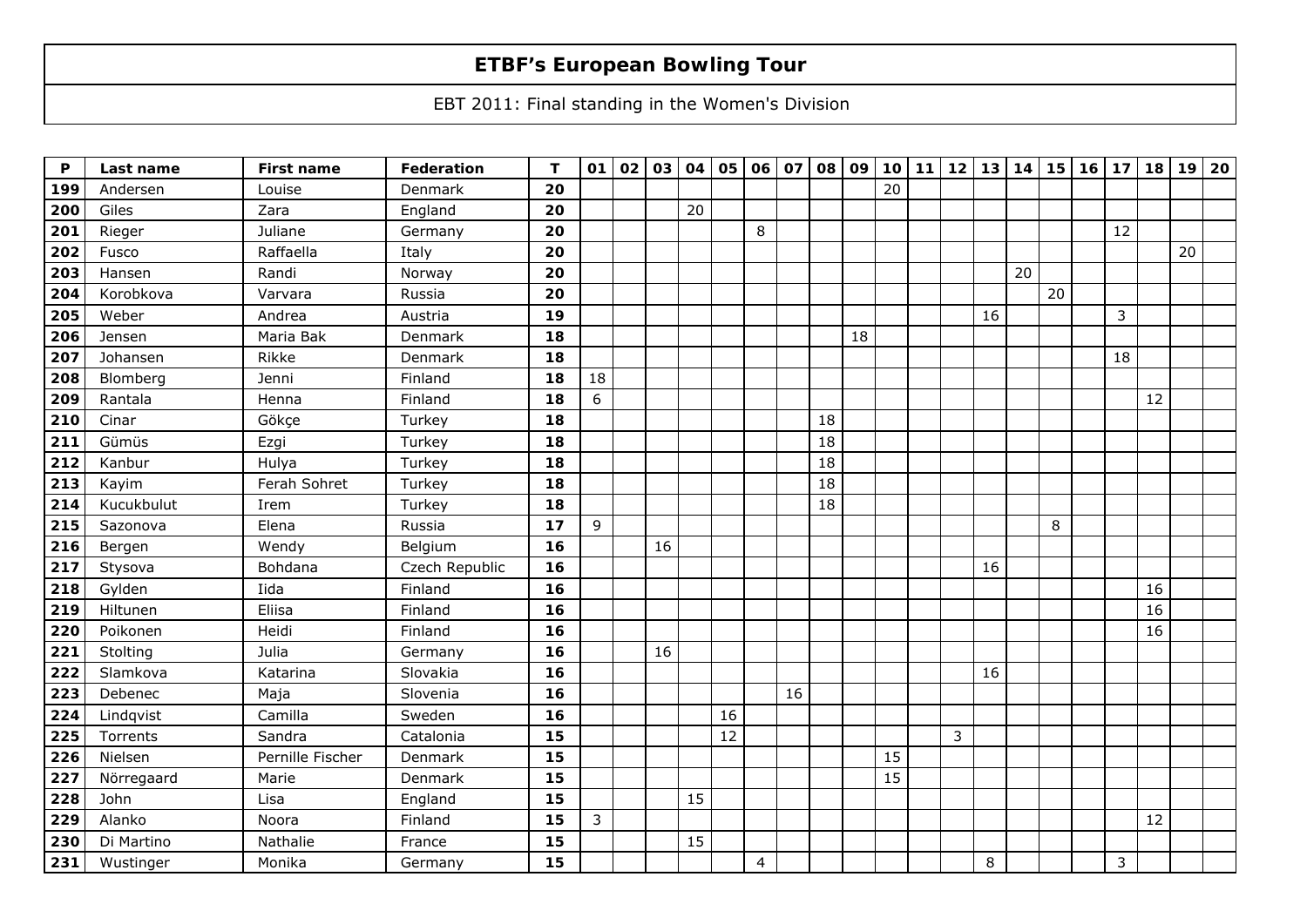# ETBF's European Bowling Tour

EBT 2011: Final standing in the Women's Division

| P | Last name | First name | Federation | T | 01 | 02 | 03 | 04 | 05 | 06 | 07 | 08 | 09 | 10 | 11 | 12 | 13 | 14 | 15 | 16 | 17 | 18 | 19 | 20 |
|---|---|---|---|---|---|---|---|---|---|---|---|---|---|---|---|---|---|---|---|---|---|---|---|---|
| 199 | Andersen | Louise | Denmark | 20 | | | | | | | | | | 20 | | | | | | | | | | |
| 200 | Giles | Zara | England | 20 | | | | 20 | | | | | | | | | | | | | | | | |
| 201 | Rieger | Juliane | Germany | 20 | | | | | | 8 | | | | | | | | | | | 12 | | | |
| 202 | Fusco | Raffaella | Italy | 20 | | | | | | | | | | | | | | | | | | | 20 | |
| 203 | Hansen | Randi | Norway | 20 | | | | | | | | | | | | | | 20 | | | | | | |
| 204 | Korobkova | Varvara | Russia | 20 | | | | | | | | | | | | | | | 20 | | | | | |
| 205 | Weber | Andrea | Austria | 19 | | | | | | | | | | | | | 16 | | | | 3 | | | |
| 206 | Jensen | Maria Bak | Denmark | 18 | | | | | | | | | 18 | | | | | | | | | | | |
| 207 | Johansen | Rikke | Denmark | 18 | | | | | | | | | | | | | | | | | 18 | | | |
| 208 | Blomberg | Jenni | Finland | 18 | 18 | | | | | | | | | | | | | | | | | | | |
| 209 | Rantala | Henna | Finland | 18 | 6 | | | | | | | | | | | | | | | | | 12 | | |
| 210 | Cinar | Gökçe | Turkey | 18 | | | | | | | | 18 | | | | | | | | | | | | |
| 211 | Gümüs | Ezgi | Turkey | 18 | | | | | | | | 18 | | | | | | | | | | | | |
| 212 | Kanbur | Hulya | Turkey | 18 | | | | | | | | 18 | | | | | | | | | | | | |
| 213 | Kayim | Ferah Sohret | Turkey | 18 | | | | | | | | 18 | | | | | | | | | | | | |
| 214 | Kucukbulut | Irem | Turkey | 18 | | | | | | | | 18 | | | | | | | | | | | | |
| 215 | Sazonova | Elena | Russia | 17 | 9 | | | | | | | | | | | | | | 8 | | | | | |
| 216 | Bergen | Wendy | Belgium | 16 | | | 16 | | | | | | | | | | | | | | | | | |
| 217 | Stysova | Bohdana | Czech Republic | 16 | | | | | | | | | | | | | 16 | | | | | | | |
| 218 | Gylden | Iida | Finland | 16 | | | | | | | | | | | | | | | | | | 16 | | |
| 219 | Hiltunen | Eliisa | Finland | 16 | | | | | | | | | | | | | | | | | | 16 | | |
| 220 | Poikonen | Heidi | Finland | 16 | | | | | | | | | | | | | | | | | | 16 | | |
| 221 | Stolting | Julia | Germany | 16 | | | 16 | | | | | | | | | | | | | | | | | |
| 222 | Slamkova | Katarina | Slovakia | 16 | | | | | | | | | | | | | 16 | | | | | | | |
| 223 | Debenec | Maja | Slovenia | 16 | | | | | | | 16 | | | | | | | | | | | | | |
| 224 | Lindqvist | Camilla | Sweden | 16 | | | | | 16 | | | | | | | | | | | | | | | |
| 225 | Torrents | Sandra | Catalonia | 15 | | | | | 12 | | | | | | | 3 | | | | | | | | |
| 226 | Nielsen | Pernille Fischer | Denmark | 15 | | | | | | | | | | 15 | | | | | | | | | | |
| 227 | Nörregaard | Marie | Denmark | 15 | | | | | | | | | | 15 | | | | | | | | | | |
| 228 | John | Lisa | England | 15 | | | | 15 | | | | | | | | | | | | | | | | |
| 229 | Alanko | Noora | Finland | 15 | 3 | | | | | | | | | | | | | | | | | 12 | | |
| 230 | Di Martino | Nathalie | France | 15 | | | | 15 | | | | | | | | | | | | | | | | |
| 231 | Wustinger | Monika | Germany | 15 | | | | | | 4 | | | | | | | 8 | | | | 3 | | | |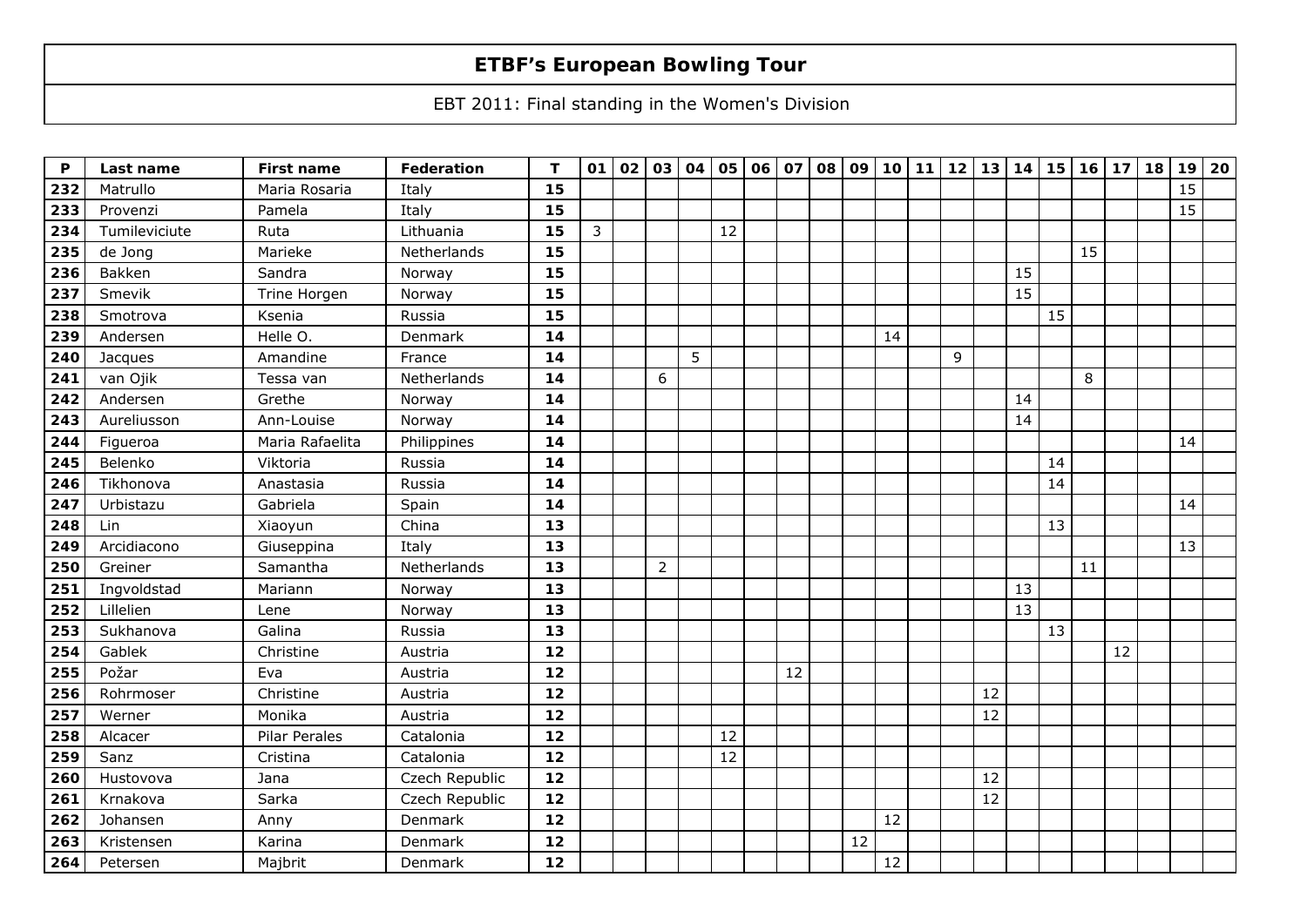# ETBF's European Bowling Tour

EBT 2011: Final standing in the Women's Division

| P | Last name | First name | Federation | T | 01 | 02 | 03 | 04 | 05 | 06 | 07 | 08 | 09 | 10 | 11 | 12 | 13 | 14 | 15 | 16 | 17 | 18 | 19 | 20 |
|---|---|---|---|---|---|---|---|---|---|---|---|---|---|---|---|---|---|---|---|---|---|---|---|---|
| 232 | Matrullo | Maria Rosaria | Italy | 15 | | | | | | | | | | | | | | | | | | | 15 | |
| 233 | Provenzi | Pamela | Italy | 15 | | | | | | | | | | | | | | | | | | | 15 | |
| 234 | Tumileviciute | Ruta | Lithuania | 15 | 3 | | | | 12 | | | | | | | | | | | | | | | |
| 235 | de Jong | Marieke | Netherlands | 15 | | | | | | | | | | | | | | | | 15 | | | | |
| 236 | Bakken | Sandra | Norway | 15 | | | | | | | | | | | | | | 15 | | | | | | |
| 237 | Smevik | Trine Horgen | Norway | 15 | | | | | | | | | | | | | | 15 | | | | | | |
| 238 | Smotrova | Ksenia | Russia | 15 | | | | | | | | | | | | | | | 15 | | | | | |
| 239 | Andersen | Helle O. | Denmark | 14 | | | | | | | | | | 14 | | | | | | | | | | |
| 240 | Jacques | Amandine | France | 14 | | | | 5 | | | | | | | | 9 | | | | | | | | |
| 241 | van Ojik | Tessa van | Netherlands | 14 | | | 6 | | | | | | | | | | | | | 8 | | | | |
| 242 | Andersen | Grethe | Norway | 14 | | | | | | | | | | | | | | 14 | | | | | | |
| 243 | Aureliusson | Ann-Louise | Norway | 14 | | | | | | | | | | | | | | 14 | | | | | | |
| 244 | Figueroa | Maria Rafaelita | Philippines | 14 | | | | | | | | | | | | | | | | | | | 14 | |
| 245 | Belenko | Viktoria | Russia | 14 | | | | | | | | | | | | | | | 14 | | | | | |
| 246 | Tikhonova | Anastasia | Russia | 14 | | | | | | | | | | | | | | | 14 | | | | | |
| 247 | Urbistazu | Gabriela | Spain | 14 | | | | | | | | | | | | | | | | | | | 14 | |
| 248 | Lin | Xiaoyun | China | 13 | | | | | | | | | | | | | | | 13 | | | | | |
| 249 | Arcidiacono | Giuseppina | Italy | 13 | | | | | | | | | | | | | | | | | | | 13 | |
| 250 | Greiner | Samantha | Netherlands | 13 | | | 2 | | | | | | | | | | | | | 11 | | | | |
| 251 | Ingvoldstad | Mariann | Norway | 13 | | | | | | | | | | | | | | 13 | | | | | | |
| 252 | Lillelien | Lene | Norway | 13 | | | | | | | | | | | | | | 13 | | | | | | |
| 253 | Sukhanova | Galina | Russia | 13 | | | | | | | | | | | | | | | 13 | | | | | |
| 254 | Gablek | Christine | Austria | 12 | | | | | | | | | | | | | | | | | 12 | | | |
| 255 | Požar | Eva | Austria | 12 | | | | | | | 12 | | | | | | | | | | | | | |
| 256 | Rohrmoser | Christine | Austria | 12 | | | | | | | | | | | | | 12 | | | | | | | |
| 257 | Werner | Monika | Austria | 12 | | | | | | | | | | | | | 12 | | | | | | | |
| 258 | Alcacer | Pilar Perales | Catalonia | 12 | | | | | 12 | | | | | | | | | | | | | | | |
| 259 | Sanz | Cristina | Catalonia | 12 | | | | | 12 | | | | | | | | | | | | | | | |
| 260 | Hustovova | Jana | Czech Republic | 12 | | | | | | | | | | | | | 12 | | | | | | | |
| 261 | Krnakova | Sarka | Czech Republic | 12 | | | | | | | | | | | | | 12 | | | | | | | |
| 262 | Johansen | Anny | Denmark | 12 | | | | | | | | | | 12 | | | | | | | | | | |
| 263 | Kristensen | Karina | Denmark | 12 | | | | | | | | | 12 | | | | | | | | | | | |
| 264 | Petersen | Majbrit | Denmark | 12 | | | | | | | | | | 12 | | | | | | | | | | |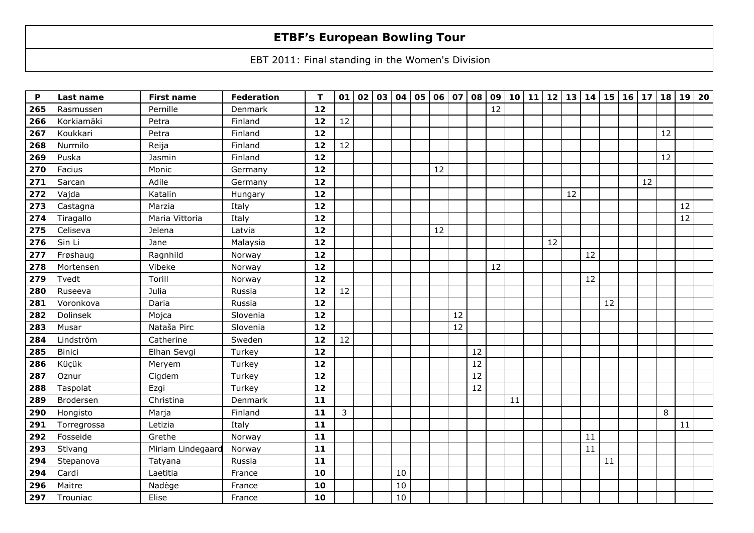# ETBF's European Bowling Tour

EBT 2011: Final standing in the Women's Division

| P | Last name | First name | Federation | T | 01 | 02 | 03 | 04 | 05 | 06 | 07 | 08 | 09 | 10 | 11 | 12 | 13 | 14 | 15 | 16 | 17 | 18 | 19 | 20 |
|---|---|---|---|---|---|---|---|---|---|---|---|---|---|---|---|---|---|---|---|---|---|---|---|---|
| 265 | Rasmussen | Pernille | Denmark | 12 | | | | | | | | | 12 | | | | | | | | | | | |
| 266 | Korkiamäki | Petra | Finland | 12 | 12 | | | | | | | | | | | | | | | | | | | |
| 267 | Koukkari | Petra | Finland | 12 | | | | | | | | | | | | | | | | | | 12 | | |
| 268 | Nurmilo | Reija | Finland | 12 | 12 | | | | | | | | | | | | | | | | | | | |
| 269 | Puska | Jasmin | Finland | 12 | | | | | | | | | | | | | | | | | | 12 | | |
| 270 | Facius | Monic | Germany | 12 | | | | | | 12 | | | | | | | | | | | | | | |
| 271 | Sarcan | Adile | Germany | 12 | | | | | | | | | | | | | | | | | 12 | | | |
| 272 | Vajda | Katalin | Hungary | 12 | | | | | | | | | | | | | 12 | | | | | | | |
| 273 | Castagna | Marzia | Italy | 12 | | | | | | | | | | | | | | | | | | | 12 | |
| 274 | Tiragallo | Maria Vittoria | Italy | 12 | | | | | | | | | | | | | | | | | | | 12 | |
| 275 | Celiseva | Jelena | Latvia | 12 | | | | | | 12 | | | | | | | | | | | | | | |
| 276 | Sin Li | Jane | Malaysia | 12 | | | | | | | | | | | | 12 | | | | | | | | |
| 277 | Frøshaug | Ragnhild | Norway | 12 | | | | | | | | | | | | | | 12 | | | | | | |
| 278 | Mortensen | Vibeke | Norway | 12 | | | | | | | | | 12 | | | | | | | | | | | |
| 279 | Tvedt | Torill | Norway | 12 | | | | | | | | | | | | | | 12 | | | | | | |
| 280 | Ruseeva | Julia | Russia | 12 | 12 | | | | | | | | | | | | | | | | | | | |
| 281 | Voronkova | Daria | Russia | 12 | | | | | | | | | | | | | | | 12 | | | | | |
| 282 | Dolinsek | Mojca | Slovenia | 12 | | | | | | | 12 | | | | | | | | | | | | | |
| 283 | Musar | Nataša Pirc | Slovenia | 12 | | | | | | | 12 | | | | | | | | | | | | | |
| 284 | Lindström | Catherine | Sweden | 12 | 12 | | | | | | | | | | | | | | | | | | | |
| 285 | Binici | Elhan Sevgi | Turkey | 12 | | | | | | | | 12 | | | | | | | | | | | | |
| 286 | Küçük | Meryem | Turkey | 12 | | | | | | | | 12 | | | | | | | | | | | | |
| 287 | Oznur | Cigdem | Turkey | 12 | | | | | | | | 12 | | | | | | | | | | | | |
| 288 | Taspolat | Ezgi | Turkey | 12 | | | | | | | | 12 | | | | | | | | | | | | |
| 289 | Brodersen | Christina | Denmark | 11 | | | | | | | | | | 11 | | | | | | | | | | |
| 290 | Hongisto | Marja | Finland | 11 | 3 | | | | | | | | | | | | | | | | | 8 | | |
| 291 | Torregrossa | Letizia | Italy | 11 | | | | | | | | | | | | | | | | | | | 11 | |
| 292 | Fosseide | Grethe | Norway | 11 | | | | | | | | | | | | | | 11 | | | | | | |
| 293 | Stivang | Miriam Lindegaard | Norway | 11 | | | | | | | | | | | | | | 11 | | | | | | |
| 294 | Stepanova | Tatyana | Russia | 11 | | | | | | | | | | | | | | | 11 | | | | | |
| 294 | Cardi | Laetitia | France | 10 | | | | 10 | | | | | | | | | | | | | | | | |
| 296 | Maitre | Nadège | France | 10 | | | | 10 | | | | | | | | | | | | | | | | |
| 297 | Trouniac | Elise | France | 10 | | | | 10 | | | | | | | | | | | | | | | | |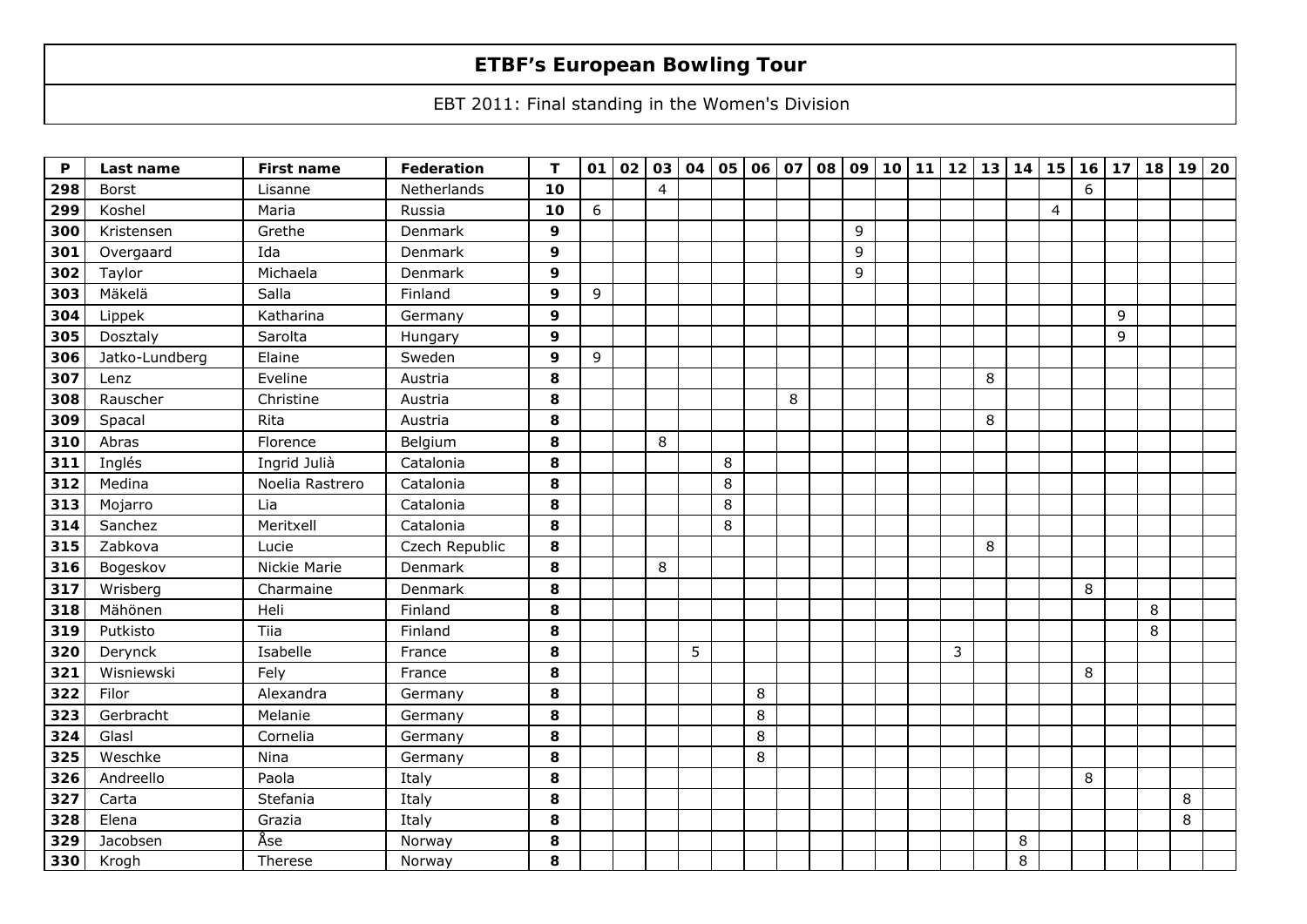# ETBF's European Bowling Tour

EBT 2011: Final standing in the Women's Division

| P | Last name | First name | Federation | T | 01 | 02 | 03 | 04 | 05 | 06 | 07 | 08 | 09 | 10 | 11 | 12 | 13 | 14 | 15 | 16 | 17 | 18 | 19 | 20 |
|---|---|---|---|---|---|---|---|---|---|---|---|---|---|---|---|---|---|---|---|---|---|---|---|---|
| **298** | Borst | Lisanne | Netherlands | **10** | | | 4 | | | | | | | | | | | | | 6 | | | | |
| **299** | Koshel | Maria | Russia | **10** | 6 | | | | | | | | | | | | | | 4 | | | | | |
| **300** | Kristensen | Grethe | Denmark | **9** | | | | | | | | | 9 | | | | | | | | | | | |
| **301** | Overgaard | Ida | Denmark | **9** | | | | | | | | | 9 | | | | | | | | | | | |
| **302** | Taylor | Michaela | Denmark | **9** | | | | | | | | | 9 | | | | | | | | | | | |
| **303** | Mäkelä | Salla | Finland | **9** | 9 | | | | | | | | | | | | | | | | | | | |
| **304** | Lippek | Katharina | Germany | **9** | | | | | | | | | | | | | | | | | 9 | | | |
| **305** | Dosztaly | Sarolta | Hungary | **9** | | | | | | | | | | | | | | | | | 9 | | | |
| **306** | Jatko-Lundberg | Elaine | Sweden | **9** | 9 | | | | | | | | | | | | | | | | | | | |
| **307** | Lenz | Eveline | Austria | **8** | | | | | | | | | | | | | 8 | | | | | | | |
| **308** | Rauscher | Christine | Austria | **8** | | | | | | | 8 | | | | | | | | | | | | | |
| **309** | Spacal | Rita | Austria | **8** | | | | | | | | | | | | | 8 | | | | | | | |
| **310** | Abras | Florence | Belgium | **8** | | | 8 | | | | | | | | | | | | | | | | | |
| **311** | Inglés | Ingrid Julià | Catalonia | **8** | | | | | 8 | | | | | | | | | | | | | | | |
| **312** | Medina | Noelia Rastrero | Catalonia | **8** | | | | | 8 | | | | | | | | | | | | | | | |
| **313** | Mojarro | Lia | Catalonia | **8** | | | | | 8 | | | | | | | | | | | | | | | |
| **314** | Sanchez | Meritxell | Catalonia | **8** | | | | | 8 | | | | | | | | | | | | | | | |
| **315** | Zabkova | Lucie | Czech Republic | **8** | | | | | | | | | | | | | 8 | | | | | | | |
| **316** | Bogeskov | Nickie Marie | Denmark | **8** | | | 8 | | | | | | | | | | | | | | | | | |
| **317** | Wrisberg | Charmaine | Denmark | **8** | | | | | | | | | | | | | | | | 8 | | | | |
| **318** | Mähönen | Heli | Finland | **8** | | | | | | | | | | | | | | | | | | 8 | | |
| **319** | Putkisto | Tiia | Finland | **8** | | | | | | | | | | | | | | | | | | 8 | | |
| **320** | Derynck | Isabelle | France | **8** | | | | 5 | | | | | | | | 3 | | | | | | | | |
| **321** | Wisniewski | Fely | France | **8** | | | | | | | | | | | | | | | | 8 | | | | |
| **322** | Filor | Alexandra | Germany | **8** | | | | | | 8 | | | | | | | | | | | | | | |
| **323** | Gerbracht | Melanie | Germany | **8** | | | | | | 8 | | | | | | | | | | | | | | |
| **324** | Glasl | Cornelia | Germany | **8** | | | | | | 8 | | | | | | | | | | | | | | |
| **325** | Weschke | Nina | Germany | **8** | | | | | | 8 | | | | | | | | | | | | | | |
| **326** | Andreello | Paola | Italy | **8** | | | | | | | | | | | | | | | | 8 | | | | |
| **327** | Carta | Stefania | Italy | **8** | | | | | | | | | | | | | | | | | | | 8 | |
| **328** | Elena | Grazia | Italy | **8** | | | | | | | | | | | | | | | | | | | 8 | |
| **329** | Jacobsen | Åse | Norway | **8** | | | | | | | | | | | | | | 8 | | | | | | |
| **330** | Krogh | Therese | Norway | **8** | | | | | | | | | | | | | | 8 | | | | | | |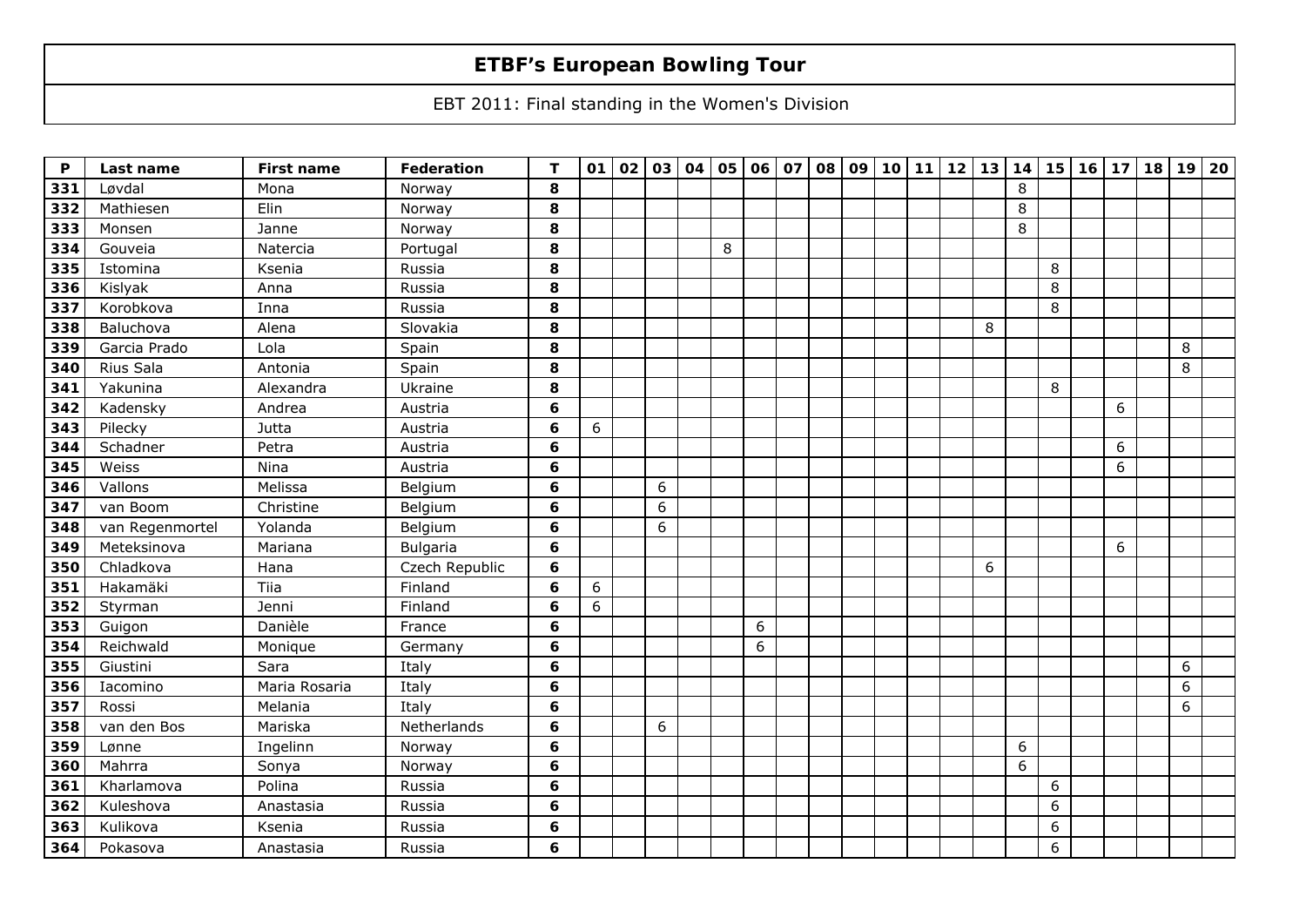# ETBF's European Bowling Tour

EBT 2011: Final standing in the Women's Division

| P | Last name | First name | Federation | T | 01 | 02 | 03 | 04 | 05 | 06 | 07 | 08 | 09 | 10 | 11 | 12 | 13 | 14 | 15 | 16 | 17 | 18 | 19 | 20 |
|---|---|---|---|---|---|---|---|---|---|---|---|---|---|---|---|---|---|---|---|---|---|---|---|---|
| 331 | Løvdal | Mona | Norway | 8 | | | | | | | | | | | | | | 8 | | | | | | |
| 332 | Mathiesen | Elin | Norway | 8 | | | | | | | | | | | | | | 8 | | | | | | |
| 333 | Monsen | Janne | Norway | 8 | | | | | | | | | | | | | | 8 | | | | | | |
| 334 | Gouveia | Natercia | Portugal | 8 | | | | | 8 | | | | | | | | | | | | | | | |
| 335 | Istomina | Ksenia | Russia | 8 | | | | | | | | | | | | | | | 8 | | | | | |
| 336 | Kislyak | Anna | Russia | 8 | | | | | | | | | | | | | | | 8 | | | | | |
| 337 | Korobkova | Inna | Russia | 8 | | | | | | | | | | | | | | | 8 | | | | | |
| 338 | Baluchova | Alena | Slovakia | 8 | | | | | | | | | | | | | 8 | | | | | | | |
| 339 | Garcia Prado | Lola | Spain | 8 | | | | | | | | | | | | | | | | | | | 8 | |
| 340 | Rius Sala | Antonia | Spain | 8 | | | | | | | | | | | | | | | | | | | 8 | |
| 341 | Yakunina | Alexandra | Ukraine | 8 | | | | | | | | | | | | | | | 8 | | | | | |
| 342 | Kadensky | Andrea | Austria | 6 | | | | | | | | | | | | | | | | | 6 | | | |
| 343 | Pilecky | Jutta | Austria | 6 | 6 | | | | | | | | | | | | | | | | | | | |
| 344 | Schadner | Petra | Austria | 6 | | | | | | | | | | | | | | | | | 6 | | | |
| 345 | Weiss | Nina | Austria | 6 | | | | | | | | | | | | | | | | | 6 | | | |
| 346 | Vallons | Melissa | Belgium | 6 | | | 6 | | | | | | | | | | | | | | | | | |
| 347 | van Boom | Christine | Belgium | 6 | | | 6 | | | | | | | | | | | | | | | | | |
| 348 | van Regenmortel | Yolanda | Belgium | 6 | | | 6 | | | | | | | | | | | | | | | | | |
| 349 | Meteksinova | Mariana | Bulgaria | 6 | | | | | | | | | | | | | | | | | 6 | | | |
| 350 | Chladkova | Hana | Czech Republic | 6 | | | | | | | | | | | | | 6 | | | | | | | |
| 351 | Hakamäki | Tiia | Finland | 6 | 6 | | | | | | | | | | | | | | | | | | | |
| 352 | Styrman | Jenni | Finland | 6 | 6 | | | | | | | | | | | | | | | | | | | |
| 353 | Guigon | Danièle | France | 6 | | | | | | 6 | | | | | | | | | | | | | | |
| 354 | Reichwald | Monique | Germany | 6 | | | | | | 6 | | | | | | | | | | | | | | |
| 355 | Giustini | Sara | Italy | 6 | | | | | | | | | | | | | | | | | | | 6 | |
| 356 | Iacomino | Maria Rosaria | Italy | 6 | | | | | | | | | | | | | | | | | | | 6 | |
| 357 | Rossi | Melania | Italy | 6 | | | | | | | | | | | | | | | | | | | 6 | |
| 358 | van den Bos | Mariska | Netherlands | 6 | | | 6 | | | | | | | | | | | | | | | | | |
| 359 | Lønne | Ingelinn | Norway | 6 | | | | | | | | | | | | | | 6 | | | | | | |
| 360 | Mahrra | Sonya | Norway | 6 | | | | | | | | | | | | | | 6 | | | | | | |
| 361 | Kharlamova | Polina | Russia | 6 | | | | | | | | | | | | | | | 6 | | | | | |
| 362 | Kuleshova | Anastasia | Russia | 6 | | | | | | | | | | | | | | | 6 | | | | | |
| 363 | Kulikova | Ksenia | Russia | 6 | | | | | | | | | | | | | | | 6 | | | | | |
| 364 | Pokasova | Anastasia | Russia | 6 | | | | | | | | | | | | | | | 6 | | | | | |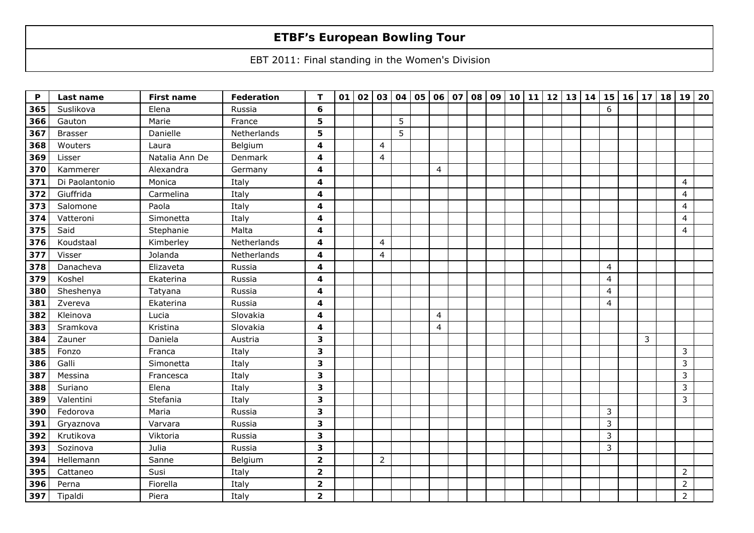# ETBF's European Bowling Tour

EBT 2011: Final standing in the Women's Division

| P | Last name | First name | Federation | T | 01 | 02 | 03 | 04 | 05 | 06 | 07 | 08 | 09 | 10 | 11 | 12 | 13 | 14 | 15 | 16 | 17 | 18 | 19 | 20 |
|---|---|---|---|---|---|---|---|---|---|---|---|---|---|---|---|---|---|---|---|---|---|---|---|---|
| 365 | Suslikova | Elena | Russia | 6 | | | | | | | | | | | | | | | 6 | | | | | |
| 366 | Gauton | Marie | France | 5 | | | | 5 | | | | | | | | | | | | | | | | |
| 367 | Brasser | Danielle | Netherlands | 5 | | | | 5 | | | | | | | | | | | | | | | | |
| 368 | Wouters | Laura | Belgium | 4 | | | 4 | | | | | | | | | | | | | | | | | |
| 369 | Lisser | Natalia Ann De | Denmark | 4 | | | 4 | | | | | | | | | | | | | | | | | |
| 370 | Kammerer | Alexandra | Germany | 4 | | | | | | 4 | | | | | | | | | | | | | | |
| 371 | Di Paolantonio | Monica | Italy | 4 | | | | | | | | | | | | | | | | | | | 4 | |
| 372 | Giuffrida | Carmelina | Italy | 4 | | | | | | | | | | | | | | | | | | | 4 | |
| 373 | Salomone | Paola | Italy | 4 | | | | | | | | | | | | | | | | | | | 4 | |
| 374 | Vatteroni | Simonetta | Italy | 4 | | | | | | | | | | | | | | | | | | | 4 | |
| 375 | Said | Stephanie | Malta | 4 | | | | | | | | | | | | | | | | | | | 4 | |
| 376 | Koudstaal | Kimberley | Netherlands | 4 | | | 4 | | | | | | | | | | | | | | | | | |
| 377 | Visser | Jolanda | Netherlands | 4 | | | 4 | | | | | | | | | | | | | | | | | |
| 378 | Danacheva | Elizaveta | Russia | 4 | | | | | | | | | | | | | | | 4 | | | | | |
| 379 | Koshel | Ekaterina | Russia | 4 | | | | | | | | | | | | | | | 4 | | | | | |
| 380 | Sheshenya | Tatyana | Russia | 4 | | | | | | | | | | | | | | | 4 | | | | | |
| 381 | Zvereva | Ekaterina | Russia | 4 | | | | | | | | | | | | | | | 4 | | | | | |
| 382 | Kleinova | Lucia | Slovakia | 4 | | | | | | 4 | | | | | | | | | | | | | | |
| 383 | Sramkova | Kristina | Slovakia | 4 | | | | | | 4 | | | | | | | | | | | | | | |
| 384 | Zauner | Daniela | Austria | 3 | | | | | | | | | | | | | | | | | 3 | | | |
| 385 | Fonzo | Franca | Italy | 3 | | | | | | | | | | | | | | | | | | | 3 | |
| 386 | Galli | Simonetta | Italy | 3 | | | | | | | | | | | | | | | | | | | 3 | |
| 387 | Messina | Francesca | Italy | 3 | | | | | | | | | | | | | | | | | | | 3 | |
| 388 | Suriano | Elena | Italy | 3 | | | | | | | | | | | | | | | | | | | 3 | |
| 389 | Valentini | Stefania | Italy | 3 | | | | | | | | | | | | | | | | | | | 3 | |
| 390 | Fedorova | Maria | Russia | 3 | | | | | | | | | | | | | | | 3 | | | | | |
| 391 | Gryaznova | Varvara | Russia | 3 | | | | | | | | | | | | | | | 3 | | | | | |
| 392 | Krutikova | Viktoria | Russia | 3 | | | | | | | | | | | | | | | 3 | | | | | |
| 393 | Sozinova | Julia | Russia | 3 | | | | | | | | | | | | | | | 3 | | | | | |
| 394 | Hellemann | Sanne | Belgium | 2 | | | 2 | | | | | | | | | | | | | | | | | |
| 395 | Cattaneo | Susi | Italy | 2 | | | | | | | | | | | | | | | | | | | 2 | |
| 396 | Perna | Fiorella | Italy | 2 | | | | | | | | | | | | | | | | | | | 2 | |
| 397 | Tipaldi | Piera | Italy | 2 | | | | | | | | | | | | | | | | | | | 2 | |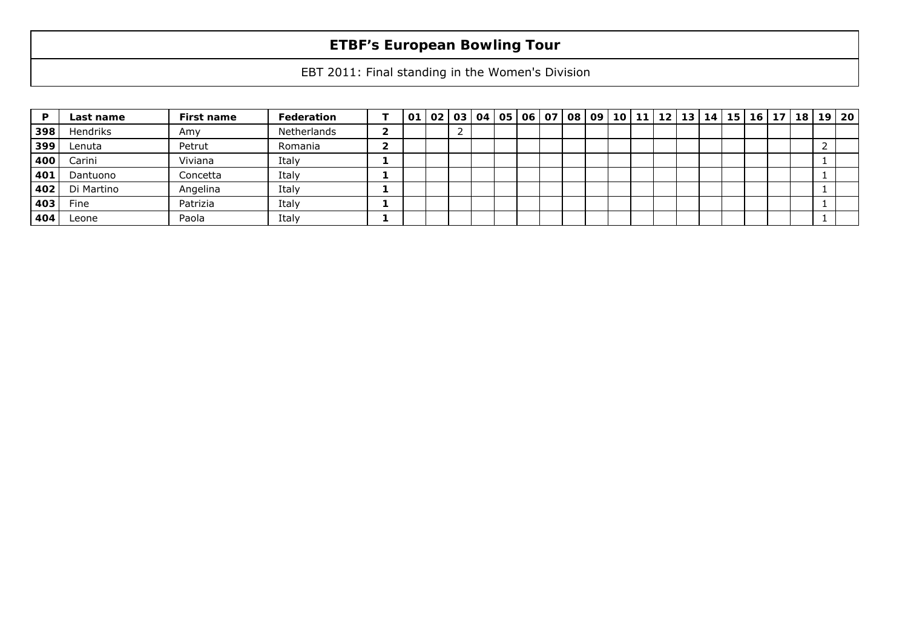# ETBF's European Bowling Tour

EBT 2011: Final standing in the Women's Division

| P | Last name | First name | Federation | T | 01 | 02 | 03 | 04 | 05 | 06 | 07 | 08 | 09 | 10 | 11 | 12 | 13 | 14 | 15 | 16 | 17 | 18 | 19 | 20 |
|---|---|---|---|---|---|---|---|---|---|---|---|---|---|---|---|---|---|---|---|---|---|---|---|---|
| 398 | Hendriks | Amy | Netherlands | 2 | | | 2 | | | | | | | | | | | | | | | | | |
| 399 | Lenuta | Petrut | Romania | 2 | | | | | | | | | | | | | | | | | | | 2 | |
| 400 | Carini | Viviana | Italy | 1 | | | | | | | | | | | | | | | | | | | 1 | |
| 401 | Dantuono | Concetta | Italy | 1 | | | | | | | | | | | | | | | | | | | 1 | |
| 402 | Di Martino | Angelina | Italy | 1 | | | | | | | | | | | | | | | | | | | 1 | |
| 403 | Fine | Patrizia | Italy | 1 | | | | | | | | | | | | | | | | | | | 1 | |
| 404 | Leone | Paola | Italy | 1 | | | | | | | | | | | | | | | | | | | 1 | |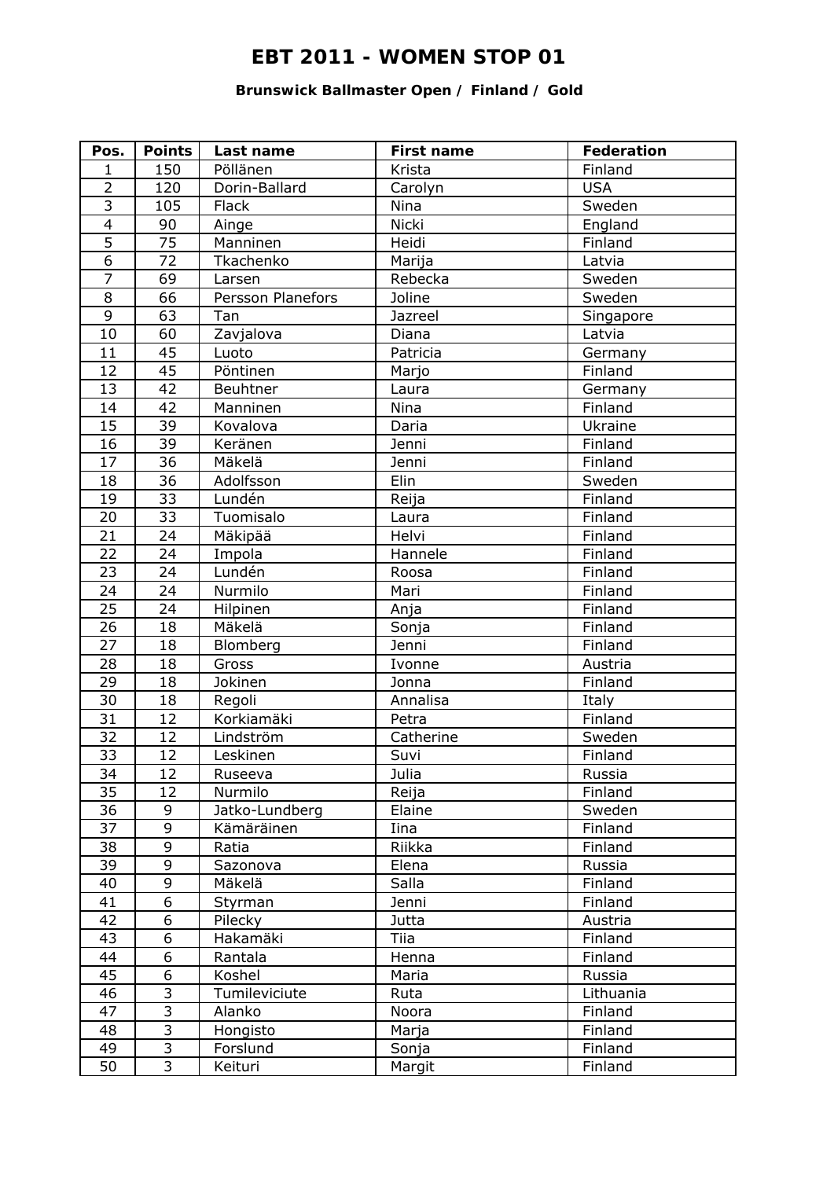# EBT 2011 - WOMEN STOP 01

**Brunswick Ballmaster Open / Finland / Gold**

| Pos. | Points | Last name | First name | Federation |
|---|---|---|---|---|
| 1 | 150 | Pöllänen | Krista | Finland |
| 2 | 120 | Dorin-Ballard | Carolyn | USA |
| 3 | 105 | Flack | Nina | Sweden |
| 4 | 90 | Ainge | Nicki | England |
| 5 | 75 | Manninen | Heidi | Finland |
| 6 | 72 | Tkachenko | Marija | Latvia |
| 7 | 69 | Larsen | Rebecka | Sweden |
| 8 | 66 | Persson Planefors | Joline | Sweden |
| 9 | 63 | Tan | Jazreel | Singapore |
| 10 | 60 | Zavjalova | Diana | Latvia |
| 11 | 45 | Luoto | Patricia | Germany |
| 12 | 45 | Pöntinen | Marjo | Finland |
| 13 | 42 | Beuhtner | Laura | Germany |
| 14 | 42 | Manninen | Nina | Finland |
| 15 | 39 | Kovalova | Daria | Ukraine |
| 16 | 39 | Keränen | Jenni | Finland |
| 17 | 36 | Mäkelä | Jenni | Finland |
| 18 | 36 | Adolfsson | Elin | Sweden |
| 19 | 33 | Lundén | Reija | Finland |
| 20 | 33 | Tuomisalo | Laura | Finland |
| 21 | 24 | Mäkipää | Helvi | Finland |
| 22 | 24 | Impola | Hannele | Finland |
| 23 | 24 | Lundén | Roosa | Finland |
| 24 | 24 | Nurmilo | Mari | Finland |
| 25 | 24 | Hilpinen | Anja | Finland |
| 26 | 18 | Mäkelä | Sonja | Finland |
| 27 | 18 | Blomberg | Jenni | Finland |
| 28 | 18 | Gross | Ivonne | Austria |
| 29 | 18 | Jokinen | Jonna | Finland |
| 30 | 18 | Regoli | Annalisa | Italy |
| 31 | 12 | Korkiamäki | Petra | Finland |
| 32 | 12 | Lindström | Catherine | Sweden |
| 33 | 12 | Leskinen | Suvi | Finland |
| 34 | 12 | Ruseeva | Julia | Russia |
| 35 | 12 | Nurmilo | Reija | Finland |
| 36 | 9 | Jatko-Lundberg | Elaine | Sweden |
| 37 | 9 | Kämäräinen | Iina | Finland |
| 38 | 9 | Ratia | Riikka | Finland |
| 39 | 9 | Sazonova | Elena | Russia |
| 40 | 9 | Mäkelä | Salla | Finland |
| 41 | 6 | Styrman | Jenni | Finland |
| 42 | 6 | Pilecky | Jutta | Austria |
| 43 | 6 | Hakamäki | Tiia | Finland |
| 44 | 6 | Rantala | Henna | Finland |
| 45 | 6 | Koshel | Maria | Russia |
| 46 | 3 | Tumileviciute | Ruta | Lithuania |
| 47 | 3 | Alanko | Noora | Finland |
| 48 | 3 | Hongisto | Marja | Finland |
| 49 | 3 | Forslund | Sonja | Finland |
| 50 | 3 | Keituri | Margit | Finland |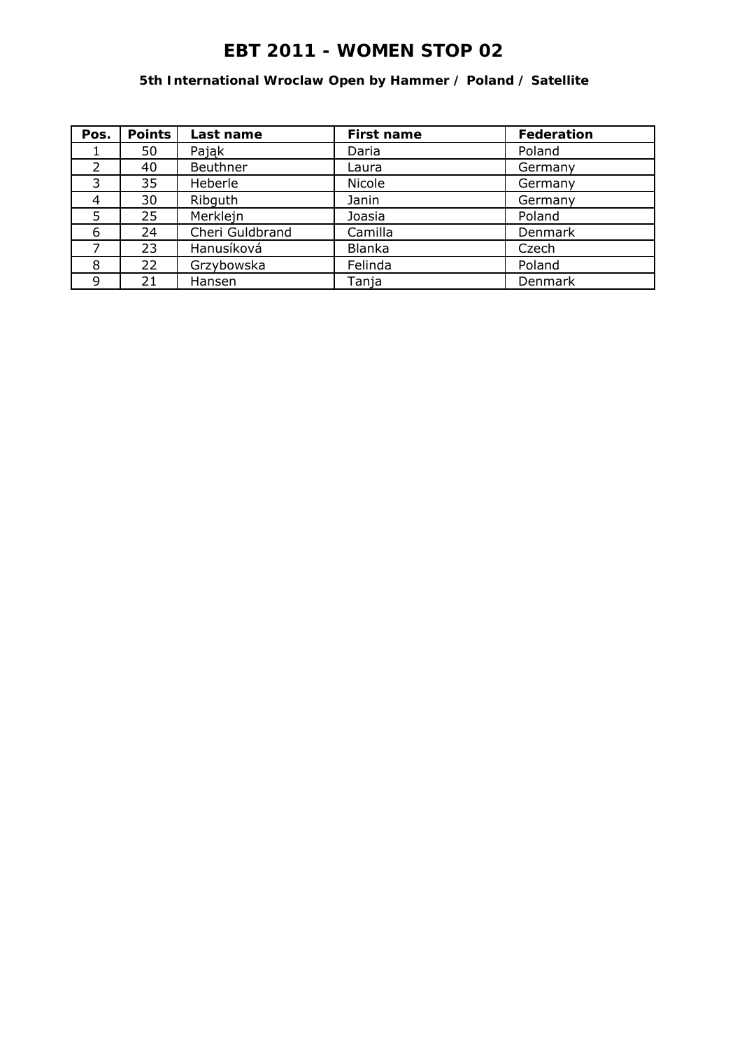# EBT 2011 - WOMEN STOP 02

### 5th International Wroclaw Open by Hammer / Poland / Satellite

| Pos. | Points | Last name | First name | Federation |
|---|---|---|---|---|
| 1 | 50 | Pająk | Daria | Poland |
| 2 | 40 | Beuthner | Laura | Germany |
| 3 | 35 | Heberle | Nicole | Germany |
| 4 | 30 | Ribguth | Janin | Germany |
| 5 | 25 | Merklejn | Joasia | Poland |
| 6 | 24 | Cheri Guldbrand | Camilla | Denmark |
| 7 | 23 | Hanusíková | Blanka | Czech |
| 8 | 22 | Grzybowska | Felinda | Poland |
| 9 | 21 | Hansen | Tanja | Denmark |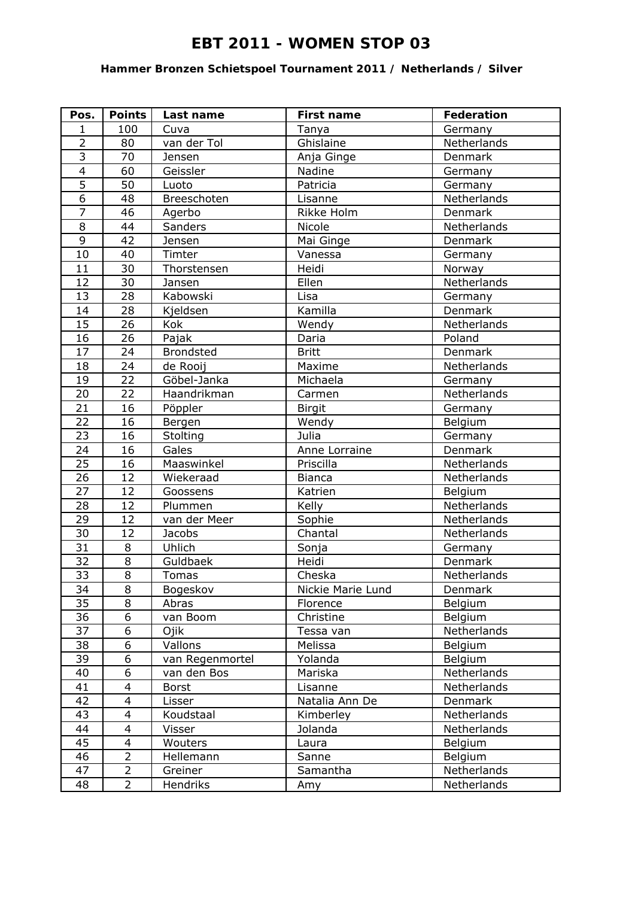# EBT 2011 - WOMEN STOP 03

**Hammer Bronzen Schietspoel Tournament 2011 / Netherlands / Silver**

| Pos. | Points | Last name | First name | Federation |
|---|---|---|---|---|
| 1 | 100 | Cuva | Tanya | Germany |
| 2 | 80 | van der Tol | Ghislaine | Netherlands |
| 3 | 70 | Jensen | Anja Ginge | Denmark |
| 4 | 60 | Geissler | Nadine | Germany |
| 5 | 50 | Luoto | Patricia | Germany |
| 6 | 48 | Breeschoten | Lisanne | Netherlands |
| 7 | 46 | Agerbo | Rikke Holm | Denmark |
| 8 | 44 | Sanders | Nicole | Netherlands |
| 9 | 42 | Jensen | Mai Ginge | Denmark |
| 10 | 40 | Timter | Vanessa | Germany |
| 11 | 30 | Thorstensen | Heidi | Norway |
| 12 | 30 | Jansen | Ellen | Netherlands |
| 13 | 28 | Kabowski | Lisa | Germany |
| 14 | 28 | Kjeldsen | Kamilla | Denmark |
| 15 | 26 | Kok | Wendy | Netherlands |
| 16 | 26 | Pajak | Daria | Poland |
| 17 | 24 | Brondsted | Britt | Denmark |
| 18 | 24 | de Rooij | Maxime | Netherlands |
| 19 | 22 | Göbel-Janka | Michaela | Germany |
| 20 | 22 | Haandrikman | Carmen | Netherlands |
| 21 | 16 | Pöppler | Birgit | Germany |
| 22 | 16 | Bergen | Wendy | Belgium |
| 23 | 16 | Stolting | Julia | Germany |
| 24 | 16 | Gales | Anne Lorraine | Denmark |
| 25 | 16 | Maaswinkel | Priscilla | Netherlands |
| 26 | 12 | Wiekeraad | Bianca | Netherlands |
| 27 | 12 | Goossens | Katrien | Belgium |
| 28 | 12 | Plummen | Kelly | Netherlands |
| 29 | 12 | van der Meer | Sophie | Netherlands |
| 30 | 12 | Jacobs | Chantal | Netherlands |
| 31 | 8 | Uhlich | Sonja | Germany |
| 32 | 8 | Guldbaek | Heidi | Denmark |
| 33 | 8 | Tomas | Cheska | Netherlands |
| 34 | 8 | Bogeskov | Nickie Marie Lund | Denmark |
| 35 | 8 | Abras | Florence | Belgium |
| 36 | 6 | van Boom | Christine | Belgium |
| 37 | 6 | Ojik | Tessa van | Netherlands |
| 38 | 6 | Vallons | Melissa | Belgium |
| 39 | 6 | van Regenmortel | Yolanda | Belgium |
| 40 | 6 | van den Bos | Mariska | Netherlands |
| 41 | 4 | Borst | Lisanne | Netherlands |
| 42 | 4 | Lisser | Natalia Ann De | Denmark |
| 43 | 4 | Koudstaal | Kimberley | Netherlands |
| 44 | 4 | Visser | Jolanda | Netherlands |
| 45 | 4 | Wouters | Laura | Belgium |
| 46 | 2 | Hellemann | Sanne | Belgium |
| 47 | 2 | Greiner | Samantha | Netherlands |
| 48 | 2 | Hendriks | Amy | Netherlands |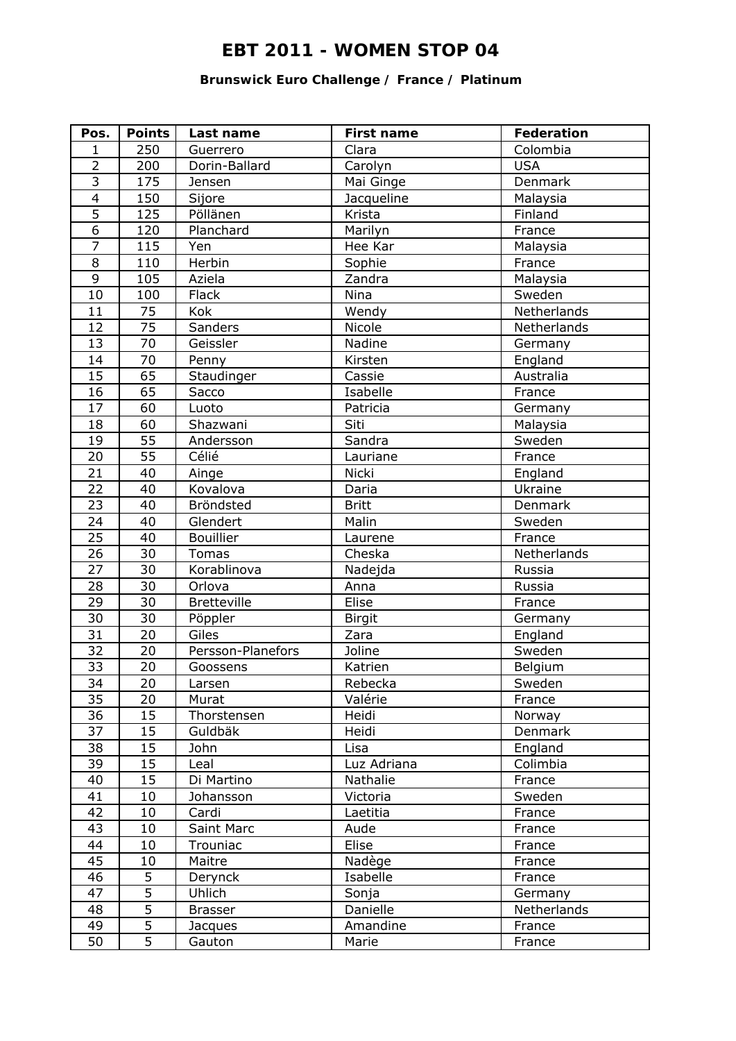# EBT 2011 - WOMEN STOP 04

### Brunswick Euro Challenge / France / Platinum

| Pos. | Points | Last name | First name | Federation |
|---|---|---|---|---|
| 1 | 250 | Guerrero | Clara | Colombia |
| 2 | 200 | Dorin-Ballard | Carolyn | USA |
| 3 | 175 | Jensen | Mai Ginge | Denmark |
| 4 | 150 | Sijore | Jacqueline | Malaysia |
| 5 | 125 | Pöllänen | Krista | Finland |
| 6 | 120 | Planchard | Marilyn | France |
| 7 | 115 | Yen | Hee Kar | Malaysia |
| 8 | 110 | Herbin | Sophie | France |
| 9 | 105 | Aziela | Zandra | Malaysia |
| 10 | 100 | Flack | Nina | Sweden |
| 11 | 75 | Kok | Wendy | Netherlands |
| 12 | 75 | Sanders | Nicole | Netherlands |
| 13 | 70 | Geissler | Nadine | Germany |
| 14 | 70 | Penny | Kirsten | England |
| 15 | 65 | Staudinger | Cassie | Australia |
| 16 | 65 | Sacco | Isabelle | France |
| 17 | 60 | Luoto | Patricia | Germany |
| 18 | 60 | Shazwani | Siti | Malaysia |
| 19 | 55 | Andersson | Sandra | Sweden |
| 20 | 55 | Célié | Lauriane | France |
| 21 | 40 | Ainge | Nicki | England |
| 22 | 40 | Kovalova | Daria | Ukraine |
| 23 | 40 | Bröndsted | Britt | Denmark |
| 24 | 40 | Glendert | Malin | Sweden |
| 25 | 40 | Bouillier | Laurene | France |
| 26 | 30 | Tomas | Cheska | Netherlands |
| 27 | 30 | Korablinova | Nadejda | Russia |
| 28 | 30 | Orlova | Anna | Russia |
| 29 | 30 | Bretteville | Elise | France |
| 30 | 30 | Pöppler | Birgit | Germany |
| 31 | 20 | Giles | Zara | England |
| 32 | 20 | Persson-Planefors | Joline | Sweden |
| 33 | 20 | Goossens | Katrien | Belgium |
| 34 | 20 | Larsen | Rebecka | Sweden |
| 35 | 20 | Murat | Valérie | France |
| 36 | 15 | Thorstensen | Heidi | Norway |
| 37 | 15 | Guldbäk | Heidi | Denmark |
| 38 | 15 | John | Lisa | England |
| 39 | 15 | Leal | Luz Adriana | Colimbia |
| 40 | 15 | Di Martino | Nathalie | France |
| 41 | 10 | Johansson | Victoria | Sweden |
| 42 | 10 | Cardi | Laetitia | France |
| 43 | 10 | Saint Marc | Aude | France |
| 44 | 10 | Trouniac | Elise | France |
| 45 | 10 | Maitre | Nadège | France |
| 46 | 5 | Derynck | Isabelle | France |
| 47 | 5 | Uhlich | Sonja | Germany |
| 48 | 5 | Brasser | Danielle | Netherlands |
| 49 | 5 | Jacques | Amandine | France |
| 50 | 5 | Gauton | Marie | France |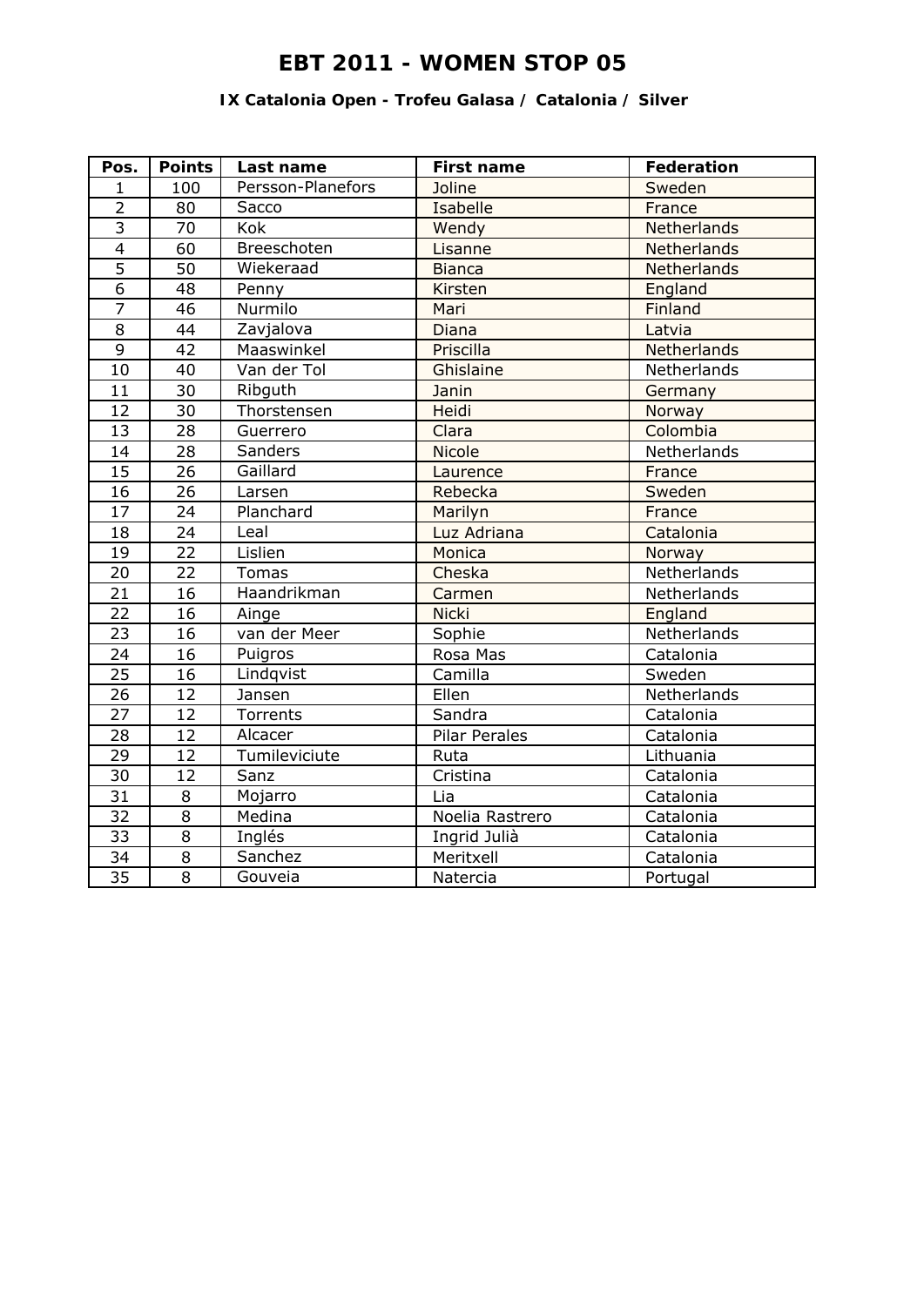# EBT 2011 - WOMEN STOP 05

### IX Catalonia Open - Trofeu Galasa / Catalonia / Silver

| Pos. | Points | Last name | First name | Federation |
|---|---|---|---|---|
| 1 | 100 | Persson-Planefors | Joline | Sweden |
| 2 | 80 | Sacco | Isabelle | France |
| 3 | 70 | Kok | Wendy | Netherlands |
| 4 | 60 | Breeschoten | Lisanne | Netherlands |
| 5 | 50 | Wiekeraad | Bianca | Netherlands |
| 6 | 48 | Penny | Kirsten | England |
| 7 | 46 | Nurmilo | Mari | Finland |
| 8 | 44 | Zavjalova | Diana | Latvia |
| 9 | 42 | Maaswinkel | Priscilla | Netherlands |
| 10 | 40 | Van der Tol | Ghislaine | Netherlands |
| 11 | 30 | Ribguth | Janin | Germany |
| 12 | 30 | Thorstensen | Heidi | Norway |
| 13 | 28 | Guerrero | Clara | Colombia |
| 14 | 28 | Sanders | Nicole | Netherlands |
| 15 | 26 | Gaillard | Laurence | France |
| 16 | 26 | Larsen | Rebecka | Sweden |
| 17 | 24 | Planchard | Marilyn | France |
| 18 | 24 | Leal | Luz Adriana | Catalonia |
| 19 | 22 | Lislien | Monica | Norway |
| 20 | 22 | Tomas | Cheska | Netherlands |
| 21 | 16 | Haandrikman | Carmen | Netherlands |
| 22 | 16 | Ainge | Nicki | England |
| 23 | 16 | van der Meer | Sophie | Netherlands |
| 24 | 16 | Puigros | Rosa Mas | Catalonia |
| 25 | 16 | Lindqvist | Camilla | Sweden |
| 26 | 12 | Jansen | Ellen | Netherlands |
| 27 | 12 | Torrents | Sandra | Catalonia |
| 28 | 12 | Alcacer | Pilar Perales | Catalonia |
| 29 | 12 | Tumileviciute | Ruta | Lithuania |
| 30 | 12 | Sanz | Cristina | Catalonia |
| 31 | 8 | Mojarro | Lia | Catalonia |
| 32 | 8 | Medina | Noelia Rastrero | Catalonia |
| 33 | 8 | Inglés | Ingrid Julià | Catalonia |
| 34 | 8 | Sanchez | Meritxell | Catalonia |
| 35 | 8 | Gouveia | Natercia | Portugal |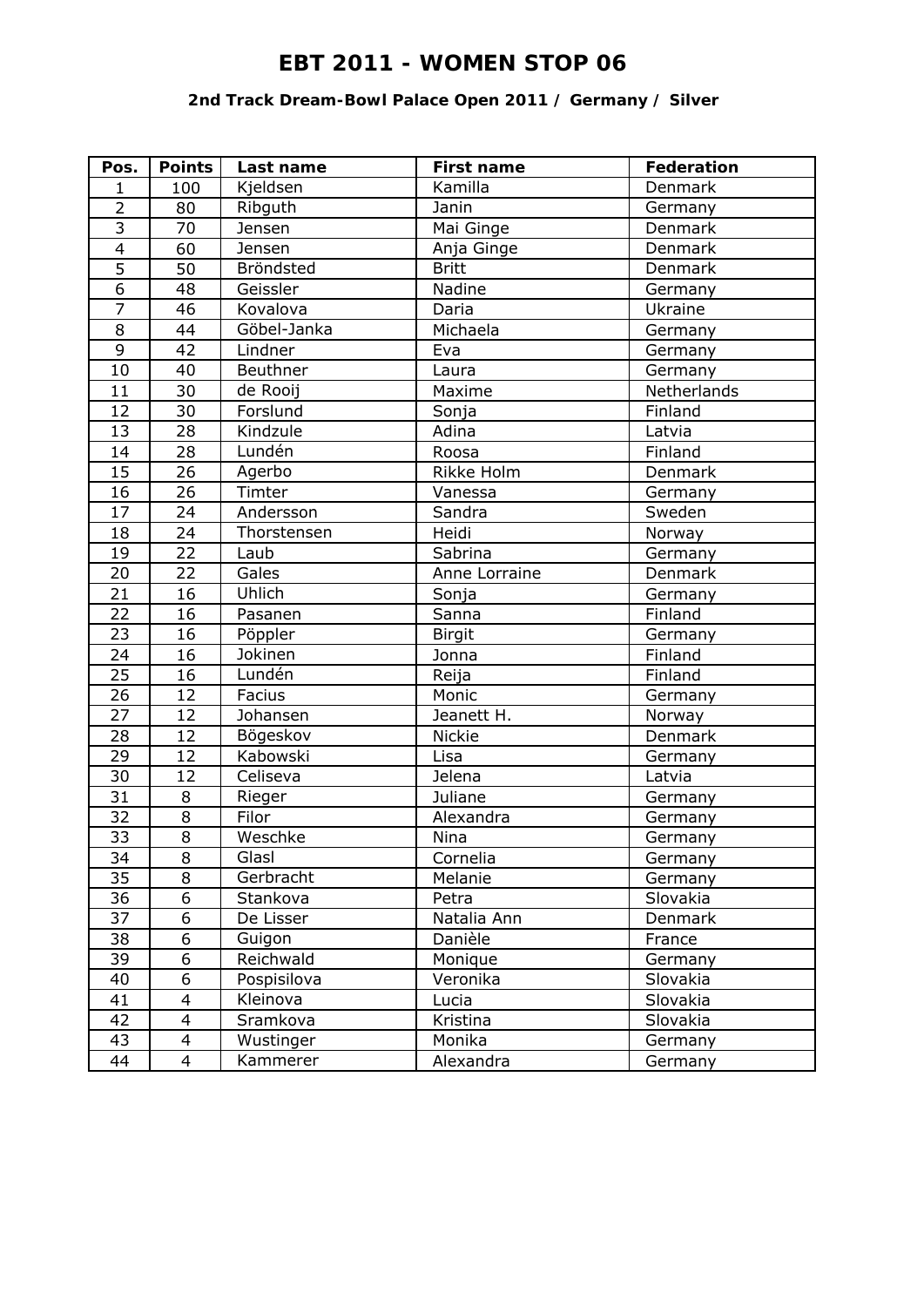# EBT 2011 - WOMEN STOP 06

### 2nd Track Dream-Bowl Palace Open 2011 / Germany / Silver

| Pos. | Points | Last name | First name | Federation |
|---|---|---|---|---|
| 1 | 100 | Kjeldsen | Kamilla | Denmark |
| 2 | 80 | Ribguth | Janin | Germany |
| 3 | 70 | Jensen | Mai Ginge | Denmark |
| 4 | 60 | Jensen | Anja Ginge | Denmark |
| 5 | 50 | Bröndsted | Britt | Denmark |
| 6 | 48 | Geissler | Nadine | Germany |
| 7 | 46 | Kovalova | Daria | Ukraine |
| 8 | 44 | Göbel-Janka | Michaela | Germany |
| 9 | 42 | Lindner | Eva | Germany |
| 10 | 40 | Beuthner | Laura | Germany |
| 11 | 30 | de Rooij | Maxime | Netherlands |
| 12 | 30 | Forslund | Sonja | Finland |
| 13 | 28 | Kindzule | Adina | Latvia |
| 14 | 28 | Lundén | Roosa | Finland |
| 15 | 26 | Agerbo | Rikke Holm | Denmark |
| 16 | 26 | Timter | Vanessa | Germany |
| 17 | 24 | Andersson | Sandra | Sweden |
| 18 | 24 | Thorstensen | Heidi | Norway |
| 19 | 22 | Laub | Sabrina | Germany |
| 20 | 22 | Gales | Anne Lorraine | Denmark |
| 21 | 16 | Uhlich | Sonja | Germany |
| 22 | 16 | Pasanen | Sanna | Finland |
| 23 | 16 | Pöppler | Birgit | Germany |
| 24 | 16 | Jokinen | Jonna | Finland |
| 25 | 16 | Lundén | Reija | Finland |
| 26 | 12 | Facius | Monic | Germany |
| 27 | 12 | Johansen | Jeanett H. | Norway |
| 28 | 12 | Bögeskov | Nickie | Denmark |
| 29 | 12 | Kabowski | Lisa | Germany |
| 30 | 12 | Celiseva | Jelena | Latvia |
| 31 | 8 | Rieger | Juliane | Germany |
| 32 | 8 | Filor | Alexandra | Germany |
| 33 | 8 | Weschke | Nina | Germany |
| 34 | 8 | Glasl | Cornelia | Germany |
| 35 | 8 | Gerbracht | Melanie | Germany |
| 36 | 6 | Stankova | Petra | Slovakia |
| 37 | 6 | De Lisser | Natalia Ann | Denmark |
| 38 | 6 | Guigon | Danièle | France |
| 39 | 6 | Reichwald | Monique | Germany |
| 40 | 6 | Pospisilova | Veronika | Slovakia |
| 41 | 4 | Kleinova | Lucia | Slovakia |
| 42 | 4 | Sramkova | Kristina | Slovakia |
| 43 | 4 | Wustinger | Monika | Germany |
| 44 | 4 | Kammerer | Alexandra | Germany |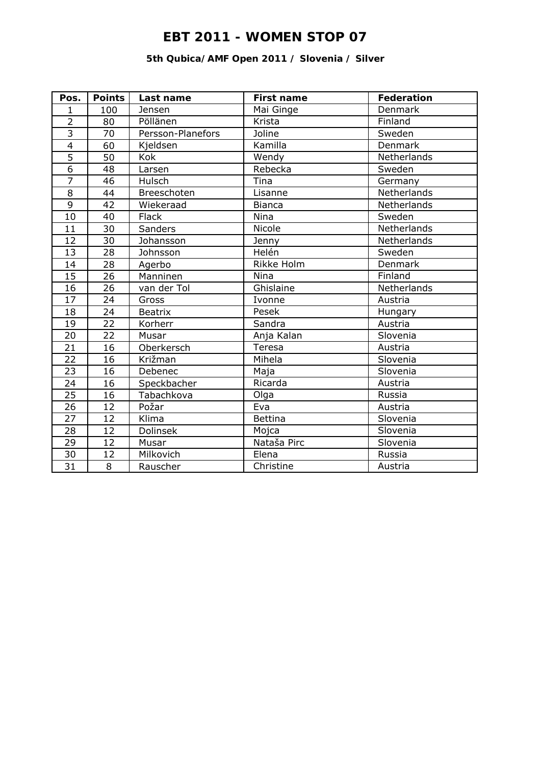# EBT 2011 - WOMEN STOP 07

### 5th Qubica/AMF Open 2011 / Slovenia / Silver

| Pos. | Points | Last name | First name | Federation |
|---|---|---|---|---|
| 1 | 100 | Jensen | Mai Ginge | Denmark |
| 2 | 80 | Pöllänen | Krista | Finland |
| 3 | 70 | Persson-Planefors | Joline | Sweden |
| 4 | 60 | Kjeldsen | Kamilla | Denmark |
| 5 | 50 | Kok | Wendy | Netherlands |
| 6 | 48 | Larsen | Rebecka | Sweden |
| 7 | 46 | Hulsch | Tina | Germany |
| 8 | 44 | Breeschoten | Lisanne | Netherlands |
| 9 | 42 | Wiekeraad | Bianca | Netherlands |
| 10 | 40 | Flack | Nina | Sweden |
| 11 | 30 | Sanders | Nicole | Netherlands |
| 12 | 30 | Johansson | Jenny | Netherlands |
| 13 | 28 | Johnsson | Helén | Sweden |
| 14 | 28 | Agerbo | Rikke Holm | Denmark |
| 15 | 26 | Manninen | Nina | Finland |
| 16 | 26 | van der Tol | Ghislaine | Netherlands |
| 17 | 24 | Gross | Ivonne | Austria |
| 18 | 24 | Beatrix | Pesek | Hungary |
| 19 | 22 | Korherr | Sandra | Austria |
| 20 | 22 | Musar | Anja Kalan | Slovenia |
| 21 | 16 | Oberkersch | Teresa | Austria |
| 22 | 16 | Križman | Mihela | Slovenia |
| 23 | 16 | Debenec | Maja | Slovenia |
| 24 | 16 | Speckbacher | Ricarda | Austria |
| 25 | 16 | Tabachkova | Olga | Russia |
| 26 | 12 | Požar | Eva | Austria |
| 27 | 12 | Klima | Bettina | Slovenia |
| 28 | 12 | Dolinsek | Mojca | Slovenia |
| 29 | 12 | Musar | Nataša Pirc | Slovenia |
| 30 | 12 | Milkovich | Elena | Russia |
| 31 | 8 | Rauscher | Christine | Austria |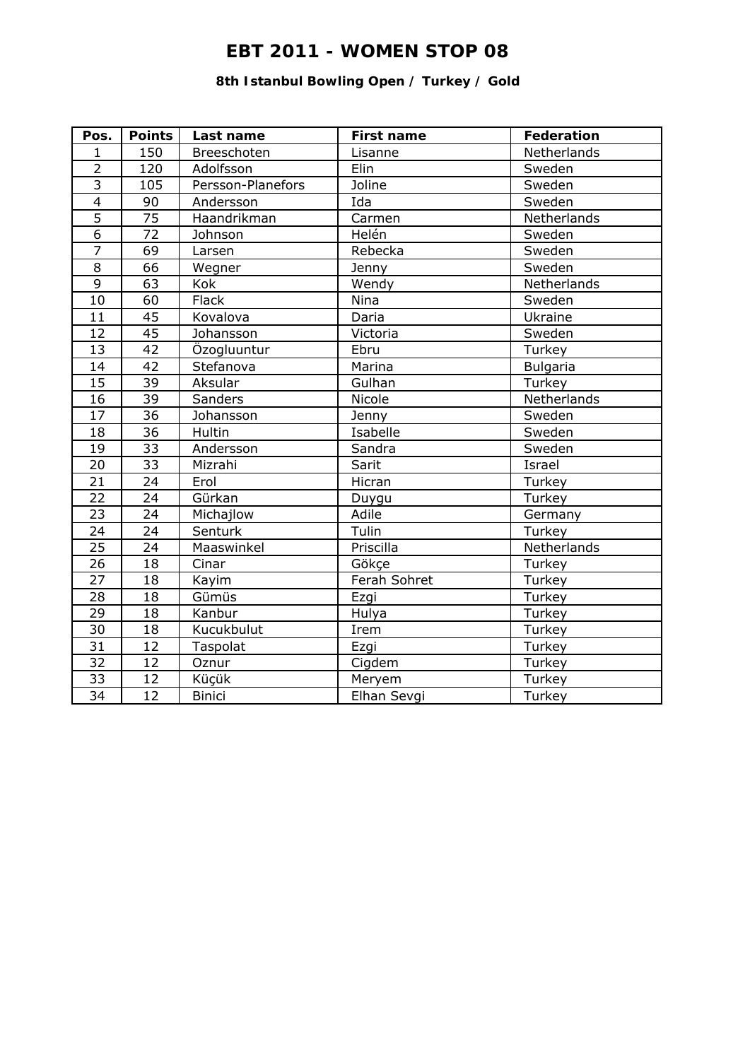# EBT 2011 - WOMEN STOP 08

### 8th Istanbul Bowling Open / Turkey / Gold

| Pos. | Points | Last name | First name | Federation |
|---|---|---|---|---|
| 1 | 150 | Breeschoten | Lisanne | Netherlands |
| 2 | 120 | Adolfsson | Elin | Sweden |
| 3 | 105 | Persson-Planefors | Joline | Sweden |
| 4 | 90 | Andersson | Ida | Sweden |
| 5 | 75 | Haandrikman | Carmen | Netherlands |
| 6 | 72 | Johnson | Helén | Sweden |
| 7 | 69 | Larsen | Rebecka | Sweden |
| 8 | 66 | Wegner | Jenny | Sweden |
| 9 | 63 | Kok | Wendy | Netherlands |
| 10 | 60 | Flack | Nina | Sweden |
| 11 | 45 | Kovalova | Daria | Ukraine |
| 12 | 45 | Johansson | Victoria | Sweden |
| 13 | 42 | Özogluuntur | Ebru | Turkey |
| 14 | 42 | Stefanova | Marina | Bulgaria |
| 15 | 39 | Aksular | Gulhan | Turkey |
| 16 | 39 | Sanders | Nicole | Netherlands |
| 17 | 36 | Johansson | Jenny | Sweden |
| 18 | 36 | Hultin | Isabelle | Sweden |
| 19 | 33 | Andersson | Sandra | Sweden |
| 20 | 33 | Mizrahi | Sarit | Israel |
| 21 | 24 | Erol | Hicran | Turkey |
| 22 | 24 | Gürkan | Duygu | Turkey |
| 23 | 24 | Michajlow | Adile | Germany |
| 24 | 24 | Senturk | Tulin | Turkey |
| 25 | 24 | Maaswinkel | Priscilla | Netherlands |
| 26 | 18 | Cinar | Gökçe | Turkey |
| 27 | 18 | Kayim | Ferah Sohret | Turkey |
| 28 | 18 | Gümüs | Ezgi | Turkey |
| 29 | 18 | Kanbur | Hulya | Turkey |
| 30 | 18 | Kucukbulut | Irem | Turkey |
| 31 | 12 | Taspolat | Ezgi | Turkey |
| 32 | 12 | Oznur | Cigdem | Turkey |
| 33 | 12 | Küçük | Meryem | Turkey |
| 34 | 12 | Binici | Elhan Sevgi | Turkey |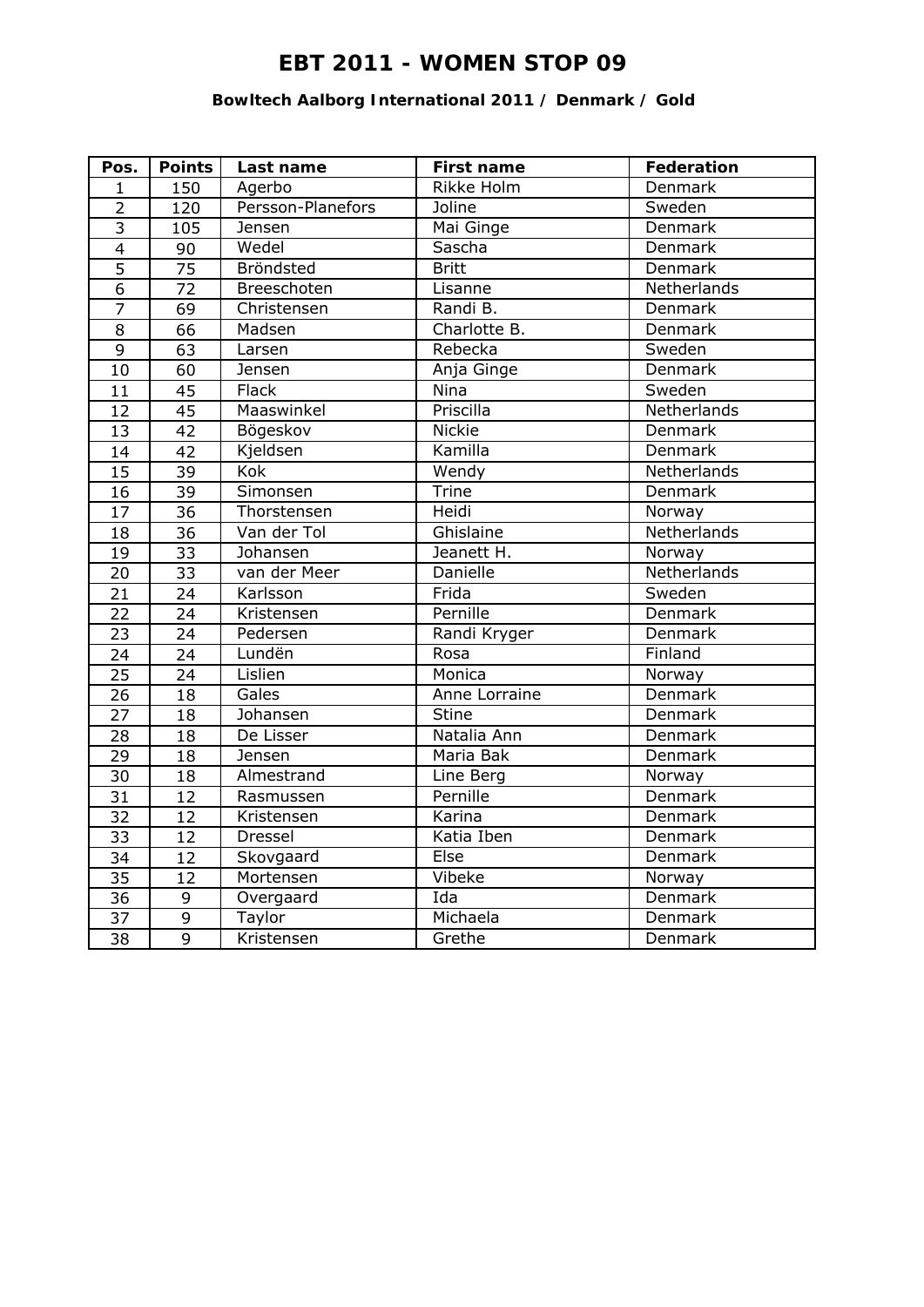# EBT 2011 - WOMEN STOP 09

### Bowltech Aalborg International 2011 / Denmark / Gold

| Pos. | Points | Last name | First name | Federation |
|---|---|---|---|---|
| 1 | 150 | Agerbo | Rikke Holm | Denmark |
| 2 | 120 | Persson-Planefors | Joline | Sweden |
| 3 | 105 | Jensen | Mai Ginge | Denmark |
| 4 | 90 | Wedel | Sascha | Denmark |
| 5 | 75 | Bröndsted | Britt | Denmark |
| 6 | 72 | Breeschoten | Lisanne | Netherlands |
| 7 | 69 | Christensen | Randi B. | Denmark |
| 8 | 66 | Madsen | Charlotte B. | Denmark |
| 9 | 63 | Larsen | Rebecka | Sweden |
| 10 | 60 | Jensen | Anja Ginge | Denmark |
| 11 | 45 | Flack | Nina | Sweden |
| 12 | 45 | Maaswinkel | Priscilla | Netherlands |
| 13 | 42 | Bögeskov | Nickie | Denmark |
| 14 | 42 | Kjeldsen | Kamilla | Denmark |
| 15 | 39 | Kok | Wendy | Netherlands |
| 16 | 39 | Simonsen | Trine | Denmark |
| 17 | 36 | Thorstensen | Heidi | Norway |
| 18 | 36 | Van der Tol | Ghislaine | Netherlands |
| 19 | 33 | Johansen | Jeanett H. | Norway |
| 20 | 33 | van der Meer | Danielle | Netherlands |
| 21 | 24 | Karlsson | Frida | Sweden |
| 22 | 24 | Kristensen | Pernille | Denmark |
| 23 | 24 | Pedersen | Randi Kryger | Denmark |
| 24 | 24 | Lundën | Rosa | Finland |
| 25 | 24 | Lislien | Monica | Norway |
| 26 | 18 | Gales | Anne Lorraine | Denmark |
| 27 | 18 | Johansen | Stine | Denmark |
| 28 | 18 | De Lisser | Natalia Ann | Denmark |
| 29 | 18 | Jensen | Maria Bak | Denmark |
| 30 | 18 | Almestrand | Line Berg | Norway |
| 31 | 12 | Rasmussen | Pernille | Denmark |
| 32 | 12 | Kristensen | Karina | Denmark |
| 33 | 12 | Dressel | Katia Iben | Denmark |
| 34 | 12 | Skovgaard | Else | Denmark |
| 35 | 12 | Mortensen | Vibeke | Norway |
| 36 | 9 | Overgaard | Ida | Denmark |
| 37 | 9 | Taylor | Michaela | Denmark |
| 38 | 9 | Kristensen | Grethe | Denmark |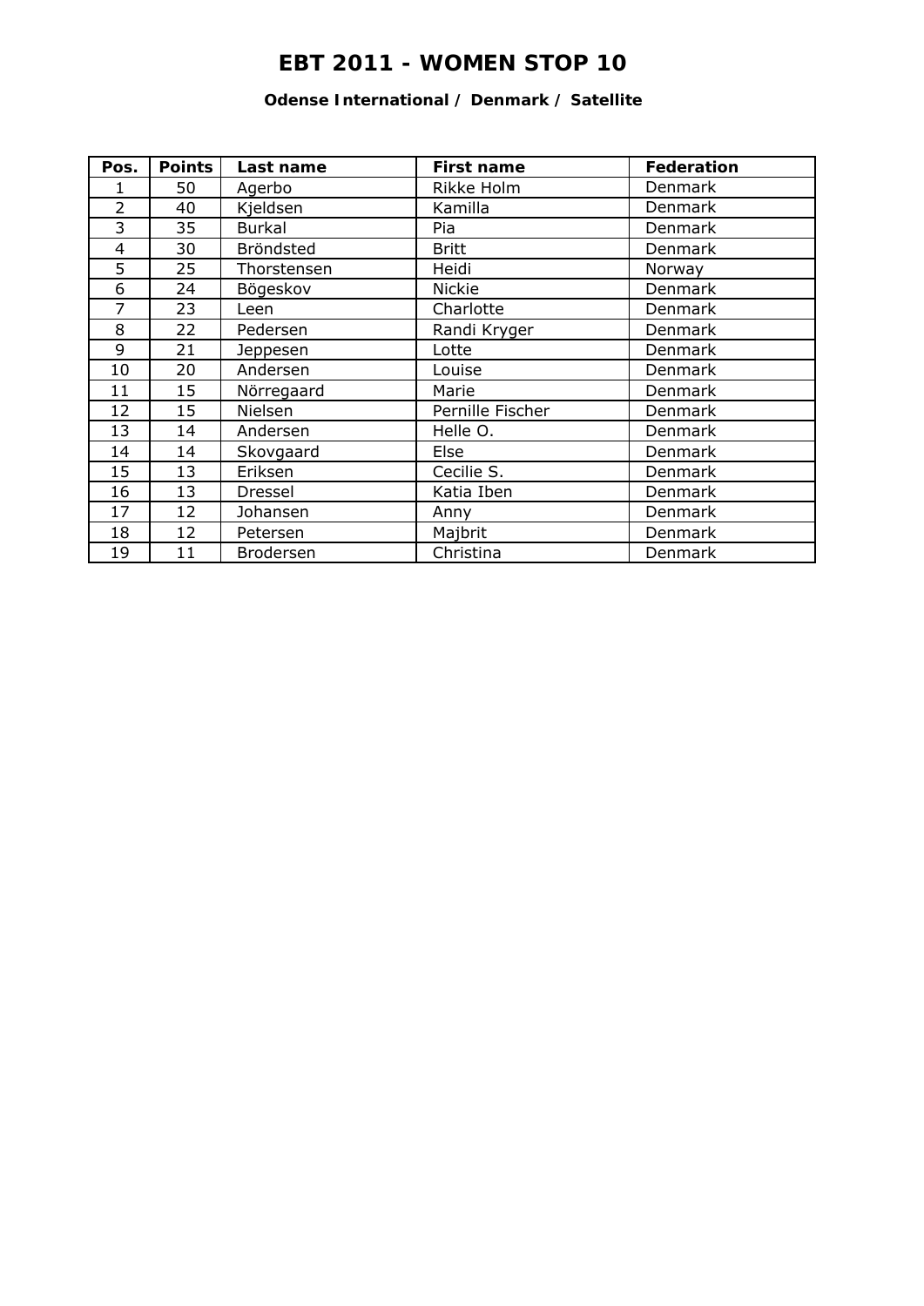# EBT 2011 - WOMEN STOP 10

**Odense International / Denmark / Satellite**

| Pos. | Points | Last name | First name | Federation |
|---|---|---|---|---|
| 1 | 50 | Agerbo | Rikke Holm | Denmark |
| 2 | 40 | Kjeldsen | Kamilla | Denmark |
| 3 | 35 | Burkal | Pia | Denmark |
| 4 | 30 | Bröndsted | Britt | Denmark |
| 5 | 25 | Thorstensen | Heidi | Norway |
| 6 | 24 | Bögeskov | Nickie | Denmark |
| 7 | 23 | Leen | Charlotte | Denmark |
| 8 | 22 | Pedersen | Randi Kryger | Denmark |
| 9 | 21 | Jeppesen | Lotte | Denmark |
| 10 | 20 | Andersen | Louise | Denmark |
| 11 | 15 | Nörregaard | Marie | Denmark |
| 12 | 15 | Nielsen | Pernille Fischer | Denmark |
| 13 | 14 | Andersen | Helle O. | Denmark |
| 14 | 14 | Skovgaard | Else | Denmark |
| 15 | 13 | Eriksen | Cecilie S. | Denmark |
| 16 | 13 | Dressel | Katia Iben | Denmark |
| 17 | 12 | Johansen | Anny | Denmark |
| 18 | 12 | Petersen | Majbrit | Denmark |
| 19 | 11 | Brodersen | Christina | Denmark |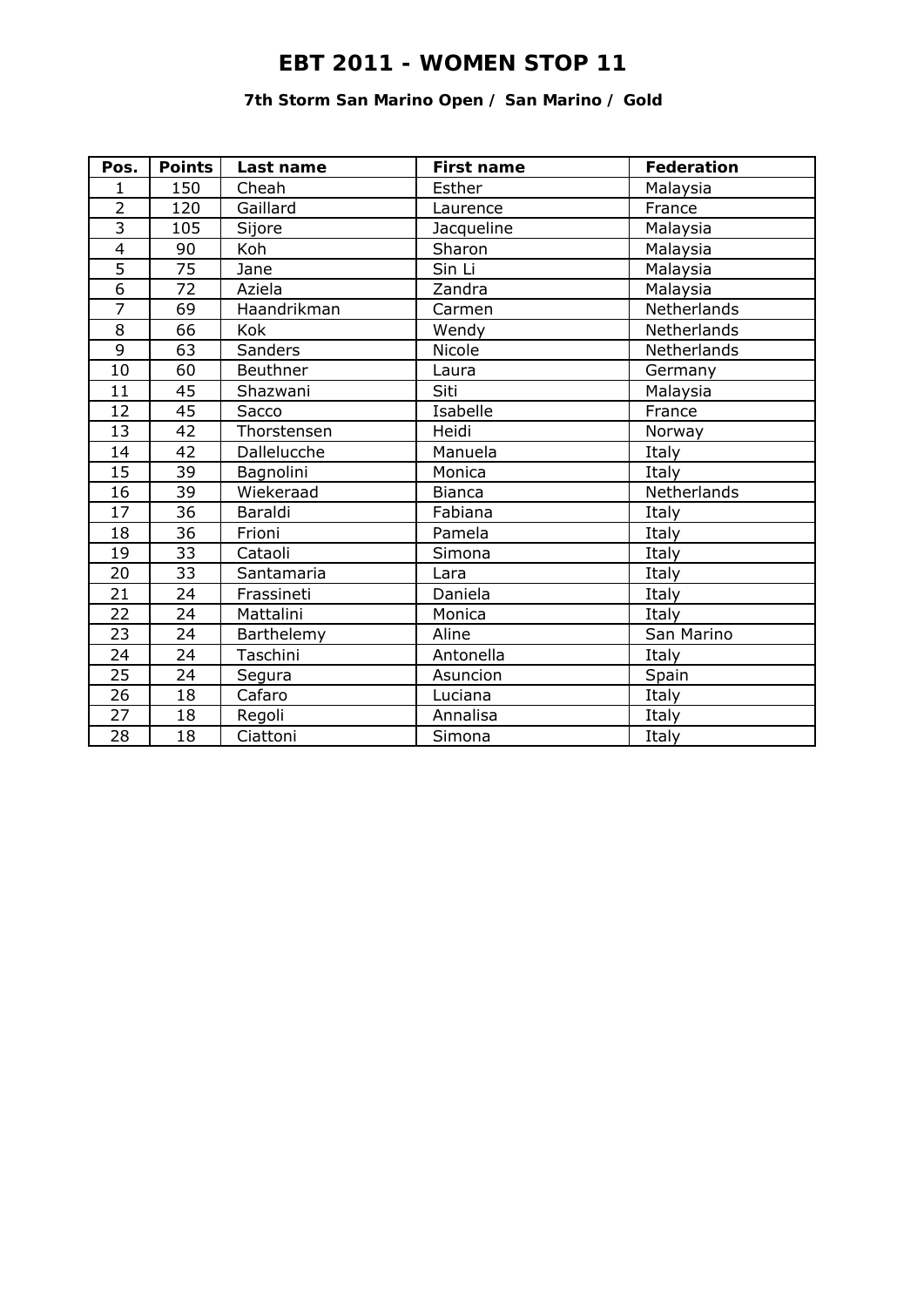# EBT 2011 - WOMEN STOP 11

### 7th Storm San Marino Open / San Marino / Gold

| Pos. | Points | Last name | First name | Federation |
|---|---|---|---|---|
| 1 | 150 | Cheah | Esther | Malaysia |
| 2 | 120 | Gaillard | Laurence | France |
| 3 | 105 | Sijore | Jacqueline | Malaysia |
| 4 | 90 | Koh | Sharon | Malaysia |
| 5 | 75 | Jane | Sin Li | Malaysia |
| 6 | 72 | Aziela | Zandra | Malaysia |
| 7 | 69 | Haandrikman | Carmen | Netherlands |
| 8 | 66 | Kok | Wendy | Netherlands |
| 9 | 63 | Sanders | Nicole | Netherlands |
| 10 | 60 | Beuthner | Laura | Germany |
| 11 | 45 | Shazwani | Siti | Malaysia |
| 12 | 45 | Sacco | Isabelle | France |
| 13 | 42 | Thorstensen | Heidi | Norway |
| 14 | 42 | Dallelucche | Manuela | Italy |
| 15 | 39 | Bagnolini | Monica | Italy |
| 16 | 39 | Wiekeraad | Bianca | Netherlands |
| 17 | 36 | Baraldi | Fabiana | Italy |
| 18 | 36 | Frioni | Pamela | Italy |
| 19 | 33 | Cataoli | Simona | Italy |
| 20 | 33 | Santamaria | Lara | Italy |
| 21 | 24 | Frassineti | Daniela | Italy |
| 22 | 24 | Mattalini | Monica | Italy |
| 23 | 24 | Barthelemy | Aline | San Marino |
| 24 | 24 | Taschini | Antonella | Italy |
| 25 | 24 | Segura | Asuncion | Spain |
| 26 | 18 | Cafaro | Luciana | Italy |
| 27 | 18 | Regoli | Annalisa | Italy |
| 28 | 18 | Ciattoni | Simona | Italy |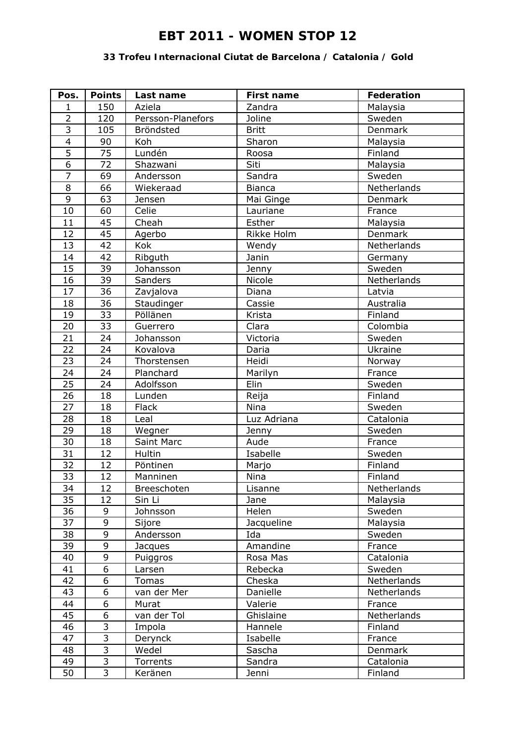# EBT 2011 - WOMEN STOP 12

### 33 Trofeu Internacional Ciutat de Barcelona / Catalonia / Gold

| Pos. | Points | Last name | First name | Federation |
|---|---|---|---|---|
| 1 | 150 | Aziela | Zandra | Malaysia |
| 2 | 120 | Persson-Planefors | Joline | Sweden |
| 3 | 105 | Bröndsted | Britt | Denmark |
| 4 | 90 | Koh | Sharon | Malaysia |
| 5 | 75 | Lundén | Roosa | Finland |
| 6 | 72 | Shazwani | Siti | Malaysia |
| 7 | 69 | Andersson | Sandra | Sweden |
| 8 | 66 | Wiekeraad | Bianca | Netherlands |
| 9 | 63 | Jensen | Mai Ginge | Denmark |
| 10 | 60 | Celie | Lauriane | France |
| 11 | 45 | Cheah | Esther | Malaysia |
| 12 | 45 | Agerbo | Rikke Holm | Denmark |
| 13 | 42 | Kok | Wendy | Netherlands |
| 14 | 42 | Ribguth | Janin | Germany |
| 15 | 39 | Johansson | Jenny | Sweden |
| 16 | 39 | Sanders | Nicole | Netherlands |
| 17 | 36 | Zavjalova | Diana | Latvia |
| 18 | 36 | Staudinger | Cassie | Australia |
| 19 | 33 | Pöllänen | Krista | Finland |
| 20 | 33 | Guerrero | Clara | Colombia |
| 21 | 24 | Johansson | Victoria | Sweden |
| 22 | 24 | Kovalova | Daria | Ukraine |
| 23 | 24 | Thorstensen | Heidi | Norway |
| 24 | 24 | Planchard | Marilyn | France |
| 25 | 24 | Adolfsson | Elin | Sweden |
| 26 | 18 | Lunden | Reija | Finland |
| 27 | 18 | Flack | Nina | Sweden |
| 28 | 18 | Leal | Luz Adriana | Catalonia |
| 29 | 18 | Wegner | Jenny | Sweden |
| 30 | 18 | Saint Marc | Aude | France |
| 31 | 12 | Hultin | Isabelle | Sweden |
| 32 | 12 | Pöntinen | Marjo | Finland |
| 33 | 12 | Manninen | Nina | Finland |
| 34 | 12 | Breeschoten | Lisanne | Netherlands |
| 35 | 12 | Sin Li | Jane | Malaysia |
| 36 | 9 | Johnsson | Helen | Sweden |
| 37 | 9 | Sijore | Jacqueline | Malaysia |
| 38 | 9 | Andersson | Ida | Sweden |
| 39 | 9 | Jacques | Amandine | France |
| 40 | 9 | Puiggros | Rosa Mas | Catalonia |
| 41 | 6 | Larsen | Rebecka | Sweden |
| 42 | 6 | Tomas | Cheska | Netherlands |
| 43 | 6 | van der Mer | Danielle | Netherlands |
| 44 | 6 | Murat | Valerie | France |
| 45 | 6 | van der Tol | Ghislaine | Netherlands |
| 46 | 3 | Impola | Hannele | Finland |
| 47 | 3 | Derynck | Isabelle | France |
| 48 | 3 | Wedel | Sascha | Denmark |
| 49 | 3 | Torrents | Sandra | Catalonia |
| 50 | 3 | Keränen | Jenni | Finland |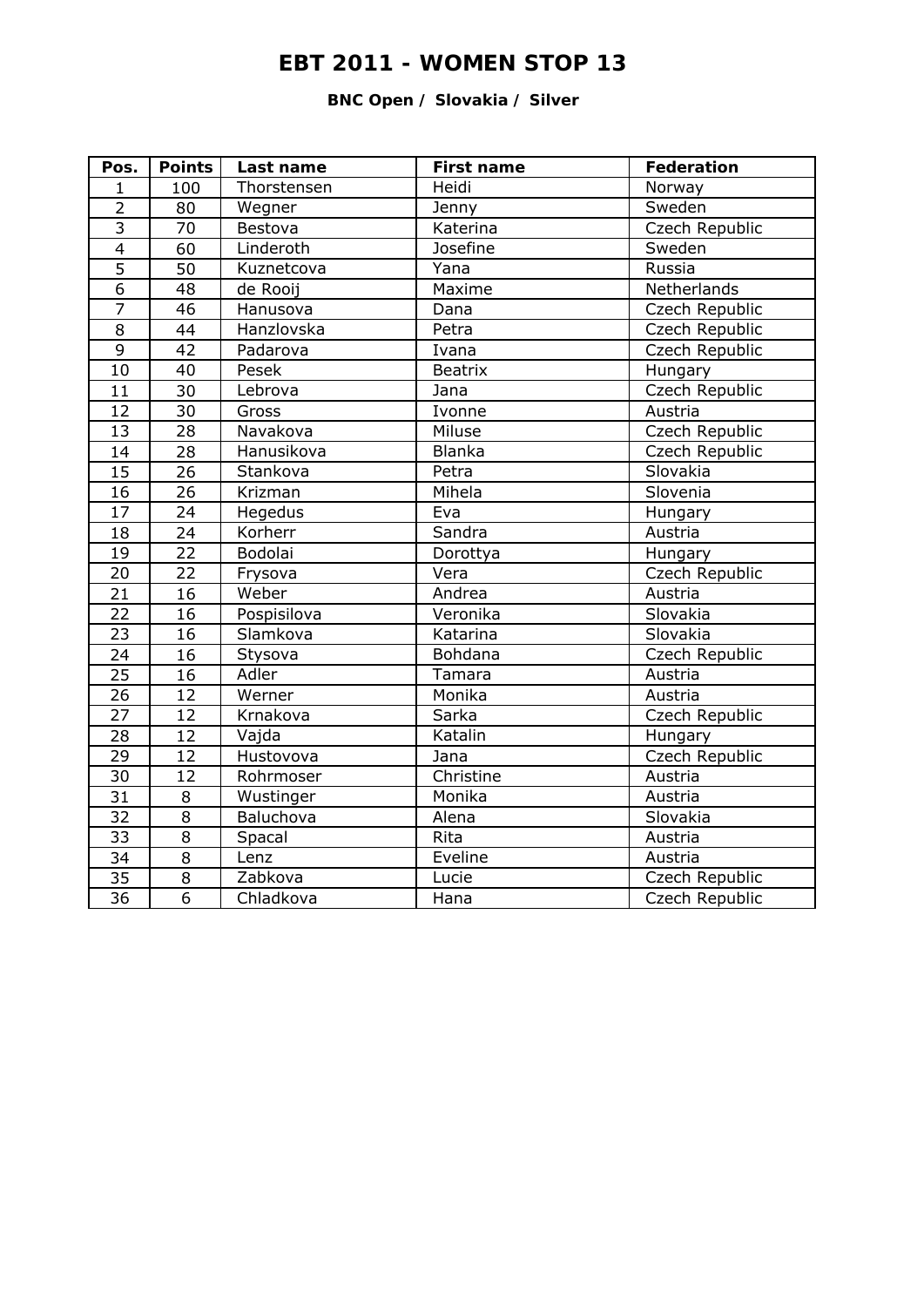# EBT 2011 - WOMEN STOP 13

**BNC Open / Slovakia / Silver**

| Pos. | Points | Last name | First name | Federation |
|---|---|---|---|---|
| 1 | 100 | Thorstensen | Heidi | Norway |
| 2 | 80 | Wegner | Jenny | Sweden |
| 3 | 70 | Bestova | Katerina | Czech Republic |
| 4 | 60 | Linderoth | Josefine | Sweden |
| 5 | 50 | Kuznetcova | Yana | Russia |
| 6 | 48 | de Rooij | Maxime | Netherlands |
| 7 | 46 | Hanusova | Dana | Czech Republic |
| 8 | 44 | Hanzlovska | Petra | Czech Republic |
| 9 | 42 | Padarova | Ivana | Czech Republic |
| 10 | 40 | Pesek | Beatrix | Hungary |
| 11 | 30 | Lebrova | Jana | Czech Republic |
| 12 | 30 | Gross | Ivonne | Austria |
| 13 | 28 | Navakova | Miluse | Czech Republic |
| 14 | 28 | Hanusikova | Blanka | Czech Republic |
| 15 | 26 | Stankova | Petra | Slovakia |
| 16 | 26 | Krizman | Mihela | Slovenia |
| 17 | 24 | Hegedus | Eva | Hungary |
| 18 | 24 | Korherr | Sandra | Austria |
| 19 | 22 | Bodolai | Dorottya | Hungary |
| 20 | 22 | Frysova | Vera | Czech Republic |
| 21 | 16 | Weber | Andrea | Austria |
| 22 | 16 | Pospisilova | Veronika | Slovakia |
| 23 | 16 | Slamkova | Katarina | Slovakia |
| 24 | 16 | Stysova | Bohdana | Czech Republic |
| 25 | 16 | Adler | Tamara | Austria |
| 26 | 12 | Werner | Monika | Austria |
| 27 | 12 | Krnakova | Sarka | Czech Republic |
| 28 | 12 | Vajda | Katalin | Hungary |
| 29 | 12 | Hustovova | Jana | Czech Republic |
| 30 | 12 | Rohrmoser | Christine | Austria |
| 31 | 8 | Wustinger | Monika | Austria |
| 32 | 8 | Baluchova | Alena | Slovakia |
| 33 | 8 | Spacal | Rita | Austria |
| 34 | 8 | Lenz | Eveline | Austria |
| 35 | 8 | Zabkova | Lucie | Czech Republic |
| 36 | 6 | Chladkova | Hana | Czech Republic |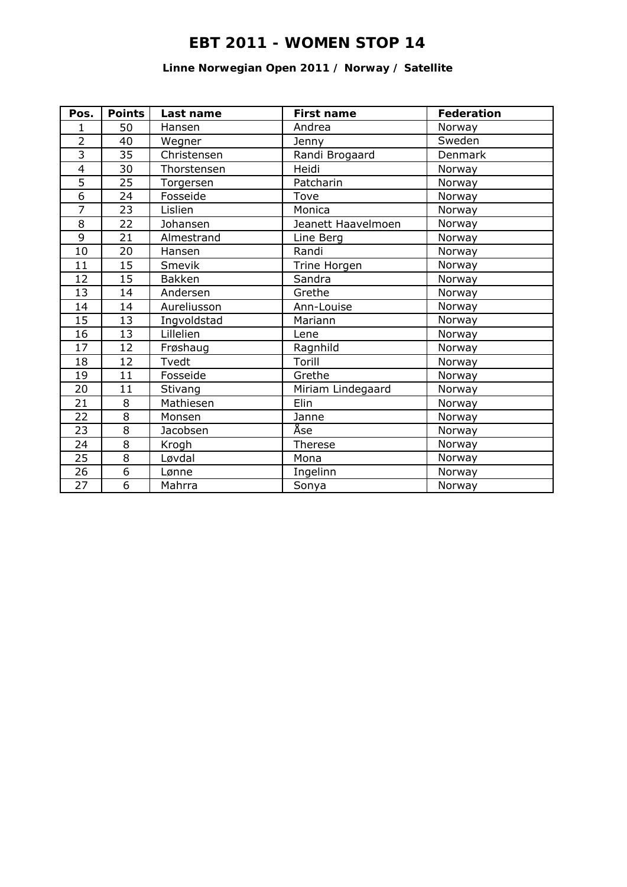# EBT 2011 - WOMEN STOP 14

## Linne Norwegian Open 2011 / Norway / Satellite

| Pos. | Points | Last name | First name | Federation |
|---|---|---|---|---|
| 1 | 50 | Hansen | Andrea | Norway |
| 2 | 40 | Wegner | Jenny | Sweden |
| 3 | 35 | Christensen | Randi Brogaard | Denmark |
| 4 | 30 | Thorstensen | Heidi | Norway |
| 5 | 25 | Torgersen | Patcharin | Norway |
| 6 | 24 | Fosseide | Tove | Norway |
| 7 | 23 | Lislien | Monica | Norway |
| 8 | 22 | Johansen | Jeanett Haavelmoen | Norway |
| 9 | 21 | Almestrand | Line Berg | Norway |
| 10 | 20 | Hansen | Randi | Norway |
| 11 | 15 | Smevik | Trine Horgen | Norway |
| 12 | 15 | Bakken | Sandra | Norway |
| 13 | 14 | Andersen | Grethe | Norway |
| 14 | 14 | Aureliusson | Ann-Louise | Norway |
| 15 | 13 | Ingvoldstad | Mariann | Norway |
| 16 | 13 | Lillelien | Lene | Norway |
| 17 | 12 | Frøshaug | Ragnhild | Norway |
| 18 | 12 | Tvedt | Torill | Norway |
| 19 | 11 | Fosseide | Grethe | Norway |
| 20 | 11 | Stivang | Miriam Lindegaard | Norway |
| 21 | 8 | Mathiesen | Elin | Norway |
| 22 | 8 | Monsen | Janne | Norway |
| 23 | 8 | Jacobsen | Åse | Norway |
| 24 | 8 | Krogh | Therese | Norway |
| 25 | 8 | Løvdal | Mona | Norway |
| 26 | 6 | Lønne | Ingelinn | Norway |
| 27 | 6 | Mahrra | Sonya | Norway |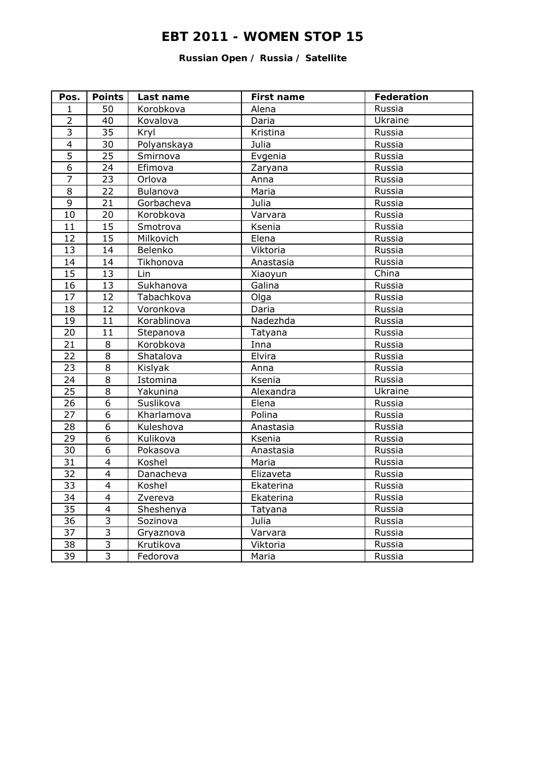# EBT 2011 - WOMEN STOP 15

**Russian Open / Russia / Satellite**

| Pos. | Points | Last name | First name | Federation |
|---|---|---|---|---|
| 1 | 50 | Korobkova | Alena | Russia |
| 2 | 40 | Kovalova | Daria | Ukraine |
| 3 | 35 | Kryl | Kristina | Russia |
| 4 | 30 | Polyanskaya | Julia | Russia |
| 5 | 25 | Smirnova | Evgenia | Russia |
| 6 | 24 | Efimova | Zaryana | Russia |
| 7 | 23 | Orlova | Anna | Russia |
| 8 | 22 | Bulanova | Maria | Russia |
| 9 | 21 | Gorbacheva | Julia | Russia |
| 10 | 20 | Korobkova | Varvara | Russia |
| 11 | 15 | Smotrova | Ksenia | Russia |
| 12 | 15 | Milkovich | Elena | Russia |
| 13 | 14 | Belenko | Viktoria | Russia |
| 14 | 14 | Tikhonova | Anastasia | Russia |
| 15 | 13 | Lin | Xiaoyun | China |
| 16 | 13 | Sukhanova | Galina | Russia |
| 17 | 12 | Tabachkova | Olga | Russia |
| 18 | 12 | Voronkova | Daria | Russia |
| 19 | 11 | Korablinova | Nadezhda | Russia |
| 20 | 11 | Stepanova | Tatyana | Russia |
| 21 | 8 | Korobkova | Inna | Russia |
| 22 | 8 | Shatalova | Elvira | Russia |
| 23 | 8 | Kislyak | Anna | Russia |
| 24 | 8 | Istomina | Ksenia | Russia |
| 25 | 8 | Yakunina | Alexandra | Ukraine |
| 26 | 6 | Suslikova | Elena | Russia |
| 27 | 6 | Kharlamova | Polina | Russia |
| 28 | 6 | Kuleshova | Anastasia | Russia |
| 29 | 6 | Kulikova | Ksenia | Russia |
| 30 | 6 | Pokasova | Anastasia | Russia |
| 31 | 4 | Koshel | Maria | Russia |
| 32 | 4 | Danacheva | Elizaveta | Russia |
| 33 | 4 | Koshel | Ekaterina | Russia |
| 34 | 4 | Zvereva | Ekaterina | Russia |
| 35 | 4 | Sheshenya | Tatyana | Russia |
| 36 | 3 | Sozinova | Julia | Russia |
| 37 | 3 | Gryaznova | Varvara | Russia |
| 38 | 3 | Krutikova | Viktoria | Russia |
| 39 | 3 | Fedorova | Maria | Russia |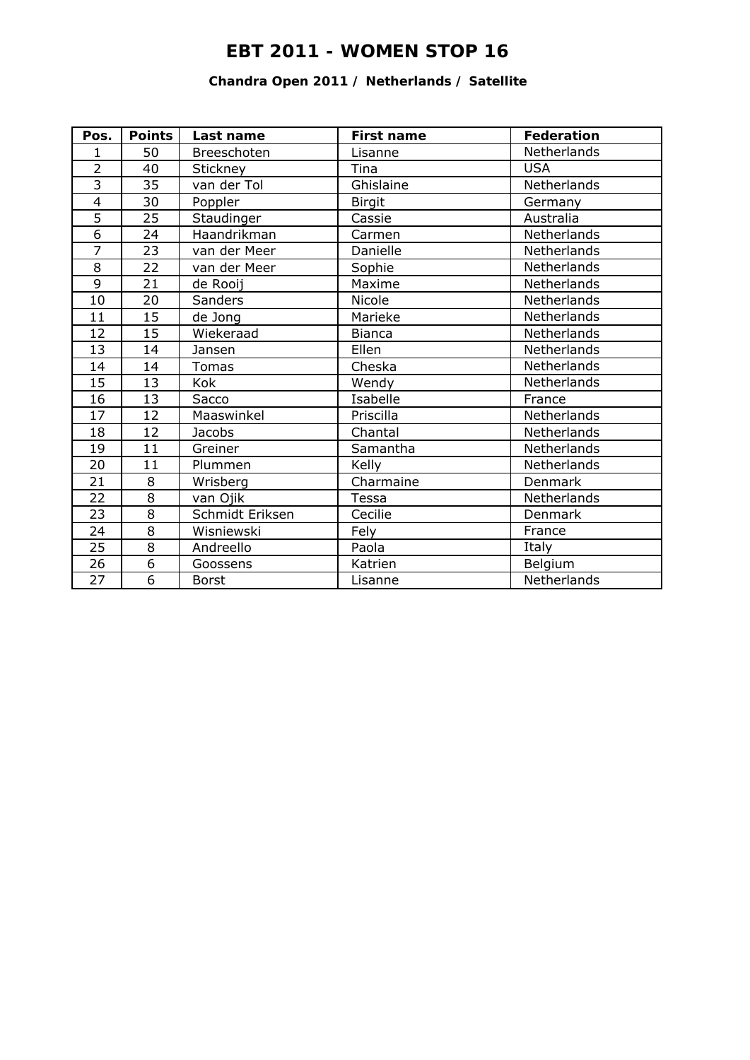# EBT 2011 - WOMEN STOP 16

### Chandra Open 2011 / Netherlands / Satellite

| Pos. | Points | Last name | First name | Federation |
|---|---|---|---|---|
| 1 | 50 | Breeschoten | Lisanne | Netherlands |
| 2 | 40 | Stickney | Tina | USA |
| 3 | 35 | van der Tol | Ghislaine | Netherlands |
| 4 | 30 | Poppler | Birgit | Germany |
| 5 | 25 | Staudinger | Cassie | Australia |
| 6 | 24 | Haandrikman | Carmen | Netherlands |
| 7 | 23 | van der Meer | Danielle | Netherlands |
| 8 | 22 | van der Meer | Sophie | Netherlands |
| 9 | 21 | de Rooij | Maxime | Netherlands |
| 10 | 20 | Sanders | Nicole | Netherlands |
| 11 | 15 | de Jong | Marieke | Netherlands |
| 12 | 15 | Wiekeraad | Bianca | Netherlands |
| 13 | 14 | Jansen | Ellen | Netherlands |
| 14 | 14 | Tomas | Cheska | Netherlands |
| 15 | 13 | Kok | Wendy | Netherlands |
| 16 | 13 | Sacco | Isabelle | France |
| 17 | 12 | Maaswinkel | Priscilla | Netherlands |
| 18 | 12 | Jacobs | Chantal | Netherlands |
| 19 | 11 | Greiner | Samantha | Netherlands |
| 20 | 11 | Plummen | Kelly | Netherlands |
| 21 | 8 | Wrisberg | Charmaine | Denmark |
| 22 | 8 | van Ojik | Tessa | Netherlands |
| 23 | 8 | Schmidt Eriksen | Cecilie | Denmark |
| 24 | 8 | Wisniewski | Fely | France |
| 25 | 8 | Andreello | Paola | Italy |
| 26 | 6 | Goossens | Katrien | Belgium |
| 27 | 6 | Borst | Lisanne | Netherlands |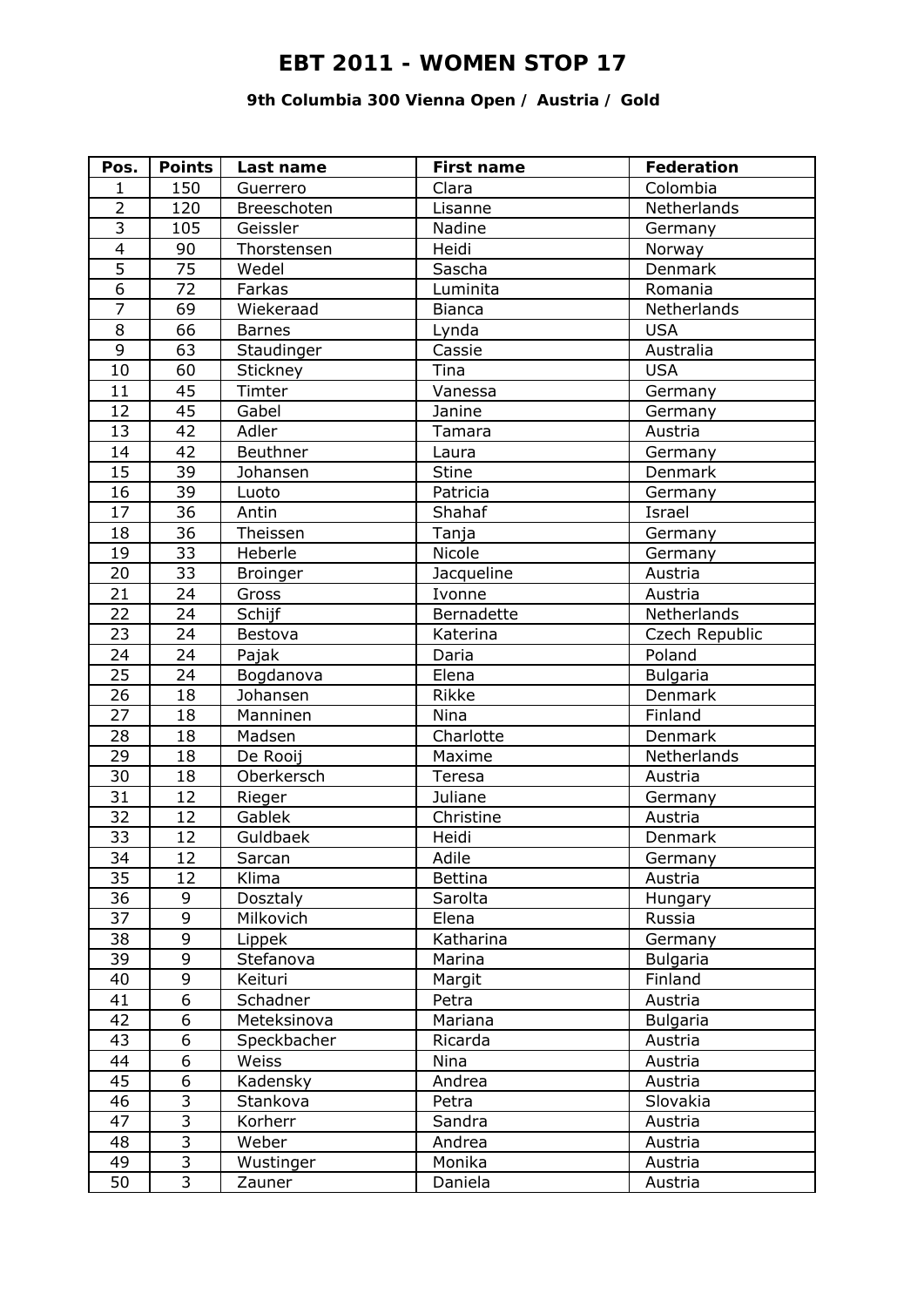# EBT 2011 - WOMEN STOP 17

### 9th Columbia 300 Vienna Open / Austria / Gold

| Pos. | Points | Last name | First name | Federation |
|---|---|---|---|---|
| 1 | 150 | Guerrero | Clara | Colombia |
| 2 | 120 | Breeschoten | Lisanne | Netherlands |
| 3 | 105 | Geissler | Nadine | Germany |
| 4 | 90 | Thorstensen | Heidi | Norway |
| 5 | 75 | Wedel | Sascha | Denmark |
| 6 | 72 | Farkas | Luminita | Romania |
| 7 | 69 | Wiekeraad | Bianca | Netherlands |
| 8 | 66 | Barnes | Lynda | USA |
| 9 | 63 | Staudinger | Cassie | Australia |
| 10 | 60 | Stickney | Tina | USA |
| 11 | 45 | Timter | Vanessa | Germany |
| 12 | 45 | Gabel | Janine | Germany |
| 13 | 42 | Adler | Tamara | Austria |
| 14 | 42 | Beuthner | Laura | Germany |
| 15 | 39 | Johansen | Stine | Denmark |
| 16 | 39 | Luoto | Patricia | Germany |
| 17 | 36 | Antin | Shahaf | Israel |
| 18 | 36 | Theissen | Tanja | Germany |
| 19 | 33 | Heberle | Nicole | Germany |
| 20 | 33 | Broinger | Jacqueline | Austria |
| 21 | 24 | Gross | Ivonne | Austria |
| 22 | 24 | Schijf | Bernadette | Netherlands |
| 23 | 24 | Bestova | Katerina | Czech Republic |
| 24 | 24 | Pajak | Daria | Poland |
| 25 | 24 | Bogdanova | Elena | Bulgaria |
| 26 | 18 | Johansen | Rikke | Denmark |
| 27 | 18 | Manninen | Nina | Finland |
| 28 | 18 | Madsen | Charlotte | Denmark |
| 29 | 18 | De Rooij | Maxime | Netherlands |
| 30 | 18 | Oberkersch | Teresa | Austria |
| 31 | 12 | Rieger | Juliane | Germany |
| 32 | 12 | Gablek | Christine | Austria |
| 33 | 12 | Guldbaek | Heidi | Denmark |
| 34 | 12 | Sarcan | Adile | Germany |
| 35 | 12 | Klima | Bettina | Austria |
| 36 | 9 | Dosztaly | Sarolta | Hungary |
| 37 | 9 | Milkovich | Elena | Russia |
| 38 | 9 | Lippek | Katharina | Germany |
| 39 | 9 | Stefanova | Marina | Bulgaria |
| 40 | 9 | Keituri | Margit | Finland |
| 41 | 6 | Schadner | Petra | Austria |
| 42 | 6 | Meteksinova | Mariana | Bulgaria |
| 43 | 6 | Speckbacher | Ricarda | Austria |
| 44 | 6 | Weiss | Nina | Austria |
| 45 | 6 | Kadensky | Andrea | Austria |
| 46 | 3 | Stankova | Petra | Slovakia |
| 47 | 3 | Korherr | Sandra | Austria |
| 48 | 3 | Weber | Andrea | Austria |
| 49 | 3 | Wustinger | Monika | Austria |
| 50 | 3 | Zauner | Daniela | Austria |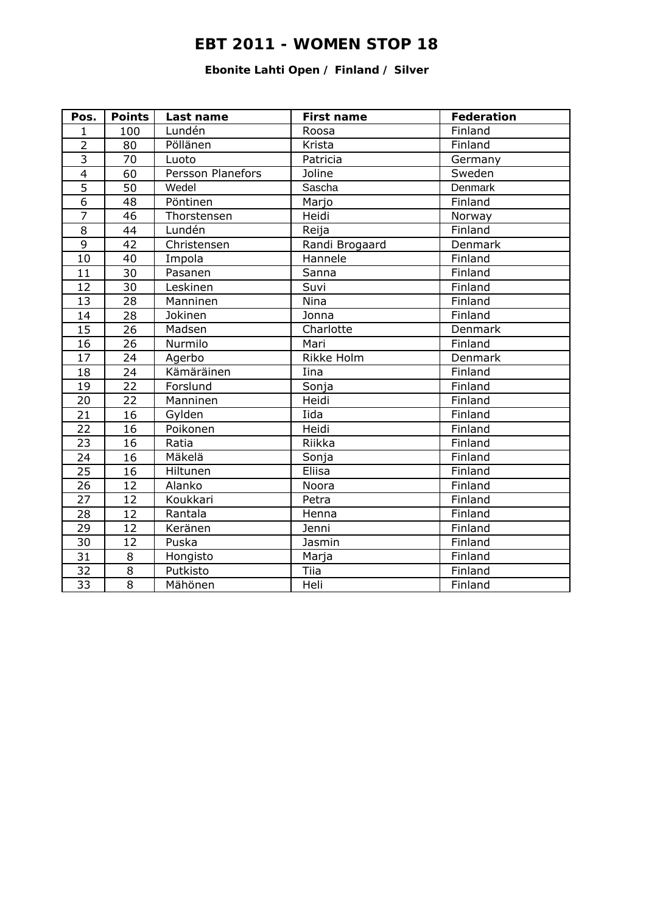# EBT 2011 - WOMEN STOP 18

### Ebonite Lahti Open / Finland / Silver

| Pos. | Points | Last name | First name | Federation |
|---|---|---|---|---|
| 1 | 100 | Lundén | Roosa | Finland |
| 2 | 80 | Pöllänen | Krista | Finland |
| 3 | 70 | Luoto | Patricia | Germany |
| 4 | 60 | Persson Planefors | Joline | Sweden |
| 5 | 50 | Wedel | Sascha | Denmark |
| 6 | 48 | Pöntinen | Marjo | Finland |
| 7 | 46 | Thorstensen | Heidi | Norway |
| 8 | 44 | Lundén | Reija | Finland |
| 9 | 42 | Christensen | Randi Brogaard | Denmark |
| 10 | 40 | Impola | Hannele | Finland |
| 11 | 30 | Pasanen | Sanna | Finland |
| 12 | 30 | Leskinen | Suvi | Finland |
| 13 | 28 | Manninen | Nina | Finland |
| 14 | 28 | Jokinen | Jonna | Finland |
| 15 | 26 | Madsen | Charlotte | Denmark |
| 16 | 26 | Nurmilo | Mari | Finland |
| 17 | 24 | Agerbo | Rikke Holm | Denmark |
| 18 | 24 | Kämäräinen | Iina | Finland |
| 19 | 22 | Forslund | Sonja | Finland |
| 20 | 22 | Manninen | Heidi | Finland |
| 21 | 16 | Gylden | Iida | Finland |
| 22 | 16 | Poikonen | Heidi | Finland |
| 23 | 16 | Ratia | Riikka | Finland |
| 24 | 16 | Mäkelä | Sonja | Finland |
| 25 | 16 | Hiltunen | Eliisa | Finland |
| 26 | 12 | Alanko | Noora | Finland |
| 27 | 12 | Koukkari | Petra | Finland |
| 28 | 12 | Rantala | Henna | Finland |
| 29 | 12 | Keränen | Jenni | Finland |
| 30 | 12 | Puska | Jasmin | Finland |
| 31 | 8 | Hongisto | Marja | Finland |
| 32 | 8 | Putkisto | Tiia | Finland |
| 33 | 8 | Mähönen | Heli | Finland |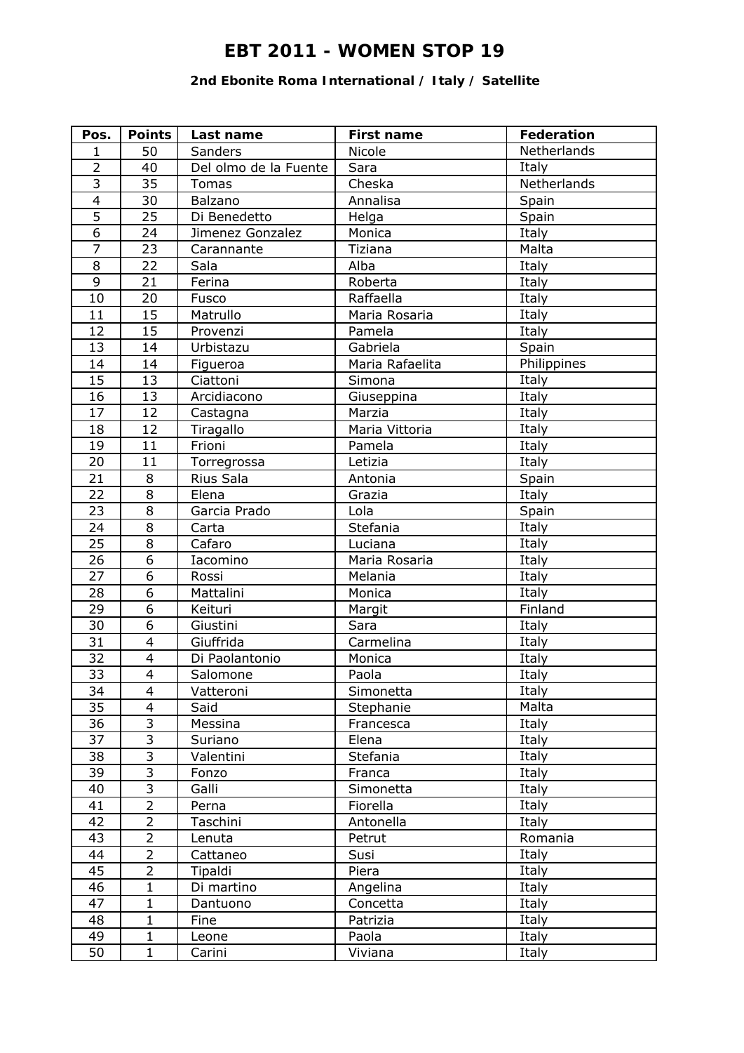# EBT 2011 - WOMEN STOP 19

### 2nd Ebonite Roma International / Italy / Satellite

| Pos. | Points | Last name | First name | Federation |
|---|---|---|---|---|
| 1 | 50 | Sanders | Nicole | Netherlands |
| 2 | 40 | Del olmo de la Fuente | Sara | Italy |
| 3 | 35 | Tomas | Cheska | Netherlands |
| 4 | 30 | Balzano | Annalisa | Spain |
| 5 | 25 | Di Benedetto | Helga | Spain |
| 6 | 24 | Jimenez Gonzalez | Monica | Italy |
| 7 | 23 | Carannante | Tiziana | Malta |
| 8 | 22 | Sala | Alba | Italy |
| 9 | 21 | Ferina | Roberta | Italy |
| 10 | 20 | Fusco | Raffaella | Italy |
| 11 | 15 | Matrullo | Maria Rosaria | Italy |
| 12 | 15 | Provenzi | Pamela | Italy |
| 13 | 14 | Urbistazu | Gabriela | Spain |
| 14 | 14 | Figueroa | Maria Rafaelita | Philippines |
| 15 | 13 | Ciattoni | Simona | Italy |
| 16 | 13 | Arcidiacono | Giuseppina | Italy |
| 17 | 12 | Castagna | Marzia | Italy |
| 18 | 12 | Tiragallo | Maria Vittoria | Italy |
| 19 | 11 | Frioni | Pamela | Italy |
| 20 | 11 | Torregrossa | Letizia | Italy |
| 21 | 8 | Rius Sala | Antonia | Spain |
| 22 | 8 | Elena | Grazia | Italy |
| 23 | 8 | Garcia Prado | Lola | Spain |
| 24 | 8 | Carta | Stefania | Italy |
| 25 | 8 | Cafaro | Luciana | Italy |
| 26 | 6 | Iacomino | Maria Rosaria | Italy |
| 27 | 6 | Rossi | Melania | Italy |
| 28 | 6 | Mattalini | Monica | Italy |
| 29 | 6 | Keituri | Margit | Finland |
| 30 | 6 | Giustini | Sara | Italy |
| 31 | 4 | Giuffrida | Carmelina | Italy |
| 32 | 4 | Di Paolantonio | Monica | Italy |
| 33 | 4 | Salomone | Paola | Italy |
| 34 | 4 | Vatteroni | Simonetta | Italy |
| 35 | 4 | Said | Stephanie | Malta |
| 36 | 3 | Messina | Francesca | Italy |
| 37 | 3 | Suriano | Elena | Italy |
| 38 | 3 | Valentini | Stefania | Italy |
| 39 | 3 | Fonzo | Franca | Italy |
| 40 | 3 | Galli | Simonetta | Italy |
| 41 | 2 | Perna | Fiorella | Italy |
| 42 | 2 | Taschini | Antonella | Italy |
| 43 | 2 | Lenuta | Petrut | Romania |
| 44 | 2 | Cattaneo | Susi | Italy |
| 45 | 2 | Tipaldi | Piera | Italy |
| 46 | 1 | Di martino | Angelina | Italy |
| 47 | 1 | Dantuono | Concetta | Italy |
| 48 | 1 | Fine | Patrizia | Italy |
| 49 | 1 | Leone | Paola | Italy |
| 50 | 1 | Carini | Viviana | Italy |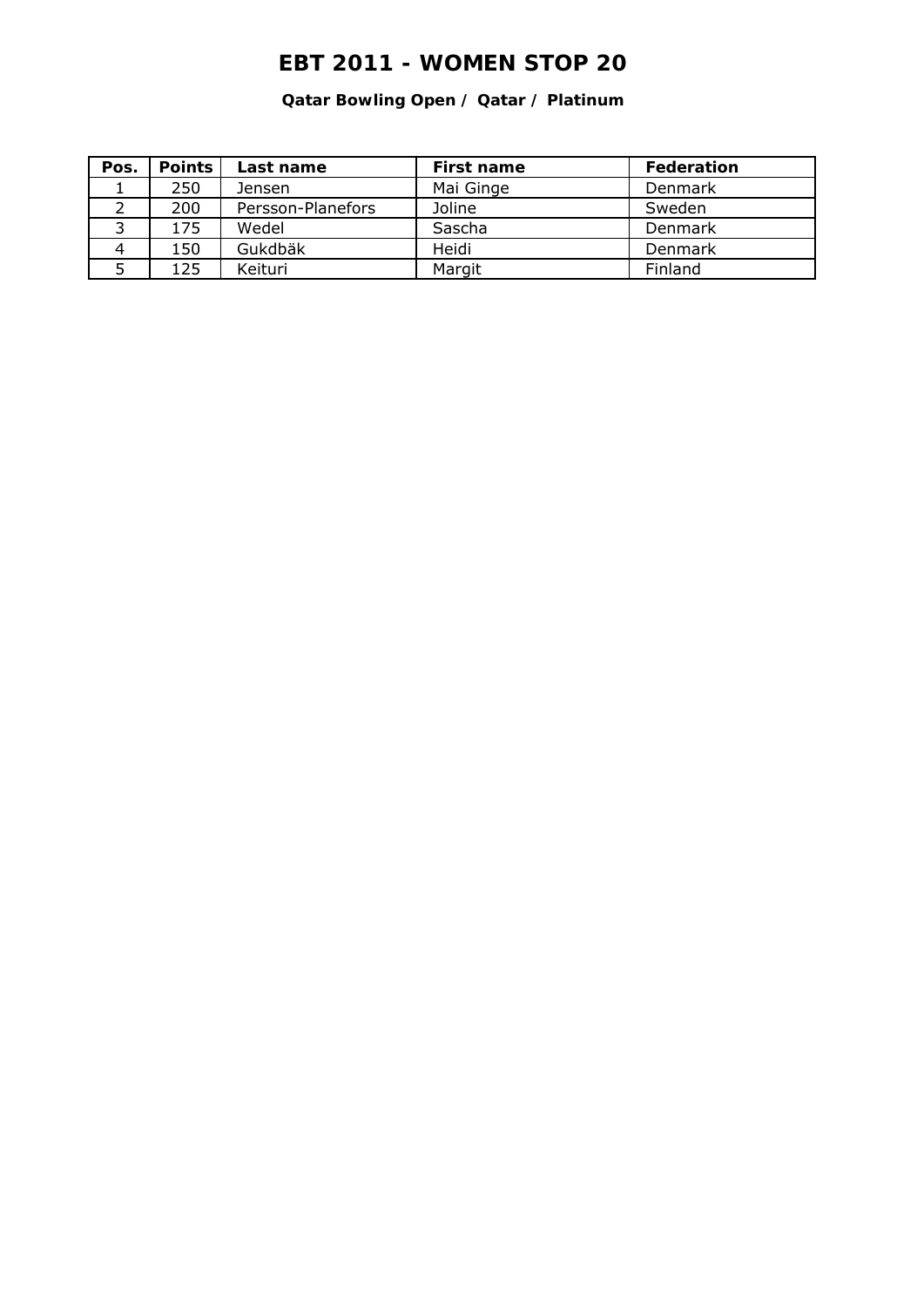# EBT 2011 - WOMEN STOP 20

**Qatar Bowling Open / Qatar / Platinum**

| Pos. | Points | Last name | First name | Federation |
|---|---|---|---|---|
| 1 | 250 | Jensen | Mai Ginge | Denmark |
| 2 | 200 | Persson-Planefors | Joline | Sweden |
| 3 | 175 | Wedel | Sascha | Denmark |
| 4 | 150 | Gukdbäk | Heidi | Denmark |
| 5 | 125 | Keituri | Margit | Finland |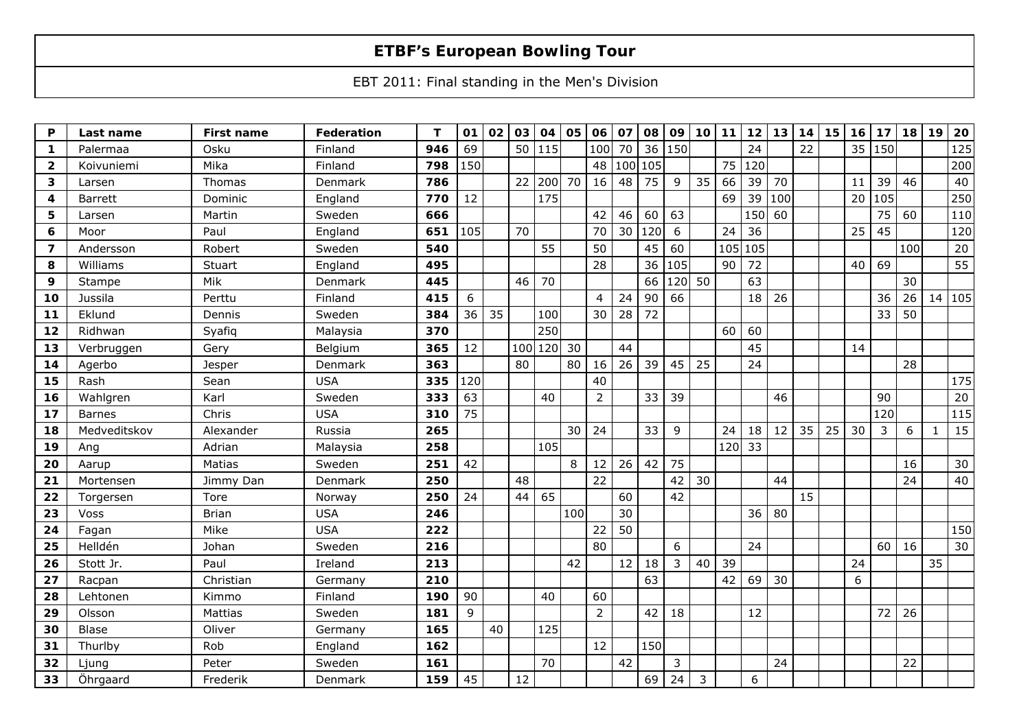# ETBF's European Bowling Tour

EBT 2011: Final standing in the Men's Division

| P | Last name | First name | Federation | T | 01 | 02 | 03 | 04 | 05 | 06 | 07 | 08 | 09 | 10 | 11 | 12 | 13 | 14 | 15 | 16 | 17 | 18 | 19 | 20 |
|---|---|---|---|---|---|---|---|---|---|---|---|---|---|---|---|---|---|---|---|---|---|---|---|---|
| **1** | Palermaa | Osku | Finland | **946** | 69 | | 50 | 115 | | 100 | 70 | 36 | 150 | | | 24 | | 22 | | 35 | 150 | | | 125 |
| **2** | Koivuniemi | Mika | Finland | **798** | 150 | | | | | 48 | 100 | 105 | | | 75 | 120 | | | | | | | | 200 |
| **3** | Larsen | Thomas | Denmark | **786** | | | 22 | 200 | 70 | 16 | 48 | 75 | 9 | 35 | 66 | 39 | 70 | | | 11 | 39 | 46 | | 40 |
| **4** | Barrett | Dominic | England | **770** | 12 | | | 175 | | | | | | | 69 | 39 | 100 | | | 20 | 105 | | | 250 |
| **5** | Larsen | Martin | Sweden | **666** | | | | | | 42 | 46 | 60 | 63 | | | 150 | 60 | | | | 75 | 60 | | 110 |
| **6** | Moor | Paul | England | **651** | 105 | | 70 | | | 70 | 30 | 120 | 6 | | 24 | 36 | | | | 25 | 45 | | | 120 |
| **7** | Andersson | Robert | Sweden | **540** | | | | 55 | | 50 | | 45 | 60 | | 105 | 105 | | | | | | 100 | | 20 |
| **8** | Williams | Stuart | England | **495** | | | | | | 28 | | 36 | 105 | | 90 | 72 | | | | 40 | 69 | | | 55 |
| **9** | Stampe | Mik | Denmark | **445** | | | 46 | 70 | | | | 66 | 120 | 50 | | 63 | | | | | | 30 | | |
| **10** | Jussila | Perttu | Finland | **415** | 6 | | | | | 4 | 24 | 90 | 66 | | | 18 | 26 | | | | 36 | 26 | 14 | 105 |
| **11** | Eklund | Dennis | Sweden | **384** | 36 | 35 | | 100 | | 30 | 28 | 72 | | | | | | | | | 33 | 50 | | |
| **12** | Ridhwan | Syafiq | Malaysia | **370** | | | | 250 | | | | | | | 60 | 60 | | | | | | | | |
| **13** | Verbruggen | Gery | Belgium | **365** | 12 | | 100 | 120 | 30 | | 44 | | | | | 45 | | | | 14 | | | | |
| **14** | Agerbo | Jesper | Denmark | **363** | | | 80 | | 80 | 16 | 26 | 39 | 45 | 25 | | 24 | | | | | | 28 | | |
| **15** | Rash | Sean | USA | **335** | 120 | | | | | 40 | | | | | | | | | | | | | | 175 |
| **16** | Wahlgren | Karl | Sweden | **333** | 63 | | | 40 | | 2 | | 33 | 39 | | | | 46 | | | | 90 | | | 20 |
| **17** | Barnes | Chris | USA | **310** | 75 | | | | | | | | | | | | | | | | 120 | | | 115 |
| **18** | Medveditskov | Alexander | Russia | **265** | | | | | 30 | 24 | | 33 | 9 | | 24 | 18 | 12 | 35 | 25 | 30 | 3 | 6 | 1 | 15 |
| **19** | Ang | Adrian | Malaysia | **258** | | | | 105 | | | | | | | 120 | 33 | | | | | | | | |
| **20** | Aarup | Matias | Sweden | **251** | 42 | | | | 8 | 12 | 26 | 42 | 75 | | | | | | | | | 16 | | 30 |
| **21** | Mortensen | Jimmy Dan | Denmark | **250** | | | 48 | | | 22 | | | 42 | 30 | | | 44 | | | | | 24 | | 40 |
| **22** | Torgersen | Tore | Norway | **250** | 24 | | 44 | 65 | | | 60 | | 42 | | | | | 15 | | | | | | |
| **23** | Voss | Brian | USA | **246** | | | | | 100 | | 30 | | | | | 36 | 80 | | | | | | | |
| **24** | Fagan | Mike | USA | **222** | | | | | | 22 | 50 | | | | | | | | | | | | | 150 |
| **25** | Helldén | Johan | Sweden | **216** | | | | | | 80 | | | 6 | | | 24 | | | | | 60 | 16 | | 30 |
| **26** | Stott Jr. | Paul | Ireland | **213** | | | | | 42 | | 12 | 18 | 3 | 40 | 39 | | | | | 24 | | | 35 | |
| **27** | Racpan | Christian | Germany | **210** | | | | | | | | 63 | | | 42 | 69 | 30 | | | 6 | | | | |
| **28** | Lehtonen | Kimmo | Finland | **190** | 90 | | | 40 | | 60 | | | | | | | | | | | | | | |
| **29** | Olsson | Mattias | Sweden | **181** | 9 | | | | | 2 | | 42 | 18 | | | 12 | | | | | 72 | 26 | | |
| **30** | Blase | Oliver | Germany | **165** | | 40 | | 125 | | | | | | | | | | | | | | | | |
| **31** | Thurlby | Rob | England | **162** | | | | | | 12 | | 150 | | | | | | | | | | | | |
| **32** | Ljung | Peter | Sweden | **161** | | | | 70 | | | 42 | | 3 | | | | 24 | | | | | 22 | | |
| **33** | Öhrgaard | Frederik | Denmark | **159** | 45 | | 12 | | | | | 69 | 24 | 3 | | 6 | | | | | | | | |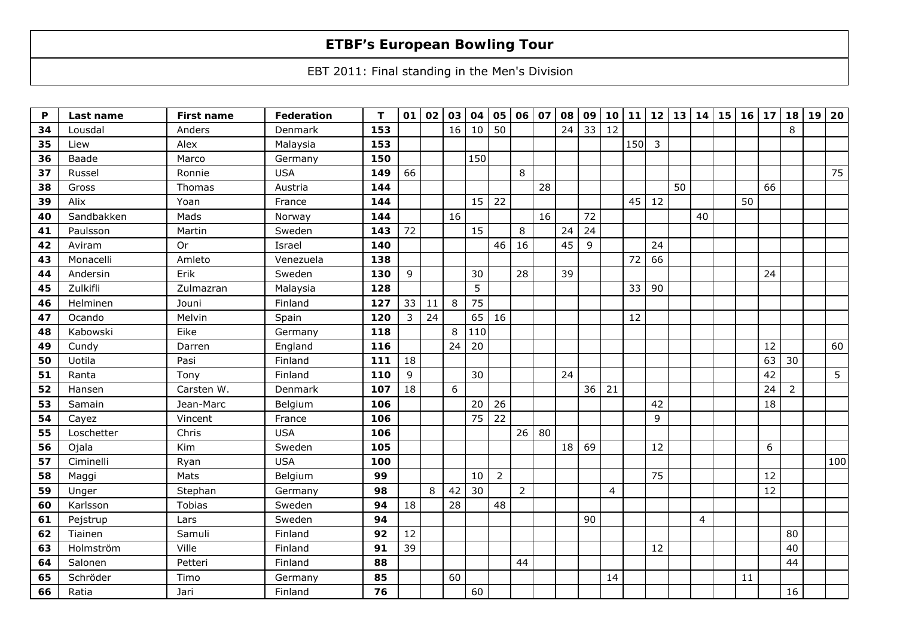# ETBF's European Bowling Tour

EBT 2011: Final standing in the Men's Division

| P | Last name | First name | Federation | T | 01 | 02 | 03 | 04 | 05 | 06 | 07 | 08 | 09 | 10 | 11 | 12 | 13 | 14 | 15 | 16 | 17 | 18 | 19 | 20 |
|---|---|---|---|---|---|---|---|---|---|---|---|---|---|---|---|---|---|---|---|---|---|---|---|---|
| 34 | Lousdal | Anders | Denmark | 153 | | | 16 | 10 | 50 | | | 24 | 33 | 12 | | | | | | | | 8 | | |
| 35 | Liew | Alex | Malaysia | 153 | | | | | | | | | | | 150 | 3 | | | | | | | | |
| 36 | Baade | Marco | Germany | 150 | | | | 150 | | | | | | | | | | | | | | | | |
| 37 | Russel | Ronnie | USA | 149 | 66 | | | | | 8 | | | | | | | | | | | | | | 75 |
| 38 | Gross | Thomas | Austria | 144 | | | | | | | 28 | | | | | | 50 | | | | 66 | | | |
| 39 | Alix | Yoan | France | 144 | | | | 15 | 22 | | | | | | 45 | 12 | | | | 50 | | | | |
| 40 | Sandbakken | Mads | Norway | 144 | | | 16 | | | | 16 | | 72 | | | | | 40 | | | | | | |
| 41 | Paulsson | Martin | Sweden | 143 | 72 | | | 15 | | 8 | | 24 | 24 | | | | | | | | | | | |
| 42 | Aviram | Or | Israel | 140 | | | | | 46 | 16 | | 45 | 9 | | | 24 | | | | | | | | |
| 43 | Monacelli | Amleto | Venezuela | 138 | | | | | | | | | | | 72 | 66 | | | | | | | | |
| 44 | Andersin | Erik | Sweden | 130 | 9 | | | 30 | | 28 | | 39 | | | | | | | | | 24 | | | |
| 45 | Zulkifli | Zulmazran | Malaysia | 128 | | | | 5 | | | | | | | 33 | 90 | | | | | | | | |
| 46 | Helminen | Jouni | Finland | 127 | 33 | 11 | 8 | 75 | | | | | | | | | | | | | | | | |
| 47 | Ocando | Melvin | Spain | 120 | 3 | 24 | | 65 | 16 | | | | | | 12 | | | | | | | | | |
| 48 | Kabowski | Eike | Germany | 118 | | | 8 | 110 | | | | | | | | | | | | | | | | |
| 49 | Cundy | Darren | England | 116 | | | 24 | 20 | | | | | | | | | | | | | 12 | | | 60 |
| 50 | Uotila | Pasi | Finland | 111 | 18 | | | | | | | | | | | | | | | | 63 | 30 | | |
| 51 | Ranta | Tony | Finland | 110 | 9 | | | 30 | | | | 24 | | | | | | | | | 42 | | | 5 |
| 52 | Hansen | Carsten W. | Denmark | 107 | 18 | | 6 | | | | | | 36 | 21 | | | | | | | 24 | 2 | | |
| 53 | Samain | Jean-Marc | Belgium | 106 | | | | 20 | 26 | | | | | | | 42 | | | | | 18 | | | |
| 54 | Cayez | Vincent | France | 106 | | | | 75 | 22 | | | | | | | 9 | | | | | | | | |
| 55 | Loschetter | Chris | USA | 106 | | | | | | 26 | 80 | | | | | | | | | | | | | |
| 56 | Ojala | Kim | Sweden | 105 | | | | | | | | 18 | 69 | | | 12 | | | | | 6 | | | |
| 57 | Ciminelli | Ryan | USA | 100 | | | | | | | | | | | | | | | | | | | | 100 |
| 58 | Maggi | Mats | Belgium | 99 | | | | 10 | 2 | | | | | | | 75 | | | | | 12 | | | |
| 59 | Unger | Stephan | Germany | 98 | | 8 | 42 | 30 | | 2 | | | | 4 | | | | | | | 12 | | | |
| 60 | Karlsson | Tobias | Sweden | 94 | 18 | | 28 | | 48 | | | | | | | | | | | | | | | |
| 61 | Pejstrup | Lars | Sweden | 94 | | | | | | | | | 90 | | | | | 4 | | | | | | |
| 62 | Tiainen | Samuli | Finland | 92 | 12 | | | | | | | | | | | | | | | | | 80 | | |
| 63 | Holmström | Ville | Finland | 91 | 39 | | | | | | | | | | | 12 | | | | | | 40 | | |
| 64 | Salonen | Petteri | Finland | 88 | | | | | | 44 | | | | | | | | | | | | 44 | | |
| 65 | Schröder | Timo | Germany | 85 | | | 60 | | | | | | | 14 | | | | | | 11 | | | | |
| 66 | Ratia | Jari | Finland | 76 | | | | 60 | | | | | | | | | | | | | | 16 | | |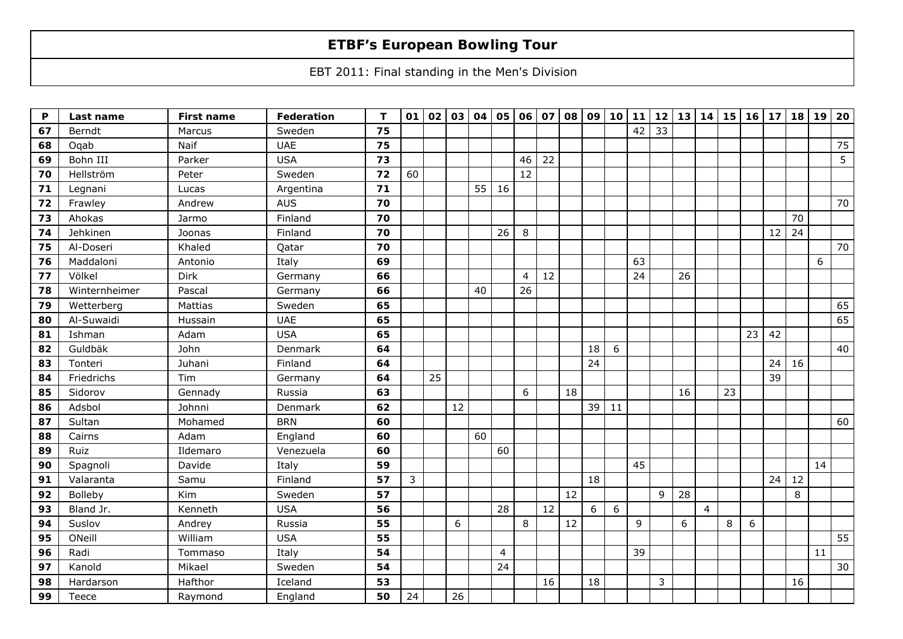# ETBF's European Bowling Tour

EBT 2011: Final standing in the Men's Division

| P | Last name | First name | Federation | T | 01 | 02 | 03 | 04 | 05 | 06 | 07 | 08 | 09 | 10 | 11 | 12 | 13 | 14 | 15 | 16 | 17 | 18 | 19 | 20 |
|---|---|---|---|---|---|---|---|---|---|---|---|---|---|---|---|---|---|---|---|---|---|---|---|---|
| 67 | Berndt | Marcus | Sweden | 75 | | | | | | | | | | | 42 | 33 | | | | | | | | |
| 68 | Oqab | Naif | UAE | 75 | | | | | | | | | | | | | | | | | | | | 75 |
| 69 | Bohn III | Parker | USA | 73 | | | | | | 46 | 22 | | | | | | | | | | | | | 5 |
| 70 | Hellström | Peter | Sweden | 72 | 60 | | | | | 12 | | | | | | | | | | | | | | |
| 71 | Legnani | Lucas | Argentina | 71 | | | | 55 | 16 | | | | | | | | | | | | | | | |
| 72 | Frawley | Andrew | AUS | 70 | | | | | | | | | | | | | | | | | | | | 70 |
| 73 | Ahokas | Jarmo | Finland | 70 | | | | | | | | | | | | | | | | | | 70 | | |
| 74 | Jehkinen | Joonas | Finland | 70 | | | | | 26 | 8 | | | | | | | | | | | 12 | 24 | | |
| 75 | Al-Doseri | Khaled | Qatar | 70 | | | | | | | | | | | | | | | | | | | | 70 |
| 76 | Maddaloni | Antonio | Italy | 69 | | | | | | | | | | | 63 | | | | | | | | 6 | |
| 77 | Völkel | Dirk | Germany | 66 | | | | | | 4 | 12 | | | | 24 | | 26 | | | | | | | |
| 78 | Winternheimer | Pascal | Germany | 66 | | | | 40 | | 26 | | | | | | | | | | | | | | |
| 79 | Wetterberg | Mattias | Sweden | 65 | | | | | | | | | | | | | | | | | | | | 65 |
| 80 | Al-Suwaidi | Hussain | UAE | 65 | | | | | | | | | | | | | | | | | | | | 65 |
| 81 | Ishman | Adam | USA | 65 | | | | | | | | | | | | | | | | 23 | 42 | | | |
| 82 | Guldbäk | John | Denmark | 64 | | | | | | | | | 18 | 6 | | | | | | | | | | 40 |
| 83 | Tonteri | Juhani | Finland | 64 | | | | | | | | | 24 | | | | | | | | 24 | 16 | | |
| 84 | Friedrichs | Tim | Germany | 64 | | 25 | | | | | | | | | | | | | | | 39 | | | |
| 85 | Sidorov | Gennady | Russia | 63 | | | | | | 6 | | 18 | | | | | 16 | | 23 | | | | | |
| 86 | Adsbol | Johnni | Denmark | 62 | | | 12 | | | | | | 39 | 11 | | | | | | | | | | |
| 87 | Sultan | Mohamed | BRN | 60 | | | | | | | | | | | | | | | | | | | | 60 |
| 88 | Cairns | Adam | England | 60 | | | | 60 | | | | | | | | | | | | | | | | |
| 89 | Ruiz | Ildemaro | Venezuela | 60 | | | | | 60 | | | | | | | | | | | | | | | |
| 90 | Spagnoli | Davide | Italy | 59 | | | | | | | | | | | 45 | | | | | | | | 14 | |
| 91 | Valaranta | Samu | Finland | 57 | 3 | | | | | | | | 18 | | | | | | | | 24 | 12 | | |
| 92 | Bolleby | Kim | Sweden | 57 | | | | | | | | 12 | | | | 9 | 28 | | | | | 8 | | |
| 93 | Bland Jr. | Kenneth | USA | 56 | | | | | 28 | | 12 | | 6 | 6 | | | | 4 | | | | | | |
| 94 | Suslov | Andrey | Russia | 55 | | | 6 | | | 8 | | 12 | | | 9 | | 6 | | 8 | 6 | | | | |
| 95 | ONeill | William | USA | 55 | | | | | | | | | | | | | | | | | | | | 55 |
| 96 | Radi | Tommaso | Italy | 54 | | | | | 4 | | | | | | 39 | | | | | | | | 11 | |
| 97 | Kanold | Mikael | Sweden | 54 | | | | | 24 | | | | | | | | | | | | | | | 30 |
| 98 | Hardarson | Hafthor | Iceland | 53 | | | | | | | 16 | | 18 | | | 3 | | | | | | 16 | | |
| 99 | Teece | Raymond | England | 50 | 24 | | 26 | | | | | | | | | | | | | | | | | |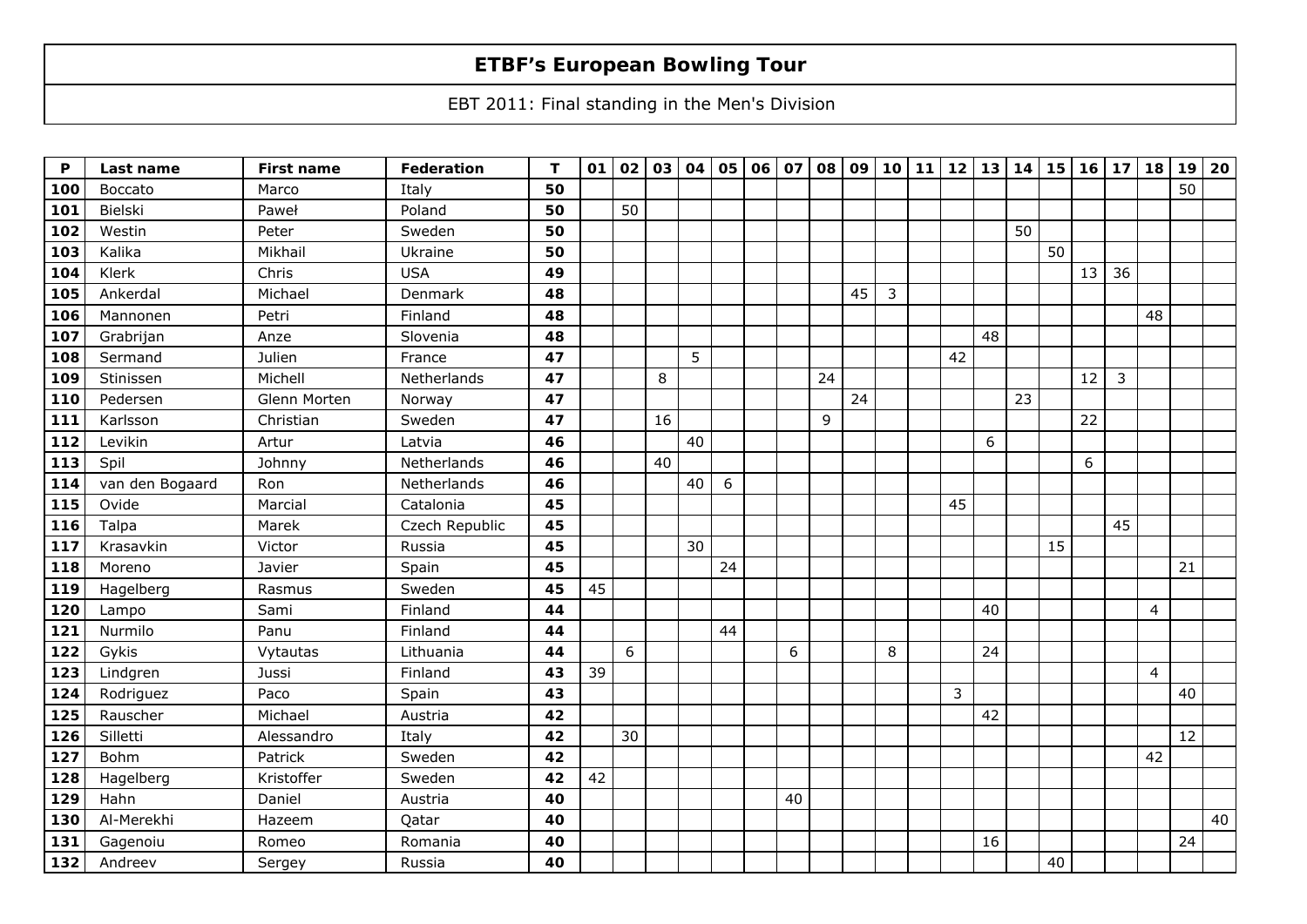# ETBF's European Bowling Tour

EBT 2011: Final standing in the Men's Division

| P | Last name | First name | Federation | T | 01 | 02 | 03 | 04 | 05 | 06 | 07 | 08 | 09 | 10 | 11 | 12 | 13 | 14 | 15 | 16 | 17 | 18 | 19 | 20 |
|---|---|---|---|---|---|---|---|---|---|---|---|---|---|---|---|---|---|---|---|---|---|---|---|---|
| **100** | Boccato | Marco | Italy | **50** | | | | | | | | | | | | | | | | | | | 50 | |
| **101** | Bielski | Paweł | Poland | **50** | | 50 | | | | | | | | | | | | | | | | | | |
| **102** | Westin | Peter | Sweden | **50** | | | | | | | | | | | | | | 50 | | | | | | |
| **103** | Kalika | Mikhail | Ukraine | **50** | | | | | | | | | | | | | | | 50 | | | | | |
| **104** | Klerk | Chris | USA | **49** | | | | | | | | | | | | | | | | 13 | 36 | | | |
| **105** | Ankerdal | Michael | Denmark | **48** | | | | | | | | | 45 | 3 | | | | | | | | | | |
| **106** | Mannonen | Petri | Finland | **48** | | | | | | | | | | | | | | | | | | 48 | | |
| **107** | Grabrijan | Anze | Slovenia | **48** | | | | | | | | | | | | | 48 | | | | | | | |
| **108** | Sermand | Julien | France | **47** | | | | 5 | | | | | | | | 42 | | | | | | | | |
| **109** | Stinissen | Michell | Netherlands | **47** | | | 8 | | | | | 24 | | | | | | | | 12 | 3 | | | |
| **110** | Pedersen | Glenn Morten | Norway | **47** | | | | | | | | | 24 | | | | | 23 | | | | | | |
| **111** | Karlsson | Christian | Sweden | **47** | | | 16 | | | | | 9 | | | | | | | | 22 | | | | |
| **112** | Levikin | Artur | Latvia | **46** | | | | 40 | | | | | | | | | 6 | | | | | | | |
| **113** | Spil | Johnny | Netherlands | **46** | | | 40 | | | | | | | | | | | | | 6 | | | | |
| **114** | van den Bogaard | Ron | Netherlands | **46** | | | | 40 | 6 | | | | | | | | | | | | | | | |
| **115** | Ovide | Marcial | Catalonia | **45** | | | | | | | | | | | | 45 | | | | | | | | |
| **116** | Talpa | Marek | Czech Republic | **45** | | | | | | | | | | | | | | | | | 45 | | | |
| **117** | Krasavkin | Victor | Russia | **45** | | | | 30 | | | | | | | | | | | 15 | | | | | |
| **118** | Moreno | Javier | Spain | **45** | | | | | 24 | | | | | | | | | | | | | | 21 | |
| **119** | Hagelberg | Rasmus | Sweden | **45** | 45 | | | | | | | | | | | | | | | | | | | |
| **120** | Lampo | Sami | Finland | **44** | | | | | | | | | | | | | 40 | | | | | 4 | | |
| **121** | Nurmilo | Panu | Finland | **44** | | | | | 44 | | | | | | | | | | | | | | | |
| **122** | Gykis | Vytautas | Lithuania | **44** | | 6 | | | | | 6 | | | 8 | | | 24 | | | | | | | |
| **123** | Lindgren | Jussi | Finland | **43** | 39 | | | | | | | | | | | | | | | | | 4 | | |
| **124** | Rodriguez | Paco | Spain | **43** | | | | | | | | | | | | 3 | | | | | | | 40 | |
| **125** | Rauscher | Michael | Austria | **42** | | | | | | | | | | | | | 42 | | | | | | | |
| **126** | Silletti | Alessandro | Italy | **42** | | 30 | | | | | | | | | | | | | | | | | 12 | |
| **127** | Bohm | Patrick | Sweden | **42** | | | | | | | | | | | | | | | | | | 42 | | |
| **128** | Hagelberg | Kristoffer | Sweden | **42** | 42 | | | | | | | | | | | | | | | | | | | |
| **129** | Hahn | Daniel | Austria | **40** | | | | | | | 40 | | | | | | | | | | | | | |
| **130** | Al-Merekhi | Hazeem | Qatar | **40** | | | | | | | | | | | | | | | | | | | | 40 |
| **131** | Gagenoiu | Romeo | Romania | **40** | | | | | | | | | | | | | 16 | | | | | | 24 | |
| **132** | Andreev | Sergey | Russia | **40** | | | | | | | | | | | | | | | 40 | | | | | |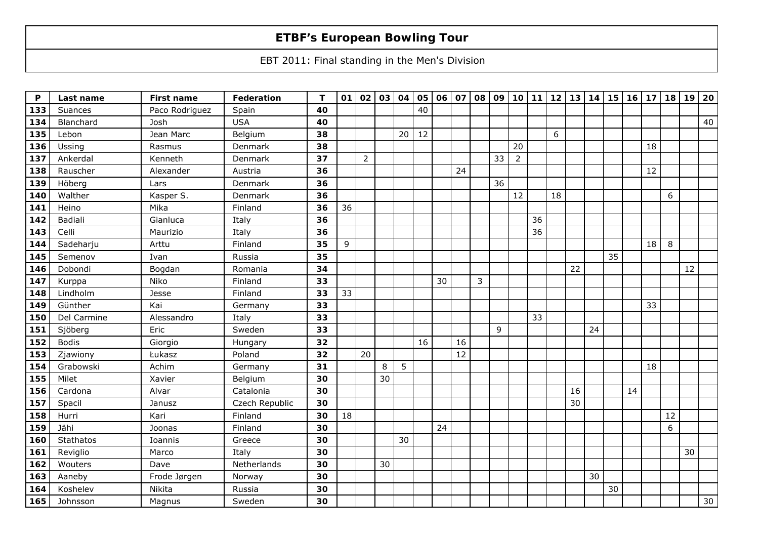# ETBF's European Bowling Tour

EBT 2011: Final standing in the Men's Division

| P | Last name | First name | Federation | T | 01 | 02 | 03 | 04 | 05 | 06 | 07 | 08 | 09 | 10 | 11 | 12 | 13 | 14 | 15 | 16 | 17 | 18 | 19 | 20 |
|---|---|---|---|---|---|---|---|---|---|---|---|---|---|---|---|---|---|---|---|---|---|---|---|---|
| 133 | Suances | Paco Rodriguez | Spain | 40 | | | | | 40 | | | | | | | | | | | | | | | |
| 134 | Blanchard | Josh | USA | 40 | | | | | | | | | | | | | | | | | | | | 40 |
| 135 | Lebon | Jean Marc | Belgium | 38 | | | | 20 | 12 | | | | | | | 6 | | | | | | | | |
| 136 | Ussing | Rasmus | Denmark | 38 | | | | | | | | | | 20 | | | | | | | 18 | | | |
| 137 | Ankerdal | Kenneth | Denmark | 37 | | 2 | | | | | | | 33 | 2 | | | | | | | | | | |
| 138 | Rauscher | Alexander | Austria | 36 | | | | | | | 24 | | | | | | | | | | 12 | | | |
| 139 | Höberg | Lars | Denmark | 36 | | | | | | | | | 36 | | | | | | | | | | | |
| 140 | Walther | Kasper S. | Denmark | 36 | | | | | | | | | | 12 | | 18 | | | | | | 6 | | |
| 141 | Heino | Mika | Finland | 36 | 36 | | | | | | | | | | | | | | | | | | | |
| 142 | Badiali | Gianluca | Italy | 36 | | | | | | | | | | | 36 | | | | | | | | | |
| 143 | Celli | Maurizio | Italy | 36 | | | | | | | | | | | 36 | | | | | | | | | |
| 144 | Sadeharju | Arttu | Finland | 35 | 9 | | | | | | | | | | | | | | | | 18 | 8 | | |
| 145 | Semenov | Ivan | Russia | 35 | | | | | | | | | | | | | | | 35 | | | | | |
| 146 | Dobondi | Bogdan | Romania | 34 | | | | | | | | | | | | | 22 | | | | | | 12 | |
| 147 | Kurppa | Niko | Finland | 33 | | | | | | 30 | | 3 | | | | | | | | | | | | |
| 148 | Lindholm | Jesse | Finland | 33 | 33 | | | | | | | | | | | | | | | | | | | |
| 149 | Günther | Kai | Germany | 33 | | | | | | | | | | | | | | | | | 33 | | | |
| 150 | Del Carmine | Alessandro | Italy | 33 | | | | | | | | | | | 33 | | | | | | | | | |
| 151 | Sjöberg | Eric | Sweden | 33 | | | | | | | | | 9 | | | | | 24 | | | | | | |
| 152 | Bodis | Giorgio | Hungary | 32 | | | | | 16 | | 16 | | | | | | | | | | | | | |
| 153 | Zjawiony | Łukasz | Poland | 32 | | 20 | | | | | 12 | | | | | | | | | | | | | |
| 154 | Grabowski | Achim | Germany | 31 | | | 8 | 5 | | | | | | | | | | | | | 18 | | | |
| 155 | Milet | Xavier | Belgium | 30 | | | 30 | | | | | | | | | | | | | | | | | |
| 156 | Cardona | Alvar | Catalonia | 30 | | | | | | | | | | | | | 16 | | | 14 | | | | |
| 157 | Spacil | Janusz | Czech Republic | 30 | | | | | | | | | | | | | 30 | | | | | | | |
| 158 | Hurri | Kari | Finland | 30 | 18 | | | | | | | | | | | | | | | | | 12 | | |
| 159 | Jähi | Joonas | Finland | 30 | | | | | | 24 | | | | | | | | | | | | 6 | | |
| 160 | Stathatos | Ioannis | Greece | 30 | | | | 30 | | | | | | | | | | | | | | | | |
| 161 | Reviglio | Marco | Italy | 30 | | | | | | | | | | | | | | | | | | | 30 | |
| 162 | Wouters | Dave | Netherlands | 30 | | | 30 | | | | | | | | | | | | | | | | | |
| 163 | Aaneby | Frode Jørgen | Norway | 30 | | | | | | | | | | | | | | 30 | | | | | | |
| 164 | Koshelev | Nikita | Russia | 30 | | | | | | | | | | | | | | | 30 | | | | | |
| 165 | Johnsson | Magnus | Sweden | 30 | | | | | | | | | | | | | | | | | | | | 30 |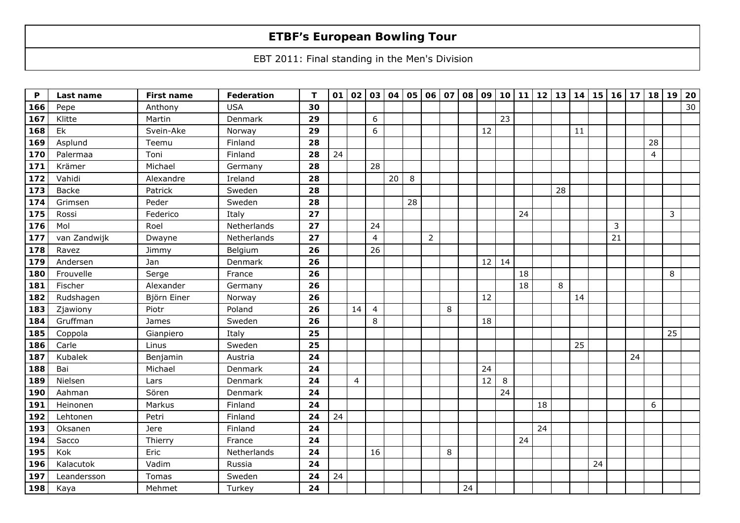# ETBF's European Bowling Tour

EBT 2011: Final standing in the Men's Division

| P | Last name | First name | Federation | T | 01 | 02 | 03 | 04 | 05 | 06 | 07 | 08 | 09 | 10 | 11 | 12 | 13 | 14 | 15 | 16 | 17 | 18 | 19 | 20 |
|---|---|---|---|---|---|---|---|---|---|---|---|---|---|---|---|---|---|---|---|---|---|---|---|---|
| **166** | Pepe | Anthony | USA | **30** | | | | | | | | | | | | | | | | | | | | 30 |
| **167** | Klitte | Martin | Denmark | **29** | | | 6 | | | | | | | 23 | | | | | | | | | | |
| **168** | Ek | Svein-Ake | Norway | **29** | | | 6 | | | | | | 12 | | | | | 11 | | | | | | |
| **169** | Asplund | Teemu | Finland | **28** | | | | | | | | | | | | | | | | | | 28 | | |
| **170** | Palermaa | Toni | Finland | **28** | 24 | | | | | | | | | | | | | | | | | 4 | | |
| **171** | Krämer | Michael | Germany | **28** | | | 28 | | | | | | | | | | | | | | | | | |
| **172** | Vahidi | Alexandre | Ireland | **28** | | | | 20 | 8 | | | | | | | | | | | | | | | |
| **173** | Backe | Patrick | Sweden | **28** | | | | | | | | | | | | | 28 | | | | | | | |
| **174** | Grimsen | Peder | Sweden | **28** | | | | | 28 | | | | | | | | | | | | | | | |
| **175** | Rossi | Federico | Italy | **27** | | | | | | | | | | | 24 | | | | | | | | 3 | |
| **176** | Mol | Roel | Netherlands | **27** | | | 24 | | | | | | | | | | | | | 3 | | | | |
| **177** | van Zandwijk | Dwayne | Netherlands | **27** | | | 4 | | | 2 | | | | | | | | | | 21 | | | | |
| **178** | Ravez | Jimmy | Belgium | **26** | | | 26 | | | | | | | | | | | | | | | | | |
| **179** | Andersen | Jan | Denmark | **26** | | | | | | | | | 12 | 14 | | | | | | | | | | |
| **180** | Frouvelle | Serge | France | **26** | | | | | | | | | | | 18 | | | | | | | | 8 | |
| **181** | Fischer | Alexander | Germany | **26** | | | | | | | | | | | 18 | | 8 | | | | | | | |
| **182** | Rudshagen | Björn Einer | Norway | **26** | | | | | | | | | 12 | | | | | 14 | | | | | | |
| **183** | Zjawiony | Piotr | Poland | **26** | | 14 | 4 | | | | 8 | | | | | | | | | | | | | |
| **184** | Gruffman | James | Sweden | **26** | | | 8 | | | | | | 18 | | | | | | | | | | | |
| **185** | Coppola | Gianpiero | Italy | **25** | | | | | | | | | | | | | | | | | | | 25 | |
| **186** | Carle | Linus | Sweden | **25** | | | | | | | | | | | | | | 25 | | | | | | |
| **187** | Kubalek | Benjamin | Austria | **24** | | | | | | | | | | | | | | | | | 24 | | | |
| **188** | Bai | Michael | Denmark | **24** | | | | | | | | | 24 | | | | | | | | | | | |
| **189** | Nielsen | Lars | Denmark | **24** | | 4 | | | | | | | 12 | 8 | | | | | | | | | | |
| **190** | Aahman | Sören | Denmark | **24** | | | | | | | | | | 24 | | | | | | | | | | |
| **191** | Heinonen | Markus | Finland | **24** | | | | | | | | | | | | 18 | | | | | | 6 | | |
| **192** | Lehtonen | Petri | Finland | **24** | 24 | | | | | | | | | | | | | | | | | | | |
| **193** | Oksanen | Jere | Finland | **24** | | | | | | | | | | | | 24 | | | | | | | | |
| **194** | Sacco | Thierry | France | **24** | | | | | | | | | | | 24 | | | | | | | | | |
| **195** | Kok | Eric | Netherlands | **24** | | | 16 | | | | 8 | | | | | | | | | | | | | |
| **196** | Kalacutok | Vadim | Russia | **24** | | | | | | | | | | | | | | | 24 | | | | | |
| **197** | Leandersson | Tomas | Sweden | **24** | 24 | | | | | | | | | | | | | | | | | | | |
| **198** | Kaya | Mehmet | Turkey | **24** | | | | | | | | 24 | | | | | | | | | | | | |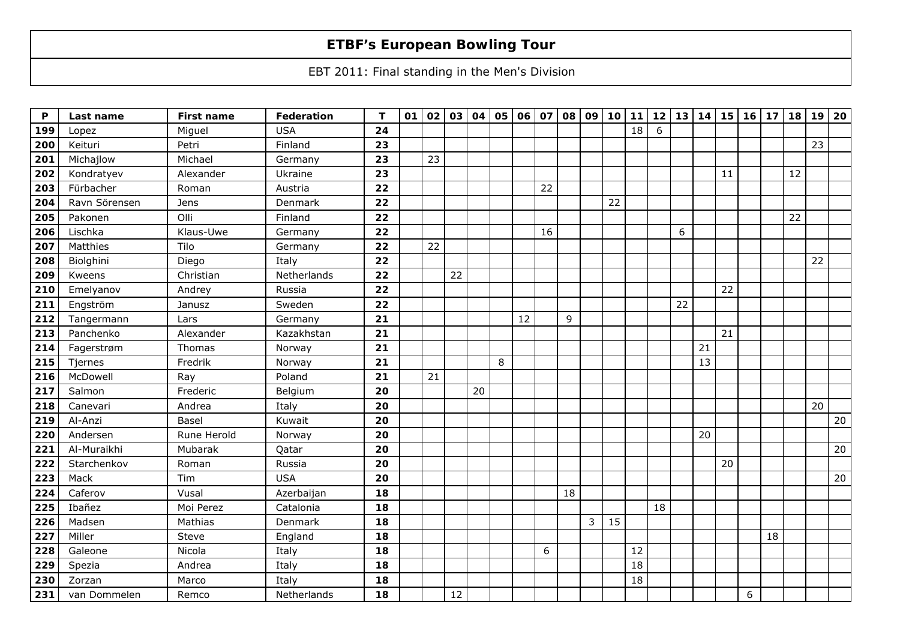# ETBF's European Bowling Tour

EBT 2011: Final standing in the Men's Division

| P | Last name | First name | Federation | T | 01 | 02 | 03 | 04 | 05 | 06 | 07 | 08 | 09 | 10 | 11 | 12 | 13 | 14 | 15 | 16 | 17 | 18 | 19 | 20 |
|---|---|---|---|---|---|---|---|---|---|---|---|---|---|---|---|---|---|---|---|---|---|---|---|---|
| **199** | Lopez | Miguel | USA | **24** | | | | | | | | | | | 18 | 6 | | | | | | | | |
| **200** | Keituri | Petri | Finland | **23** | | | | | | | | | | | | | | | | | | | 23 | |
| **201** | Michajlow | Michael | Germany | **23** | | 23 | | | | | | | | | | | | | | | | | | |
| **202** | Kondratyev | Alexander | Ukraine | **23** | | | | | | | | | | | | | | | 11 | | | 12 | | |
| **203** | Fürbacher | Roman | Austria | **22** | | | | | | | 22 | | | | | | | | | | | | | |
| **204** | Ravn Sörensen | Jens | Denmark | **22** | | | | | | | | | | 22 | | | | | | | | | | |
| **205** | Pakonen | Olli | Finland | **22** | | | | | | | | | | | | | | | | | | 22 | | |
| **206** | Lischka | Klaus-Uwe | Germany | **22** | | | | | | | 16 | | | | | | 6 | | | | | | | |
| **207** | Matthies | Tilo | Germany | **22** | | 22 | | | | | | | | | | | | | | | | | | |
| **208** | Biolghini | Diego | Italy | **22** | | | | | | | | | | | | | | | | | | | 22 | |
| **209** | Kweens | Christian | Netherlands | **22** | | | 22 | | | | | | | | | | | | | | | | | |
| **210** | Emelyanov | Andrey | Russia | **22** | | | | | | | | | | | | | | | 22 | | | | | |
| **211** | Engström | Janusz | Sweden | **22** | | | | | | | | | | | | | 22 | | | | | | | |
| **212** | Tangermann | Lars | Germany | **21** | | | | | | 12 | | 9 | | | | | | | | | | | | |
| **213** | Panchenko | Alexander | Kazakhstan | **21** | | | | | | | | | | | | | | | 21 | | | | | |
| **214** | Fagerstrøm | Thomas | Norway | **21** | | | | | | | | | | | | | | 21 | | | | | | |
| **215** | Tjernes | Fredrik | Norway | **21** | | | | | 8 | | | | | | | | | 13 | | | | | | |
| **216** | McDowell | Ray | Poland | **21** | | 21 | | | | | | | | | | | | | | | | | | |
| **217** | Salmon | Frederic | Belgium | **20** | | | | 20 | | | | | | | | | | | | | | | | |
| **218** | Canevari | Andrea | Italy | **20** | | | | | | | | | | | | | | | | | | | 20 | |
| **219** | Al-Anzi | Basel | Kuwait | **20** | | | | | | | | | | | | | | | | | | | | 20 |
| **220** | Andersen | Rune Herold | Norway | **20** | | | | | | | | | | | | | | 20 | | | | | | |
| **221** | Al-Muraikhi | Mubarak | Qatar | **20** | | | | | | | | | | | | | | | | | | | | 20 |
| **222** | Starchenkov | Roman | Russia | **20** | | | | | | | | | | | | | | | 20 | | | | | |
| **223** | Mack | Tim | USA | **20** | | | | | | | | | | | | | | | | | | | | 20 |
| **224** | Caferov | Vusal | Azerbaijan | **18** | | | | | | | | 18 | | | | | | | | | | | | |
| **225** | Ibañez | Moi Perez | Catalonia | **18** | | | | | | | | | | | | 18 | | | | | | | | |
| **226** | Madsen | Mathias | Denmark | **18** | | | | | | | | | 3 | 15 | | | | | | | | | | |
| **227** | Miller | Steve | England | **18** | | | | | | | | | | | | | | | | | 18 | | | |
| **228** | Galeone | Nicola | Italy | **18** | | | | | | | 6 | | | | 12 | | | | | | | | | |
| **229** | Spezia | Andrea | Italy | **18** | | | | | | | | | | | 18 | | | | | | | | | |
| **230** | Zorzan | Marco | Italy | **18** | | | | | | | | | | | 18 | | | | | | | | | |
| **231** | van Dommelen | Remco | Netherlands | **18** | | | 12 | | | | | | | | | | | | | 6 | | | | |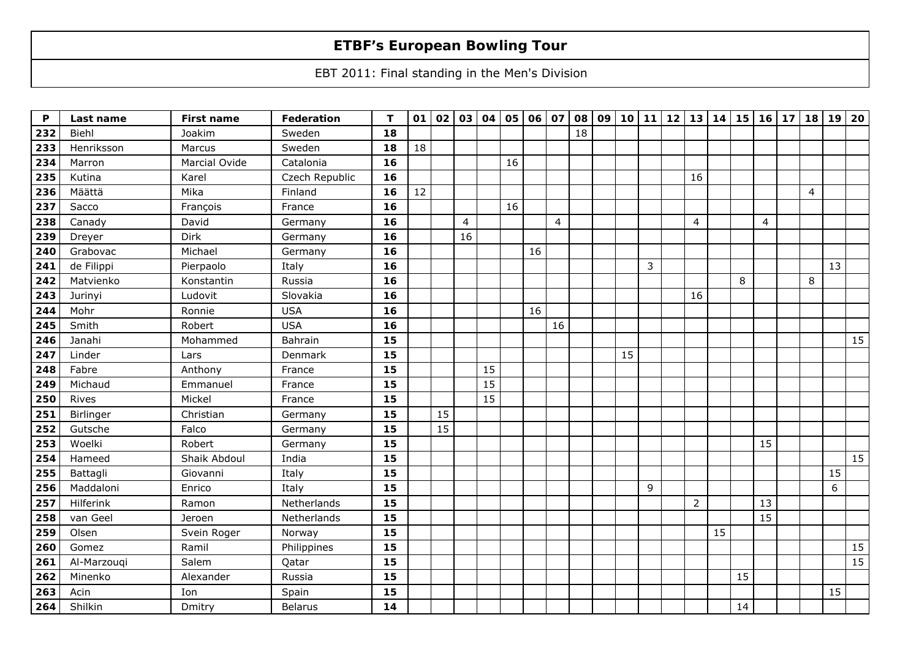# ETBF's European Bowling Tour

EBT 2011: Final standing in the Men's Division

| P | Last name | First name | Federation | T | 01 | 02 | 03 | 04 | 05 | 06 | 07 | 08 | 09 | 10 | 11 | 12 | 13 | 14 | 15 | 16 | 17 | 18 | 19 | 20 |
|---|---|---|---|---|---|---|---|---|---|---|---|---|---|---|---|---|---|---|---|---|---|---|---|---|
| 232 | Biehl | Joakim | Sweden | 18 | | | | | | | | 18 | | | | | | | | | | | | |
| 233 | Henriksson | Marcus | Sweden | 18 | 18 | | | | | | | | | | | | | | | | | | | |
| 234 | Marron | Marcial Ovide | Catalonia | 16 | | | | | 16 | | | | | | | | | | | | | | | |
| 235 | Kutina | Karel | Czech Republic | 16 | | | | | | | | | | | | | 16 | | | | | | | |
| 236 | Määttä | Mika | Finland | 16 | 12 | | | | | | | | | | | | | | | | | 4 | | |
| 237 | Sacco | François | France | 16 | | | | | 16 | | | | | | | | | | | | | | | |
| 238 | Canady | David | Germany | 16 | | | 4 | | | | 4 | | | | | | 4 | | | 4 | | | | |
| 239 | Dreyer | Dirk | Germany | 16 | | | 16 | | | | | | | | | | | | | | | | | |
| 240 | Grabovac | Michael | Germany | 16 | | | | | | 16 | | | | | | | | | | | | | | |
| 241 | de Filippi | Pierpaolo | Italy | 16 | | | | | | | | | | | 3 | | | | | | | | 13 | |
| 242 | Matvienko | Konstantin | Russia | 16 | | | | | | | | | | | | | | | 8 | | | 8 | | |
| 243 | Jurinyi | Ludovit | Slovakia | 16 | | | | | | | | | | | | | 16 | | | | | | | |
| 244 | Mohr | Ronnie | USA | 16 | | | | | | 16 | | | | | | | | | | | | | | |
| 245 | Smith | Robert | USA | 16 | | | | | | | 16 | | | | | | | | | | | | | |
| 246 | Janahi | Mohammed | Bahrain | 15 | | | | | | | | | | | | | | | | | | | | 15 |
| 247 | Linder | Lars | Denmark | 15 | | | | | | | | | | 15 | | | | | | | | | | |
| 248 | Fabre | Anthony | France | 15 | | | | 15 | | | | | | | | | | | | | | | | |
| 249 | Michaud | Emmanuel | France | 15 | | | | 15 | | | | | | | | | | | | | | | | |
| 250 | Rives | Mickel | France | 15 | | | | 15 | | | | | | | | | | | | | | | | |
| 251 | Birlinger | Christian | Germany | 15 | | 15 | | | | | | | | | | | | | | | | | | |
| 252 | Gutsche | Falco | Germany | 15 | | 15 | | | | | | | | | | | | | | | | | | |
| 253 | Woelki | Robert | Germany | 15 | | | | | | | | | | | | | | | | 15 | | | | |
| 254 | Hameed | Shaik Abdoul | India | 15 | | | | | | | | | | | | | | | | | | | | 15 |
| 255 | Battagli | Giovanni | Italy | 15 | | | | | | | | | | | | | | | | | | | 15 | |
| 256 | Maddaloni | Enrico | Italy | 15 | | | | | | | | | | | 9 | | | | | | | | 6 | |
| 257 | Hilferink | Ramon | Netherlands | 15 | | | | | | | | | | | | | 2 | | | 13 | | | | |
| 258 | van Geel | Jeroen | Netherlands | 15 | | | | | | | | | | | | | | | | 15 | | | | |
| 259 | Olsen | Svein Roger | Norway | 15 | | | | | | | | | | | | | | 15 | | | | | | |
| 260 | Gomez | Ramil | Philippines | 15 | | | | | | | | | | | | | | | | | | | | 15 |
| 261 | Al-Marzouqi | Salem | Qatar | 15 | | | | | | | | | | | | | | | | | | | | 15 |
| 262 | Minenko | Alexander | Russia | 15 | | | | | | | | | | | | | | | 15 | | | | | |
| 263 | Acin | Ion | Spain | 15 | | | | | | | | | | | | | | | | | | | 15 | |
| 264 | Shilkin | Dmitry | Belarus | 14 | | | | | | | | | | | | | | | 14 | | | | | |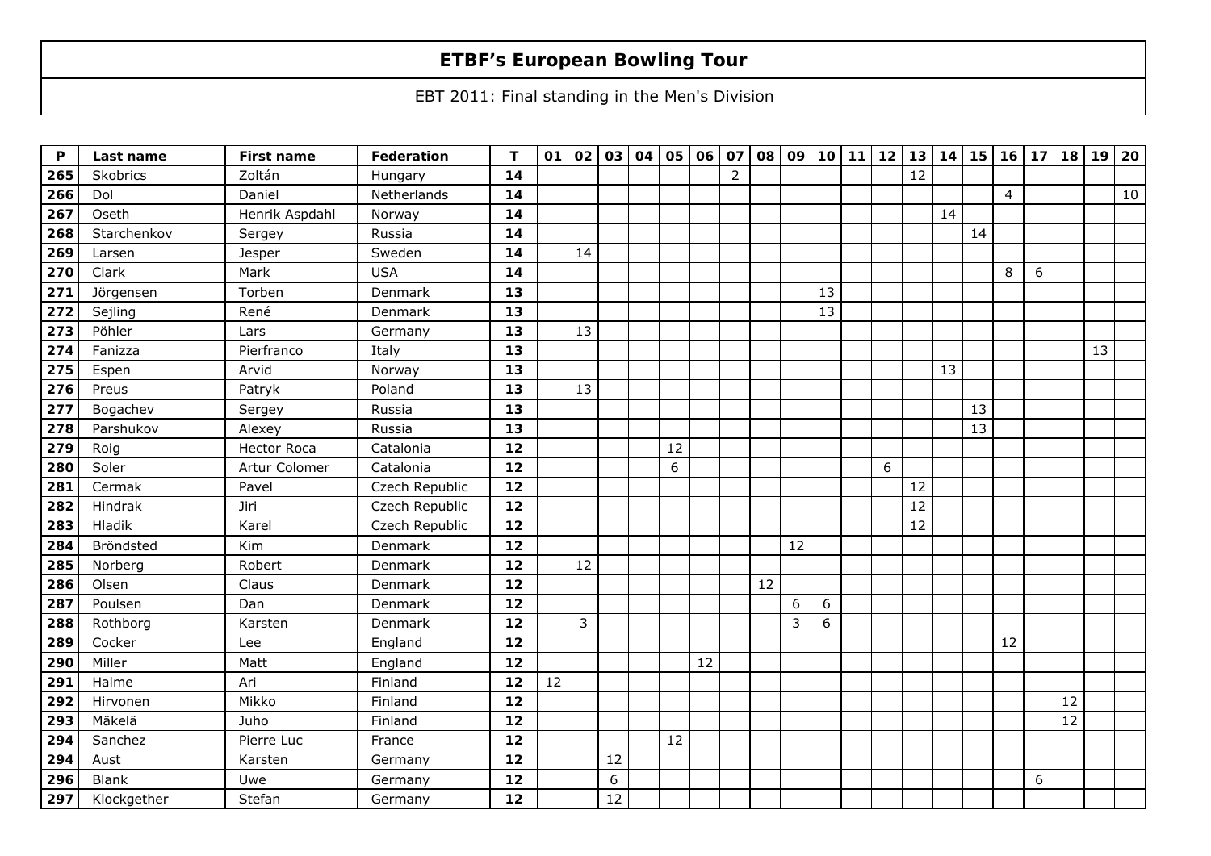# ETBF's European Bowling Tour

EBT 2011: Final standing in the Men's Division

| P | Last name | First name | Federation | T | 01 | 02 | 03 | 04 | 05 | 06 | 07 | 08 | 09 | 10 | 11 | 12 | 13 | 14 | 15 | 16 | 17 | 18 | 19 | 20 |
|---|---|---|---|---|---|---|---|---|---|---|---|---|---|---|---|---|---|---|---|---|---|---|---|---|
| 265 | Skobrics | Zoltán | Hungary | 14 | | | | | | | 2 | | | | | | 12 | | | | | | | |
| 266 | Dol | Daniel | Netherlands | 14 | | | | | | | | | | | | | | | | 4 | | | | 10 |
| 267 | Oseth | Henrik Aspdahl | Norway | 14 | | | | | | | | | | | | | | 14 | | | | | | |
| 268 | Starchenkov | Sergey | Russia | 14 | | | | | | | | | | | | | | | 14 | | | | | |
| 269 | Larsen | Jesper | Sweden | 14 | | 14 | | | | | | | | | | | | | | | | | | |
| 270 | Clark | Mark | USA | 14 | | | | | | | | | | | | | | | | 8 | 6 | | | |
| 271 | Jörgensen | Torben | Denmark | 13 | | | | | | | | | | 13 | | | | | | | | | | |
| 272 | Sejling | René | Denmark | 13 | | | | | | | | | | 13 | | | | | | | | | | |
| 273 | Pöhler | Lars | Germany | 13 | | 13 | | | | | | | | | | | | | | | | | | |
| 274 | Fanizza | Pierfranco | Italy | 13 | | | | | | | | | | | | | | | | | | | 13 | |
| 275 | Espen | Arvid | Norway | 13 | | | | | | | | | | | | | | 13 | | | | | | |
| 276 | Preus | Patryk | Poland | 13 | | 13 | | | | | | | | | | | | | | | | | | |
| 277 | Bogachev | Sergey | Russia | 13 | | | | | | | | | | | | | | | 13 | | | | | |
| 278 | Parshukov | Alexey | Russia | 13 | | | | | | | | | | | | | | | 13 | | | | | |
| 279 | Roig | Hector Roca | Catalonia | 12 | | | | | 12 | | | | | | | | | | | | | | | |
| 280 | Soler | Artur Colomer | Catalonia | 12 | | | | | 6 | | | | | | | 6 | | | | | | | | |
| 281 | Cermak | Pavel | Czech Republic | 12 | | | | | | | | | | | | | 12 | | | | | | | |
| 282 | Hindrak | Jiri | Czech Republic | 12 | | | | | | | | | | | | | 12 | | | | | | | |
| 283 | Hladik | Karel | Czech Republic | 12 | | | | | | | | | | | | | 12 | | | | | | | |
| 284 | Bröndsted | Kim | Denmark | 12 | | | | | | | | | 12 | | | | | | | | | | | |
| 285 | Norberg | Robert | Denmark | 12 | | 12 | | | | | | | | | | | | | | | | | | |
| 286 | Olsen | Claus | Denmark | 12 | | | | | | | | 12 | | | | | | | | | | | | |
| 287 | Poulsen | Dan | Denmark | 12 | | | | | | | | | 6 | 6 | | | | | | | | | | |
| 288 | Rothborg | Karsten | Denmark | 12 | | 3 | | | | | | | 3 | 6 | | | | | | | | | | |
| 289 | Cocker | Lee | England | 12 | | | | | | | | | | | | | | | | 12 | | | | |
| 290 | Miller | Matt | England | 12 | | | | | | 12 | | | | | | | | | | | | | | |
| 291 | Halme | Ari | Finland | 12 | 12 | | | | | | | | | | | | | | | | | | | |
| 292 | Hirvonen | Mikko | Finland | 12 | | | | | | | | | | | | | | | | | | 12 | | |
| 293 | Mäkelä | Juho | Finland | 12 | | | | | | | | | | | | | | | | | | 12 | | |
| 294 | Sanchez | Pierre Luc | France | 12 | | | | | 12 | | | | | | | | | | | | | | | |
| 294 | Aust | Karsten | Germany | 12 | | | 12 | | | | | | | | | | | | | | | | | |
| 296 | Blank | Uwe | Germany | 12 | | | 6 | | | | | | | | | | | | | | 6 | | | |
| 297 | Klockgether | Stefan | Germany | 12 | | | 12 | | | | | | | | | | | | | | | | | |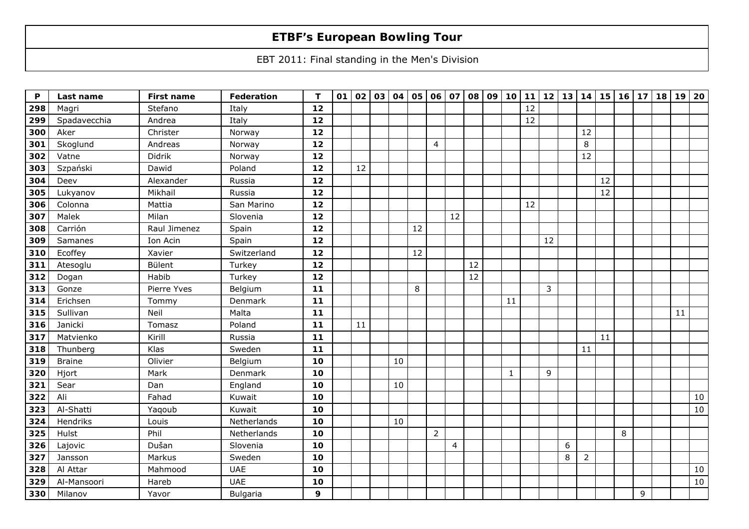# ETBF's European Bowling Tour

EBT 2011: Final standing in the Men's Division

| P | Last name | First name | Federation | T | 01 | 02 | 03 | 04 | 05 | 06 | 07 | 08 | 09 | 10 | 11 | 12 | 13 | 14 | 15 | 16 | 17 | 18 | 19 | 20 |
|---|---|---|---|---|---|---|---|---|---|---|---|---|---|---|---|---|---|---|---|---|---|---|---|---|
| **298** | Magri | Stefano | Italy | **12** | | | | | | | | | | | 12 | | | | | | | | | |
| **299** | Spadavecchia | Andrea | Italy | **12** | | | | | | | | | | | 12 | | | | | | | | | |
| **300** | Aker | Christer | Norway | **12** | | | | | | | | | | | | | | 12 | | | | | | |
| **301** | Skoglund | Andreas | Norway | **12** | | | | | | 4 | | | | | | | | 8 | | | | | | |
| **302** | Vatne | Didrik | Norway | **12** | | | | | | | | | | | | | | 12 | | | | | | |
| **303** | Szpański | Dawid | Poland | **12** | | 12 | | | | | | | | | | | | | | | | | | |
| **304** | Deev | Alexander | Russia | **12** | | | | | | | | | | | | | | | 12 | | | | | |
| **305** | Lukyanov | Mikhail | Russia | **12** | | | | | | | | | | | | | | | 12 | | | | | |
| **306** | Colonna | Mattia | San Marino | **12** | | | | | | | | | | | 12 | | | | | | | | | |
| **307** | Malek | Milan | Slovenia | **12** | | | | | | | 12 | | | | | | | | | | | | | |
| **308** | Carrión | Raul Jimenez | Spain | **12** | | | | | 12 | | | | | | | | | | | | | | | |
| **309** | Samanes | Ion Acin | Spain | **12** | | | | | | | | | | | | 12 | | | | | | | | |
| **310** | Ecoffey | Xavier | Switzerland | **12** | | | | | 12 | | | | | | | | | | | | | | | |
| **311** | Atesoglu | Bülent | Turkey | **12** | | | | | | | | 12 | | | | | | | | | | | | |
| **312** | Dogan | Habib | Turkey | **12** | | | | | | | | 12 | | | | | | | | | | | | |
| **313** | Gonze | Pierre Yves | Belgium | **11** | | | | | 8 | | | | | | | 3 | | | | | | | | |
| **314** | Erichsen | Tommy | Denmark | **11** | | | | | | | | | | 11 | | | | | | | | | | |
| **315** | Sullivan | Neil | Malta | **11** | | | | | | | | | | | | | | | | | | | 11 | |
| **316** | Janicki | Tomasz | Poland | **11** | | 11 | | | | | | | | | | | | | | | | | | |
| **317** | Matvienko | Kirill | Russia | **11** | | | | | | | | | | | | | | | 11 | | | | | |
| **318** | Thunberg | Klas | Sweden | **11** | | | | | | | | | | | | | | 11 | | | | | | |
| **319** | Braine | Olivier | Belgium | **10** | | | | 10 | | | | | | | | | | | | | | | | |
| **320** | Hjort | Mark | Denmark | **10** | | | | | | | | | | 1 | | 9 | | | | | | | | |
| **321** | Sear | Dan | England | **10** | | | | 10 | | | | | | | | | | | | | | | | |
| **322** | Ali | Fahad | Kuwait | **10** | | | | | | | | | | | | | | | | | | | | 10 |
| **323** | Al-Shatti | Yaqoub | Kuwait | **10** | | | | | | | | | | | | | | | | | | | | 10 |
| **324** | Hendriks | Louis | Netherlands | **10** | | | | 10 | | | | | | | | | | | | | | | | |
| **325** | Hulst | Phil | Netherlands | **10** | | | | | | 2 | | | | | | | | | | 8 | | | | |
| **326** | Lajovic | Dušan | Slovenia | **10** | | | | | | | 4 | | | | | | 6 | | | | | | | |
| **327** | Jansson | Markus | Sweden | **10** | | | | | | | | | | | | | 8 | 2 | | | | | | |
| **328** | Al Attar | Mahmood | UAE | **10** | | | | | | | | | | | | | | | | | | | | 10 |
| **329** | Al-Mansoori | Hareb | UAE | **10** | | | | | | | | | | | | | | | | | | | | 10 |
| **330** | Milanov | Yavor | Bulgaria | **9** | | | | | | | | | | | | | | | | | 9 | | | |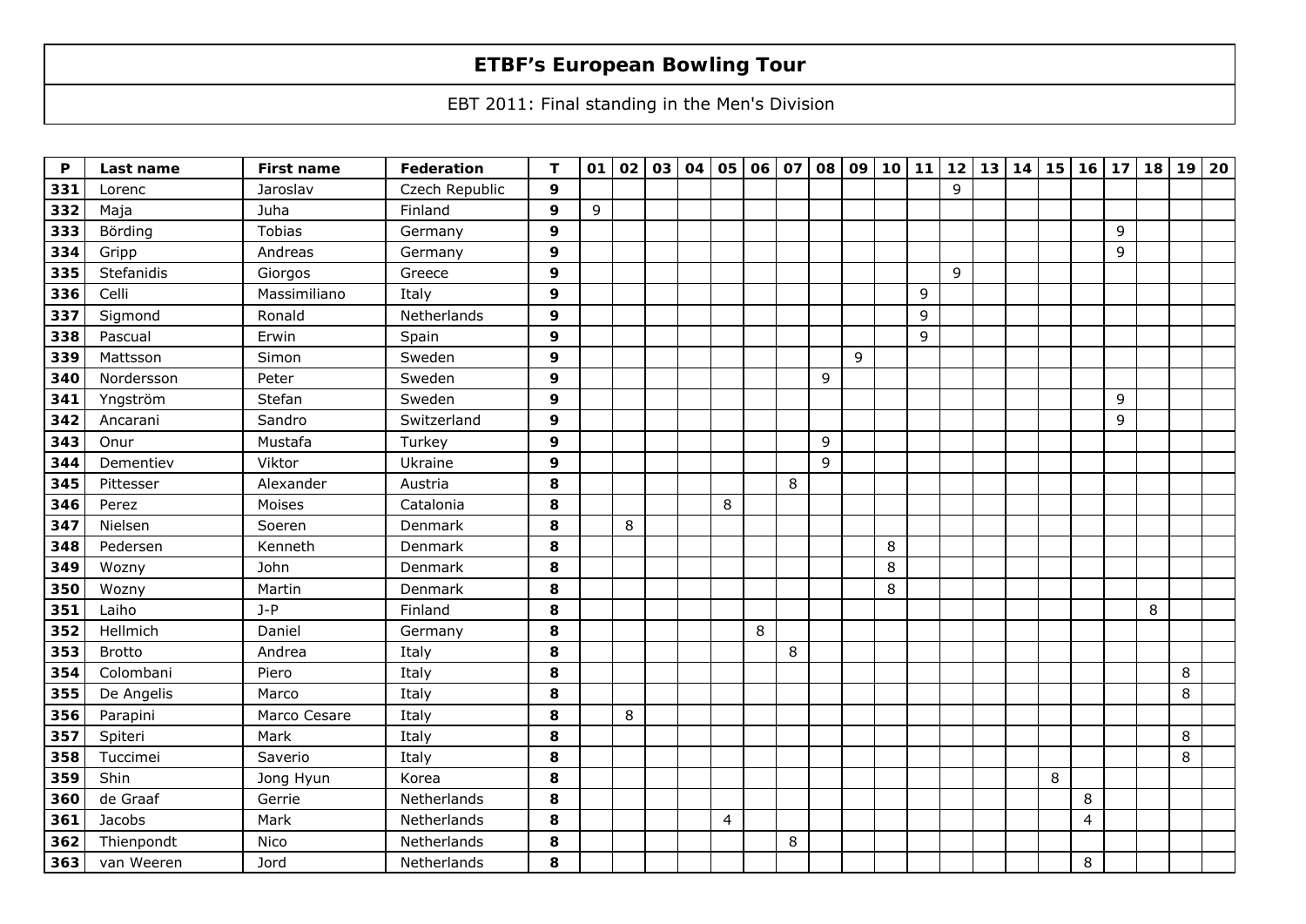# ETBF's European Bowling Tour

EBT 2011: Final standing in the Men's Division

| P | Last name | First name | Federation | T | 01 | 02 | 03 | 04 | 05 | 06 | 07 | 08 | 09 | 10 | 11 | 12 | 13 | 14 | 15 | 16 | 17 | 18 | 19 | 20 |
|---|---|---|---|---|---|---|---|---|---|---|---|---|---|---|---|---|---|---|---|---|---|---|---|---|
| 331 | Lorenc | Jaroslav | Czech Republic | 9 | | | | | | | | | | | | 9 | | | | | | | | |
| 332 | Maja | Juha | Finland | 9 | 9 | | | | | | | | | | | | | | | | | | | |
| 333 | Börding | Tobias | Germany | 9 | | | | | | | | | | | | | | | | | 9 | | | |
| 334 | Gripp | Andreas | Germany | 9 | | | | | | | | | | | | | | | | | 9 | | | |
| 335 | Stefanidis | Giorgos | Greece | 9 | | | | | | | | | | | | 9 | | | | | | | | |
| 336 | Celli | Massimiliano | Italy | 9 | | | | | | | | | | | 9 | | | | | | | | | |
| 337 | Sigmond | Ronald | Netherlands | 9 | | | | | | | | | | | 9 | | | | | | | | | |
| 338 | Pascual | Erwin | Spain | 9 | | | | | | | | | | | 9 | | | | | | | | | |
| 339 | Mattsson | Simon | Sweden | 9 | | | | | | | | | 9 | | | | | | | | | | | |
| 340 | Nordersson | Peter | Sweden | 9 | | | | | | | | 9 | | | | | | | | | | | | |
| 341 | Yngström | Stefan | Sweden | 9 | | | | | | | | | | | | | | | | | 9 | | | |
| 342 | Ancarani | Sandro | Switzerland | 9 | | | | | | | | | | | | | | | | | 9 | | | |
| 343 | Onur | Mustafa | Turkey | 9 | | | | | | | | 9 | | | | | | | | | | | | |
| 344 | Dementiev | Viktor | Ukraine | 9 | | | | | | | | 9 | | | | | | | | | | | | |
| 345 | Pittesser | Alexander | Austria | 8 | | | | | | | 8 | | | | | | | | | | | | | |
| 346 | Perez | Moises | Catalonia | 8 | | | | | 8 | | | | | | | | | | | | | | | |
| 347 | Nielsen | Soeren | Denmark | 8 | | 8 | | | | | | | | | | | | | | | | | | |
| 348 | Pedersen | Kenneth | Denmark | 8 | | | | | | | | | | 8 | | | | | | | | | | |
| 349 | Wozny | John | Denmark | 8 | | | | | | | | | | 8 | | | | | | | | | | |
| 350 | Wozny | Martin | Denmark | 8 | | | | | | | | | | 8 | | | | | | | | | | |
| 351 | Laiho | J-P | Finland | 8 | | | | | | | | | | | | | | | | | | 8 | | |
| 352 | Hellmich | Daniel | Germany | 8 | | | | | | 8 | | | | | | | | | | | | | | |
| 353 | Brotto | Andrea | Italy | 8 | | | | | | | 8 | | | | | | | | | | | | | |
| 354 | Colombani | Piero | Italy | 8 | | | | | | | | | | | | | | | | | | | 8 | |
| 355 | De Angelis | Marco | Italy | 8 | | | | | | | | | | | | | | | | | | | 8 | |
| 356 | Parapini | Marco Cesare | Italy | 8 | | 8 | | | | | | | | | | | | | | | | | | |
| 357 | Spiteri | Mark | Italy | 8 | | | | | | | | | | | | | | | | | | | 8 | |
| 358 | Tuccimei | Saverio | Italy | 8 | | | | | | | | | | | | | | | | | | | 8 | |
| 359 | Shin | Jong Hyun | Korea | 8 | | | | | | | | | | | | | | | 8 | | | | | |
| 360 | de Graaf | Gerrie | Netherlands | 8 | | | | | | | | | | | | | | | | 8 | | | | |
| 361 | Jacobs | Mark | Netherlands | 8 | | | | | 4 | | | | | | | | | | | 4 | | | | |
| 362 | Thienpondt | Nico | Netherlands | 8 | | | | | | | 8 | | | | | | | | | | | | | |
| 363 | van Weeren | Jord | Netherlands | 8 | | | | | | | | | | | | | | | | 8 | | | | |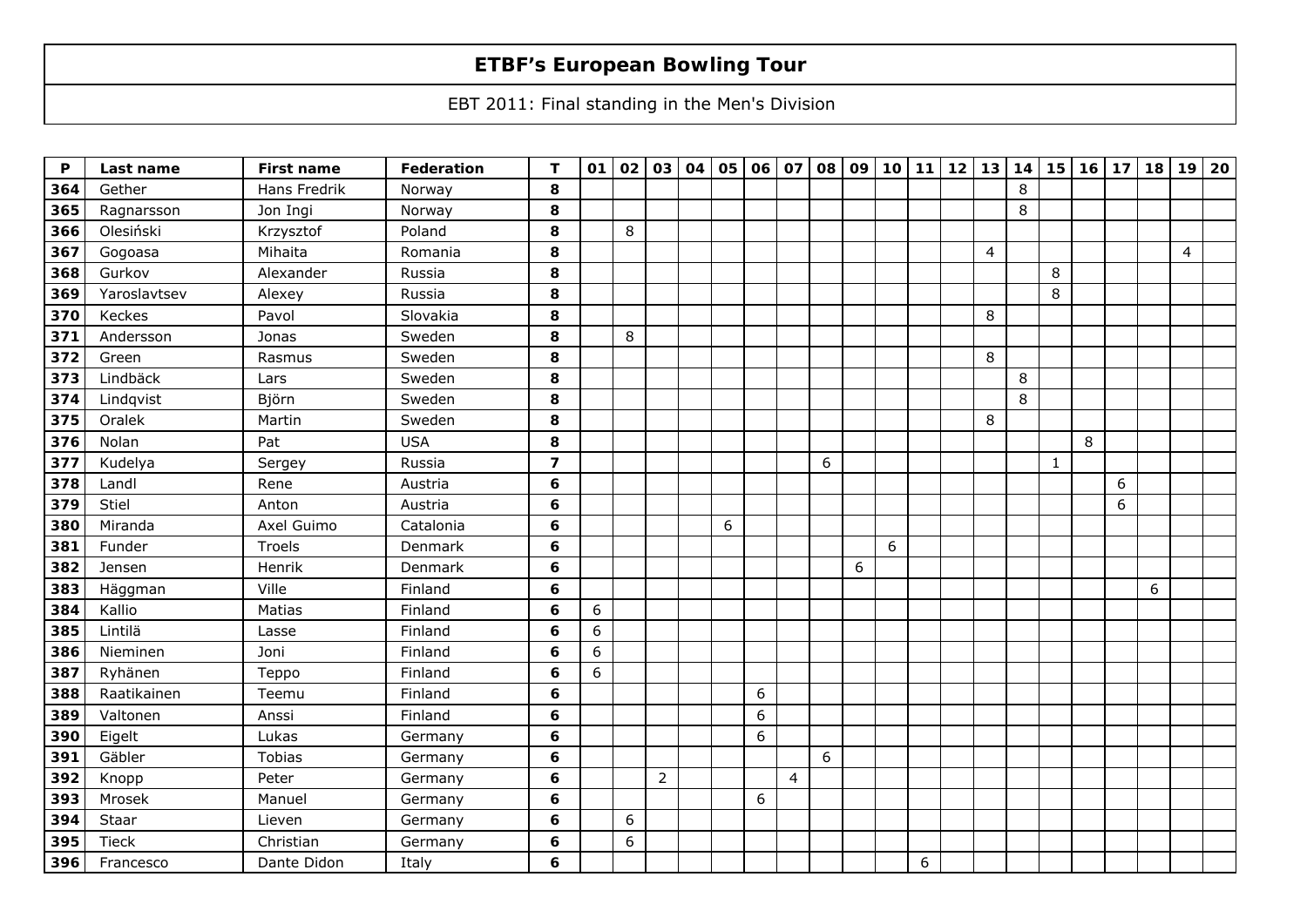# ETBF's European Bowling Tour

EBT 2011: Final standing in the Men's Division

| P | Last name | First name | Federation | T | 01 | 02 | 03 | 04 | 05 | 06 | 07 | 08 | 09 | 10 | 11 | 12 | 13 | 14 | 15 | 16 | 17 | 18 | 19 | 20 |
|---|---|---|---|---|---|---|---|---|---|---|---|---|---|---|---|---|---|---|---|---|---|---|---|---|
| 364 | Gether | Hans Fredrik | Norway | 8 | | | | | | | | | | | | | | 8 | | | | | | |
| 365 | Ragnarsson | Jon Ingi | Norway | 8 | | | | | | | | | | | | | | 8 | | | | | | |
| 366 | Olesiński | Krzysztof | Poland | 8 | | 8 | | | | | | | | | | | | | | | | | | |
| 367 | Gogoasa | Mihaita | Romania | 8 | | | | | | | | | | | | | 4 | | | | | | 4 | |
| 368 | Gurkov | Alexander | Russia | 8 | | | | | | | | | | | | | | | 8 | | | | | |
| 369 | Yaroslavtsev | Alexey | Russia | 8 | | | | | | | | | | | | | | | 8 | | | | | |
| 370 | Keckes | Pavol | Slovakia | 8 | | | | | | | | | | | | | 8 | | | | | | | |
| 371 | Andersson | Jonas | Sweden | 8 | | 8 | | | | | | | | | | | | | | | | | | |
| 372 | Green | Rasmus | Sweden | 8 | | | | | | | | | | | | | 8 | | | | | | | |
| 373 | Lindbäck | Lars | Sweden | 8 | | | | | | | | | | | | | | 8 | | | | | | |
| 374 | Lindqvist | Björn | Sweden | 8 | | | | | | | | | | | | | | 8 | | | | | | |
| 375 | Oralek | Martin | Sweden | 8 | | | | | | | | | | | | | 8 | | | | | | | |
| 376 | Nolan | Pat | USA | 8 | | | | | | | | | | | | | | | | 8 | | | | |
| 377 | Kudelya | Sergey | Russia | 7 | | | | | | | | 6 | | | | | | | 1 | | | | | |
| 378 | Landl | Rene | Austria | 6 | | | | | | | | | | | | | | | | | 6 | | | |
| 379 | Stiel | Anton | Austria | 6 | | | | | | | | | | | | | | | | | 6 | | | |
| 380 | Miranda | Axel Guimo | Catalonia | 6 | | | | | 6 | | | | | | | | | | | | | | | |
| 381 | Funder | Troels | Denmark | 6 | | | | | | | | | | 6 | | | | | | | | | | |
| 382 | Jensen | Henrik | Denmark | 6 | | | | | | | | | 6 | | | | | | | | | | | |
| 383 | Häggman | Ville | Finland | 6 | | | | | | | | | | | | | | | | | | 6 | | |
| 384 | Kallio | Matias | Finland | 6 | 6 | | | | | | | | | | | | | | | | | | | |
| 385 | Lintilä | Lasse | Finland | 6 | 6 | | | | | | | | | | | | | | | | | | | |
| 386 | Nieminen | Joni | Finland | 6 | 6 | | | | | | | | | | | | | | | | | | | |
| 387 | Ryhänen | Teppo | Finland | 6 | 6 | | | | | | | | | | | | | | | | | | | |
| 388 | Raatikainen | Teemu | Finland | 6 | | | | | | 6 | | | | | | | | | | | | | | |
| 389 | Valtonen | Anssi | Finland | 6 | | | | | | 6 | | | | | | | | | | | | | | |
| 390 | Eigelt | Lukas | Germany | 6 | | | | | | 6 | | | | | | | | | | | | | | |
| 391 | Gäbler | Tobias | Germany | 6 | | | | | | | | 6 | | | | | | | | | | | | |
| 392 | Knopp | Peter | Germany | 6 | | | 2 | | | | 4 | | | | | | | | | | | | | |
| 393 | Mrosek | Manuel | Germany | 6 | | | | | | 6 | | | | | | | | | | | | | | |
| 394 | Staar | Lieven | Germany | 6 | | 6 | | | | | | | | | | | | | | | | | | |
| 395 | Tieck | Christian | Germany | 6 | | 6 | | | | | | | | | | | | | | | | | | |
| 396 | Francesco | Dante Didon | Italy | 6 | | | | | | | | | | | 6 | | | | | | | | | |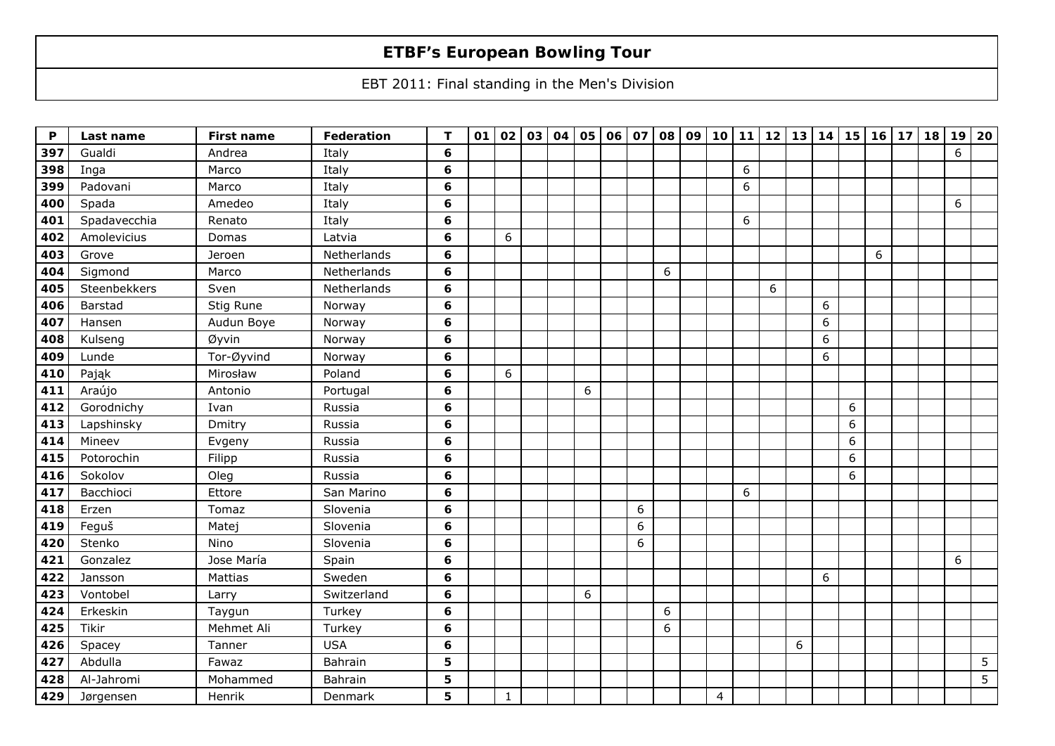# ETBF's European Bowling Tour

EBT 2011: Final standing in the Men's Division

| P | Last name | First name | Federation | T | 01 | 02 | 03 | 04 | 05 | 06 | 07 | 08 | 09 | 10 | 11 | 12 | 13 | 14 | 15 | 16 | 17 | 18 | 19 | 20 |
|---|---|---|---|---|---|---|---|---|---|---|---|---|---|---|---|---|---|---|---|---|---|---|---|---|
| **397** | Gualdi | Andrea | Italy | **6** | | | | | | | | | | | | | | | | | | | 6 | |
| **398** | Inga | Marco | Italy | **6** | | | | | | | | | | | 6 | | | | | | | | | |
| **399** | Padovani | Marco | Italy | **6** | | | | | | | | | | | 6 | | | | | | | | | |
| **400** | Spada | Amedeo | Italy | **6** | | | | | | | | | | | | | | | | | | | 6 | |
| **401** | Spadavecchia | Renato | Italy | **6** | | | | | | | | | | | 6 | | | | | | | | | |
| **402** | Amolevicius | Domas | Latvia | **6** | | 6 | | | | | | | | | | | | | | | | | | |
| **403** | Grove | Jeroen | Netherlands | **6** | | | | | | | | | | | | | | | | 6 | | | | |
| **404** | Sigmond | Marco | Netherlands | **6** | | | | | | | | 6 | | | | | | | | | | | | |
| **405** | Steenbekkers | Sven | Netherlands | **6** | | | | | | | | | | | | 6 | | | | | | | | |
| **406** | Barstad | Stig Rune | Norway | **6** | | | | | | | | | | | | | | 6 | | | | | | |
| **407** | Hansen | Audun Boye | Norway | **6** | | | | | | | | | | | | | | 6 | | | | | | |
| **408** | Kulseng | Øyvin | Norway | **6** | | | | | | | | | | | | | | 6 | | | | | | |
| **409** | Lunde | Tor-Øyvind | Norway | **6** | | | | | | | | | | | | | | 6 | | | | | | |
| **410** | Pająk | Mirosław | Poland | **6** | | 6 | | | | | | | | | | | | | | | | | | |
| **411** | Araújo | Antonio | Portugal | **6** | | | | | 6 | | | | | | | | | | | | | | | |
| **412** | Gorodnichy | Ivan | Russia | **6** | | | | | | | | | | | | | | | 6 | | | | | |
| **413** | Lapshinsky | Dmitry | Russia | **6** | | | | | | | | | | | | | | | 6 | | | | | |
| **414** | Mineev | Evgeny | Russia | **6** | | | | | | | | | | | | | | | 6 | | | | | |
| **415** | Potorochin | Filipp | Russia | **6** | | | | | | | | | | | | | | | 6 | | | | | |
| **416** | Sokolov | Oleg | Russia | **6** | | | | | | | | | | | | | | | 6 | | | | | |
| **417** | Bacchioci | Ettore | San Marino | **6** | | | | | | | | | | | 6 | | | | | | | | | |
| **418** | Erzen | Tomaz | Slovenia | **6** | | | | | | | 6 | | | | | | | | | | | | | |
| **419** | Feguš | Matej | Slovenia | **6** | | | | | | | 6 | | | | | | | | | | | | | |
| **420** | Stenko | Nino | Slovenia | **6** | | | | | | | 6 | | | | | | | | | | | | | |
| **421** | Gonzalez | Jose María | Spain | **6** | | | | | | | | | | | | | | | | | | | 6 | |
| **422** | Jansson | Mattias | Sweden | **6** | | | | | | | | | | | | | | 6 | | | | | | |
| **423** | Vontobel | Larry | Switzerland | **6** | | | | | 6 | | | | | | | | | | | | | | | |
| **424** | Erkeskin | Taygun | Turkey | **6** | | | | | | | | 6 | | | | | | | | | | | | |
| **425** | Tikir | Mehmet Ali | Turkey | **6** | | | | | | | | 6 | | | | | | | | | | | | |
| **426** | Spacey | Tanner | USA | **6** | | | | | | | | | | | | | 6 | | | | | | | |
| **427** | Abdulla | Fawaz | Bahrain | **5** | | | | | | | | | | | | | | | | | | | | 5 |
| **428** | Al-Jahromi | Mohammed | Bahrain | **5** | | | | | | | | | | | | | | | | | | | | 5 |
| **429** | Jørgensen | Henrik | Denmark | **5** | | 1 | | | | | | | | 4 | | | | | | | | | | |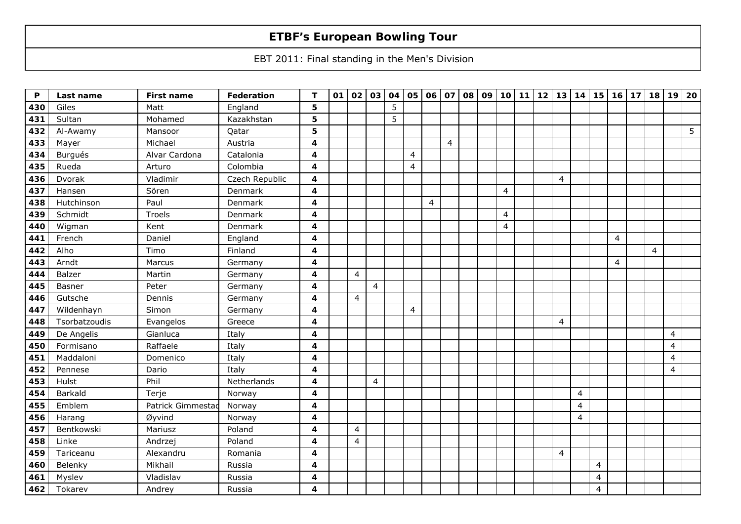# ETBF's European Bowling Tour

EBT 2011: Final standing in the Men's Division

| P | Last name | First name | Federation | T | 01 | 02 | 03 | 04 | 05 | 06 | 07 | 08 | 09 | 10 | 11 | 12 | 13 | 14 | 15 | 16 | 17 | 18 | 19 | 20 |
|---|---|---|---|---|---|---|---|---|---|---|---|---|---|---|---|---|---|---|---|---|---|---|---|---|
| 430 | Giles | Matt | England | 5 | | | | 5 | | | | | | | | | | | | | | | | |
| 431 | Sultan | Mohamed | Kazakhstan | 5 | | | | 5 | | | | | | | | | | | | | | | | |
| 432 | Al-Awamy | Mansoor | Qatar | 5 | | | | | | | | | | | | | | | | | | | | 5 |
| 433 | Mayer | Michael | Austria | 4 | | | | | | | 4 | | | | | | | | | | | | | |
| 434 | Burgués | Alvar Cardona | Catalonia | 4 | | | | | 4 | | | | | | | | | | | | | | | |
| 435 | Rueda | Arturo | Colombia | 4 | | | | | 4 | | | | | | | | | | | | | | | |
| 436 | Dvorak | Vladimir | Czech Republic | 4 | | | | | | | | | | | | | 4 | | | | | | | |
| 437 | Hansen | Sören | Denmark | 4 | | | | | | | | | | 4 | | | | | | | | | | |
| 438 | Hutchinson | Paul | Denmark | 4 | | | | | | 4 | | | | | | | | | | | | | | |
| 439 | Schmidt | Troels | Denmark | 4 | | | | | | | | | | 4 | | | | | | | | | | |
| 440 | Wigman | Kent | Denmark | 4 | | | | | | | | | | 4 | | | | | | | | | | |
| 441 | French | Daniel | England | 4 | | | | | | | | | | | | | | | | 4 | | | | |
| 442 | Alho | Timo | Finland | 4 | | | | | | | | | | | | | | | | | | 4 | | |
| 443 | Arndt | Marcus | Germany | 4 | | | | | | | | | | | | | | | | 4 | | | | |
| 444 | Balzer | Martin | Germany | 4 | | 4 | | | | | | | | | | | | | | | | | | |
| 445 | Basner | Peter | Germany | 4 | | | 4 | | | | | | | | | | | | | | | | | |
| 446 | Gutsche | Dennis | Germany | 4 | | 4 | | | | | | | | | | | | | | | | | | |
| 447 | Wildenhayn | Simon | Germany | 4 | | | | | 4 | | | | | | | | | | | | | | | |
| 448 | Tsorbatzoudis | Evangelos | Greece | 4 | | | | | | | | | | | | | 4 | | | | | | | |
| 449 | De Angelis | Gianluca | Italy | 4 | | | | | | | | | | | | | | | | | | | 4 | |
| 450 | Formisano | Raffaele | Italy | 4 | | | | | | | | | | | | | | | | | | | 4 | |
| 451 | Maddaloni | Domenico | Italy | 4 | | | | | | | | | | | | | | | | | | | 4 | |
| 452 | Pennese | Dario | Italy | 4 | | | | | | | | | | | | | | | | | | | 4 | |
| 453 | Hulst | Phil | Netherlands | 4 | | | 4 | | | | | | | | | | | | | | | | | |
| 454 | Barkald | Terje | Norway | 4 | | | | | | | | | | | | | | 4 | | | | | | |
| 455 | Emblem | Patrick Gimmestad | Norway | 4 | | | | | | | | | | | | | | 4 | | | | | | |
| 456 | Harang | Øyvind | Norway | 4 | | | | | | | | | | | | | | 4 | | | | | | |
| 457 | Bentkowski | Mariusz | Poland | 4 | | 4 | | | | | | | | | | | | | | | | | | |
| 458 | Linke | Andrzej | Poland | 4 | | 4 | | | | | | | | | | | | | | | | | | |
| 459 | Tariceanu | Alexandru | Romania | 4 | | | | | | | | | | | | | 4 | | | | | | | |
| 460 | Belenky | Mikhail | Russia | 4 | | | | | | | | | | | | | | | 4 | | | | | |
| 461 | Myslev | Vladislav | Russia | 4 | | | | | | | | | | | | | | | 4 | | | | | |
| 462 | Tokarev | Andrey | Russia | 4 | | | | | | | | | | | | | | | 4 | | | | | |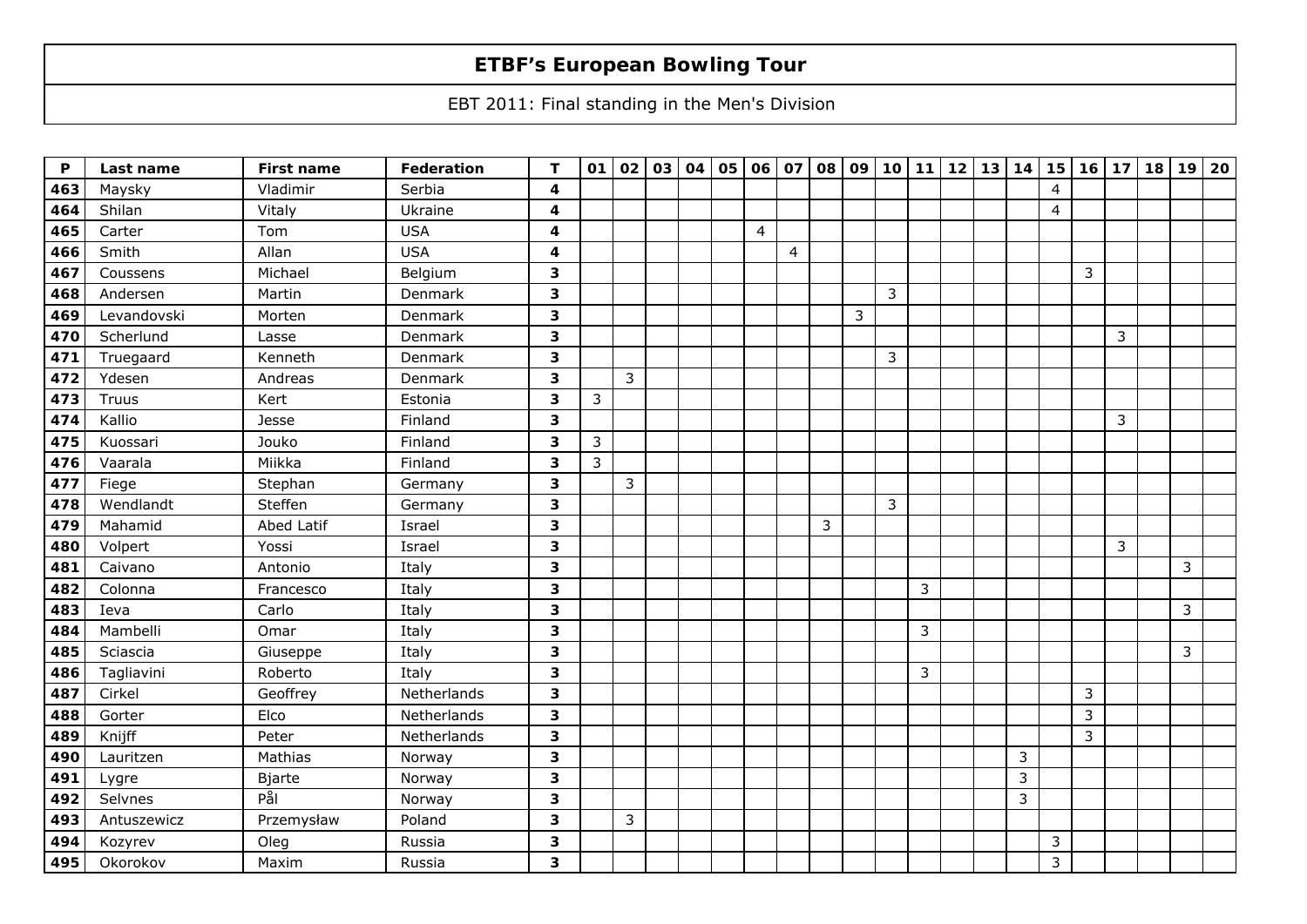# ETBF's European Bowling Tour

EBT 2011: Final standing in the Men's Division

| P | Last name | First name | Federation | T | 01 | 02 | 03 | 04 | 05 | 06 | 07 | 08 | 09 | 10 | 11 | 12 | 13 | 14 | 15 | 16 | 17 | 18 | 19 | 20 |
|---|---|---|---|---|---|---|---|---|---|---|---|---|---|---|---|---|---|---|---|---|---|---|---|---|
| 463 | Maysky | Vladimir | Serbia | 4 | | | | | | | | | | | | | | | 4 | | | | | |
| 464 | Shilan | Vitaly | Ukraine | 4 | | | | | | | | | | | | | | | 4 | | | | | |
| 465 | Carter | Tom | USA | 4 | | | | | | 4 | | | | | | | | | | | | | | |
| 466 | Smith | Allan | USA | 4 | | | | | | | 4 | | | | | | | | | | | | | |
| 467 | Coussens | Michael | Belgium | 3 | | | | | | | | | | | | | | | | 3 | | | | |
| 468 | Andersen | Martin | Denmark | 3 | | | | | | | | | | 3 | | | | | | | | | | |
| 469 | Levandovski | Morten | Denmark | 3 | | | | | | | | | 3 | | | | | | | | | | | |
| 470 | Scherlund | Lasse | Denmark | 3 | | | | | | | | | | | | | | | | | 3 | | | |
| 471 | Truegaard | Kenneth | Denmark | 3 | | | | | | | | | | 3 | | | | | | | | | | |
| 472 | Ydesen | Andreas | Denmark | 3 | | 3 | | | | | | | | | | | | | | | | | | |
| 473 | Truus | Kert | Estonia | 3 | 3 | | | | | | | | | | | | | | | | | | | |
| 474 | Kallio | Jesse | Finland | 3 | | | | | | | | | | | | | | | | | 3 | | | |
| 475 | Kuossari | Jouko | Finland | 3 | 3 | | | | | | | | | | | | | | | | | | | |
| 476 | Vaarala | Miikka | Finland | 3 | 3 | | | | | | | | | | | | | | | | | | | |
| 477 | Fiege | Stephan | Germany | 3 | | 3 | | | | | | | | | | | | | | | | | | |
| 478 | Wendlandt | Steffen | Germany | 3 | | | | | | | | | | 3 | | | | | | | | | | |
| 479 | Mahamid | Abed Latif | Israel | 3 | | | | | | | | 3 | | | | | | | | | | | | |
| 480 | Volpert | Yossi | Israel | 3 | | | | | | | | | | | | | | | | | 3 | | | |
| 481 | Caivano | Antonio | Italy | 3 | | | | | | | | | | | | | | | | | | | 3 | |
| 482 | Colonna | Francesco | Italy | 3 | | | | | | | | | | | 3 | | | | | | | | | |
| 483 | Ieva | Carlo | Italy | 3 | | | | | | | | | | | | | | | | | | | 3 | |
| 484 | Mambelli | Omar | Italy | 3 | | | | | | | | | | | 3 | | | | | | | | | |
| 485 | Sciascia | Giuseppe | Italy | 3 | | | | | | | | | | | | | | | | | | | 3 | |
| 486 | Tagliavini | Roberto | Italy | 3 | | | | | | | | | | | 3 | | | | | | | | | |
| 487 | Cirkel | Geoffrey | Netherlands | 3 | | | | | | | | | | | | | | | | 3 | | | | |
| 488 | Gorter | Elco | Netherlands | 3 | | | | | | | | | | | | | | | | 3 | | | | |
| 489 | Knijff | Peter | Netherlands | 3 | | | | | | | | | | | | | | | | 3 | | | | |
| 490 | Lauritzen | Mathias | Norway | 3 | | | | | | | | | | | | | | 3 | | | | | | |
| 491 | Lygre | Bjarte | Norway | 3 | | | | | | | | | | | | | | 3 | | | | | | |
| 492 | Selvnes | Pål | Norway | 3 | | | | | | | | | | | | | | 3 | | | | | | |
| 493 | Antuszewicz | Przemysław | Poland | 3 | | 3 | | | | | | | | | | | | | | | | | | |
| 494 | Kozyrev | Oleg | Russia | 3 | | | | | | | | | | | | | | | 3 | | | | | |
| 495 | Okorokov | Maxim | Russia | 3 | | | | | | | | | | | | | | | 3 | | | | | |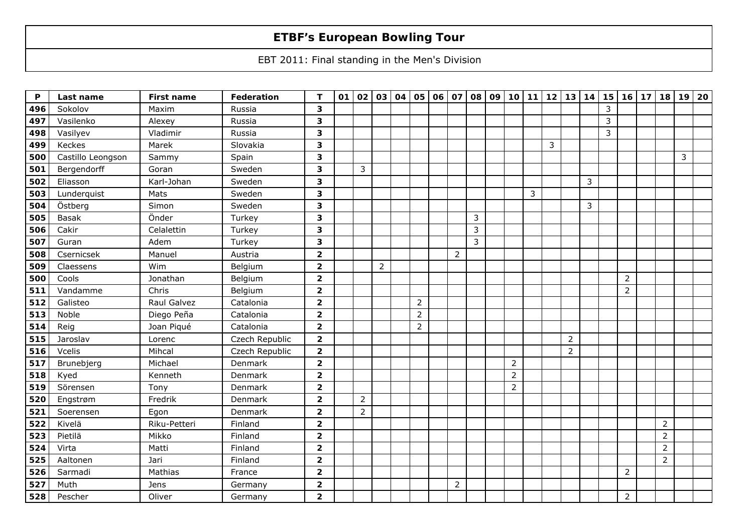# ETBF's European Bowling Tour

EBT 2011: Final standing in the Men's Division

| P | Last name | First name | Federation | T | 01 | 02 | 03 | 04 | 05 | 06 | 07 | 08 | 09 | 10 | 11 | 12 | 13 | 14 | 15 | 16 | 17 | 18 | 19 | 20 |
|---|---|---|---|---|---|---|---|---|---|---|---|---|---|---|---|---|---|---|---|---|---|---|---|---|
| 496 | Sokolov | Maxim | Russia | 3 | | | | | | | | | | | | | | | 3 | | | | | |
| 497 | Vasilenko | Alexey | Russia | 3 | | | | | | | | | | | | | | | 3 | | | | | |
| 498 | Vasilyev | Vladimir | Russia | 3 | | | | | | | | | | | | | | | 3 | | | | | |
| 499 | Keckes | Marek | Slovakia | 3 | | | | | | | | | | | | 3 | | | | | | | | |
| 500 | Castillo Leongson | Sammy | Spain | 3 | | | | | | | | | | | | | | | | | | | 3 | |
| 501 | Bergendorff | Goran | Sweden | 3 | | 3 | | | | | | | | | | | | | | | | | | |
| 502 | Eliasson | Karl-Johan | Sweden | 3 | | | | | | | | | | | | | | 3 | | | | | | |
| 503 | Lunderquist | Mats | Sweden | 3 | | | | | | | | | | | 3 | | | | | | | | | |
| 504 | Östberg | Simon | Sweden | 3 | | | | | | | | | | | | | | 3 | | | | | | |
| 505 | Basak | Önder | Turkey | 3 | | | | | | | | 3 | | | | | | | | | | | | |
| 506 | Cakir | Celalettin | Turkey | 3 | | | | | | | | 3 | | | | | | | | | | | | |
| 507 | Guran | Adem | Turkey | 3 | | | | | | | | 3 | | | | | | | | | | | | |
| 508 | Csernicsek | Manuel | Austria | 2 | | | | | | | 2 | | | | | | | | | | | | | |
| 509 | Claessens | Wim | Belgium | 2 | | | 2 | | | | | | | | | | | | | | | | | |
| 500 | Cools | Jonathan | Belgium | 2 | | | | | | | | | | | | | | | | 2 | | | | |
| 511 | Vandamme | Chris | Belgium | 2 | | | | | | | | | | | | | | | | 2 | | | | |
| 512 | Galisteo | Raul Galvez | Catalonia | 2 | | | | | 2 | | | | | | | | | | | | | | | |
| 513 | Noble | Diego Peña | Catalonia | 2 | | | | | 2 | | | | | | | | | | | | | | | |
| 514 | Reig | Joan Piqué | Catalonia | 2 | | | | | 2 | | | | | | | | | | | | | | | |
| 515 | Jaroslav | Lorenc | Czech Republic | 2 | | | | | | | | | | | | | 2 | | | | | | | |
| 516 | Vcelis | Mihcal | Czech Republic | 2 | | | | | | | | | | | | | 2 | | | | | | | |
| 517 | Brunebjerg | Michael | Denmark | 2 | | | | | | | | | | 2 | | | | | | | | | | |
| 518 | Kyed | Kenneth | Denmark | 2 | | | | | | | | | | 2 | | | | | | | | | | |
| 519 | Sörensen | Tony | Denmark | 2 | | | | | | | | | | 2 | | | | | | | | | | |
| 520 | Engstrøm | Fredrik | Denmark | 2 | | 2 | | | | | | | | | | | | | | | | | | |
| 521 | Soerensen | Egon | Denmark | 2 | | 2 | | | | | | | | | | | | | | | | | | |
| 522 | Kivelä | Riku-Petteri | Finland | 2 | | | | | | | | | | | | | | | | | | 2 | | |
| 523 | Pietilä | Mikko | Finland | 2 | | | | | | | | | | | | | | | | | | 2 | | |
| 524 | Virta | Matti | Finland | 2 | | | | | | | | | | | | | | | | | | 2 | | |
| 525 | Aaltonen | Jari | Finland | 2 | | | | | | | | | | | | | | | | | | 2 | | |
| 526 | Sarmadi | Mathias | France | 2 | | | | | | | | | | | | | | | | 2 | | | | |
| 527 | Muth | Jens | Germany | 2 | | | | | | | 2 | | | | | | | | | | | | | |
| 528 | Pescher | Oliver | Germany | 2 | | | | | | | | | | | | | | | | 2 | | | | |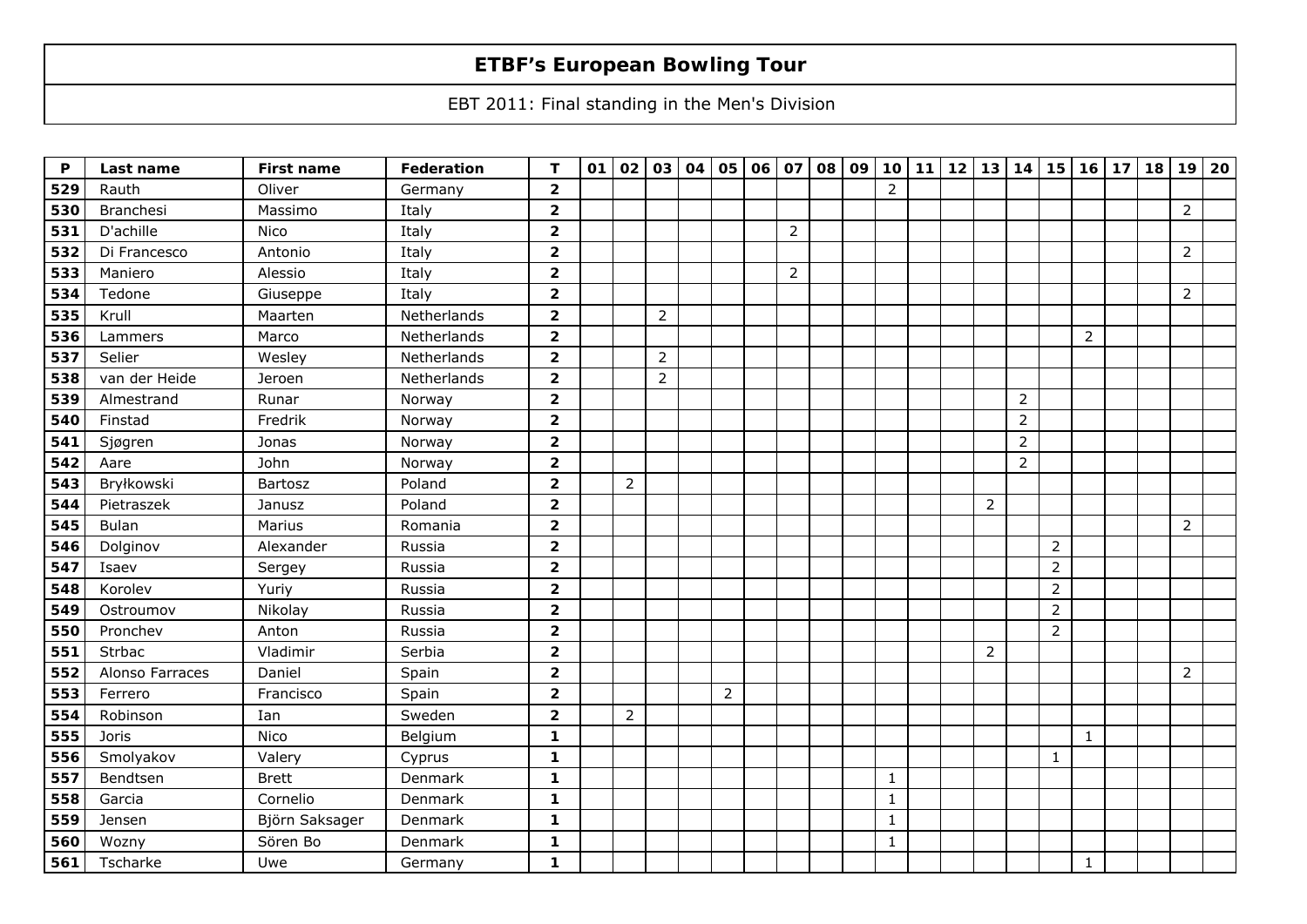# ETBF's European Bowling Tour

EBT 2011: Final standing in the Men's Division

| P | Last name | First name | Federation | T | 01 | 02 | 03 | 04 | 05 | 06 | 07 | 08 | 09 | 10 | 11 | 12 | 13 | 14 | 15 | 16 | 17 | 18 | 19 | 20 |
|---|---|---|---|---|---|---|---|---|---|---|---|---|---|---|---|---|---|---|---|---|---|---|---|---|
| **529** | Rauth | Oliver | Germany | **2** | | | | | | | | | | 2 | | | | | | | | | | |
| **530** | Branchesi | Massimo | Italy | **2** | | | | | | | | | | | | | | | | | | | 2 | |
| **531** | D'achille | Nico | Italy | **2** | | | | | | | 2 | | | | | | | | | | | | | |
| **532** | Di Francesco | Antonio | Italy | **2** | | | | | | | | | | | | | | | | | | | 2 | |
| **533** | Maniero | Alessio | Italy | **2** | | | | | | | 2 | | | | | | | | | | | | | |
| **534** | Tedone | Giuseppe | Italy | **2** | | | | | | | | | | | | | | | | | | | 2 | |
| **535** | Krull | Maarten | Netherlands | **2** | | | 2 | | | | | | | | | | | | | | | | | |
| **536** | Lammers | Marco | Netherlands | **2** | | | | | | | | | | | | | | | | 2 | | | | |
| **537** | Selier | Wesley | Netherlands | **2** | | | 2 | | | | | | | | | | | | | | | | | |
| **538** | van der Heide | Jeroen | Netherlands | **2** | | | 2 | | | | | | | | | | | | | | | | | |
| **539** | Almestrand | Runar | Norway | **2** | | | | | | | | | | | | | | 2 | | | | | | |
| **540** | Finstad | Fredrik | Norway | **2** | | | | | | | | | | | | | | 2 | | | | | | |
| **541** | Sjøgren | Jonas | Norway | **2** | | | | | | | | | | | | | | 2 | | | | | | |
| **542** | Aare | John | Norway | **2** | | | | | | | | | | | | | | 2 | | | | | | |
| **543** | Bryłkowski | Bartosz | Poland | **2** | | 2 | | | | | | | | | | | | | | | | | | |
| **544** | Pietraszek | Janusz | Poland | **2** | | | | | | | | | | | | | 2 | | | | | | | |
| **545** | Bulan | Marius | Romania | **2** | | | | | | | | | | | | | | | | | | | 2 | |
| **546** | Dolginov | Alexander | Russia | **2** | | | | | | | | | | | | | | | 2 | | | | | |
| **547** | Isaev | Sergey | Russia | **2** | | | | | | | | | | | | | | | 2 | | | | | |
| **548** | Korolev | Yuriy | Russia | **2** | | | | | | | | | | | | | | | 2 | | | | | |
| **549** | Ostroumov | Nikolay | Russia | **2** | | | | | | | | | | | | | | | 2 | | | | | |
| **550** | Pronchev | Anton | Russia | **2** | | | | | | | | | | | | | | | 2 | | | | | |
| **551** | Strbac | Vladimir | Serbia | **2** | | | | | | | | | | | | | 2 | | | | | | | |
| **552** | Alonso Farraces | Daniel | Spain | **2** | | | | | | | | | | | | | | | | | | | 2 | |
| **553** | Ferrero | Francisco | Spain | **2** | | | | | 2 | | | | | | | | | | | | | | | |
| **554** | Robinson | Ian | Sweden | **2** | | 2 | | | | | | | | | | | | | | | | | | |
| **555** | Joris | Nico | Belgium | **1** | | | | | | | | | | | | | | | | 1 | | | | |
| **556** | Smolyakov | Valery | Cyprus | **1** | | | | | | | | | | | | | | | 1 | | | | | |
| **557** | Bendtsen | Brett | Denmark | **1** | | | | | | | | | | 1 | | | | | | | | | | |
| **558** | Garcia | Cornelio | Denmark | **1** | | | | | | | | | | 1 | | | | | | | | | | |
| **559** | Jensen | Björn Saksager | Denmark | **1** | | | | | | | | | | 1 | | | | | | | | | | |
| **560** | Wozny | Sören Bo | Denmark | **1** | | | | | | | | | | 1 | | | | | | | | | | |
| **561** | Tscharke | Uwe | Germany | **1** | | | | | | | | | | | | | | | | 1 | | | | |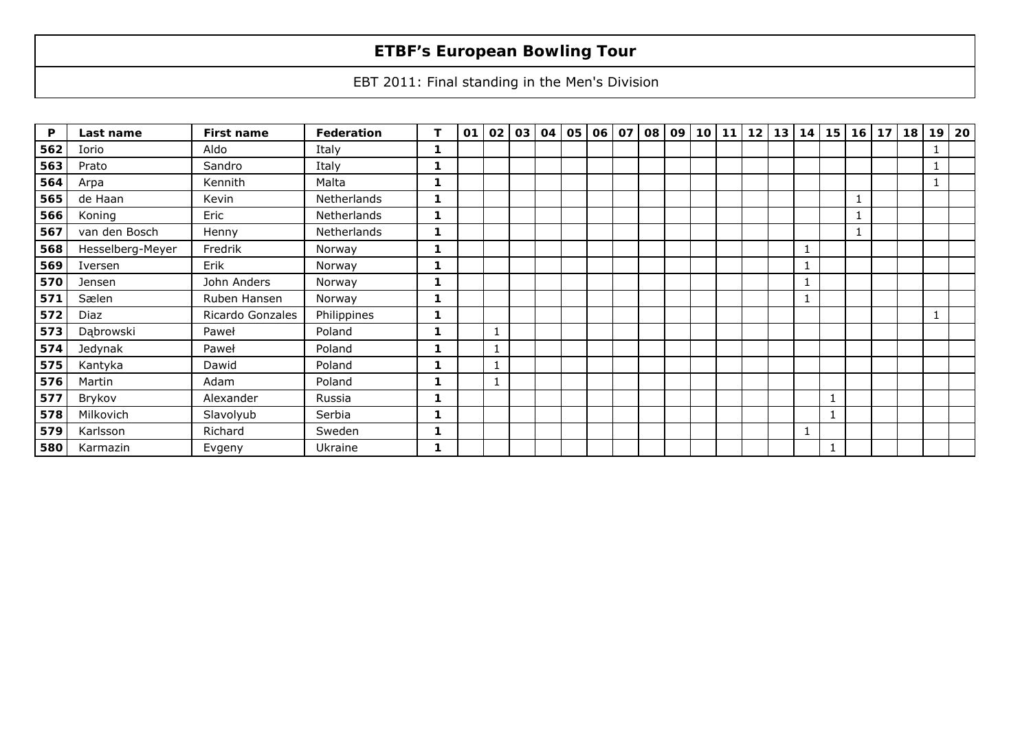# ETBF's European Bowling Tour

EBT 2011: Final standing in the Men's Division

| P | Last name | First name | Federation | T | 01 | 02 | 03 | 04 | 05 | 06 | 07 | 08 | 09 | 10 | 11 | 12 | 13 | 14 | 15 | 16 | 17 | 18 | 19 | 20 |
|---|---|---|---|---|---|---|---|---|---|---|---|---|---|---|---|---|---|---|---|---|---|---|---|---|
| 562 | Iorio | Aldo | Italy | 1 | | | | | | | | | | | | | | | | | | | 1 | |
| 563 | Prato | Sandro | Italy | 1 | | | | | | | | | | | | | | | | | | | 1 | |
| 564 | Arpa | Kennith | Malta | 1 | | | | | | | | | | | | | | | | | | | 1 | |
| 565 | de Haan | Kevin | Netherlands | 1 | | | | | | | | | | | | | | | | 1 | | | | |
| 566 | Koning | Eric | Netherlands | 1 | | | | | | | | | | | | | | | | 1 | | | | |
| 567 | van den Bosch | Henny | Netherlands | 1 | | | | | | | | | | | | | | | | 1 | | | | |
| 568 | Hesselberg-Meyer | Fredrik | Norway | 1 | | | | | | | | | | | | | | 1 | | | | | | |
| 569 | Iversen | Erik | Norway | 1 | | | | | | | | | | | | | | 1 | | | | | | |
| 570 | Jensen | John Anders | Norway | 1 | | | | | | | | | | | | | | 1 | | | | | | |
| 571 | Sælen | Ruben Hansen | Norway | 1 | | | | | | | | | | | | | | 1 | | | | | | |
| 572 | Diaz | Ricardo Gonzales | Philippines | 1 | | | | | | | | | | | | | | | | | | | 1 | |
| 573 | Dąbrowski | Paweł | Poland | 1 | | 1 | | | | | | | | | | | | | | | | | | |
| 574 | Jedynak | Paweł | Poland | 1 | | 1 | | | | | | | | | | | | | | | | | | |
| 575 | Kantyka | Dawid | Poland | 1 | | 1 | | | | | | | | | | | | | | | | | | |
| 576 | Martin | Adam | Poland | 1 | | 1 | | | | | | | | | | | | | | | | | | |
| 577 | Brykov | Alexander | Russia | 1 | | | | | | | | | | | | | | | 1 | | | | | |
| 578 | Milkovich | Slavolyub | Serbia | 1 | | | | | | | | | | | | | | | 1 | | | | | |
| 579 | Karlsson | Richard | Sweden | 1 | | | | | | | | | | | | | | 1 | | | | | | |
| 580 | Karmazin | Evgeny | Ukraine | 1 | | | | | | | | | | | | | | | 1 | | | | | |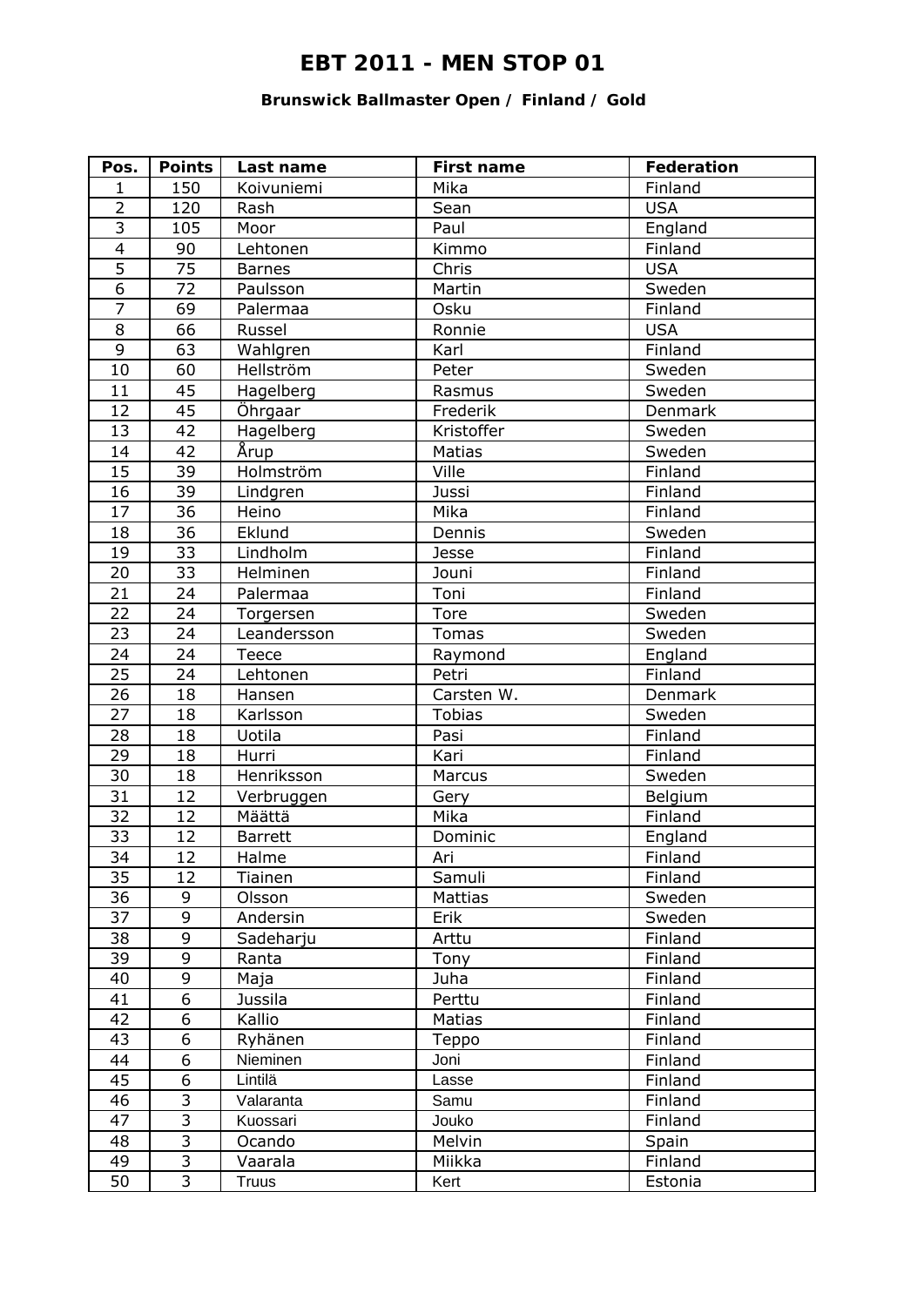# EBT 2011 - MEN STOP 01

### Brunswick Ballmaster Open / Finland / Gold

| Pos. | Points | Last name | First name | Federation |
|---|---|---|---|---|
| 1 | 150 | Koivuniemi | Mika | Finland |
| 2 | 120 | Rash | Sean | USA |
| 3 | 105 | Moor | Paul | England |
| 4 | 90 | Lehtonen | Kimmo | Finland |
| 5 | 75 | Barnes | Chris | USA |
| 6 | 72 | Paulsson | Martin | Sweden |
| 7 | 69 | Palermaa | Osku | Finland |
| 8 | 66 | Russel | Ronnie | USA |
| 9 | 63 | Wahlgren | Karl | Finland |
| 10 | 60 | Hellström | Peter | Sweden |
| 11 | 45 | Hagelberg | Rasmus | Sweden |
| 12 | 45 | Öhrgaar | Frederik | Denmark |
| 13 | 42 | Hagelberg | Kristoffer | Sweden |
| 14 | 42 | Årup | Matias | Sweden |
| 15 | 39 | Holmström | Ville | Finland |
| 16 | 39 | Lindgren | Jussi | Finland |
| 17 | 36 | Heino | Mika | Finland |
| 18 | 36 | Eklund | Dennis | Sweden |
| 19 | 33 | Lindholm | Jesse | Finland |
| 20 | 33 | Helminen | Jouni | Finland |
| 21 | 24 | Palermaa | Toni | Finland |
| 22 | 24 | Torgersen | Tore | Sweden |
| 23 | 24 | Leandersson | Tomas | Sweden |
| 24 | 24 | Teece | Raymond | England |
| 25 | 24 | Lehtonen | Petri | Finland |
| 26 | 18 | Hansen | Carsten W. | Denmark |
| 27 | 18 | Karlsson | Tobias | Sweden |
| 28 | 18 | Uotila | Pasi | Finland |
| 29 | 18 | Hurri | Kari | Finland |
| 30 | 18 | Henriksson | Marcus | Sweden |
| 31 | 12 | Verbruggen | Gery | Belgium |
| 32 | 12 | Määttä | Mika | Finland |
| 33 | 12 | Barrett | Dominic | England |
| 34 | 12 | Halme | Ari | Finland |
| 35 | 12 | Tiainen | Samuli | Finland |
| 36 | 9 | Olsson | Mattias | Sweden |
| 37 | 9 | Andersin | Erik | Sweden |
| 38 | 9 | Sadeharju | Arttu | Finland |
| 39 | 9 | Ranta | Tony | Finland |
| 40 | 9 | Maja | Juha | Finland |
| 41 | 6 | Jussila | Perttu | Finland |
| 42 | 6 | Kallio | Matias | Finland |
| 43 | 6 | Ryhänen | Teppo | Finland |
| 44 | 6 | Nieminen | Joni | Finland |
| 45 | 6 | Lintilä | Lasse | Finland |
| 46 | 3 | Valaranta | Samu | Finland |
| 47 | 3 | Kuossari | Jouko | Finland |
| 48 | 3 | Ocando | Melvin | Spain |
| 49 | 3 | Vaarala | Miikka | Finland |
| 50 | 3 | Truus | Kert | Estonia |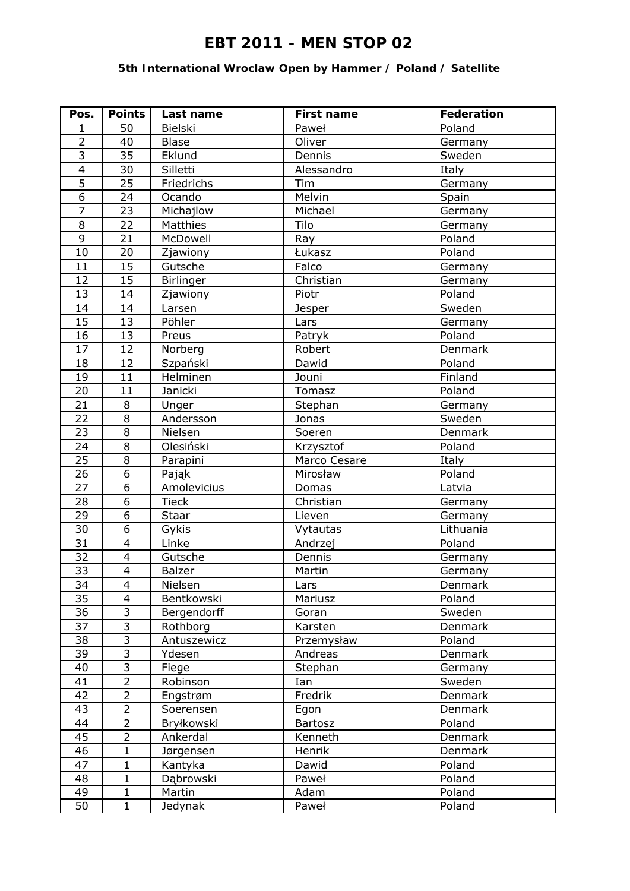# EBT 2011 - MEN STOP 02

### 5th International Wroclaw Open by Hammer / Poland / Satellite

| Pos. | Points | Last name | First name | Federation |
|---|---|---|---|---|
| 1 | 50 | Bielski | Paweł | Poland |
| 2 | 40 | Blase | Oliver | Germany |
| 3 | 35 | Eklund | Dennis | Sweden |
| 4 | 30 | Silletti | Alessandro | Italy |
| 5 | 25 | Friedrichs | Tim | Germany |
| 6 | 24 | Ocando | Melvin | Spain |
| 7 | 23 | Michajlow | Michael | Germany |
| 8 | 22 | Matthies | Tilo | Germany |
| 9 | 21 | McDowell | Ray | Poland |
| 10 | 20 | Zjawiony | Łukasz | Poland |
| 11 | 15 | Gutsche | Falco | Germany |
| 12 | 15 | Birlinger | Christian | Germany |
| 13 | 14 | Zjawiony | Piotr | Poland |
| 14 | 14 | Larsen | Jesper | Sweden |
| 15 | 13 | Pöhler | Lars | Germany |
| 16 | 13 | Preus | Patryk | Poland |
| 17 | 12 | Norberg | Robert | Denmark |
| 18 | 12 | Szpański | Dawid | Poland |
| 19 | 11 | Helminen | Jouni | Finland |
| 20 | 11 | Janicki | Tomasz | Poland |
| 21 | 8 | Unger | Stephan | Germany |
| 22 | 8 | Andersson | Jonas | Sweden |
| 23 | 8 | Nielsen | Soeren | Denmark |
| 24 | 8 | Olesiński | Krzysztof | Poland |
| 25 | 8 | Parapini | Marco Cesare | Italy |
| 26 | 6 | Pająk | Mirosław | Poland |
| 27 | 6 | Amolevicius | Domas | Latvia |
| 28 | 6 | Tieck | Christian | Germany |
| 29 | 6 | Staar | Lieven | Germany |
| 30 | 6 | Gykis | Vytautas | Lithuania |
| 31 | 4 | Linke | Andrzej | Poland |
| 32 | 4 | Gutsche | Dennis | Germany |
| 33 | 4 | Balzer | Martin | Germany |
| 34 | 4 | Nielsen | Lars | Denmark |
| 35 | 4 | Bentkowski | Mariusz | Poland |
| 36 | 3 | Bergendorff | Goran | Sweden |
| 37 | 3 | Rothborg | Karsten | Denmark |
| 38 | 3 | Antuszewicz | Przemysław | Poland |
| 39 | 3 | Ydesen | Andreas | Denmark |
| 40 | 3 | Fiege | Stephan | Germany |
| 41 | 2 | Robinson | Ian | Sweden |
| 42 | 2 | Engstrøm | Fredrik | Denmark |
| 43 | 2 | Soerensen | Egon | Denmark |
| 44 | 2 | Bryłkowski | Bartosz | Poland |
| 45 | 2 | Ankerdal | Kenneth | Denmark |
| 46 | 1 | Jørgensen | Henrik | Denmark |
| 47 | 1 | Kantyka | Dawid | Poland |
| 48 | 1 | Dąbrowski | Paweł | Poland |
| 49 | 1 | Martin | Adam | Poland |
| 50 | 1 | Jedynak | Paweł | Poland |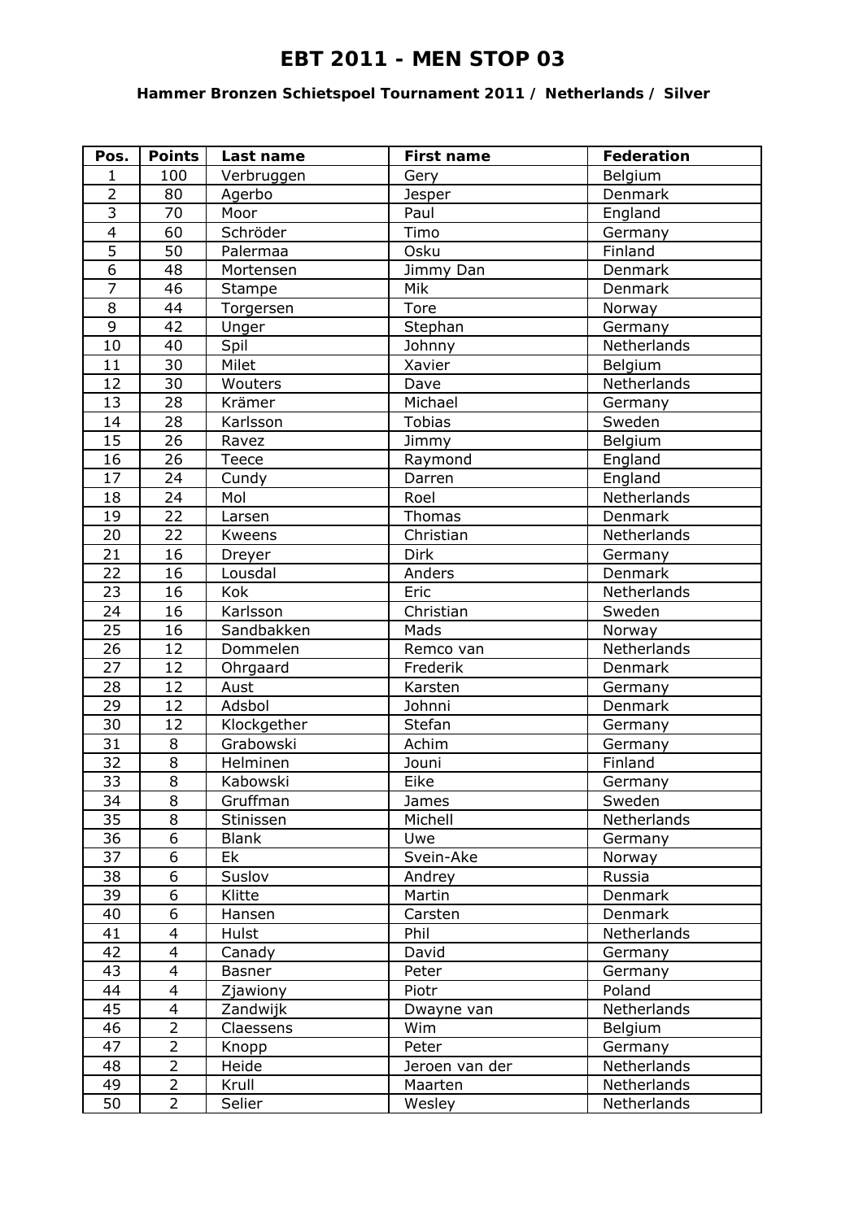# EBT 2011 - MEN STOP 03

### Hammer Bronzen Schietspoel Tournament 2011 / Netherlands / Silver

| Pos. | Points | Last name | First name | Federation |
|---|---|---|---|---|
| 1 | 100 | Verbruggen | Gery | Belgium |
| 2 | 80 | Agerbo | Jesper | Denmark |
| 3 | 70 | Moor | Paul | England |
| 4 | 60 | Schröder | Timo | Germany |
| 5 | 50 | Palermaa | Osku | Finland |
| 6 | 48 | Mortensen | Jimmy Dan | Denmark |
| 7 | 46 | Stampe | Mik | Denmark |
| 8 | 44 | Torgersen | Tore | Norway |
| 9 | 42 | Unger | Stephan | Germany |
| 10 | 40 | Spil | Johnny | Netherlands |
| 11 | 30 | Milet | Xavier | Belgium |
| 12 | 30 | Wouters | Dave | Netherlands |
| 13 | 28 | Krämer | Michael | Germany |
| 14 | 28 | Karlsson | Tobias | Sweden |
| 15 | 26 | Ravez | Jimmy | Belgium |
| 16 | 26 | Teece | Raymond | England |
| 17 | 24 | Cundy | Darren | England |
| 18 | 24 | Mol | Roel | Netherlands |
| 19 | 22 | Larsen | Thomas | Denmark |
| 20 | 22 | Kweens | Christian | Netherlands |
| 21 | 16 | Dreyer | Dirk | Germany |
| 22 | 16 | Lousdal | Anders | Denmark |
| 23 | 16 | Kok | Eric | Netherlands |
| 24 | 16 | Karlsson | Christian | Sweden |
| 25 | 16 | Sandbakken | Mads | Norway |
| 26 | 12 | Dommelen | Remco van | Netherlands |
| 27 | 12 | Ohrgaard | Frederik | Denmark |
| 28 | 12 | Aust | Karsten | Germany |
| 29 | 12 | Adsbol | Johnni | Denmark |
| 30 | 12 | Klockgether | Stefan | Germany |
| 31 | 8 | Grabowski | Achim | Germany |
| 32 | 8 | Helminen | Jouni | Finland |
| 33 | 8 | Kabowski | Eike | Germany |
| 34 | 8 | Gruffman | James | Sweden |
| 35 | 8 | Stinissen | Michell | Netherlands |
| 36 | 6 | Blank | Uwe | Germany |
| 37 | 6 | Ek | Svein-Ake | Norway |
| 38 | 6 | Suslov | Andrey | Russia |
| 39 | 6 | Klitte | Martin | Denmark |
| 40 | 6 | Hansen | Carsten | Denmark |
| 41 | 4 | Hulst | Phil | Netherlands |
| 42 | 4 | Canady | David | Germany |
| 43 | 4 | Basner | Peter | Germany |
| 44 | 4 | Zjawiony | Piotr | Poland |
| 45 | 4 | Zandwijk | Dwayne van | Netherlands |
| 46 | 2 | Claessens | Wim | Belgium |
| 47 | 2 | Knopp | Peter | Germany |
| 48 | 2 | Heide | Jeroen van der | Netherlands |
| 49 | 2 | Krull | Maarten | Netherlands |
| 50 | 2 | Selier | Wesley | Netherlands |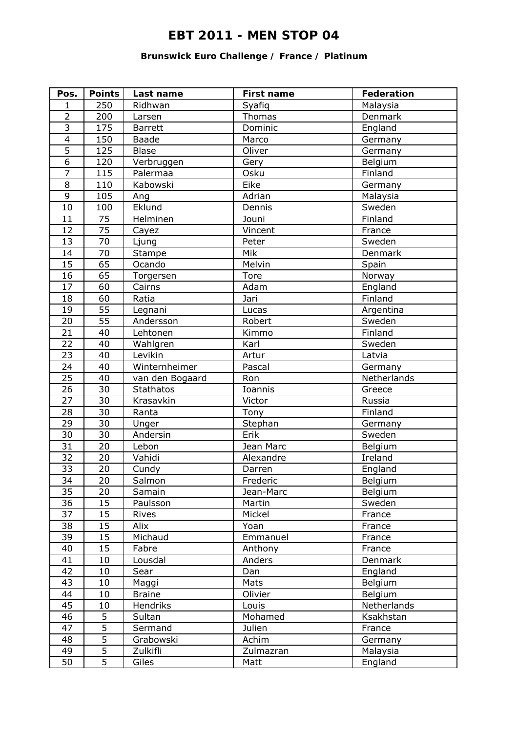# EBT 2011 - MEN STOP 04

### Brunswick Euro Challenge / France / Platinum

| Pos. | Points | Last name | First name | Federation |
|---|---|---|---|---|
| 1 | 250 | Ridhwan | Syafiq | Malaysia |
| 2 | 200 | Larsen | Thomas | Denmark |
| 3 | 175 | Barrett | Dominic | England |
| 4 | 150 | Baade | Marco | Germany |
| 5 | 125 | Blase | Oliver | Germany |
| 6 | 120 | Verbruggen | Gery | Belgium |
| 7 | 115 | Palermaa | Osku | Finland |
| 8 | 110 | Kabowski | Eike | Germany |
| 9 | 105 | Ang | Adrian | Malaysia |
| 10 | 100 | Eklund | Dennis | Sweden |
| 11 | 75 | Helminen | Jouni | Finland |
| 12 | 75 | Cayez | Vincent | France |
| 13 | 70 | Ljung | Peter | Sweden |
| 14 | 70 | Stampe | Mik | Denmark |
| 15 | 65 | Ocando | Melvin | Spain |
| 16 | 65 | Torgersen | Tore | Norway |
| 17 | 60 | Cairns | Adam | England |
| 18 | 60 | Ratia | Jari | Finland |
| 19 | 55 | Legnani | Lucas | Argentina |
| 20 | 55 | Andersson | Robert | Sweden |
| 21 | 40 | Lehtonen | Kimmo | Finland |
| 22 | 40 | Wahlgren | Karl | Sweden |
| 23 | 40 | Levikin | Artur | Latvia |
| 24 | 40 | Winternheimer | Pascal | Germany |
| 25 | 40 | van den Bogaard | Ron | Netherlands |
| 26 | 30 | Stathatos | Ioannis | Greece |
| 27 | 30 | Krasavkin | Victor | Russia |
| 28 | 30 | Ranta | Tony | Finland |
| 29 | 30 | Unger | Stephan | Germany |
| 30 | 30 | Andersin | Erik | Sweden |
| 31 | 20 | Lebon | Jean Marc | Belgium |
| 32 | 20 | Vahidi | Alexandre | Ireland |
| 33 | 20 | Cundy | Darren | England |
| 34 | 20 | Salmon | Frederic | Belgium |
| 35 | 20 | Samain | Jean-Marc | Belgium |
| 36 | 15 | Paulsson | Martin | Sweden |
| 37 | 15 | Rives | Mickel | France |
| 38 | 15 | Alix | Yoan | France |
| 39 | 15 | Michaud | Emmanuel | France |
| 40 | 15 | Fabre | Anthony | France |
| 41 | 10 | Lousdal | Anders | Denmark |
| 42 | 10 | Sear | Dan | England |
| 43 | 10 | Maggi | Mats | Belgium |
| 44 | 10 | Braine | Olivier | Belgium |
| 45 | 10 | Hendriks | Louis | Netherlands |
| 46 | 5 | Sultan | Mohamed | Ksakhstan |
| 47 | 5 | Sermand | Julien | France |
| 48 | 5 | Grabowski | Achim | Germany |
| 49 | 5 | Zulkifli | Zulmazran | Malaysia |
| 50 | 5 | Giles | Matt | England |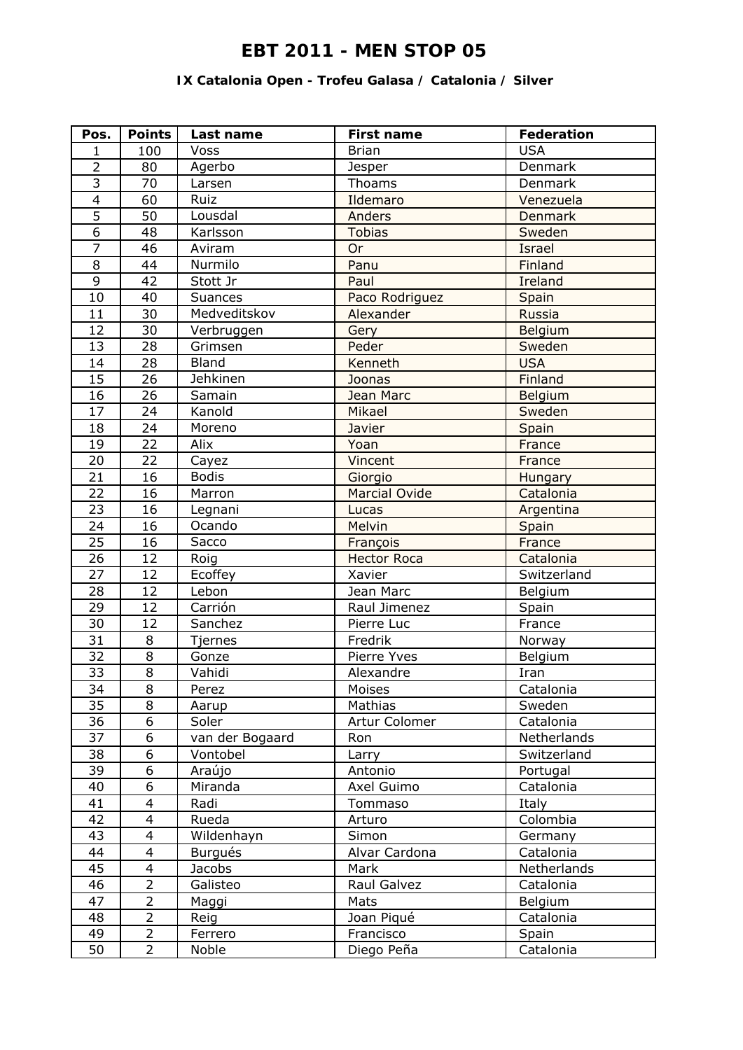# EBT 2011 - MEN STOP 05

### IX Catalonia Open - Trofeu Galasa / Catalonia / Silver

| Pos. | Points | Last name | First name | Federation |
|---|---|---|---|---|
| 1 | 100 | Voss | Brian | USA |
| 2 | 80 | Agerbo | Jesper | Denmark |
| 3 | 70 | Larsen | Thoams | Denmark |
| 4 | 60 | Ruiz | Ildemaro | Venezuela |
| 5 | 50 | Lousdal | Anders | Denmark |
| 6 | 48 | Karlsson | Tobias | Sweden |
| 7 | 46 | Aviram | Or | Israel |
| 8 | 44 | Nurmilo | Panu | Finland |
| 9 | 42 | Stott Jr | Paul | Ireland |
| 10 | 40 | Suances | Paco Rodriguez | Spain |
| 11 | 30 | Medveditskov | Alexander | Russia |
| 12 | 30 | Verbruggen | Gery | Belgium |
| 13 | 28 | Grimsen | Peder | Sweden |
| 14 | 28 | Bland | Kenneth | USA |
| 15 | 26 | Jehkinen | Joonas | Finland |
| 16 | 26 | Samain | Jean Marc | Belgium |
| 17 | 24 | Kanold | Mikael | Sweden |
| 18 | 24 | Moreno | Javier | Spain |
| 19 | 22 | Alix | Yoan | France |
| 20 | 22 | Cayez | Vincent | France |
| 21 | 16 | Bodis | Giorgio | Hungary |
| 22 | 16 | Marron | Marcial Ovide | Catalonia |
| 23 | 16 | Legnani | Lucas | Argentina |
| 24 | 16 | Ocando | Melvin | Spain |
| 25 | 16 | Sacco | François | France |
| 26 | 12 | Roig | Hector Roca | Catalonia |
| 27 | 12 | Ecoffey | Xavier | Switzerland |
| 28 | 12 | Lebon | Jean Marc | Belgium |
| 29 | 12 | Carrión | Raul Jimenez | Spain |
| 30 | 12 | Sanchez | Pierre Luc | France |
| 31 | 8 | Tjernes | Fredrik | Norway |
| 32 | 8 | Gonze | Pierre Yves | Belgium |
| 33 | 8 | Vahidi | Alexandre | Iran |
| 34 | 8 | Perez | Moises | Catalonia |
| 35 | 8 | Aarup | Mathias | Sweden |
| 36 | 6 | Soler | Artur Colomer | Catalonia |
| 37 | 6 | van der Bogaard | Ron | Netherlands |
| 38 | 6 | Vontobel | Larry | Switzerland |
| 39 | 6 | Araújo | Antonio | Portugal |
| 40 | 6 | Miranda | Axel Guimo | Catalonia |
| 41 | 4 | Radi | Tommaso | Italy |
| 42 | 4 | Rueda | Arturo | Colombia |
| 43 | 4 | Wildenhayn | Simon | Germany |
| 44 | 4 | Burgués | Alvar Cardona | Catalonia |
| 45 | 4 | Jacobs | Mark | Netherlands |
| 46 | 2 | Galisteo | Raul Galvez | Catalonia |
| 47 | 2 | Maggi | Mats | Belgium |
| 48 | 2 | Reig | Joan Piqué | Catalonia |
| 49 | 2 | Ferrero | Francisco | Spain |
| 50 | 2 | Noble | Diego Peña | Catalonia |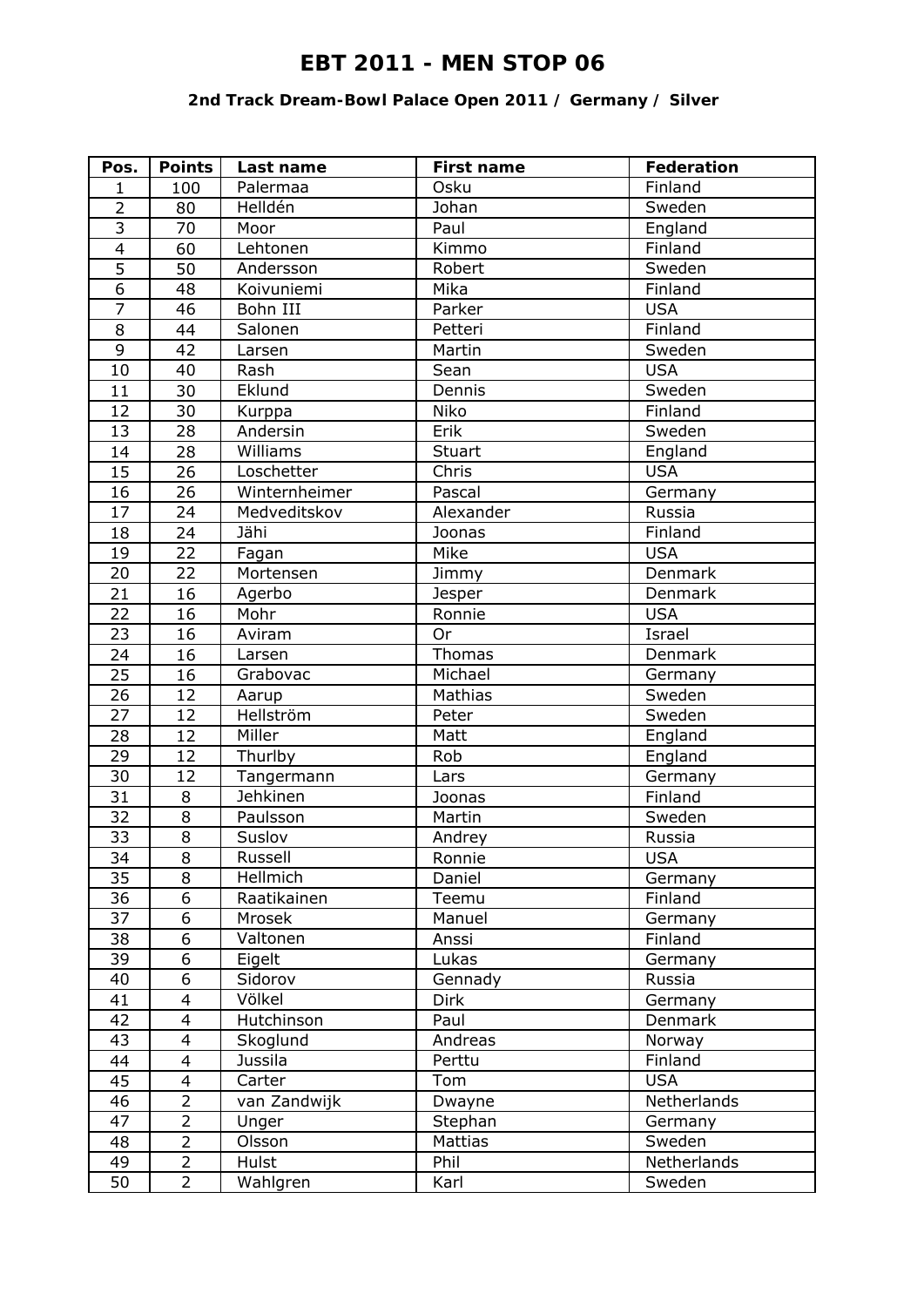# EBT 2011 - MEN STOP 06

### 2nd Track Dream-Bowl Palace Open 2011 / Germany / Silver

| Pos. | Points | Last name | First name | Federation |
|---|---|---|---|---|
| 1 | 100 | Palermaa | Osku | Finland |
| 2 | 80 | Helldén | Johan | Sweden |
| 3 | 70 | Moor | Paul | England |
| 4 | 60 | Lehtonen | Kimmo | Finland |
| 5 | 50 | Andersson | Robert | Sweden |
| 6 | 48 | Koivuniemi | Mika | Finland |
| 7 | 46 | Bohn III | Parker | USA |
| 8 | 44 | Salonen | Petteri | Finland |
| 9 | 42 | Larsen | Martin | Sweden |
| 10 | 40 | Rash | Sean | USA |
| 11 | 30 | Eklund | Dennis | Sweden |
| 12 | 30 | Kurppa | Niko | Finland |
| 13 | 28 | Andersin | Erik | Sweden |
| 14 | 28 | Williams | Stuart | England |
| 15 | 26 | Loschetter | Chris | USA |
| 16 | 26 | Winternheimer | Pascal | Germany |
| 17 | 24 | Medveditskov | Alexander | Russia |
| 18 | 24 | Jähi | Joonas | Finland |
| 19 | 22 | Fagan | Mike | USA |
| 20 | 22 | Mortensen | Jimmy | Denmark |
| 21 | 16 | Agerbo | Jesper | Denmark |
| 22 | 16 | Mohr | Ronnie | USA |
| 23 | 16 | Aviram | Or | Israel |
| 24 | 16 | Larsen | Thomas | Denmark |
| 25 | 16 | Grabovac | Michael | Germany |
| 26 | 12 | Aarup | Mathias | Sweden |
| 27 | 12 | Hellström | Peter | Sweden |
| 28 | 12 | Miller | Matt | England |
| 29 | 12 | Thurlby | Rob | England |
| 30 | 12 | Tangermann | Lars | Germany |
| 31 | 8 | Jehkinen | Joonas | Finland |
| 32 | 8 | Paulsson | Martin | Sweden |
| 33 | 8 | Suslov | Andrey | Russia |
| 34 | 8 | Russell | Ronnie | USA |
| 35 | 8 | Hellmich | Daniel | Germany |
| 36 | 6 | Raatikainen | Teemu | Finland |
| 37 | 6 | Mrosek | Manuel | Germany |
| 38 | 6 | Valtonen | Anssi | Finland |
| 39 | 6 | Eigelt | Lukas | Germany |
| 40 | 6 | Sidorov | Gennady | Russia |
| 41 | 4 | Völkel | Dirk | Germany |
| 42 | 4 | Hutchinson | Paul | Denmark |
| 43 | 4 | Skoglund | Andreas | Norway |
| 44 | 4 | Jussila | Perttu | Finland |
| 45 | 4 | Carter | Tom | USA |
| 46 | 2 | van Zandwijk | Dwayne | Netherlands |
| 47 | 2 | Unger | Stephan | Germany |
| 48 | 2 | Olsson | Mattias | Sweden |
| 49 | 2 | Hulst | Phil | Netherlands |
| 50 | 2 | Wahlgren | Karl | Sweden |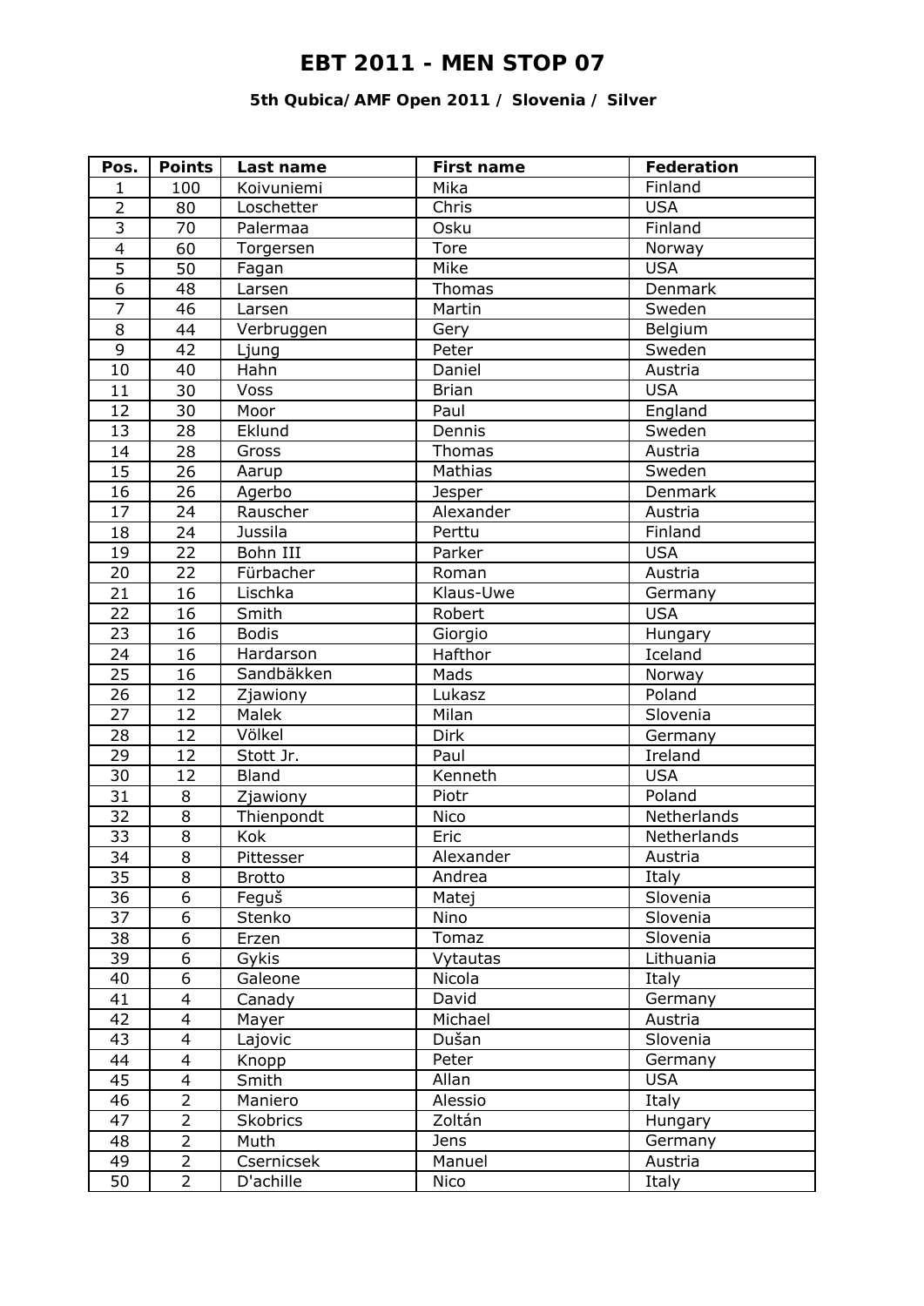# EBT 2011 - MEN STOP 07

### 5th Qubica/AMF Open 2011 / Slovenia / Silver

| Pos. | Points | Last name | First name | Federation |
|---|---|---|---|---|
| 1 | 100 | Koivuniemi | Mika | Finland |
| 2 | 80 | Loschetter | Chris | USA |
| 3 | 70 | Palermaa | Osku | Finland |
| 4 | 60 | Torgersen | Tore | Norway |
| 5 | 50 | Fagan | Mike | USA |
| 6 | 48 | Larsen | Thomas | Denmark |
| 7 | 46 | Larsen | Martin | Sweden |
| 8 | 44 | Verbruggen | Gery | Belgium |
| 9 | 42 | Ljung | Peter | Sweden |
| 10 | 40 | Hahn | Daniel | Austria |
| 11 | 30 | Voss | Brian | USA |
| 12 | 30 | Moor | Paul | England |
| 13 | 28 | Eklund | Dennis | Sweden |
| 14 | 28 | Gross | Thomas | Austria |
| 15 | 26 | Aarup | Mathias | Sweden |
| 16 | 26 | Agerbo | Jesper | Denmark |
| 17 | 24 | Rauscher | Alexander | Austria |
| 18 | 24 | Jussila | Perttu | Finland |
| 19 | 22 | Bohn III | Parker | USA |
| 20 | 22 | Fürbacher | Roman | Austria |
| 21 | 16 | Lischka | Klaus-Uwe | Germany |
| 22 | 16 | Smith | Robert | USA |
| 23 | 16 | Bodis | Giorgio | Hungary |
| 24 | 16 | Hardarson | Hafthor | Iceland |
| 25 | 16 | Sandbäkken | Mads | Norway |
| 26 | 12 | Zjawiony | Lukasz | Poland |
| 27 | 12 | Malek | Milan | Slovenia |
| 28 | 12 | Völkel | Dirk | Germany |
| 29 | 12 | Stott Jr. | Paul | Ireland |
| 30 | 12 | Bland | Kenneth | USA |
| 31 | 8 | Zjawiony | Piotr | Poland |
| 32 | 8 | Thienpondt | Nico | Netherlands |
| 33 | 8 | Kok | Eric | Netherlands |
| 34 | 8 | Pittesser | Alexander | Austria |
| 35 | 8 | Brotto | Andrea | Italy |
| 36 | 6 | Feguš | Matej | Slovenia |
| 37 | 6 | Stenko | Nino | Slovenia |
| 38 | 6 | Erzen | Tomaz | Slovenia |
| 39 | 6 | Gykis | Vytautas | Lithuania |
| 40 | 6 | Galeone | Nicola | Italy |
| 41 | 4 | Canady | David | Germany |
| 42 | 4 | Mayer | Michael | Austria |
| 43 | 4 | Lajovic | Dušan | Slovenia |
| 44 | 4 | Knopp | Peter | Germany |
| 45 | 4 | Smith | Allan | USA |
| 46 | 2 | Maniero | Alessio | Italy |
| 47 | 2 | Skobrics | Zoltán | Hungary |
| 48 | 2 | Muth | Jens | Germany |
| 49 | 2 | Csernicsek | Manuel | Austria |
| 50 | 2 | D'achille | Nico | Italy |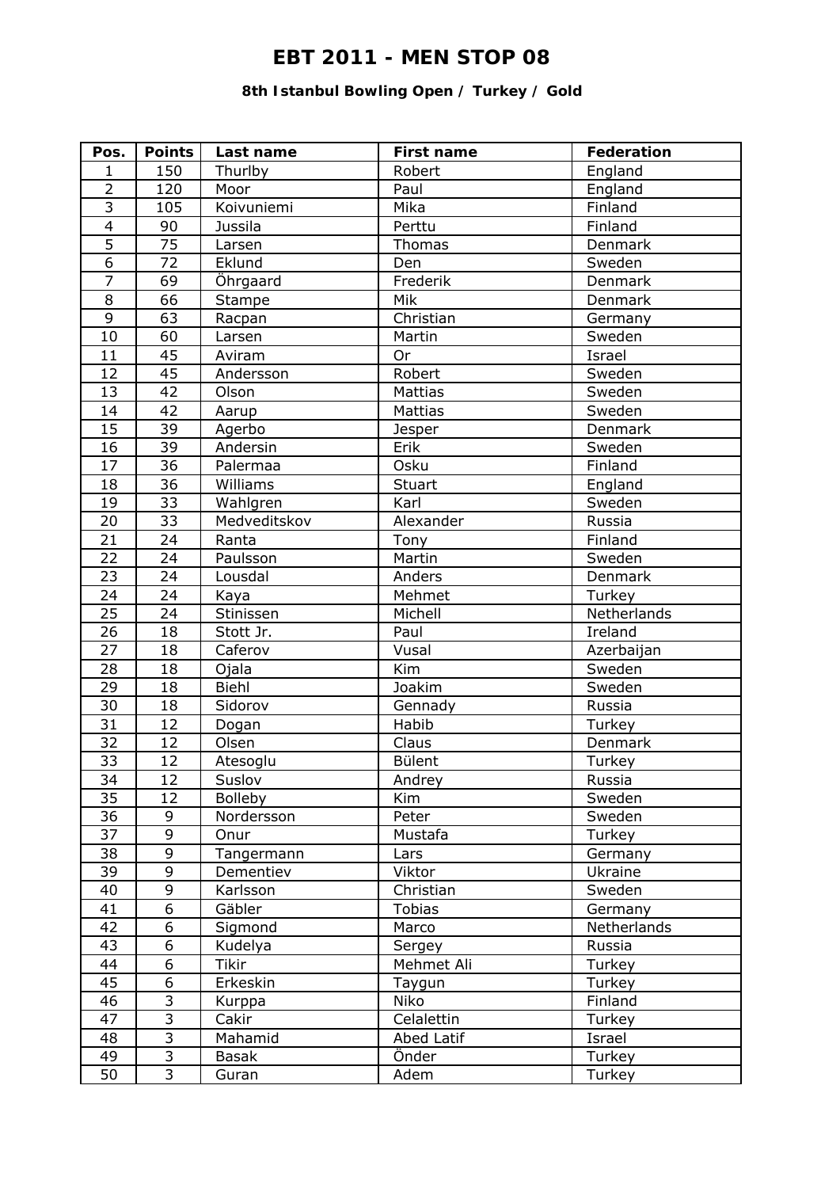# EBT 2011 - MEN STOP 08

### 8th Istanbul Bowling Open / Turkey / Gold

| Pos. | Points | Last name | First name | Federation |
|---|---|---|---|---|
| 1 | 150 | Thurlby | Robert | England |
| 2 | 120 | Moor | Paul | England |
| 3 | 105 | Koivuniemi | Mika | Finland |
| 4 | 90 | Jussila | Perttu | Finland |
| 5 | 75 | Larsen | Thomas | Denmark |
| 6 | 72 | Eklund | Den | Sweden |
| 7 | 69 | Öhrgaard | Frederik | Denmark |
| 8 | 66 | Stampe | Mik | Denmark |
| 9 | 63 | Racpan | Christian | Germany |
| 10 | 60 | Larsen | Martin | Sweden |
| 11 | 45 | Aviram | Or | Israel |
| 12 | 45 | Andersson | Robert | Sweden |
| 13 | 42 | Olson | Mattias | Sweden |
| 14 | 42 | Aarup | Mattias | Sweden |
| 15 | 39 | Agerbo | Jesper | Denmark |
| 16 | 39 | Andersin | Erik | Sweden |
| 17 | 36 | Palermaa | Osku | Finland |
| 18 | 36 | Williams | Stuart | England |
| 19 | 33 | Wahlgren | Karl | Sweden |
| 20 | 33 | Medveditskov | Alexander | Russia |
| 21 | 24 | Ranta | Tony | Finland |
| 22 | 24 | Paulsson | Martin | Sweden |
| 23 | 24 | Lousdal | Anders | Denmark |
| 24 | 24 | Kaya | Mehmet | Turkey |
| 25 | 24 | Stinissen | Michell | Netherlands |
| 26 | 18 | Stott Jr. | Paul | Ireland |
| 27 | 18 | Caferov | Vusal | Azerbaijan |
| 28 | 18 | Ojala | Kim | Sweden |
| 29 | 18 | Biehl | Joakim | Sweden |
| 30 | 18 | Sidorov | Gennady | Russia |
| 31 | 12 | Dogan | Habib | Turkey |
| 32 | 12 | Olsen | Claus | Denmark |
| 33 | 12 | Atesoglu | Bülent | Turkey |
| 34 | 12 | Suslov | Andrey | Russia |
| 35 | 12 | Bolleby | Kim | Sweden |
| 36 | 9 | Nordersson | Peter | Sweden |
| 37 | 9 | Onur | Mustafa | Turkey |
| 38 | 9 | Tangermann | Lars | Germany |
| 39 | 9 | Dementiev | Viktor | Ukraine |
| 40 | 9 | Karlsson | Christian | Sweden |
| 41 | 6 | Gäbler | Tobias | Germany |
| 42 | 6 | Sigmond | Marco | Netherlands |
| 43 | 6 | Kudelya | Sergey | Russia |
| 44 | 6 | Tikir | Mehmet Ali | Turkey |
| 45 | 6 | Erkeskin | Taygun | Turkey |
| 46 | 3 | Kurppa | Niko | Finland |
| 47 | 3 | Cakir | Celalettin | Turkey |
| 48 | 3 | Mahamid | Abed Latif | Israel |
| 49 | 3 | Basak | Önder | Turkey |
| 50 | 3 | Guran | Adem | Turkey |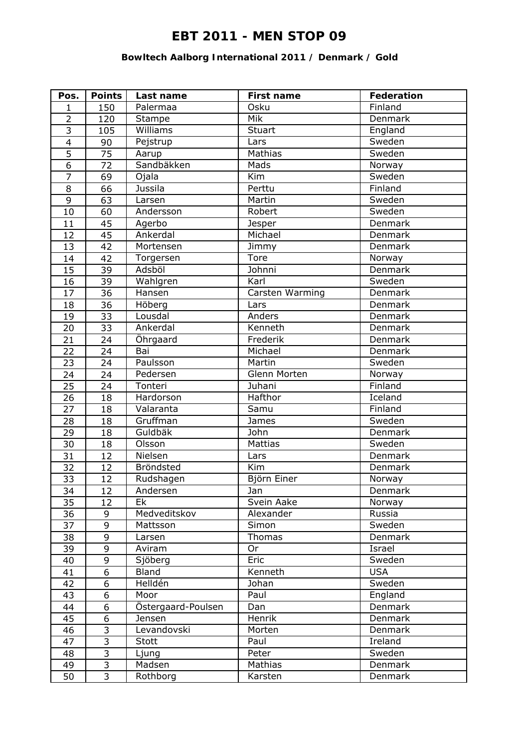# EBT 2011 - MEN STOP 09

### Bowltech Aalborg International 2011 / Denmark / Gold

| Pos. | Points | Last name | First name | Federation |
|---|---|---|---|---|
| 1 | 150 | Palermaa | Osku | Finland |
| 2 | 120 | Stampe | Mik | Denmark |
| 3 | 105 | Williams | Stuart | England |
| 4 | 90 | Pejstrup | Lars | Sweden |
| 5 | 75 | Aarup | Mathias | Sweden |
| 6 | 72 | Sandbäkken | Mads | Norway |
| 7 | 69 | Ojala | Kim | Sweden |
| 8 | 66 | Jussila | Perttu | Finland |
| 9 | 63 | Larsen | Martin | Sweden |
| 10 | 60 | Andersson | Robert | Sweden |
| 11 | 45 | Agerbo | Jesper | Denmark |
| 12 | 45 | Ankerdal | Michael | Denmark |
| 13 | 42 | Mortensen | Jimmy | Denmark |
| 14 | 42 | Torgersen | Tore | Norway |
| 15 | 39 | Adsböl | Johnni | Denmark |
| 16 | 39 | Wahlgren | Karl | Sweden |
| 17 | 36 | Hansen | Carsten Warming | Denmark |
| 18 | 36 | Höberg | Lars | Denmark |
| 19 | 33 | Lousdal | Anders | Denmark |
| 20 | 33 | Ankerdal | Kenneth | Denmark |
| 21 | 24 | Öhrgaard | Frederik | Denmark |
| 22 | 24 | Bai | Michael | Denmark |
| 23 | 24 | Paulsson | Martin | Sweden |
| 24 | 24 | Pedersen | Glenn Morten | Norway |
| 25 | 24 | Tonteri | Juhani | Finland |
| 26 | 18 | Hardorson | Hafthor | Iceland |
| 27 | 18 | Valaranta | Samu | Finland |
| 28 | 18 | Gruffman | James | Sweden |
| 29 | 18 | Guldbäk | John | Denmark |
| 30 | 18 | Olsson | Mattias | Sweden |
| 31 | 12 | Nielsen | Lars | Denmark |
| 32 | 12 | Bröndsted | Kim | Denmark |
| 33 | 12 | Rudshagen | Björn Einer | Norway |
| 34 | 12 | Andersen | Jan | Denmark |
| 35 | 12 | Ek | Svein Aake | Norway |
| 36 | 9 | Medveditskov | Alexander | Russia |
| 37 | 9 | Mattsson | Simon | Sweden |
| 38 | 9 | Larsen | Thomas | Denmark |
| 39 | 9 | Aviram | Or | Israel |
| 40 | 9 | Sjöberg | Eric | Sweden |
| 41 | 6 | Bland | Kenneth | USA |
| 42 | 6 | Helldén | Johan | Sweden |
| 43 | 6 | Moor | Paul | England |
| 44 | 6 | Östergaard-Poulsen | Dan | Denmark |
| 45 | 6 | Jensen | Henrik | Denmark |
| 46 | 3 | Levandovski | Morten | Denmark |
| 47 | 3 | Stott | Paul | Ireland |
| 48 | 3 | Ljung | Peter | Sweden |
| 49 | 3 | Madsen | Mathias | Denmark |
| 50 | 3 | Rothborg | Karsten | Denmark |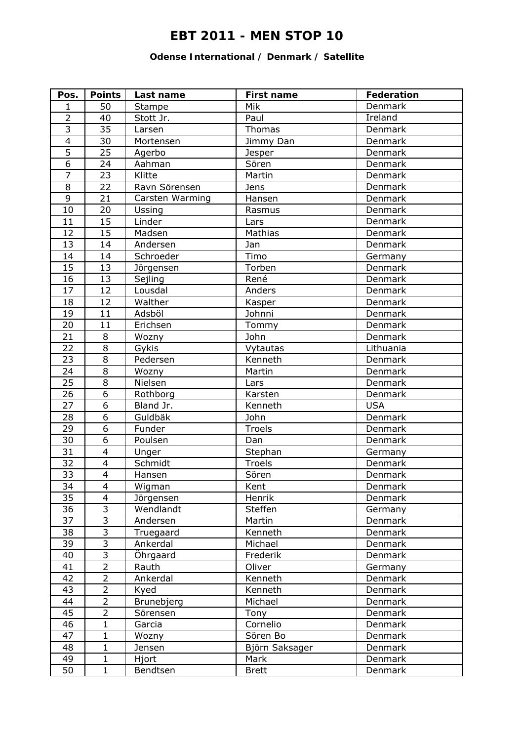# EBT 2011 - MEN STOP 10

### Odense International / Denmark / Satellite

| Pos. | Points | Last name | First name | Federation |
|---|---|---|---|---|
| 1 | 50 | Stampe | Mik | Denmark |
| 2 | 40 | Stott Jr. | Paul | Ireland |
| 3 | 35 | Larsen | Thomas | Denmark |
| 4 | 30 | Mortensen | Jimmy Dan | Denmark |
| 5 | 25 | Agerbo | Jesper | Denmark |
| 6 | 24 | Aahman | Sören | Denmark |
| 7 | 23 | Klitte | Martin | Denmark |
| 8 | 22 | Ravn Sörensen | Jens | Denmark |
| 9 | 21 | Carsten Warming | Hansen | Denmark |
| 10 | 20 | Ussing | Rasmus | Denmark |
| 11 | 15 | Linder | Lars | Denmark |
| 12 | 15 | Madsen | Mathias | Denmark |
| 13 | 14 | Andersen | Jan | Denmark |
| 14 | 14 | Schroeder | Timo | Germany |
| 15 | 13 | Jörgensen | Torben | Denmark |
| 16 | 13 | Sejling | René | Denmark |
| 17 | 12 | Lousdal | Anders | Denmark |
| 18 | 12 | Walther | Kasper | Denmark |
| 19 | 11 | Adsböl | Johnni | Denmark |
| 20 | 11 | Erichsen | Tommy | Denmark |
| 21 | 8 | Wozny | John | Denmark |
| 22 | 8 | Gykis | Vytautas | Lithuania |
| 23 | 8 | Pedersen | Kenneth | Denmark |
| 24 | 8 | Wozny | Martin | Denmark |
| 25 | 8 | Nielsen | Lars | Denmark |
| 26 | 6 | Rothborg | Karsten | Denmark |
| 27 | 6 | Bland Jr. | Kenneth | USA |
| 28 | 6 | Guldbäk | John | Denmark |
| 29 | 6 | Funder | Troels | Denmark |
| 30 | 6 | Poulsen | Dan | Denmark |
| 31 | 4 | Unger | Stephan | Germany |
| 32 | 4 | Schmidt | Troels | Denmark |
| 33 | 4 | Hansen | Sören | Denmark |
| 34 | 4 | Wigman | Kent | Denmark |
| 35 | 4 | Jörgensen | Henrik | Denmark |
| 36 | 3 | Wendlandt | Steffen | Germany |
| 37 | 3 | Andersen | Martin | Denmark |
| 38 | 3 | Truegaard | Kenneth | Denmark |
| 39 | 3 | Ankerdal | Michael | Denmark |
| 40 | 3 | Öhrgaard | Frederik | Denmark |
| 41 | 2 | Rauth | Oliver | Germany |
| 42 | 2 | Ankerdal | Kenneth | Denmark |
| 43 | 2 | Kyed | Kenneth | Denmark |
| 44 | 2 | Brunebjerg | Michael | Denmark |
| 45 | 2 | Sörensen | Tony | Denmark |
| 46 | 1 | Garcia | Cornelio | Denmark |
| 47 | 1 | Wozny | Sören Bo | Denmark |
| 48 | 1 | Jensen | Björn Saksager | Denmark |
| 49 | 1 | Hjort | Mark | Denmark |
| 50 | 1 | Bendtsen | Brett | Denmark |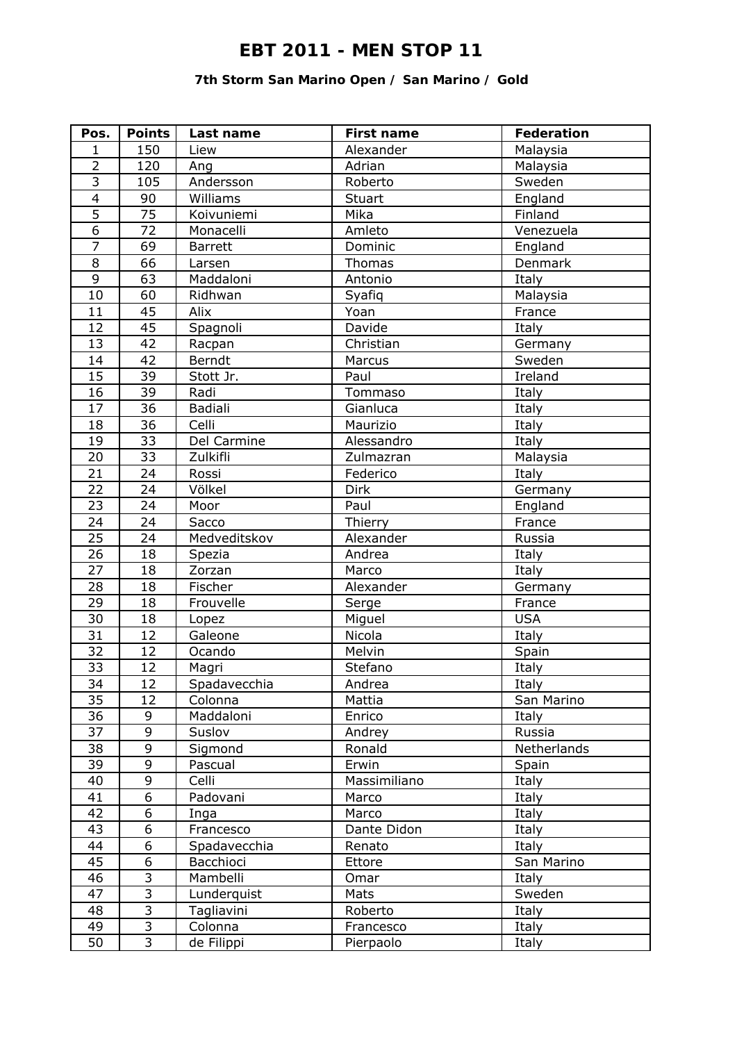# EBT 2011 - MEN STOP 11

### 7th Storm San Marino Open / San Marino / Gold

| Pos. | Points | Last name | First name | Federation |
|---|---|---|---|---|
| 1 | 150 | Liew | Alexander | Malaysia |
| 2 | 120 | Ang | Adrian | Malaysia |
| 3 | 105 | Andersson | Roberto | Sweden |
| 4 | 90 | Williams | Stuart | England |
| 5 | 75 | Koivuniemi | Mika | Finland |
| 6 | 72 | Monacelli | Amleto | Venezuela |
| 7 | 69 | Barrett | Dominic | England |
| 8 | 66 | Larsen | Thomas | Denmark |
| 9 | 63 | Maddaloni | Antonio | Italy |
| 10 | 60 | Ridhwan | Syafiq | Malaysia |
| 11 | 45 | Alix | Yoan | France |
| 12 | 45 | Spagnoli | Davide | Italy |
| 13 | 42 | Racpan | Christian | Germany |
| 14 | 42 | Berndt | Marcus | Sweden |
| 15 | 39 | Stott Jr. | Paul | Ireland |
| 16 | 39 | Radi | Tommaso | Italy |
| 17 | 36 | Badiali | Gianluca | Italy |
| 18 | 36 | Celli | Maurizio | Italy |
| 19 | 33 | Del Carmine | Alessandro | Italy |
| 20 | 33 | Zulkifli | Zulmazran | Malaysia |
| 21 | 24 | Rossi | Federico | Italy |
| 22 | 24 | Völkel | Dirk | Germany |
| 23 | 24 | Moor | Paul | England |
| 24 | 24 | Sacco | Thierry | France |
| 25 | 24 | Medveditskov | Alexander | Russia |
| 26 | 18 | Spezia | Andrea | Italy |
| 27 | 18 | Zorzan | Marco | Italy |
| 28 | 18 | Fischer | Alexander | Germany |
| 29 | 18 | Frouvelle | Serge | France |
| 30 | 18 | Lopez | Miguel | USA |
| 31 | 12 | Galeone | Nicola | Italy |
| 32 | 12 | Ocando | Melvin | Spain |
| 33 | 12 | Magri | Stefano | Italy |
| 34 | 12 | Spadavecchia | Andrea | Italy |
| 35 | 12 | Colonna | Mattia | San Marino |
| 36 | 9 | Maddaloni | Enrico | Italy |
| 37 | 9 | Suslov | Andrey | Russia |
| 38 | 9 | Sigmond | Ronald | Netherlands |
| 39 | 9 | Pascual | Erwin | Spain |
| 40 | 9 | Celli | Massimiliano | Italy |
| 41 | 6 | Padovani | Marco | Italy |
| 42 | 6 | Inga | Marco | Italy |
| 43 | 6 | Francesco | Dante Didon | Italy |
| 44 | 6 | Spadavecchia | Renato | Italy |
| 45 | 6 | Bacchioci | Ettore | San Marino |
| 46 | 3 | Mambelli | Omar | Italy |
| 47 | 3 | Lunderquist | Mats | Sweden |
| 48 | 3 | Tagliavini | Roberto | Italy |
| 49 | 3 | Colonna | Francesco | Italy |
| 50 | 3 | de Filippi | Pierpaolo | Italy |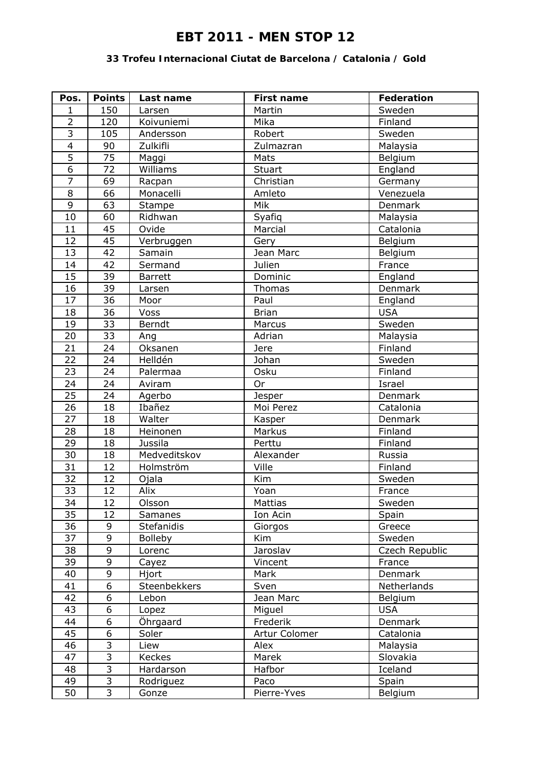# EBT 2011 - MEN STOP 12

### 33 Trofeu Internacional Ciutat de Barcelona / Catalonia / Gold

| Pos. | Points | Last name | First name | Federation |
|---|---|---|---|---|
| 1 | 150 | Larsen | Martin | Sweden |
| 2 | 120 | Koivuniemi | Mika | Finland |
| 3 | 105 | Andersson | Robert | Sweden |
| 4 | 90 | Zulkifli | Zulmazran | Malaysia |
| 5 | 75 | Maggi | Mats | Belgium |
| 6 | 72 | Williams | Stuart | England |
| 7 | 69 | Racpan | Christian | Germany |
| 8 | 66 | Monacelli | Amleto | Venezuela |
| 9 | 63 | Stampe | Mik | Denmark |
| 10 | 60 | Ridhwan | Syafiq | Malaysia |
| 11 | 45 | Ovide | Marcial | Catalonia |
| 12 | 45 | Verbruggen | Gery | Belgium |
| 13 | 42 | Samain | Jean Marc | Belgium |
| 14 | 42 | Sermand | Julien | France |
| 15 | 39 | Barrett | Dominic | England |
| 16 | 39 | Larsen | Thomas | Denmark |
| 17 | 36 | Moor | Paul | England |
| 18 | 36 | Voss | Brian | USA |
| 19 | 33 | Berndt | Marcus | Sweden |
| 20 | 33 | Ang | Adrian | Malaysia |
| 21 | 24 | Oksanen | Jere | Finland |
| 22 | 24 | Helldén | Johan | Sweden |
| 23 | 24 | Palermaa | Osku | Finland |
| 24 | 24 | Aviram | Or | Israel |
| 25 | 24 | Agerbo | Jesper | Denmark |
| 26 | 18 | Ibañez | Moi Perez | Catalonia |
| 27 | 18 | Walter | Kasper | Denmark |
| 28 | 18 | Heinonen | Markus | Finland |
| 29 | 18 | Jussila | Perttu | Finland |
| 30 | 18 | Medveditskov | Alexander | Russia |
| 31 | 12 | Holmström | Ville | Finland |
| 32 | 12 | Ojala | Kim | Sweden |
| 33 | 12 | Alix | Yoan | France |
| 34 | 12 | Olsson | Mattias | Sweden |
| 35 | 12 | Samanes | Ion Acin | Spain |
| 36 | 9 | Stefanidis | Giorgos | Greece |
| 37 | 9 | Bolleby | Kim | Sweden |
| 38 | 9 | Lorenc | Jaroslav | Czech Republic |
| 39 | 9 | Cayez | Vincent | France |
| 40 | 9 | Hjort | Mark | Denmark |
| 41 | 6 | Steenbekkers | Sven | Netherlands |
| 42 | 6 | Lebon | Jean Marc | Belgium |
| 43 | 6 | Lopez | Miguel | USA |
| 44 | 6 | Öhrgaard | Frederik | Denmark |
| 45 | 6 | Soler | Artur Colomer | Catalonia |
| 46 | 3 | Liew | Alex | Malaysia |
| 47 | 3 | Keckes | Marek | Slovakia |
| 48 | 3 | Hardarson | Hafbor | Iceland |
| 49 | 3 | Rodriguez | Paco | Spain |
| 50 | 3 | Gonze | Pierre-Yves | Belgium |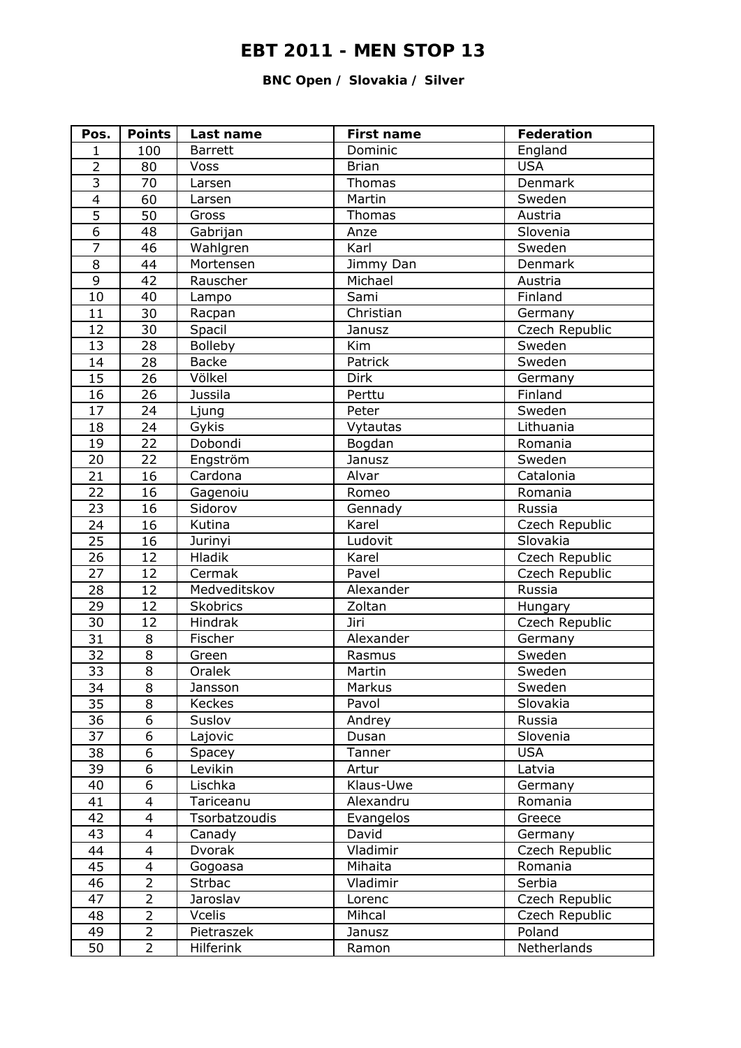# EBT 2011 - MEN STOP 13

**BNC Open / Slovakia / Silver**

| Pos. | Points | Last name | First name | Federation |
|---|---|---|---|---|
| 1 | 100 | Barrett | Dominic | England |
| 2 | 80 | Voss | Brian | USA |
| 3 | 70 | Larsen | Thomas | Denmark |
| 4 | 60 | Larsen | Martin | Sweden |
| 5 | 50 | Gross | Thomas | Austria |
| 6 | 48 | Gabrijan | Anze | Slovenia |
| 7 | 46 | Wahlgren | Karl | Sweden |
| 8 | 44 | Mortensen | Jimmy Dan | Denmark |
| 9 | 42 | Rauscher | Michael | Austria |
| 10 | 40 | Lampo | Sami | Finland |
| 11 | 30 | Racpan | Christian | Germany |
| 12 | 30 | Spacil | Janusz | Czech Republic |
| 13 | 28 | Bolleby | Kim | Sweden |
| 14 | 28 | Backe | Patrick | Sweden |
| 15 | 26 | Völkel | Dirk | Germany |
| 16 | 26 | Jussila | Perttu | Finland |
| 17 | 24 | Ljung | Peter | Sweden |
| 18 | 24 | Gykis | Vytautas | Lithuania |
| 19 | 22 | Dobondi | Bogdan | Romania |
| 20 | 22 | Engström | Janusz | Sweden |
| 21 | 16 | Cardona | Alvar | Catalonia |
| 22 | 16 | Gagenoiu | Romeo | Romania |
| 23 | 16 | Sidorov | Gennady | Russia |
| 24 | 16 | Kutina | Karel | Czech Republic |
| 25 | 16 | Jurinyi | Ludovit | Slovakia |
| 26 | 12 | Hladik | Karel | Czech Republic |
| 27 | 12 | Cermak | Pavel | Czech Republic |
| 28 | 12 | Medveditskov | Alexander | Russia |
| 29 | 12 | Skobrics | Zoltan | Hungary |
| 30 | 12 | Hindrak | Jiri | Czech Republic |
| 31 | 8 | Fischer | Alexander | Germany |
| 32 | 8 | Green | Rasmus | Sweden |
| 33 | 8 | Oralek | Martin | Sweden |
| 34 | 8 | Jansson | Markus | Sweden |
| 35 | 8 | Keckes | Pavol | Slovakia |
| 36 | 6 | Suslov | Andrey | Russia |
| 37 | 6 | Lajovic | Dusan | Slovenia |
| 38 | 6 | Spacey | Tanner | USA |
| 39 | 6 | Levikin | Artur | Latvia |
| 40 | 6 | Lischka | Klaus-Uwe | Germany |
| 41 | 4 | Tariceanu | Alexandru | Romania |
| 42 | 4 | Tsorbatzoudis | Evangelos | Greece |
| 43 | 4 | Canady | David | Germany |
| 44 | 4 | Dvorak | Vladimir | Czech Republic |
| 45 | 4 | Gogoasa | Mihaita | Romania |
| 46 | 2 | Strbac | Vladimir | Serbia |
| 47 | 2 | Jaroslav | Lorenc | Czech Republic |
| 48 | 2 | Vcelis | Mihcal | Czech Republic |
| 49 | 2 | Pietraszek | Janusz | Poland |
| 50 | 2 | Hilferink | Ramon | Netherlands |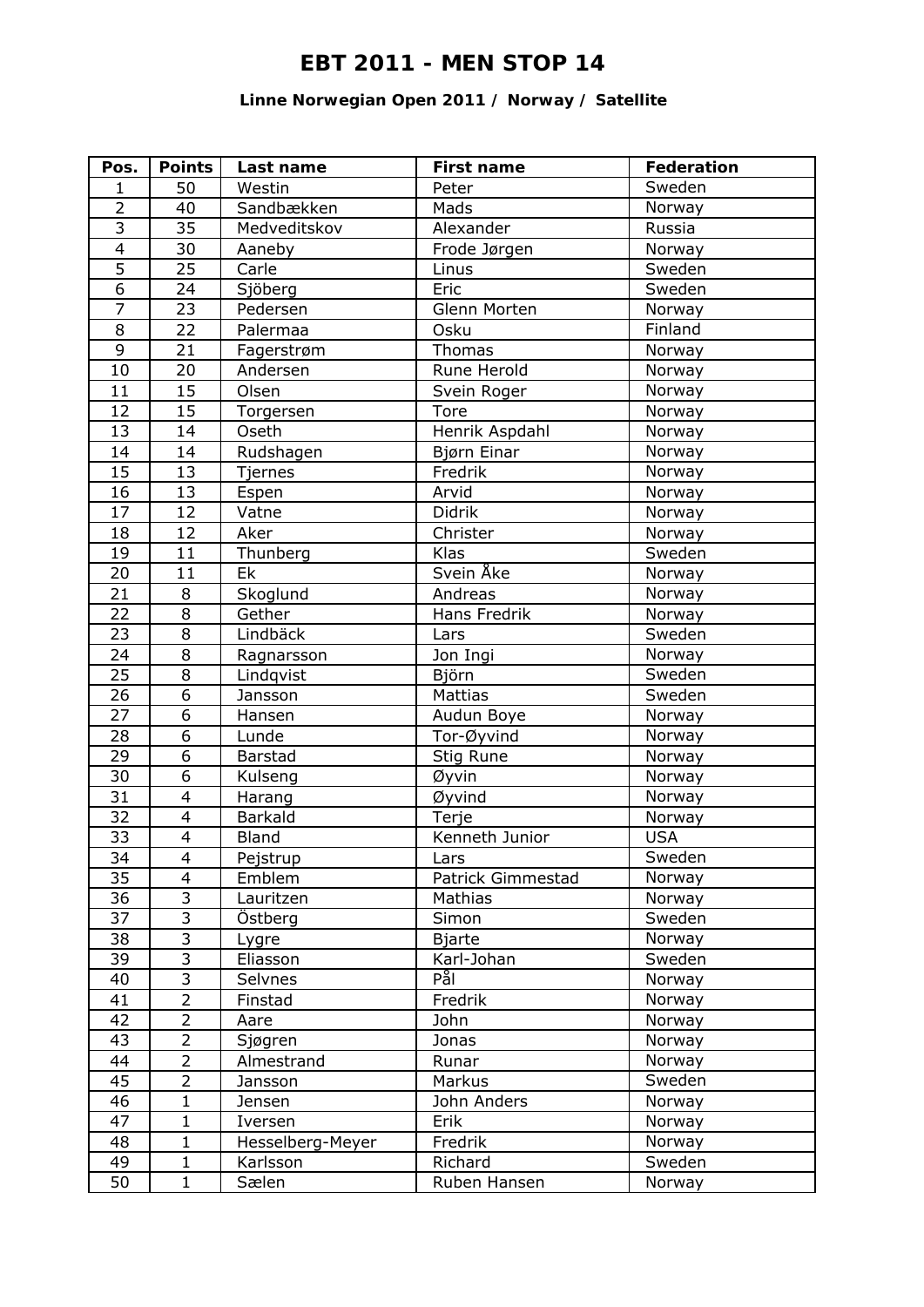# EBT 2011 - MEN STOP 14

### Linne Norwegian Open 2011 / Norway / Satellite

| Pos. | Points | Last name | First name | Federation |
|---|---|---|---|---|
| 1 | 50 | Westin | Peter | Sweden |
| 2 | 40 | Sandbækken | Mads | Norway |
| 3 | 35 | Medveditskov | Alexander | Russia |
| 4 | 30 | Aaneby | Frode Jørgen | Norway |
| 5 | 25 | Carle | Linus | Sweden |
| 6 | 24 | Sjöberg | Eric | Sweden |
| 7 | 23 | Pedersen | Glenn Morten | Norway |
| 8 | 22 | Palermaa | Osku | Finland |
| 9 | 21 | Fagerstrøm | Thomas | Norway |
| 10 | 20 | Andersen | Rune Herold | Norway |
| 11 | 15 | Olsen | Svein Roger | Norway |
| 12 | 15 | Torgersen | Tore | Norway |
| 13 | 14 | Oseth | Henrik Aspdahl | Norway |
| 14 | 14 | Rudshagen | Bjørn Einar | Norway |
| 15 | 13 | Tjernes | Fredrik | Norway |
| 16 | 13 | Espen | Arvid | Norway |
| 17 | 12 | Vatne | Didrik | Norway |
| 18 | 12 | Aker | Christer | Norway |
| 19 | 11 | Thunberg | Klas | Sweden |
| 20 | 11 | Ek | Svein Åke | Norway |
| 21 | 8 | Skoglund | Andreas | Norway |
| 22 | 8 | Gether | Hans Fredrik | Norway |
| 23 | 8 | Lindbäck | Lars | Sweden |
| 24 | 8 | Ragnarsson | Jon Ingi | Norway |
| 25 | 8 | Lindqvist | Björn | Sweden |
| 26 | 6 | Jansson | Mattias | Sweden |
| 27 | 6 | Hansen | Audun Boye | Norway |
| 28 | 6 | Lunde | Tor-Øyvind | Norway |
| 29 | 6 | Barstad | Stig Rune | Norway |
| 30 | 6 | Kulseng | Øyvin | Norway |
| 31 | 4 | Harang | Øyvind | Norway |
| 32 | 4 | Barkald | Terje | Norway |
| 33 | 4 | Bland | Kenneth Junior | USA |
| 34 | 4 | Pejstrup | Lars | Sweden |
| 35 | 4 | Emblem | Patrick Gimmestad | Norway |
| 36 | 3 | Lauritzen | Mathias | Norway |
| 37 | 3 | Östberg | Simon | Sweden |
| 38 | 3 | Lygre | Bjarte | Norway |
| 39 | 3 | Eliasson | Karl-Johan | Sweden |
| 40 | 3 | Selvnes | Pål | Norway |
| 41 | 2 | Finstad | Fredrik | Norway |
| 42 | 2 | Aare | John | Norway |
| 43 | 2 | Sjøgren | Jonas | Norway |
| 44 | 2 | Almestrand | Runar | Norway |
| 45 | 2 | Jansson | Markus | Sweden |
| 46 | 1 | Jensen | John Anders | Norway |
| 47 | 1 | Iversen | Erik | Norway |
| 48 | 1 | Hesselberg-Meyer | Fredrik | Norway |
| 49 | 1 | Karlsson | Richard | Sweden |
| 50 | 1 | Sælen | Ruben Hansen | Norway |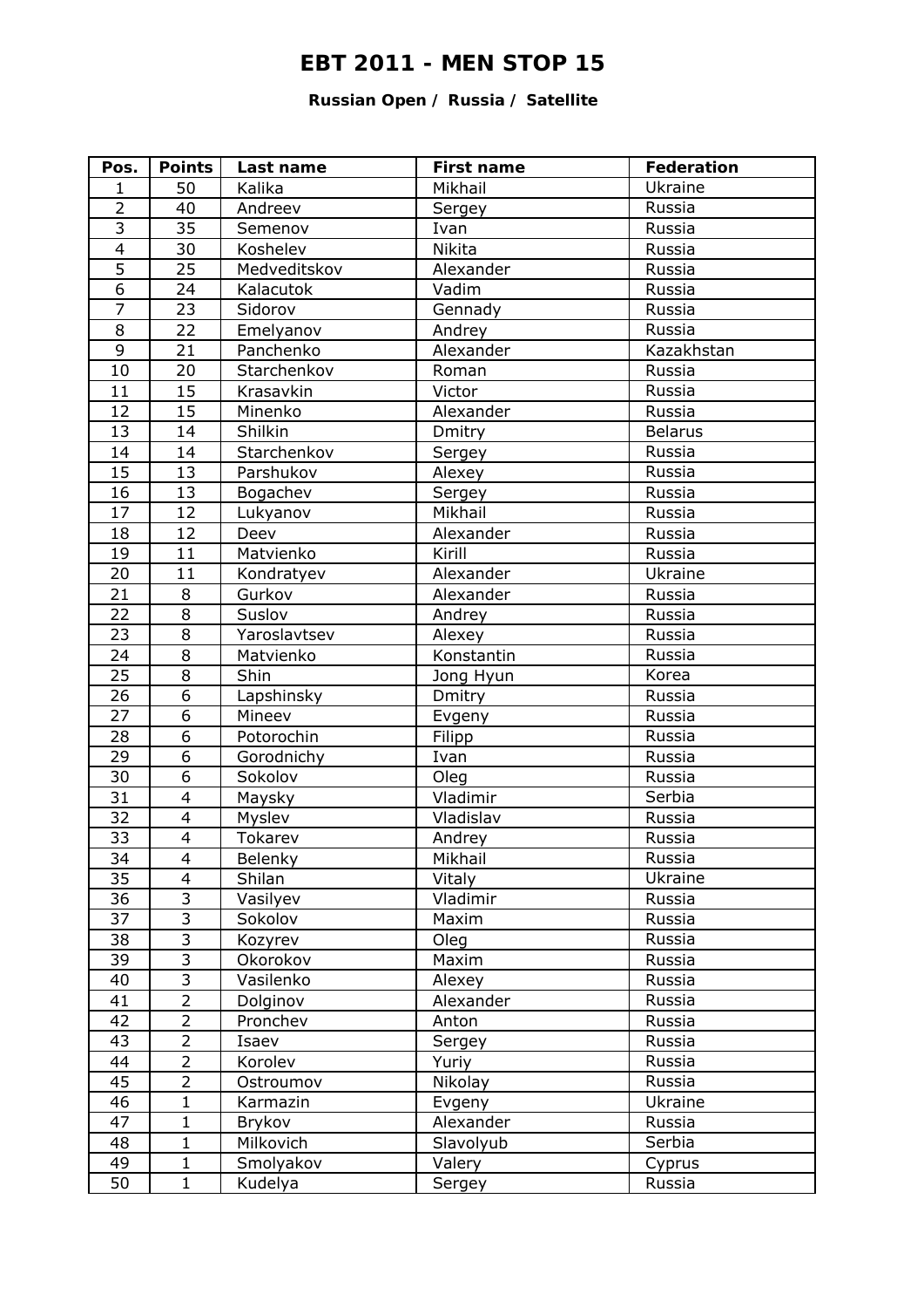# EBT 2011 - MEN STOP 15

**Russian Open / Russia / Satellite**

| Pos. | Points | Last name | First name | Federation |
|---|---|---|---|---|
| 1 | 50 | Kalika | Mikhail | Ukraine |
| 2 | 40 | Andreev | Sergey | Russia |
| 3 | 35 | Semenov | Ivan | Russia |
| 4 | 30 | Koshelev | Nikita | Russia |
| 5 | 25 | Medveditskov | Alexander | Russia |
| 6 | 24 | Kalacutok | Vadim | Russia |
| 7 | 23 | Sidorov | Gennady | Russia |
| 8 | 22 | Emelyanov | Andrey | Russia |
| 9 | 21 | Panchenko | Alexander | Kazakhstan |
| 10 | 20 | Starchenkov | Roman | Russia |
| 11 | 15 | Krasavkin | Victor | Russia |
| 12 | 15 | Minenko | Alexander | Russia |
| 13 | 14 | Shilkin | Dmitry | Belarus |
| 14 | 14 | Starchenkov | Sergey | Russia |
| 15 | 13 | Parshukov | Alexey | Russia |
| 16 | 13 | Bogachev | Sergey | Russia |
| 17 | 12 | Lukyanov | Mikhail | Russia |
| 18 | 12 | Deev | Alexander | Russia |
| 19 | 11 | Matvienko | Kirill | Russia |
| 20 | 11 | Kondratyev | Alexander | Ukraine |
| 21 | 8 | Gurkov | Alexander | Russia |
| 22 | 8 | Suslov | Andrey | Russia |
| 23 | 8 | Yaroslavtsev | Alexey | Russia |
| 24 | 8 | Matvienko | Konstantin | Russia |
| 25 | 8 | Shin | Jong Hyun | Korea |
| 26 | 6 | Lapshinsky | Dmitry | Russia |
| 27 | 6 | Mineev | Evgeny | Russia |
| 28 | 6 | Potorochin | Filipp | Russia |
| 29 | 6 | Gorodnichy | Ivan | Russia |
| 30 | 6 | Sokolov | Oleg | Russia |
| 31 | 4 | Maysky | Vladimir | Serbia |
| 32 | 4 | Myslev | Vladislav | Russia |
| 33 | 4 | Tokarev | Andrey | Russia |
| 34 | 4 | Belenky | Mikhail | Russia |
| 35 | 4 | Shilan | Vitaly | Ukraine |
| 36 | 3 | Vasilyev | Vladimir | Russia |
| 37 | 3 | Sokolov | Maxim | Russia |
| 38 | 3 | Kozyrev | Oleg | Russia |
| 39 | 3 | Okorokov | Maxim | Russia |
| 40 | 3 | Vasilenko | Alexey | Russia |
| 41 | 2 | Dolginov | Alexander | Russia |
| 42 | 2 | Pronchev | Anton | Russia |
| 43 | 2 | Isaev | Sergey | Russia |
| 44 | 2 | Korolev | Yuriy | Russia |
| 45 | 2 | Ostroumov | Nikolay | Russia |
| 46 | 1 | Karmazin | Evgeny | Ukraine |
| 47 | 1 | Brykov | Alexander | Russia |
| 48 | 1 | Milkovich | Slavolyub | Serbia |
| 49 | 1 | Smolyakov | Valery | Cyprus |
| 50 | 1 | Kudelya | Sergey | Russia |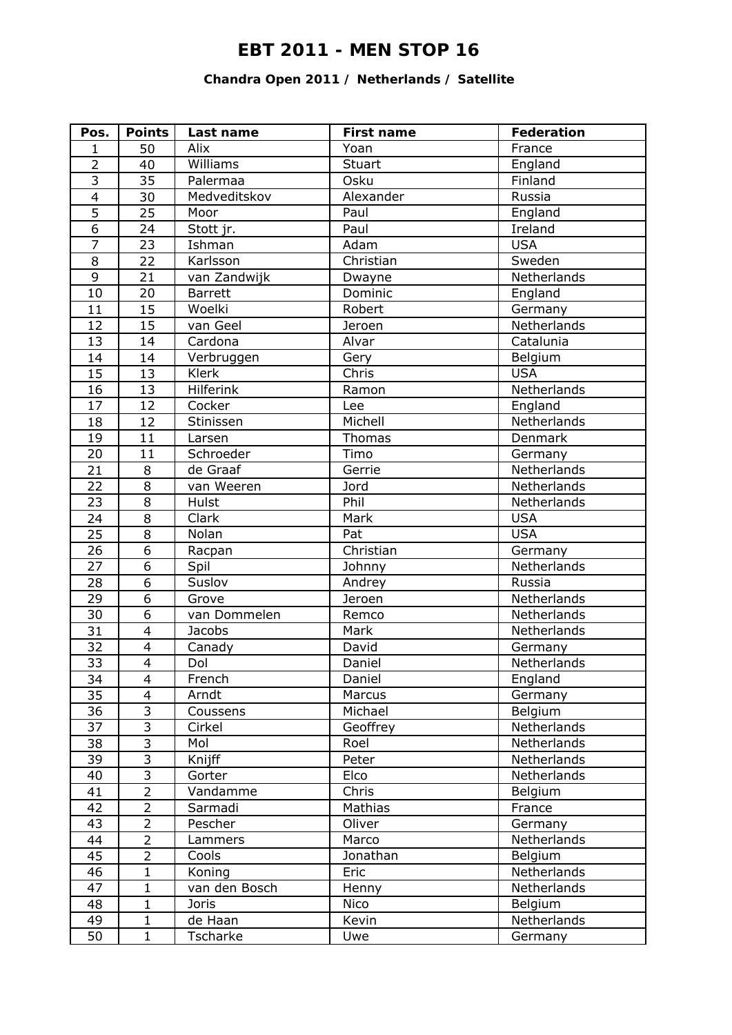# EBT 2011 - MEN STOP 16

### Chandra Open 2011 / Netherlands / Satellite

| Pos. | Points | Last name | First name | Federation |
|---|---|---|---|---|
| 1 | 50 | Alix | Yoan | France |
| 2 | 40 | Williams | Stuart | England |
| 3 | 35 | Palermaa | Osku | Finland |
| 4 | 30 | Medveditskov | Alexander | Russia |
| 5 | 25 | Moor | Paul | England |
| 6 | 24 | Stott jr. | Paul | Ireland |
| 7 | 23 | Ishman | Adam | USA |
| 8 | 22 | Karlsson | Christian | Sweden |
| 9 | 21 | van Zandwijk | Dwayne | Netherlands |
| 10 | 20 | Barrett | Dominic | England |
| 11 | 15 | Woelki | Robert | Germany |
| 12 | 15 | van Geel | Jeroen | Netherlands |
| 13 | 14 | Cardona | Alvar | Catalunia |
| 14 | 14 | Verbruggen | Gery | Belgium |
| 15 | 13 | Klerk | Chris | USA |
| 16 | 13 | Hilferink | Ramon | Netherlands |
| 17 | 12 | Cocker | Lee | England |
| 18 | 12 | Stinissen | Michell | Netherlands |
| 19 | 11 | Larsen | Thomas | Denmark |
| 20 | 11 | Schroeder | Timo | Germany |
| 21 | 8 | de Graaf | Gerrie | Netherlands |
| 22 | 8 | van Weeren | Jord | Netherlands |
| 23 | 8 | Hulst | Phil | Netherlands |
| 24 | 8 | Clark | Mark | USA |
| 25 | 8 | Nolan | Pat | USA |
| 26 | 6 | Racpan | Christian | Germany |
| 27 | 6 | Spil | Johnny | Netherlands |
| 28 | 6 | Suslov | Andrey | Russia |
| 29 | 6 | Grove | Jeroen | Netherlands |
| 30 | 6 | van Dommelen | Remco | Netherlands |
| 31 | 4 | Jacobs | Mark | Netherlands |
| 32 | 4 | Canady | David | Germany |
| 33 | 4 | Dol | Daniel | Netherlands |
| 34 | 4 | French | Daniel | England |
| 35 | 4 | Arndt | Marcus | Germany |
| 36 | 3 | Coussens | Michael | Belgium |
| 37 | 3 | Cirkel | Geoffrey | Netherlands |
| 38 | 3 | Mol | Roel | Netherlands |
| 39 | 3 | Knijff | Peter | Netherlands |
| 40 | 3 | Gorter | Elco | Netherlands |
| 41 | 2 | Vandamme | Chris | Belgium |
| 42 | 2 | Sarmadi | Mathias | France |
| 43 | 2 | Pescher | Oliver | Germany |
| 44 | 2 | Lammers | Marco | Netherlands |
| 45 | 2 | Cools | Jonathan | Belgium |
| 46 | 1 | Koning | Eric | Netherlands |
| 47 | 1 | van den Bosch | Henny | Netherlands |
| 48 | 1 | Joris | Nico | Belgium |
| 49 | 1 | de Haan | Kevin | Netherlands |
| 50 | 1 | Tscharke | Uwe | Germany |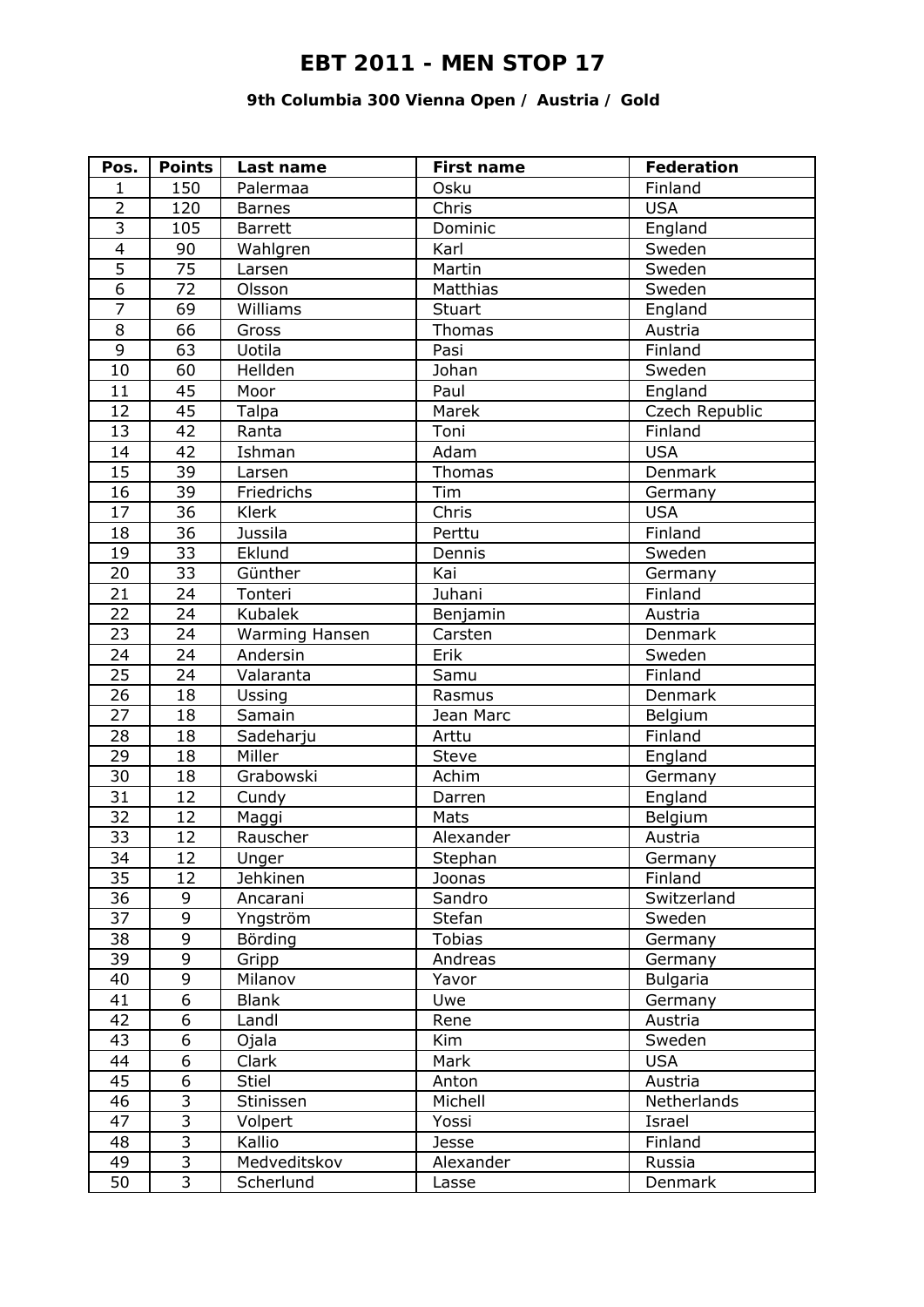# EBT 2011 - MEN STOP 17

### 9th Columbia 300 Vienna Open / Austria / Gold

| Pos. | Points | Last name | First name | Federation |
|---|---|---|---|---|
| 1 | 150 | Palermaa | Osku | Finland |
| 2 | 120 | Barnes | Chris | USA |
| 3 | 105 | Barrett | Dominic | England |
| 4 | 90 | Wahlgren | Karl | Sweden |
| 5 | 75 | Larsen | Martin | Sweden |
| 6 | 72 | Olsson | Matthias | Sweden |
| 7 | 69 | Williams | Stuart | England |
| 8 | 66 | Gross | Thomas | Austria |
| 9 | 63 | Uotila | Pasi | Finland |
| 10 | 60 | Hellden | Johan | Sweden |
| 11 | 45 | Moor | Paul | England |
| 12 | 45 | Talpa | Marek | Czech Republic |
| 13 | 42 | Ranta | Toni | Finland |
| 14 | 42 | Ishman | Adam | USA |
| 15 | 39 | Larsen | Thomas | Denmark |
| 16 | 39 | Friedrichs | Tim | Germany |
| 17 | 36 | Klerk | Chris | USA |
| 18 | 36 | Jussila | Perttu | Finland |
| 19 | 33 | Eklund | Dennis | Sweden |
| 20 | 33 | Günther | Kai | Germany |
| 21 | 24 | Tonteri | Juhani | Finland |
| 22 | 24 | Kubalek | Benjamin | Austria |
| 23 | 24 | Warming Hansen | Carsten | Denmark |
| 24 | 24 | Andersin | Erik | Sweden |
| 25 | 24 | Valaranta | Samu | Finland |
| 26 | 18 | Ussing | Rasmus | Denmark |
| 27 | 18 | Samain | Jean Marc | Belgium |
| 28 | 18 | Sadeharju | Arttu | Finland |
| 29 | 18 | Miller | Steve | England |
| 30 | 18 | Grabowski | Achim | Germany |
| 31 | 12 | Cundy | Darren | England |
| 32 | 12 | Maggi | Mats | Belgium |
| 33 | 12 | Rauscher | Alexander | Austria |
| 34 | 12 | Unger | Stephan | Germany |
| 35 | 12 | Jehkinen | Joonas | Finland |
| 36 | 9 | Ancarani | Sandro | Switzerland |
| 37 | 9 | Yngström | Stefan | Sweden |
| 38 | 9 | Börding | Tobias | Germany |
| 39 | 9 | Gripp | Andreas | Germany |
| 40 | 9 | Milanov | Yavor | Bulgaria |
| 41 | 6 | Blank | Uwe | Germany |
| 42 | 6 | Landl | Rene | Austria |
| 43 | 6 | Ojala | Kim | Sweden |
| 44 | 6 | Clark | Mark | USA |
| 45 | 6 | Stiel | Anton | Austria |
| 46 | 3 | Stinissen | Michell | Netherlands |
| 47 | 3 | Volpert | Yossi | Israel |
| 48 | 3 | Kallio | Jesse | Finland |
| 49 | 3 | Medveditskov | Alexander | Russia |
| 50 | 3 | Scherlund | Lasse | Denmark |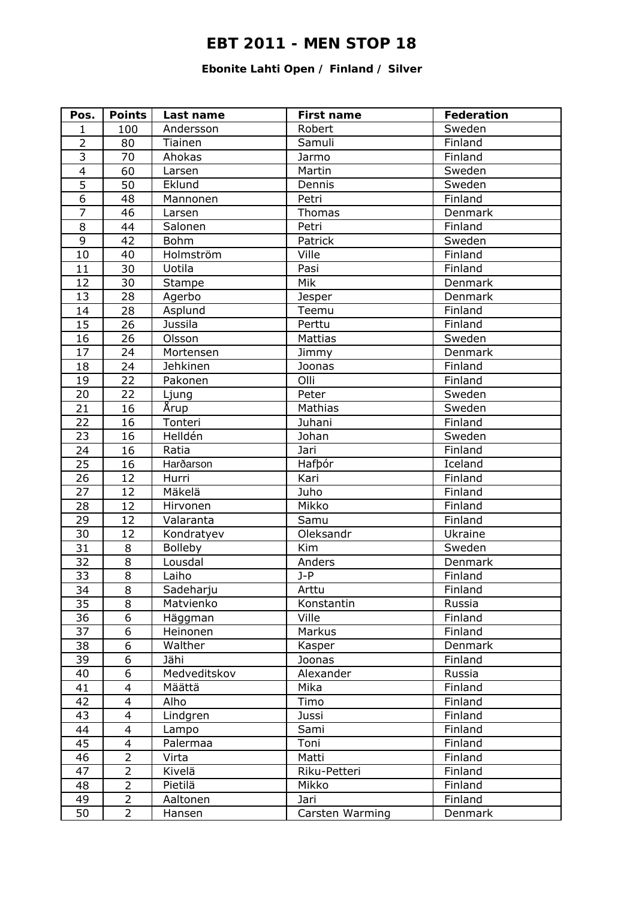# EBT 2011 - MEN STOP 18

**Ebonite Lahti Open / Finland / Silver**

| Pos. | Points | Last name | First name | Federation |
|---|---|---|---|---|
| 1 | 100 | Andersson | Robert | Sweden |
| 2 | 80 | Tiainen | Samuli | Finland |
| 3 | 70 | Ahokas | Jarmo | Finland |
| 4 | 60 | Larsen | Martin | Sweden |
| 5 | 50 | Eklund | Dennis | Sweden |
| 6 | 48 | Mannonen | Petri | Finland |
| 7 | 46 | Larsen | Thomas | Denmark |
| 8 | 44 | Salonen | Petri | Finland |
| 9 | 42 | Bohm | Patrick | Sweden |
| 10 | 40 | Holmström | Ville | Finland |
| 11 | 30 | Uotila | Pasi | Finland |
| 12 | 30 | Stampe | Mik | Denmark |
| 13 | 28 | Agerbo | Jesper | Denmark |
| 14 | 28 | Asplund | Teemu | Finland |
| 15 | 26 | Jussila | Perttu | Finland |
| 16 | 26 | Olsson | Mattias | Sweden |
| 17 | 24 | Mortensen | Jimmy | Denmark |
| 18 | 24 | Jehkinen | Joonas | Finland |
| 19 | 22 | Pakonen | Olli | Finland |
| 20 | 22 | Ljung | Peter | Sweden |
| 21 | 16 | Årup | Mathias | Sweden |
| 22 | 16 | Tonteri | Juhani | Finland |
| 23 | 16 | Helldén | Johan | Sweden |
| 24 | 16 | Ratia | Jari | Finland |
| 25 | 16 | Harðarson | Hafþór | Iceland |
| 26 | 12 | Hurri | Kari | Finland |
| 27 | 12 | Mäkelä | Juho | Finland |
| 28 | 12 | Hirvonen | Mikko | Finland |
| 29 | 12 | Valaranta | Samu | Finland |
| 30 | 12 | Kondratyev | Oleksandr | Ukraine |
| 31 | 8 | Bolleby | Kim | Sweden |
| 32 | 8 | Lousdal | Anders | Denmark |
| 33 | 8 | Laiho | J-P | Finland |
| 34 | 8 | Sadeharju | Arttu | Finland |
| 35 | 8 | Matvienko | Konstantin | Russia |
| 36 | 6 | Häggman | Ville | Finland |
| 37 | 6 | Heinonen | Markus | Finland |
| 38 | 6 | Walther | Kasper | Denmark |
| 39 | 6 | Jähi | Joonas | Finland |
| 40 | 6 | Medveditskov | Alexander | Russia |
| 41 | 4 | Määttä | Mika | Finland |
| 42 | 4 | Alho | Timo | Finland |
| 43 | 4 | Lindgren | Jussi | Finland |
| 44 | 4 | Lampo | Sami | Finland |
| 45 | 4 | Palermaa | Toni | Finland |
| 46 | 2 | Virta | Matti | Finland |
| 47 | 2 | Kivelä | Riku-Petteri | Finland |
| 48 | 2 | Pietilä | Mikko | Finland |
| 49 | 2 | Aaltonen | Jari | Finland |
| 50 | 2 | Hansen | Carsten Warming | Denmark |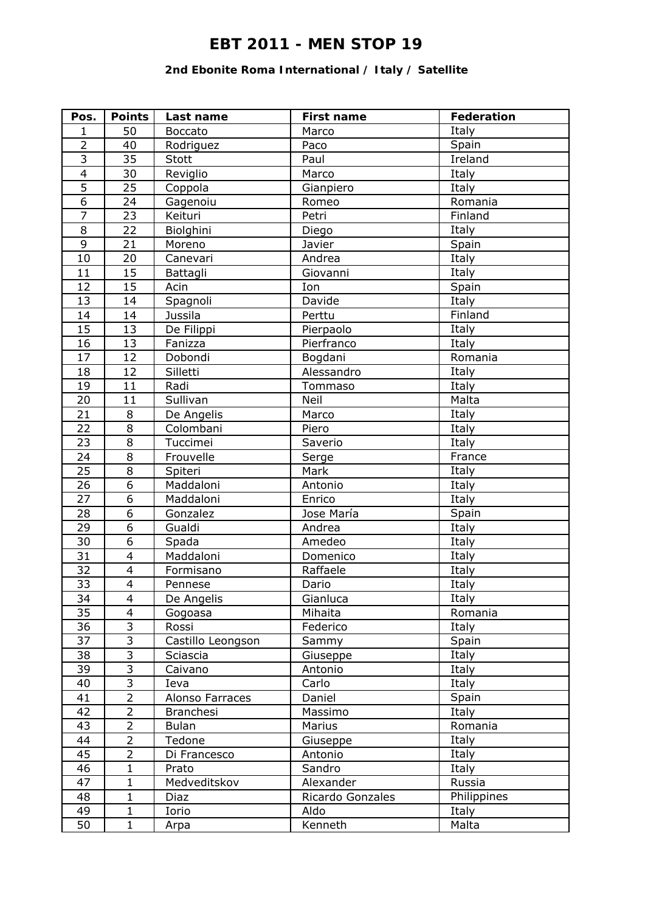# EBT 2011 - MEN STOP 19

### 2nd Ebonite Roma International / Italy / Satellite

| Pos. | Points | Last name | First name | Federation |
|---|---|---|---|---|
| 1 | 50 | Boccato | Marco | Italy |
| 2 | 40 | Rodriguez | Paco | Spain |
| 3 | 35 | Stott | Paul | Ireland |
| 4 | 30 | Reviglio | Marco | Italy |
| 5 | 25 | Coppola | Gianpiero | Italy |
| 6 | 24 | Gagenoiu | Romeo | Romania |
| 7 | 23 | Keituri | Petri | Finland |
| 8 | 22 | Biolghini | Diego | Italy |
| 9 | 21 | Moreno | Javier | Spain |
| 10 | 20 | Canevari | Andrea | Italy |
| 11 | 15 | Battagli | Giovanni | Italy |
| 12 | 15 | Acin | Ion | Spain |
| 13 | 14 | Spagnoli | Davide | Italy |
| 14 | 14 | Jussila | Perttu | Finland |
| 15 | 13 | De Filippi | Pierpaolo | Italy |
| 16 | 13 | Fanizza | Pierfranco | Italy |
| 17 | 12 | Dobondi | Bogdani | Romania |
| 18 | 12 | Silletti | Alessandro | Italy |
| 19 | 11 | Radi | Tommaso | Italy |
| 20 | 11 | Sullivan | Neil | Malta |
| 21 | 8 | De Angelis | Marco | Italy |
| 22 | 8 | Colombani | Piero | Italy |
| 23 | 8 | Tuccimei | Saverio | Italy |
| 24 | 8 | Frouvelle | Serge | France |
| 25 | 8 | Spiteri | Mark | Italy |
| 26 | 6 | Maddaloni | Antonio | Italy |
| 27 | 6 | Maddaloni | Enrico | Italy |
| 28 | 6 | Gonzalez | Jose María | Spain |
| 29 | 6 | Gualdi | Andrea | Italy |
| 30 | 6 | Spada | Amedeo | Italy |
| 31 | 4 | Maddaloni | Domenico | Italy |
| 32 | 4 | Formisano | Raffaele | Italy |
| 33 | 4 | Pennese | Dario | Italy |
| 34 | 4 | De Angelis | Gianluca | Italy |
| 35 | 4 | Gogoasa | Mihaita | Romania |
| 36 | 3 | Rossi | Federico | Italy |
| 37 | 3 | Castillo Leongson | Sammy | Spain |
| 38 | 3 | Sciascia | Giuseppe | Italy |
| 39 | 3 | Caivano | Antonio | Italy |
| 40 | 3 | Ieva | Carlo | Italy |
| 41 | 2 | Alonso Farraces | Daniel | Spain |
| 42 | 2 | Branchesi | Massimo | Italy |
| 43 | 2 | Bulan | Marius | Romania |
| 44 | 2 | Tedone | Giuseppe | Italy |
| 45 | 2 | Di Francesco | Antonio | Italy |
| 46 | 1 | Prato | Sandro | Italy |
| 47 | 1 | Medveditskov | Alexander | Russia |
| 48 | 1 | Diaz | Ricardo Gonzales | Philippines |
| 49 | 1 | Iorio | Aldo | Italy |
| 50 | 1 | Arpa | Kenneth | Malta |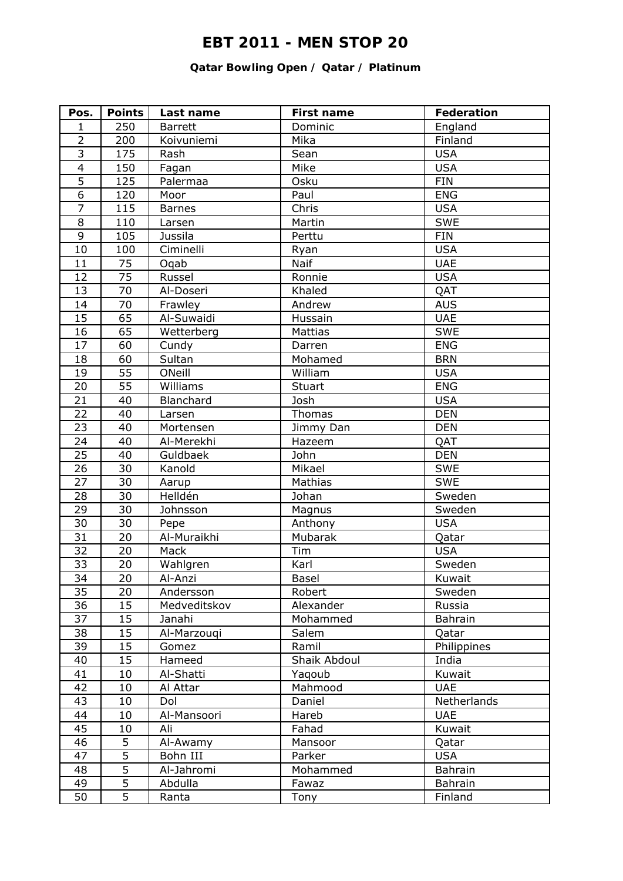# EBT 2011 - MEN STOP 20

### Qatar Bowling Open / Qatar / Platinum

| Pos. | Points | Last name | First name | Federation |
| --- | --- | --- | --- | --- |
| 1 | 250 | Barrett | Dominic | England |
| 2 | 200 | Koivuniemi | Mika | Finland |
| 3 | 175 | Rash | Sean | USA |
| 4 | 150 | Fagan | Mike | USA |
| 5 | 125 | Palermaa | Osku | FIN |
| 6 | 120 | Moor | Paul | ENG |
| 7 | 115 | Barnes | Chris | USA |
| 8 | 110 | Larsen | Martin | SWE |
| 9 | 105 | Jussila | Perttu | FIN |
| 10 | 100 | Ciminelli | Ryan | USA |
| 11 | 75 | Oqab | Naif | UAE |
| 12 | 75 | Russel | Ronnie | USA |
| 13 | 70 | Al-Doseri | Khaled | QAT |
| 14 | 70 | Frawley | Andrew | AUS |
| 15 | 65 | Al-Suwaidi | Hussain | UAE |
| 16 | 65 | Wetterberg | Mattias | SWE |
| 17 | 60 | Cundy | Darren | ENG |
| 18 | 60 | Sultan | Mohamed | BRN |
| 19 | 55 | ONeill | William | USA |
| 20 | 55 | Williams | Stuart | ENG |
| 21 | 40 | Blanchard | Josh | USA |
| 22 | 40 | Larsen | Thomas | DEN |
| 23 | 40 | Mortensen | Jimmy Dan | DEN |
| 24 | 40 | Al-Merekhi | Hazeem | QAT |
| 25 | 40 | Guldbaek | John | DEN |
| 26 | 30 | Kanold | Mikael | SWE |
| 27 | 30 | Aarup | Mathias | SWE |
| 28 | 30 | Helldén | Johan | Sweden |
| 29 | 30 | Johnsson | Magnus | Sweden |
| 30 | 30 | Pepe | Anthony | USA |
| 31 | 20 | Al-Muraikhi | Mubarak | Qatar |
| 32 | 20 | Mack | Tim | USA |
| 33 | 20 | Wahlgren | Karl | Sweden |
| 34 | 20 | Al-Anzi | Basel | Kuwait |
| 35 | 20 | Andersson | Robert | Sweden |
| 36 | 15 | Medveditskov | Alexander | Russia |
| 37 | 15 | Janahi | Mohammed | Bahrain |
| 38 | 15 | Al-Marzouqi | Salem | Qatar |
| 39 | 15 | Gomez | Ramil | Philippines |
| 40 | 15 | Hameed | Shaik Abdoul | India |
| 41 | 10 | Al-Shatti | Yaqoub | Kuwait |
| 42 | 10 | Al Attar | Mahmood | UAE |
| 43 | 10 | Dol | Daniel | Netherlands |
| 44 | 10 | Al-Mansoori | Hareb | UAE |
| 45 | 10 | Ali | Fahad | Kuwait |
| 46 | 5 | Al-Awamy | Mansoor | Qatar |
| 47 | 5 | Bohn III | Parker | USA |
| 48 | 5 | Al-Jahromi | Mohammed | Bahrain |
| 49 | 5 | Abdulla | Fawaz | Bahrain |
| 50 | 5 | Ranta | Tony | Finland |